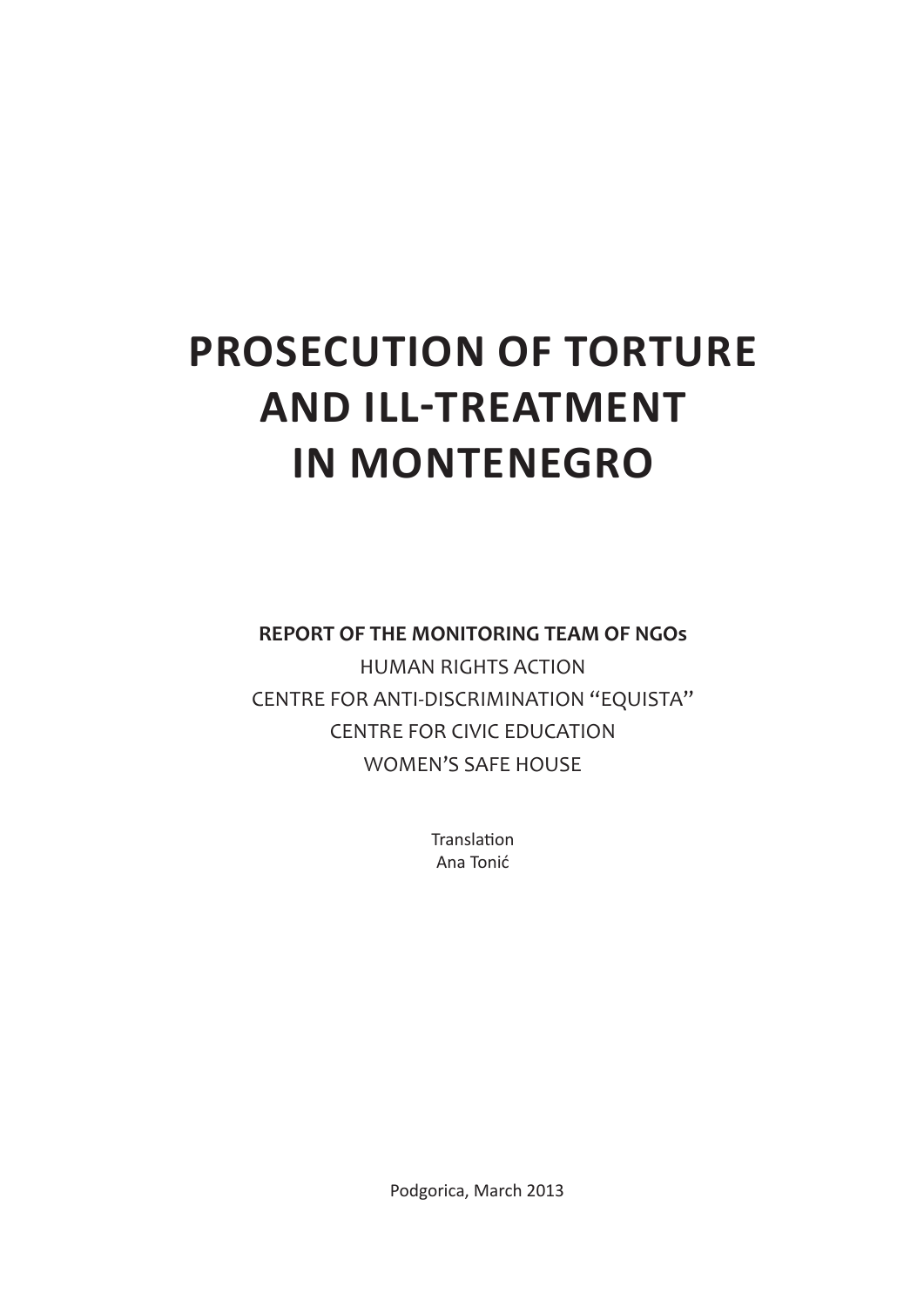# PROSECUTION OF TORTURE AND ILL-TREATMENT IN MONTENEGRO

**REPORT OF THE MONITORING TEAM OF NGOs**

HUMAN RIGHTS ACTION

CENTRE FOR ANTI-DISCRIMINATION "EQUISTA"

CENTRE FOR CIVIC EDUCATION

WOMEN'S SAFE HOUSE

Translation

Ana Tonić

Podgorica, March 2013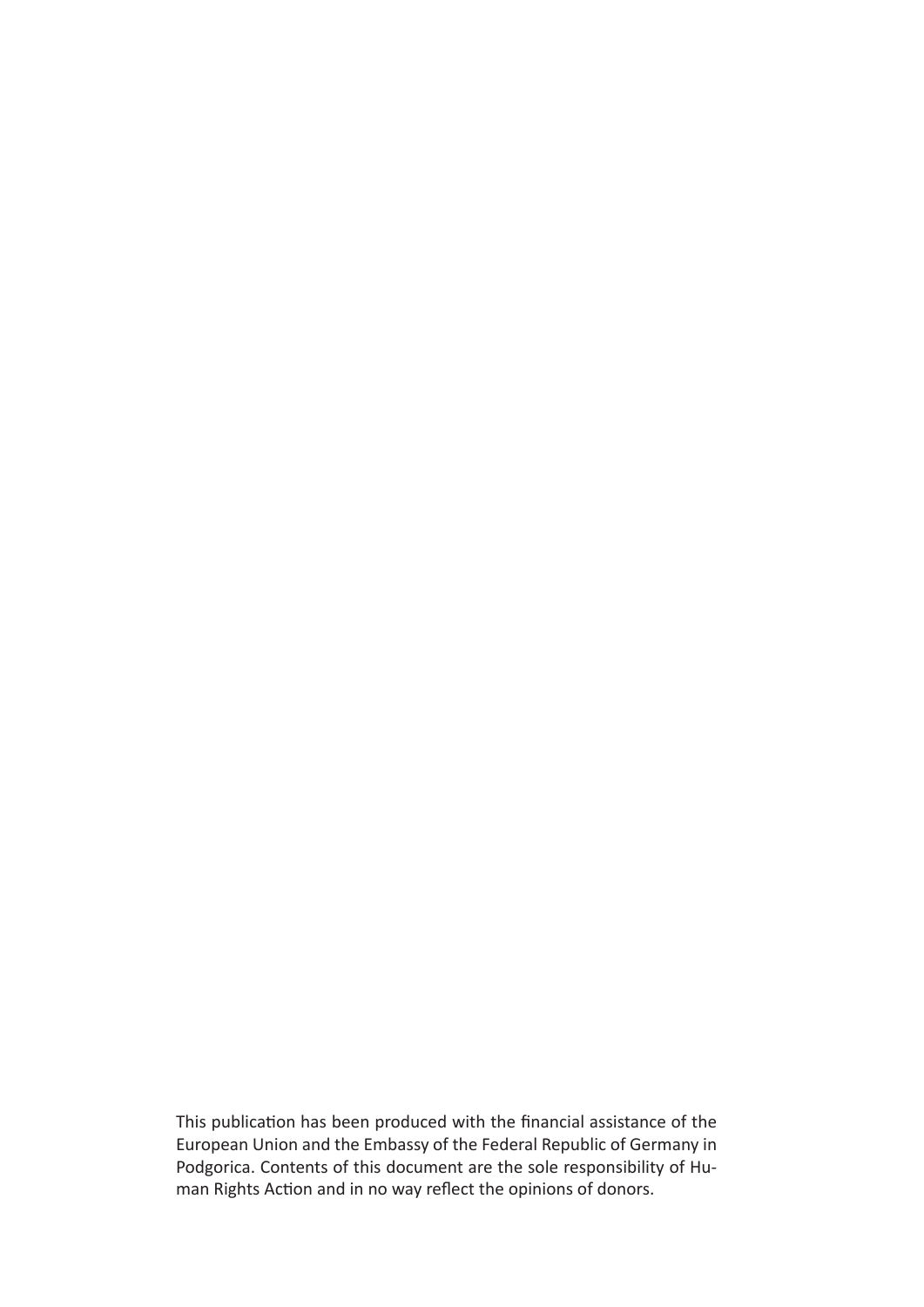This publication has been produced with the financial assistance of the European Union and the Embassy of the Federal Republic of Germany in Podgorica. Contents of this document are the sole responsibility of Human Rights Action and in no way reflect the opinions of donors.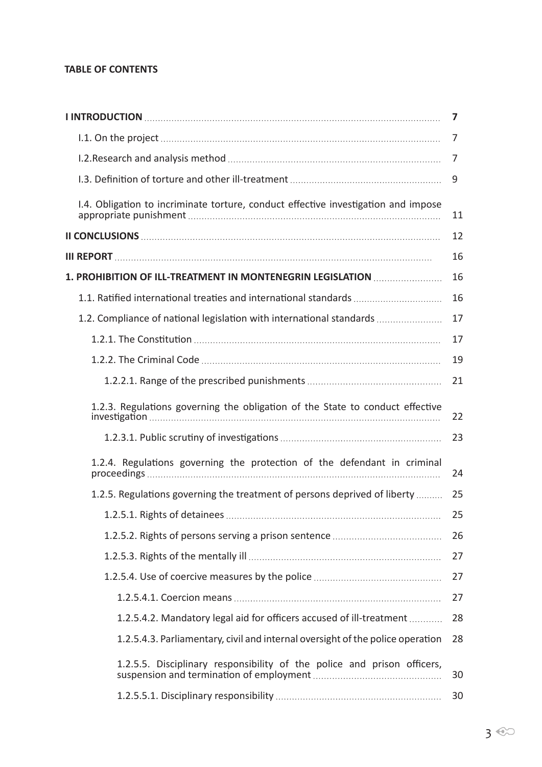**TABLE OF CONTENTS**

| | |
|---|---|
| **I INTRODUCTION** | **7** |
| I.1. On the project | 7 |
| I.2.Research and analysis method | 7 |
| I.3. Definition of torture and other ill-treatment | 9 |
| I.4. Obligation to incriminate torture, conduct effective investigation and impose appropriate punishment | 11 |
| **II CONCLUSIONS** | 12 |
| **III REPORT** | 16 |
| **1. PROHIBITION OF ILL-TREATMENT IN MONTENEGRIN LEGISLATION** | 16 |
| 1.1. Ratified international treaties and international standards | 16 |
| 1.2. Compliance of national legislation with international standards | 17 |
| 1.2.1. The Constitution | 17 |
| 1.2.2. The Criminal Code | 19 |
| 1.2.2.1. Range of the prescribed punishments | 21 |
| 1.2.3. Regulations governing the obligation of the State to conduct effective investigation | 22 |
| 1.2.3.1. Public scrutiny of investigations | 23 |
| 1.2.4. Regulations governing the protection of the defendant in criminal proceedings | 24 |
| 1.2.5. Regulations governing the treatment of persons deprived of liberty | 25 |
| 1.2.5.1. Rights of detainees | 25 |
| 1.2.5.2. Rights of persons serving a prison sentence | 26 |
| 1.2.5.3. Rights of the mentally ill | 27 |
| 1.2.5.4. Use of coercive measures by the police | 27 |
| 1.2.5.4.1. Coercion means | 27 |
| 1.2.5.4.2. Mandatory legal aid for officers accused of ill-treatment | 28 |
| 1.2.5.4.3. Parliamentary, civil and internal oversight of the police operation | 28 |
| 1.2.5.5. Disciplinary responsibility of the police and prison officers, suspension and termination of employment | 30 |
| 1.2.5.5.1. Disciplinary responsibility | 30 |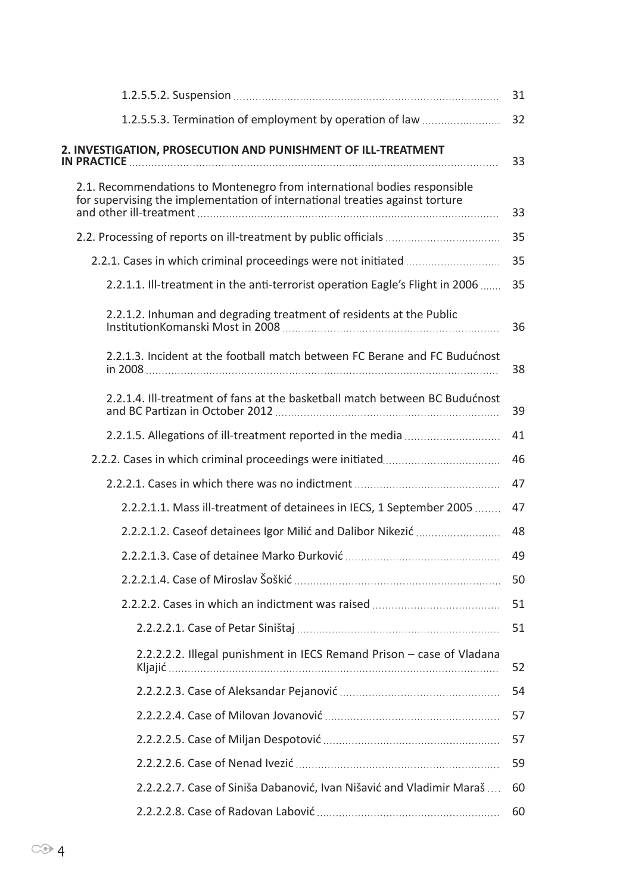1.2.5.5.2. Suspension ..... 31

1.2.5.5.3. Termination of employment by operation of law ..... 32

**2. INVESTIGATION, PROSECUTION AND PUNISHMENT OF ILL-TREATMENT IN PRACTICE** ..... 33

2.1. Recommendations to Montenegro from international bodies responsible for supervising the implementation of international treaties against torture and other ill-treatment ..... 33

2.2. Processing of reports on ill-treatment by public officials ..... 35

2.2.1. Cases in which criminal proceedings were not initiated ..... 35

2.2.1.1. Ill-treatment in the anti-terrorist operation Eagle's Flight in 2006 ..... 35

2.2.1.2. Inhuman and degrading treatment of residents at the Public InstitutionKomanski Most in 2008 ..... 36

2.2.1.3. Incident at the football match between FC Berane and FC Budućnost in 2008 ..... 38

2.2.1.4. Ill-treatment of fans at the basketball match between BC Budućnost and BC Partizan in October 2012 ..... 39

2.2.1.5. Allegations of ill-treatment reported in the media ..... 41

2.2.2. Cases in which criminal proceedings were initiated ..... 46

2.2.2.1. Cases in which there was no indictment ..... 47

2.2.2.1.1. Mass ill-treatment of detainees in IECS, 1 September 2005 ..... 47

2.2.2.1.2. Caseof detainees Igor Milić and Dalibor Nikezić ..... 48

2.2.2.1.3. Case of detainee Marko Đurković ..... 49

2.2.2.1.4. Case of Miroslav Šoškić ..... 50

2.2.2.2. Cases in which an indictment was raised ..... 51

2.2.2.2.1. Case of Petar Siništaj ..... 51

2.2.2.2.2. Illegal punishment in IECS Remand Prison – case of Vladana Kljajić ..... 52

2.2.2.2.3. Case of Aleksandar Pejanović ..... 54

2.2.2.2.4. Case of Milovan Jovanović ..... 57

2.2.2.2.5. Case of Miljan Despotović ..... 57

2.2.2.2.6. Case of Nenad Ivezić ..... 59

2.2.2.2.7. Case of Siniša Dabanović, Ivan Nišavić and Vladimir Maraš ..... 60

2.2.2.2.8. Case of Radovan Labović ..... 60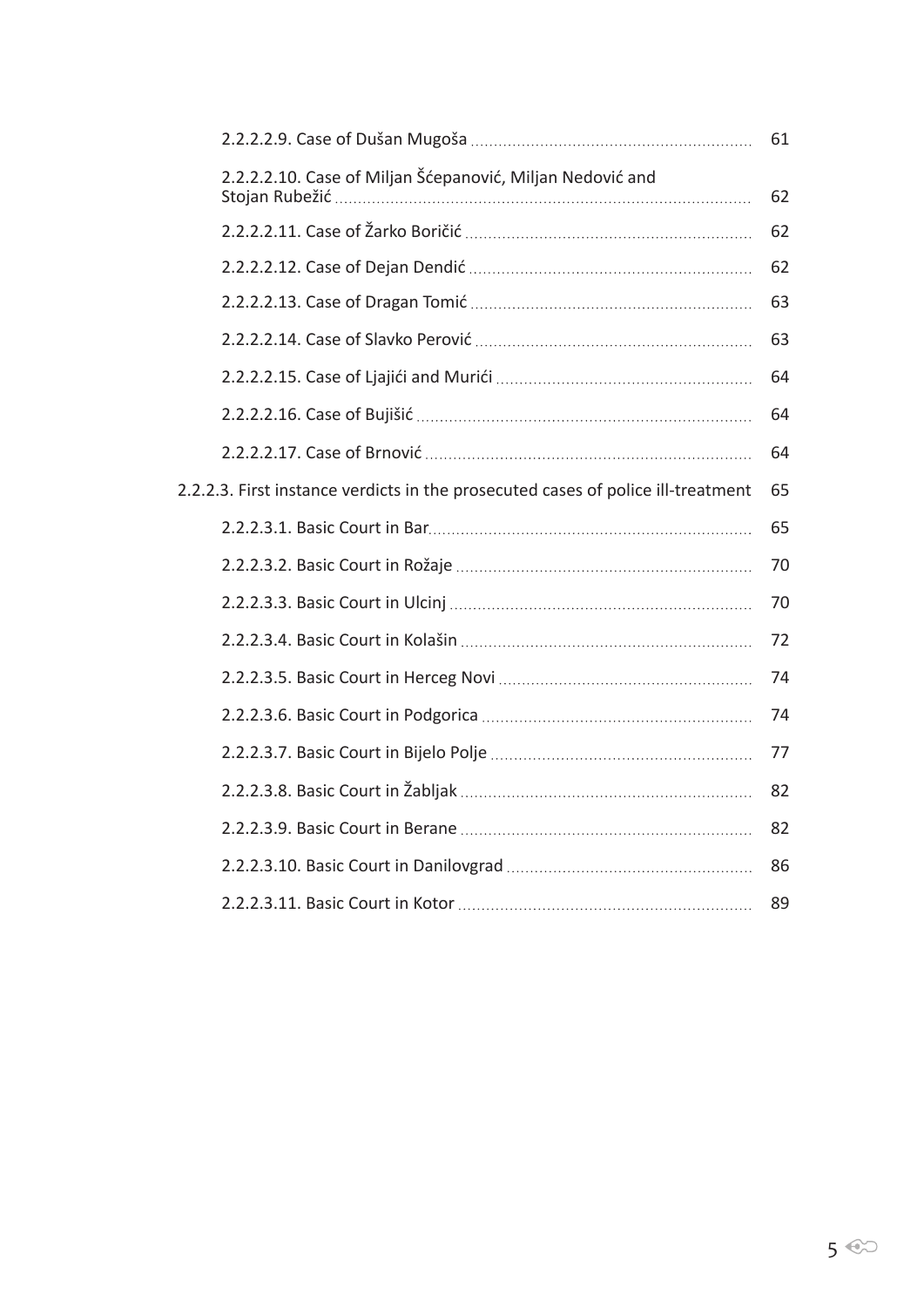2.2.2.2.9. Case of Dušan Mugoša ..... 61

2.2.2.2.10. Case of Miljan Šćepanović, Miljan Nedović and Stojan Rubežić ..... 62

2.2.2.2.11. Case of Žarko Boričić ..... 62

2.2.2.2.12. Case of Dejan Dendić ..... 62

2.2.2.2.13. Case of Dragan Tomić ..... 63

2.2.2.2.14. Case of Slavko Perović ..... 63

2.2.2.2.15. Case of Ljajići and Murići ..... 64

2.2.2.2.16. Case of Bujišić ..... 64

2.2.2.2.17. Case of Brnović ..... 64

2.2.2.3. First instance verdicts in the prosecuted cases of police ill-treatment ..... 65

2.2.2.3.1. Basic Court in Bar ..... 65

2.2.2.3.2. Basic Court in Rožaje ..... 70

2.2.2.3.3. Basic Court in Ulcinj ..... 70

2.2.2.3.4. Basic Court in Kolašin ..... 72

2.2.2.3.5. Basic Court in Herceg Novi ..... 74

2.2.2.3.6. Basic Court in Podgorica ..... 74

2.2.2.3.7. Basic Court in Bijelo Polje ..... 77

2.2.2.3.8. Basic Court in Žabljak ..... 82

2.2.2.3.9. Basic Court in Berane ..... 82

2.2.2.3.10. Basic Court in Danilovgrad ..... 86

2.2.2.3.11. Basic Court in Kotor ..... 89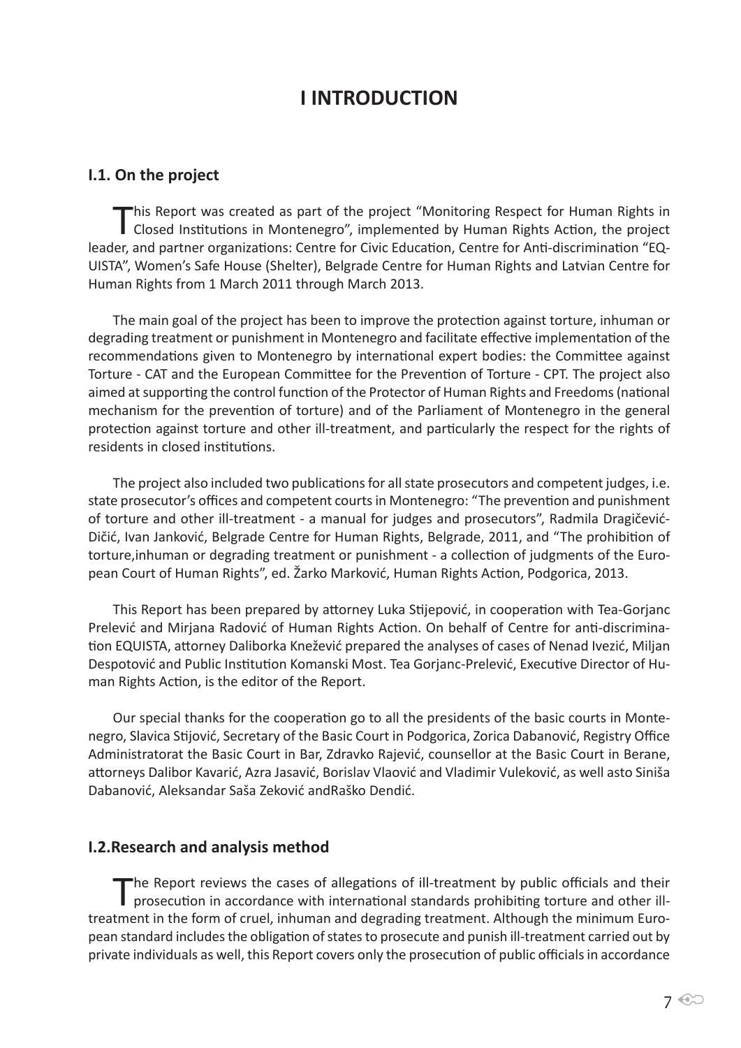# I INTRODUCTION

## I.1. On the project

This Report was created as part of the project "Monitoring Respect for Human Rights in Closed Institutions in Montenegro", implemented by Human Rights Action, the project leader, and partner organizations: Centre for Civic Education, Centre for Anti-discrimination "EQ-UISTA", Women's Safe House (Shelter), Belgrade Centre for Human Rights and Latvian Centre for Human Rights from 1 March 2011 through March 2013.

The main goal of the project has been to improve the protection against torture, inhuman or degrading treatment or punishment in Montenegro and facilitate effective implementation of the recommendations given to Montenegro by international expert bodies: the Committee against Torture - CAT and the European Committee for the Prevention of Torture - CPT. The project also aimed at supporting the control function of the Protector of Human Rights and Freedoms (national mechanism for the prevention of torture) and of the Parliament of Montenegro in the general protection against torture and other ill-treatment, and particularly the respect for the rights of residents in closed institutions.

The project also included two publications for all state prosecutors and competent judges, i.e. state prosecutor's offices and competent courts in Montenegro: "The prevention and punishment of torture and other ill-treatment - a manual for judges and prosecutors", Radmila Dragičević-Dičić, Ivan Janković, Belgrade Centre for Human Rights, Belgrade, 2011, and "The prohibition of torture,inhuman or degrading treatment or punishment - a collection of judgments of the European Court of Human Rights", ed. Žarko Marković, Human Rights Action, Podgorica, 2013.

This Report has been prepared by attorney Luka Stijepović, in cooperation with Tea-Gorjanc Prelević and Mirjana Radović of Human Rights Action. On behalf of Centre for anti-discrimination EQUISTA, attorney Daliborka Knežević prepared the analyses of cases of Nenad Ivezić, Miljan Despotović and Public Institution Komanski Most. Tea Gorjanc-Prelević, Executive Director of Human Rights Action, is the editor of the Report.

Our special thanks for the cooperation go to all the presidents of the basic courts in Montenegro, Slavica Stijović, Secretary of the Basic Court in Podgorica, Zorica Dabanović, Registry Office Administratorat the Basic Court in Bar, Zdravko Rajević, counsellor at the Basic Court in Berane, attorneys Dalibor Kavarić, Azra Jasavić, Borislav Vlaović and Vladimir Vuleković, as well asto Siniša Dabanović, Aleksandar Saša Zeković andRaško Dendić.

## I.2.Research and analysis method

The Report reviews the cases of allegations of ill-treatment by public officials and their prosecution in accordance with international standards prohibiting torture and other ill-treatment in the form of cruel, inhuman and degrading treatment. Although the minimum European standard includes the obligation of states to prosecute and punish ill-treatment carried out by private individuals as well, this Report covers only the prosecution of public officials in accordance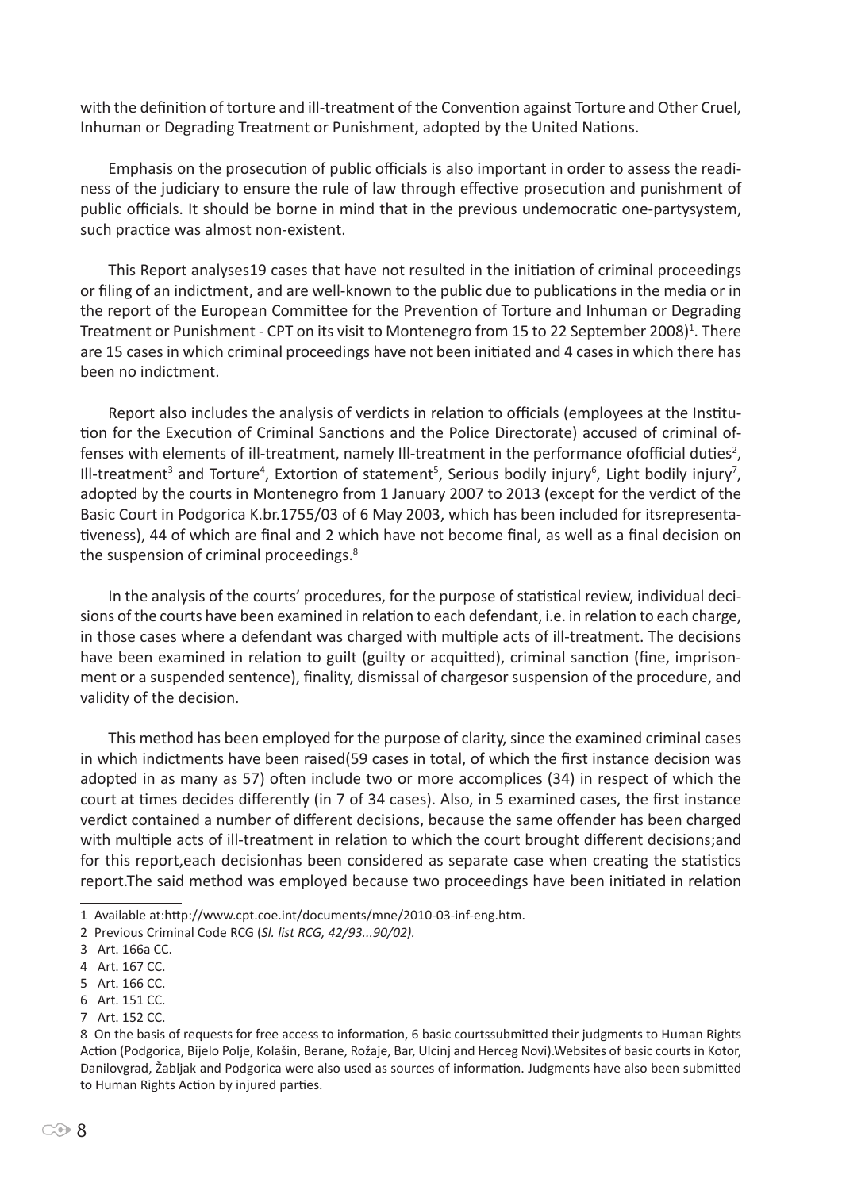with the definition of torture and ill-treatment of the Convention against Torture and Other Cruel, Inhuman or Degrading Treatment or Punishment, adopted by the United Nations.

Emphasis on the prosecution of public officials is also important in order to assess the readiness of the judiciary to ensure the rule of law through effective prosecution and punishment of public officials. It should be borne in mind that in the previous undemocratic one-partysystem, such practice was almost non-existent.

This Report analyses19 cases that have not resulted in the initiation of criminal proceedings or filing of an indictment, and are well-known to the public due to publications in the media or in the report of the European Committee for the Prevention of Torture and Inhuman or Degrading Treatment or Punishment - CPT on its visit to Montenegro from 15 to 22 September 2008)[1]. There are 15 cases in which criminal proceedings have not been initiated and 4 cases in which there has been no indictment.

Report also includes the analysis of verdicts in relation to officials (employees at the Institution for the Execution of Criminal Sanctions and the Police Directorate) accused of criminal offenses with elements of ill-treatment, namely Ill-treatment in the performance ofofficial duties[2], Ill-treatment[3] and Torture[4], Extortion of statement[5], Serious bodily injury[6], Light bodily injury[7], adopted by the courts in Montenegro from 1 January 2007 to 2013 (except for the verdict of the Basic Court in Podgorica K.br.1755/03 of 6 May 2003, which has been included for itsrepresentativeness), 44 of which are final and 2 which have not become final, as well as a final decision on the suspension of criminal proceedings.[8]

In the analysis of the courts' procedures, for the purpose of statistical review, individual decisions of the courts have been examined in relation to each defendant, i.e. in relation to each charge, in those cases where a defendant was charged with multiple acts of ill-treatment. The decisions have been examined in relation to guilt (guilty or acquitted), criminal sanction (fine, imprisonment or a suspended sentence), finality, dismissal of chargesor suspension of the procedure, and validity of the decision.

This method has been employed for the purpose of clarity, since the examined criminal cases in which indictments have been raised(59 cases in total, of which the first instance decision was adopted in as many as 57) often include two or more accomplices (34) in respect of which the court at times decides differently (in 7 of 34 cases). Also, in 5 examined cases, the first instance verdict contained a number of different decisions, because the same offender has been charged with multiple acts of ill-treatment in relation to which the court brought different decisions;and for this report,each decisionhas been considered as separate case when creating the statistics report.The said method was employed because two proceedings have been initiated in relation

---

1 Available at:http://www.cpt.coe.int/documents/mne/2010-03-inf-eng.htm.

2 Previous Criminal Code RCG (*Sl. list RCG, 42/93...90/02).*

3 Art. 166a CC.

4 Art. 167 CC.

5 Art. 166 CC.

6 Art. 151 CC.

7 Art. 152 CC.

8 On the basis of requests for free access to information, 6 basic courtssubmitted their judgments to Human Rights Action (Podgorica, Bijelo Polje, Kolašin, Berane, Rožaje, Bar, Ulcinj and Herceg Novi).Websites of basic courts in Kotor, Danilovgrad, Žabljak and Podgorica were also used as sources of information. Judgments have also been submitted to Human Rights Action by injured parties.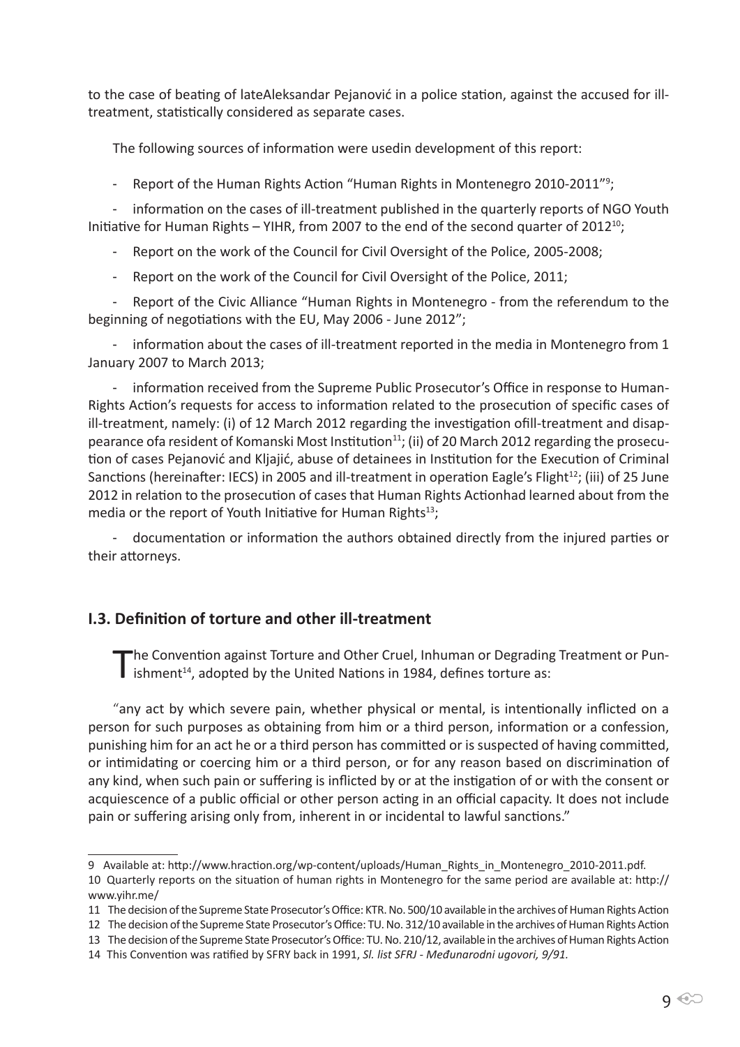to the case of beating of lateAleksandar Pejanović in a police station, against the accused for ill-treatment, statistically considered as separate cases.

The following sources of information were usedin development of this report:

- Report of the Human Rights Action "Human Rights in Montenegro 2010-2011"[9];
- information on the cases of ill-treatment published in the quarterly reports of NGO Youth Initiative for Human Rights – YIHR, from 2007 to the end of the second quarter of 2012[10];
- Report on the work of the Council for Civil Oversight of the Police, 2005-2008;
- Report on the work of the Council for Civil Oversight of the Police, 2011;
- Report of the Civic Alliance "Human Rights in Montenegro - from the referendum to the beginning of negotiations with the EU, May 2006 - June 2012";
- information about the cases of ill-treatment reported in the media in Montenegro from 1 January 2007 to March 2013;
- information received from the Supreme Public Prosecutor's Office in response to Human-Rights Action's requests for access to information related to the prosecution of specific cases of ill-treatment, namely: (i) of 12 March 2012 regarding the investigation ofill-treatment and disappearance ofa resident of Komanski Most Institution[11]; (ii) of 20 March 2012 regarding the prosecution of cases Pejanović and Kljajić, abuse of detainees in Institution for the Execution of Criminal Sanctions (hereinafter: IECS) in 2005 and ill-treatment in operation Eagle's Flight[12]; (iii) of 25 June 2012 in relation to the prosecution of cases that Human Rights Actionhad learned about from the media or the report of Youth Initiative for Human Rights[13];
- documentation or information the authors obtained directly from the injured parties or their attorneys.

## I.3. Definition of torture and other ill-treatment

The Convention against Torture and Other Cruel, Inhuman or Degrading Treatment or Punishment[14], adopted by the United Nations in 1984, defines torture as:

"any act by which severe pain, whether physical or mental, is intentionally inflicted on a person for such purposes as obtaining from him or a third person, information or a confession, punishing him for an act he or a third person has committed or is suspected of having committed, or intimidating or coercing him or a third person, or for any reason based on discrimination of any kind, when such pain or suffering is inflicted by or at the instigation of or with the consent or acquiescence of a public official or other person acting in an official capacity. It does not include pain or suffering arising only from, inherent in or incidental to lawful sanctions."

---

9 Available at: http://www.hraction.org/wp-content/uploads/Human_Rights_in_Montenegro_2010-2011.pdf.

10 Quarterly reports on the situation of human rights in Montenegro for the same period are available at: http://www.yihr.me/

11 The decision of the Supreme State Prosecutor's Office: KTR. No. 500/10 available in the archives of Human Rights Action

12 The decision of the Supreme State Prosecutor's Office: TU. No. 312/10 available in the archives of Human Rights Action

13 The decision of the Supreme State Prosecutor's Office: TU. No. 210/12, available in the archives of Human Rights Action

14 This Convention was ratified by SFRY back in 1991, *Sl. list SFRJ - Međunarodni ugovori, 9/91.*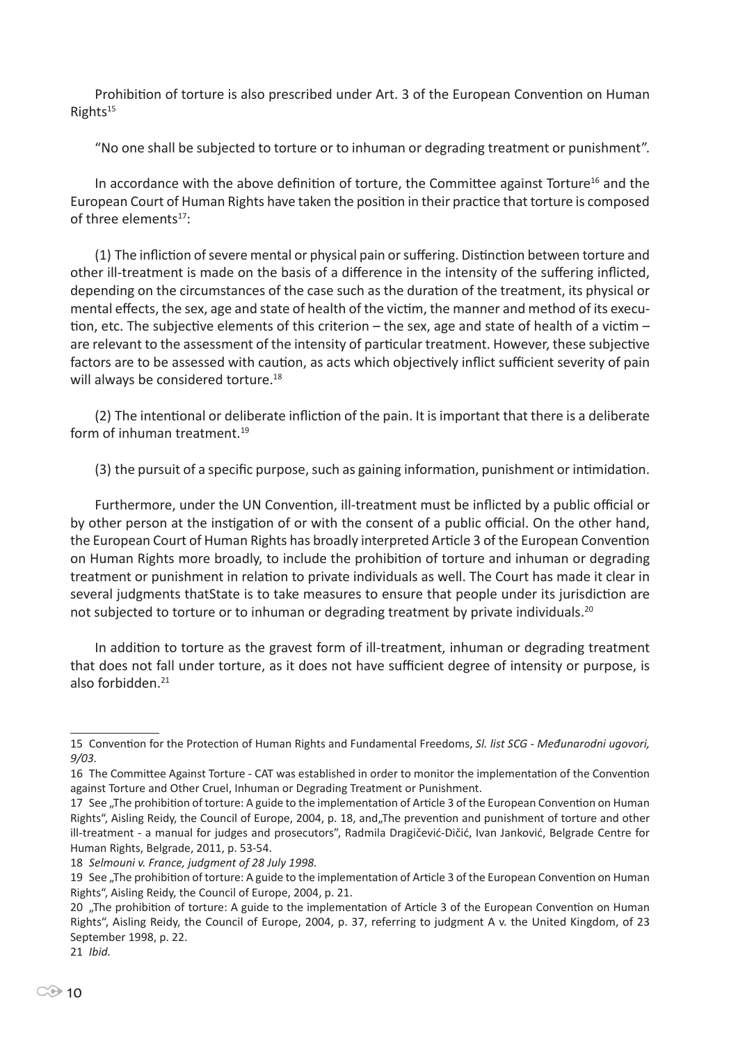Prohibition of torture is also prescribed under Art. 3 of the European Convention on Human Rights[15]

"No one shall be subjected to torture or to inhuman or degrading treatment or punishment".

In accordance with the above definition of torture, the Committee against Torture[16] and the European Court of Human Rights have taken the position in their practice that torture is composed of three elements[17]:

(1) The infliction of severe mental or physical pain or suffering. Distinction between torture and other ill-treatment is made on the basis of a difference in the intensity of the suffering inflicted, depending on the circumstances of the case such as the duration of the treatment, its physical or mental effects, the sex, age and state of health of the victim, the manner and method of its execution, etc. The subjective elements of this criterion – the sex, age and state of health of a victim – are relevant to the assessment of the intensity of particular treatment. However, these subjective factors are to be assessed with caution, as acts which objectively inflict sufficient severity of pain will always be considered torture.[18]

(2) The intentional or deliberate infliction of the pain. It is important that there is a deliberate form of inhuman treatment.[19]

(3) the pursuit of a specific purpose, such as gaining information, punishment or intimidation.

Furthermore, under the UN Convention, ill-treatment must be inflicted by a public official or by other person at the instigation of or with the consent of a public official. On the other hand, the European Court of Human Rights has broadly interpreted Article 3 of the European Convention on Human Rights more broadly, to include the prohibition of torture and inhuman or degrading treatment or punishment in relation to private individuals as well. The Court has made it clear in several judgments thatState is to take measures to ensure that people under its jurisdiction are not subjected to torture or to inhuman or degrading treatment by private individuals.[20]

In addition to torture as the gravest form of ill-treatment, inhuman or degrading treatment that does not fall under torture, as it does not have sufficient degree of intensity or purpose, is also forbidden.[21]

---

15 Convention for the Protection of Human Rights and Fundamental Freedoms, *Sl. list SCG - Međunarodni ugovori, 9/03.*

16 The Committee Against Torture - CAT was established in order to monitor the implementation of the Convention against Torture and Other Cruel, Inhuman or Degrading Treatment or Punishment.

17 See „The prohibition of torture: A guide to the implementation of Article 3 of the European Convention on Human Rights", Aisling Reidy, the Council of Europe, 2004, p. 18, and„The prevention and punishment of torture and other ill-treatment - a manual for judges and prosecutors", Radmila Dragičević-Dičić, Ivan Janković, Belgrade Centre for Human Rights, Belgrade, 2011, p. 53-54.

18 *Selmouni v. France, judgment of 28 July 1998.*

19 See „The prohibition of torture: A guide to the implementation of Article 3 of the European Convention on Human Rights", Aisling Reidy, the Council of Europe, 2004, p. 21.

20 „The prohibition of torture: A guide to the implementation of Article 3 of the European Convention on Human Rights", Aisling Reidy, the Council of Europe, 2004, p. 37, referring to judgment A v. the United Kingdom, of 23 September 1998, p. 22.

21 *Ibid.*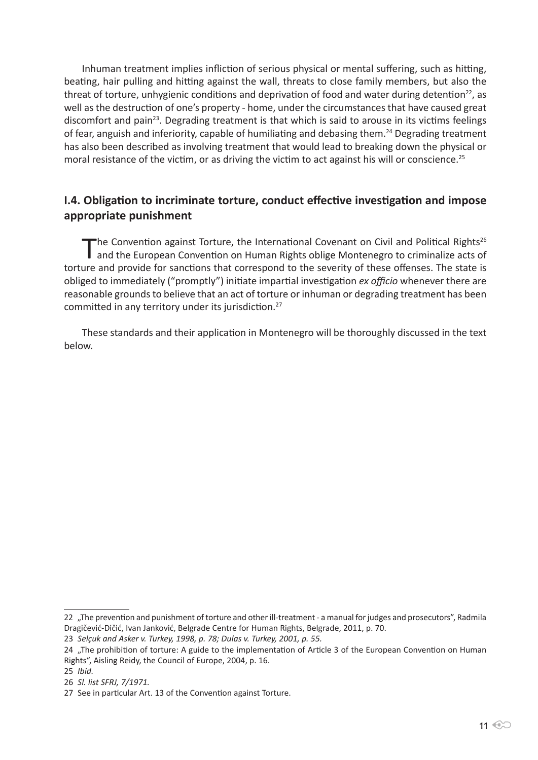Inhuman treatment implies infliction of serious physical or mental suffering, such as hitting, beating, hair pulling and hitting against the wall, threats to close family members, but also the threat of torture, unhygienic conditions and deprivation of food and water during detention[22], as well as the destruction of one's property - home, under the circumstances that have caused great discomfort and pain[23]. Degrading treatment is that which is said to arouse in its victims feelings of fear, anguish and inferiority, capable of humiliating and debasing them.[24] Degrading treatment has also been described as involving treatment that would lead to breaking down the physical or moral resistance of the victim, or as driving the victim to act against his will or conscience.[25]

## I.4. Obligation to incriminate torture, conduct effective investigation and impose appropriate punishment

The Convention against Torture, the International Covenant on Civil and Political Rights[26] and the European Convention on Human Rights oblige Montenegro to criminalize acts of torture and provide for sanctions that correspond to the severity of these offenses. The state is obliged to immediately ("promptly") initiate impartial investigation *ex officio* whenever there are reasonable grounds to believe that an act of torture or inhuman or degrading treatment has been committed in any territory under its jurisdiction.[27]

These standards and their application in Montenegro will be thoroughly discussed in the text below.

---

22 „The prevention and punishment of torture and other ill-treatment - a manual for judges and prosecutors", Radmila Dragičević-Dičić, Ivan Janković, Belgrade Centre for Human Rights, Belgrade, 2011, p. 70.

23 *Selçuk and Asker v. Turkey, 1998, p. 78; Dulas v. Turkey, 2001, p. 55.*

24 „The prohibition of torture: A guide to the implementation of Article 3 of the European Convention on Human Rights", Aisling Reidy, the Council of Europe, 2004, p. 16.

25 *Ibid.*

26 *Sl. list SFRJ, 7/1971.*

27 See in particular Art. 13 of the Convention against Torture.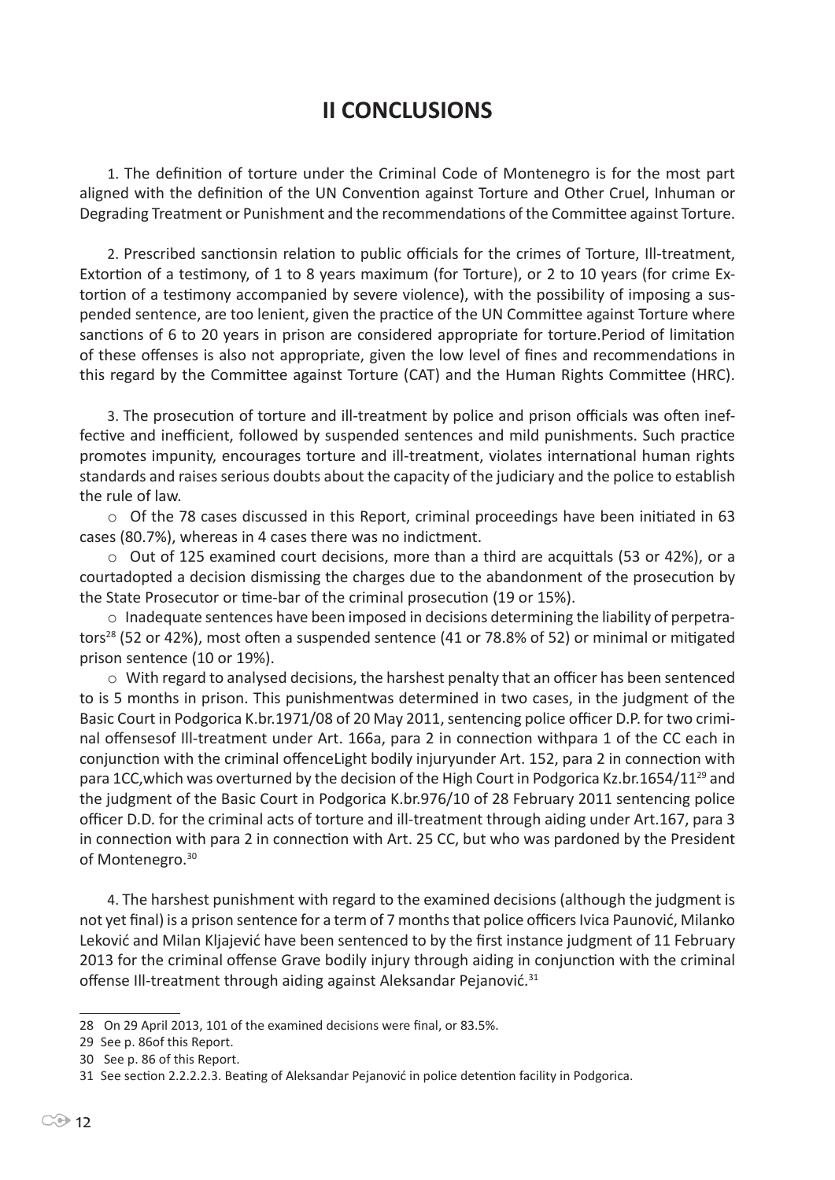# II CONCLUSIONS

1. The definition of torture under the Criminal Code of Montenegro is for the most part aligned with the definition of the UN Convention against Torture and Other Cruel, Inhuman or Degrading Treatment or Punishment and the recommendations of the Committee against Torture.

2. Prescribed sanctionsin relation to public officials for the crimes of Torture, Ill-treatment, Extortion of a testimony, of 1 to 8 years maximum (for Torture), or 2 to 10 years (for crime Extortion of a testimony accompanied by severe violence), with the possibility of imposing a suspended sentence, are too lenient, given the practice of the UN Committee against Torture where sanctions of 6 to 20 years in prison are considered appropriate for torture.Period of limitation of these offenses is also not appropriate, given the low level of fines and recommendations in this regard by the Committee against Torture (CAT) and the Human Rights Committee (HRC).

3. The prosecution of torture and ill-treatment by police and prison officials was often ineffective and inefficient, followed by suspended sentences and mild punishments. Such practice promotes impunity, encourages torture and ill-treatment, violates international human rights standards and raises serious doubts about the capacity of the judiciary and the police to establish the rule of law.

- Of the 78 cases discussed in this Report, criminal proceedings have been initiated in 63 cases (80.7%), whereas in 4 cases there was no indictment.
- Out of 125 examined court decisions, more than a third are acquittals (53 or 42%), or a courtadopted a decision dismissing the charges due to the abandonment of the prosecution by the State Prosecutor or time-bar of the criminal prosecution (19 or 15%).
- Inadequate sentences have been imposed in decisions determining the liability of perpetrators[28] (52 or 42%), most often a suspended sentence (41 or 78.8% of 52) or minimal or mitigated prison sentence (10 or 19%).
- With regard to analysed decisions, the harshest penalty that an officer has been sentenced to is 5 months in prison. This punishmentwas determined in two cases, in the judgment of the Basic Court in Podgorica K.br.1971/08 of 20 May 2011, sentencing police officer D.P. for two criminal offensesof Ill-treatment under Art. 166a, para 2 in connection withpara 1 of the CC each in conjunction with the criminal offenceLight bodily injuryunder Art. 152, para 2 in connection with para 1CC,which was overturned by the decision of the High Court in Podgorica Kz.br.1654/11[29] and the judgment of the Basic Court in Podgorica K.br.976/10 of 28 February 2011 sentencing police officer D.D. for the criminal acts of torture and ill-treatment through aiding under Art.167, para 3 in connection with para 2 in connection with Art. 25 CC, but who was pardoned by the President of Montenegro.[30]

4. The harshest punishment with regard to the examined decisions (although the judgment is not yet final) is a prison sentence for a term of 7 months that police officers Ivica Paunović, Milanko Leković and Milan Kljajević have been sentenced to by the first instance judgment of 11 February 2013 for the criminal offense Grave bodily injury through aiding in conjunction with the criminal offense Ill-treatment through aiding against Aleksandar Pejanović.[31]

---

28 On 29 April 2013, 101 of the examined decisions were final, or 83.5%.

29 See p. 86of this Report.

30 See p. 86 of this Report.

31 See section 2.2.2.2.3. Beating of Aleksandar Pejanović in police detention facility in Podgorica.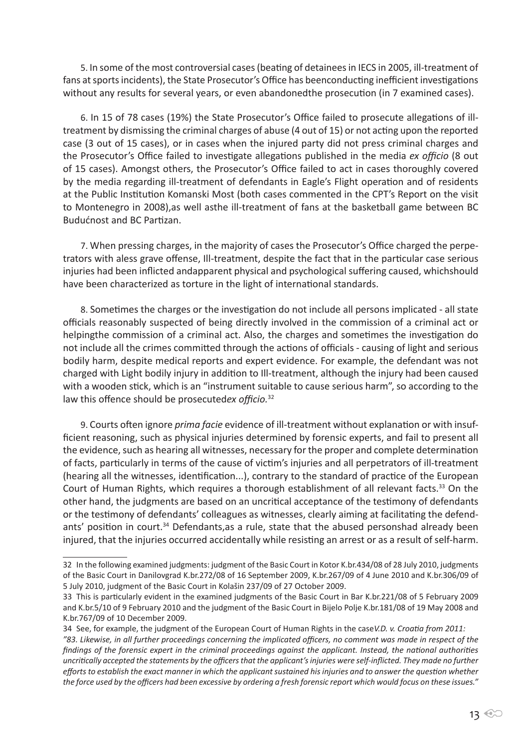5. In some of the most controversial cases (beating of detainees in IECS in 2005, ill-treatment of fans at sports incidents), the State Prosecutor's Office has beenconducting inefficient investigations without any results for several years, or even abandonedthe prosecution (in 7 examined cases).

6. In 15 of 78 cases (19%) the State Prosecutor's Office failed to prosecute allegations of ill-treatment by dismissing the criminal charges of abuse (4 out of 15) or not acting upon the reported case (3 out of 15 cases), or in cases when the injured party did not press criminal charges and the Prosecutor's Office failed to investigate allegations published in the media *ex officio* (8 out of 15 cases). Amongst others, the Prosecutor's Office failed to act in cases thoroughly covered by the media regarding ill-treatment of defendants in Eagle's Flight operation and of residents at the Public Institution Komanski Most (both cases commented in the CPT's Report on the visit to Montenegro in 2008),as well asthe ill-treatment of fans at the basketball game between BC Budućnost and BC Partizan.

7. When pressing charges, in the majority of cases the Prosecutor's Office charged the perpetrators with aless grave offense, Ill-treatment, despite the fact that in the particular case serious injuries had been inflicted andapparent physical and psychological suffering caused, whichshould have been characterized as torture in the light of international standards.

8. Sometimes the charges or the investigation do not include all persons implicated - all state officials reasonably suspected of being directly involved in the commission of a criminal act or helpingthe commission of a criminal act. Also, the charges and sometimes the investigation do not include all the crimes committed through the actions of officials - causing of light and serious bodily harm, despite medical reports and expert evidence. For example, the defendant was not charged with Light bodily injury in addition to Ill-treatment, although the injury had been caused with a wooden stick, which is an "instrument suitable to cause serious harm", so according to the law this offence should be prosecuted*ex officio.*[32]

9. Courts often ignore *prima facie* evidence of ill-treatment without explanation or with insufficient reasoning, such as physical injuries determined by forensic experts, and fail to present all the evidence, such as hearing all witnesses, necessary for the proper and complete determination of facts, particularly in terms of the cause of victim's injuries and all perpetrators of ill-treatment (hearing all the witnesses, identification...), contrary to the standard of practice of the European Court of Human Rights, which requires a thorough establishment of all relevant facts.[33] On the other hand, the judgments are based on an uncritical acceptance of the testimony of defendants or the testimony of defendants' colleagues as witnesses, clearly aiming at facilitating the defendants' position in court.[34] Defendants,as a rule, state that the abused personshad already been injured, that the injuries occurred accidentally while resisting an arrest or as a result of self-harm.

---

32 In the following examined judgments: judgment of the Basic Court in Kotor K.br.434/08 of 28 July 2010, judgments of the Basic Court in Danilovgrad K.br.272/08 of 16 September 2009, K.br.267/09 of 4 June 2010 and K.br.306/09 of 5 July 2010, judgment of the Basic Court in Kolašin 237/09 of 27 October 2009.

33 This is particularly evident in the examined judgments of the Basic Court in Bar K.br.221/08 of 5 February 2009 and K.br.5/10 of 9 February 2010 and the judgment of the Basic Court in Bijelo Polje K.br.181/08 of 19 May 2008 and K.br.767/09 of 10 December 2009.

34 See, for example, the judgment of the European Court of Human Rights in the case*V.D. v. Croatia from 2011: "83. Likewise, in all further proceedings concerning the implicated officers, no comment was made in respect of the findings of the forensic expert in the criminal proceedings against the applicant. Instead, the national authorities uncritically accepted the statements by the officers that the applicant's injuries were self-inflicted. They made no further efforts to establish the exact manner in which the applicant sustained his injuries and to answer the question whether the force used by the officers had been excessive by ordering a fresh forensic report which would focus on these issues."*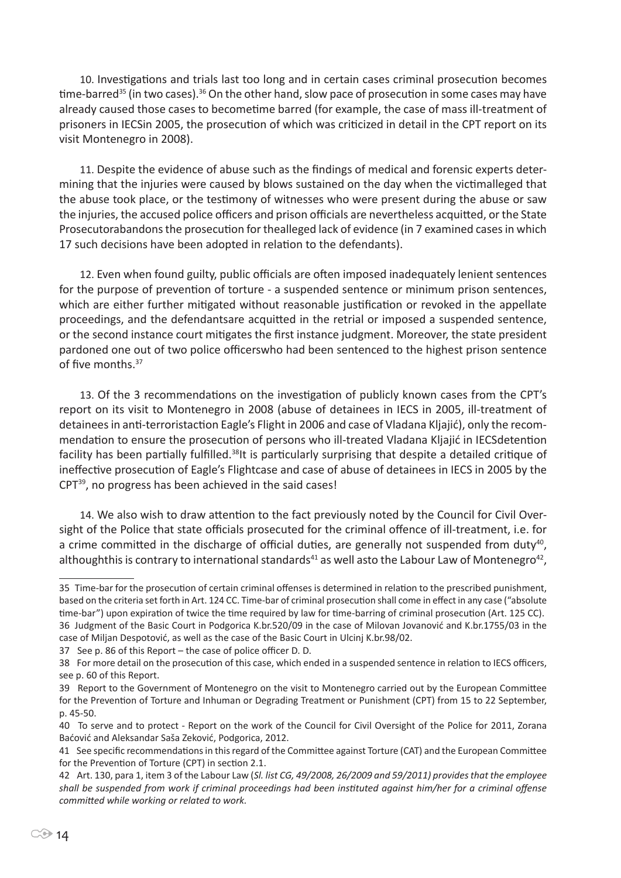10. Investigations and trials last too long and in certain cases criminal prosecution becomes time-barred[35] (in two cases).[36] On the other hand, slow pace of prosecution in some cases may have already caused those cases to becometime barred (for example, the case of mass ill-treatment of prisoners in IECSin 2005, the prosecution of which was criticized in detail in the CPT report on its visit Montenegro in 2008).

11. Despite the evidence of abuse such as the findings of medical and forensic experts determining that the injuries were caused by blows sustained on the day when the victimalleged that the abuse took place, or the testimony of witnesses who were present during the abuse or saw the injuries, the accused police officers and prison officials are nevertheless acquitted, or the State Prosecutorabandons the prosecution for thealleged lack of evidence (in 7 examined cases in which 17 such decisions have been adopted in relation to the defendants).

12. Even when found guilty, public officials are often imposed inadequately lenient sentences for the purpose of prevention of torture - a suspended sentence or minimum prison sentences, which are either further mitigated without reasonable justification or revoked in the appellate proceedings, and the defendantsare acquitted in the retrial or imposed a suspended sentence, or the second instance court mitigates the first instance judgment. Moreover, the state president pardoned one out of two police officerswho had been sentenced to the highest prison sentence of five months.[37]

13. Of the 3 recommendations on the investigation of publicly known cases from the CPT's report on its visit to Montenegro in 2008 (abuse of detainees in IECS in 2005, ill-treatment of detainees in anti-terroristaction Eagle's Flight in 2006 and case of Vladana Kljajić), only the recommendation to ensure the prosecution of persons who ill-treated Vladana Kljajić in IECSdetention facility has been partially fulfilled.[38]It is particularly surprising that despite a detailed critique of ineffective prosecution of Eagle's Flightcase and case of abuse of detainees in IECS in 2005 by the CPT[39], no progress has been achieved in the said cases!

14. We also wish to draw attention to the fact previously noted by the Council for Civil Oversight of the Police that state officials prosecuted for the criminal offence of ill-treatment, i.e. for a crime committed in the discharge of official duties, are generally not suspended from duty[40], althoughthis is contrary to international standards[41] as well asto the Labour Law of Montenegro[42],

---

35 Time-bar for the prosecution of certain criminal offenses is determined in relation to the prescribed punishment, based on the criteria set forth in Art. 124 CC. Time-bar of criminal prosecution shall come in effect in any case ("absolute time-bar") upon expiration of twice the time required by law for time-barring of criminal prosecution (Art. 125 CC).

36 Judgment of the Basic Court in Podgorica K.br.520/09 in the case of Milovan Jovanović and K.br.1755/03 in the case of Miljan Despotović, as well as the case of the Basic Court in Ulcinj K.br.98/02.

37 See p. 86 of this Report – the case of police officer D. D.

38 For more detail on the prosecution of this case, which ended in a suspended sentence in relation to IECS officers, see p. 60 of this Report.

39 Report to the Government of Montenegro on the visit to Montenegro carried out by the European Committee for the Prevention of Torture and Inhuman or Degrading Treatment or Punishment (CPT) from 15 to 22 September, p. 45-50.

40 To serve and to protect - Report on the work of the Council for Civil Oversight of the Police for 2011, Zorana Baćović and Aleksandar Saša Zeković, Podgorica, 2012.

41 See specific recommendations in this regard of the Committee against Torture (CAT) and the European Committee for the Prevention of Torture (CPT) in section 2.1.

42 Art. 130, para 1, item 3 of the Labour Law (*Sl. list CG, 49/2008, 26/2009 and 59/2011) provides that the employee shall be suspended from work if criminal proceedings had been instituted against him/her for a criminal offense committed while working or related to work.*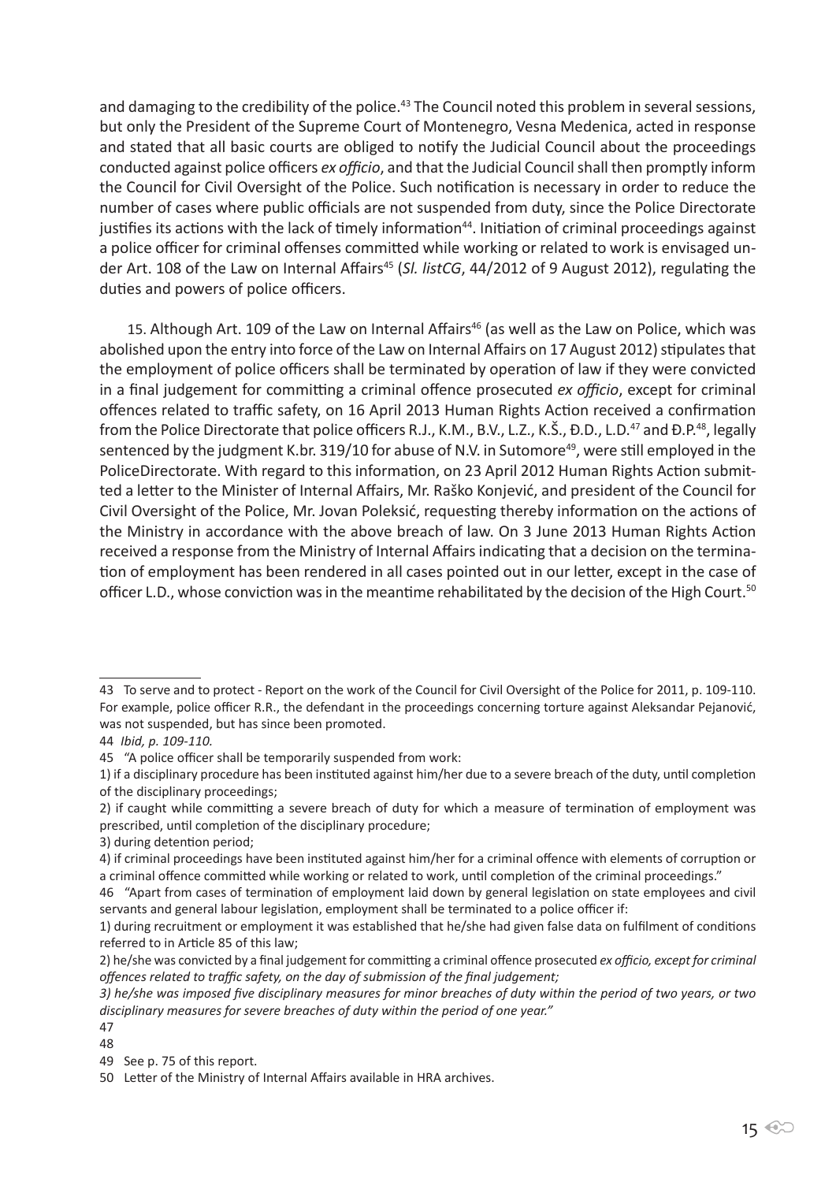and damaging to the credibility of the police.[43] The Council noted this problem in several sessions, but only the President of the Supreme Court of Montenegro, Vesna Medenica, acted in response and stated that all basic courts are obliged to notify the Judicial Council about the proceedings conducted against police officers *ex officio*, and that the Judicial Council shall then promptly inform the Council for Civil Oversight of the Police. Such notification is necessary in order to reduce the number of cases where public officials are not suspended from duty, since the Police Directorate justifies its actions with the lack of timely information[44]. Initiation of criminal proceedings against a police officer for criminal offenses committed while working or related to work is envisaged under Art. 108 of the Law on Internal Affairs[45] (*Sl. listCG*, 44/2012 of 9 August 2012), regulating the duties and powers of police officers.

15. Although Art. 109 of the Law on Internal Affairs[46] (as well as the Law on Police, which was abolished upon the entry into force of the Law on Internal Affairs on 17 August 2012) stipulates that the employment of police officers shall be terminated by operation of law if they were convicted in a final judgement for committing a criminal offence prosecuted *ex officio*, except for criminal offences related to traffic safety, on 16 April 2013 Human Rights Action received a confirmation from the Police Directorate that police officers R.J., K.M., B.V., L.Z., K.Š., Đ.D., L.D.[47] and Đ.P.[48], legally sentenced by the judgment K.br. 319/10 for abuse of N.V. in Sutomore[49], were still employed in the PoliceDirectorate. With regard to this information, on 23 April 2012 Human Rights Action submitted a letter to the Minister of Internal Affairs, Mr. Raško Konjević, and president of the Council for Civil Oversight of the Police, Mr. Jovan Poleksić, requesting thereby information on the actions of the Ministry in accordance with the above breach of law. On 3 June 2013 Human Rights Action received a response from the Ministry of Internal Affairs indicating that a decision on the termination of employment has been rendered in all cases pointed out in our letter, except in the case of officer L.D., whose conviction was in the meantime rehabilitated by the decision of the High Court.[50]

---

43 To serve and to protect - Report on the work of the Council for Civil Oversight of the Police for 2011, p. 109-110. For example, police officer R.R., the defendant in the proceedings concerning torture against Aleksandar Pejanović, was not suspended, but has since been promoted.

44 *Ibid, p. 109-110.*

45 "A police officer shall be temporarily suspended from work:

1) if a disciplinary procedure has been instituted against him/her due to a severe breach of the duty, until completion of the disciplinary proceedings;

2) if caught while committing a severe breach of duty for which a measure of termination of employment was prescribed, until completion of the disciplinary procedure;

3) during detention period;

4) if criminal proceedings have been instituted against him/her for a criminal offence with elements of corruption or a criminal offence committed while working or related to work, until completion of the criminal proceedings."

46 "Apart from cases of termination of employment laid down by general legislation on state employees and civil servants and general labour legislation, employment shall be terminated to a police officer if:

1) during recruitment or employment it was established that he/she had given false data on fulfilment of conditions referred to in Article 85 of this law;

2) he/she was convicted by a final judgement for committing a criminal offence prosecuted *ex officio, except for criminal offences related to traffic safety, on the day of submission of the final judgement;*

*3) he/she was imposed five disciplinary measures for minor breaches of duty within the period of two years, or two disciplinary measures for severe breaches of duty within the period of one year."*

47

48

49 See p. 75 of this report.

50 Letter of the Ministry of Internal Affairs available in HRA archives.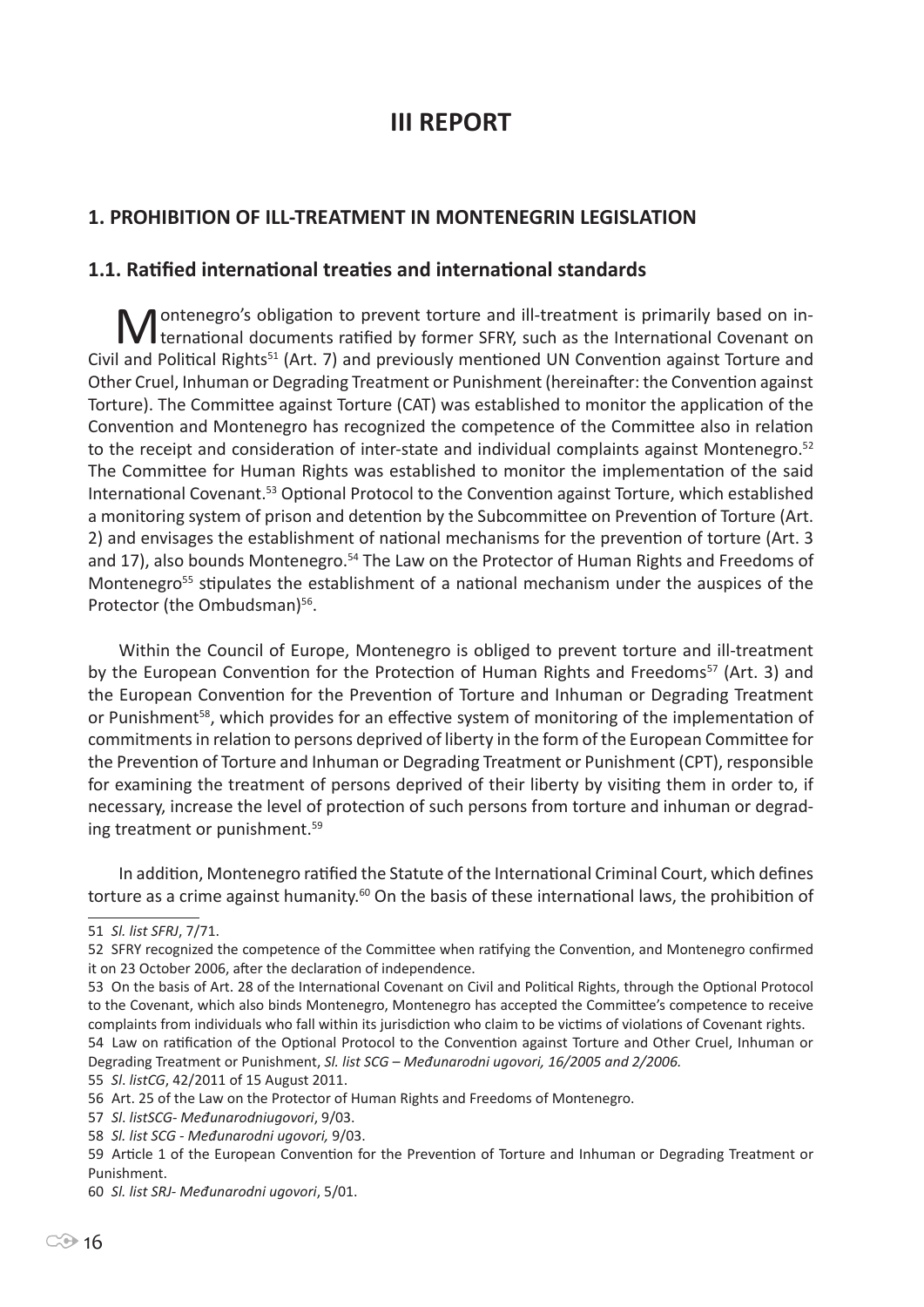# III REPORT

## 1. PROHIBITION OF ILL-TREATMENT IN MONTENEGRIN LEGISLATION

### 1.1. Ratified international treaties and international standards

Montenegro's obligation to prevent torture and ill-treatment is primarily based on international documents ratified by former SFRY, such as the International Covenant on Civil and Political Rights[51] (Art. 7) and previously mentioned UN Convention against Torture and Other Cruel, Inhuman or Degrading Treatment or Punishment (hereinafter: the Convention against Torture). The Committee against Torture (CAT) was established to monitor the application of the Convention and Montenegro has recognized the competence of the Committee also in relation to the receipt and consideration of inter-state and individual complaints against Montenegro.[52] The Committee for Human Rights was established to monitor the implementation of the said International Covenant.[53] Optional Protocol to the Convention against Torture, which established a monitoring system of prison and detention by the Subcommittee on Prevention of Torture (Art. 2) and envisages the establishment of national mechanisms for the prevention of torture (Art. 3 and 17), also bounds Montenegro.[54] The Law on the Protector of Human Rights and Freedoms of Montenegro[55] stipulates the establishment of a national mechanism under the auspices of the Protector (the Ombudsman)[56].

Within the Council of Europe, Montenegro is obliged to prevent torture and ill-treatment by the European Convention for the Protection of Human Rights and Freedoms[57] (Art. 3) and the European Convention for the Prevention of Torture and Inhuman or Degrading Treatment or Punishment[58], which provides for an effective system of monitoring of the implementation of commitments in relation to persons deprived of liberty in the form of the European Committee for the Prevention of Torture and Inhuman or Degrading Treatment or Punishment (CPT), responsible for examining the treatment of persons deprived of their liberty by visiting them in order to, if necessary, increase the level of protection of such persons from torture and inhuman or degrading treatment or punishment.[59]

In addition, Montenegro ratified the Statute of the International Criminal Court, which defines torture as a crime against humanity.[60] On the basis of these international laws, the prohibition of

---

51 *Sl. list SFRJ*, 7/71.

52 SFRY recognized the competence of the Committee when ratifying the Convention, and Montenegro confirmed it on 23 October 2006, after the declaration of independence.

53 On the basis of Art. 28 of the International Covenant on Civil and Political Rights, through the Optional Protocol to the Covenant, which also binds Montenegro, Montenegro has accepted the Committee's competence to receive complaints from individuals who fall within its jurisdiction who claim to be victims of violations of Covenant rights.

54 Law on ratification of the Optional Protocol to the Convention against Torture and Other Cruel, Inhuman or Degrading Treatment or Punishment, *Sl. list SCG – Međunarodni ugovori, 16/2005 and 2/2006.*

55 *Sl. listCG*, 42/2011 of 15 August 2011.

56 Art. 25 of the Law on the Protector of Human Rights and Freedoms of Montenegro.

57 *Sl. listSCG- Međunarodniugovori*, 9/03.

58 *Sl. list SCG - Međunarodni ugovori,* 9/03.

59 Article 1 of the European Convention for the Prevention of Torture and Inhuman or Degrading Treatment or Punishment.

60 *Sl. list SRJ- Međunarodni ugovori*, 5/01.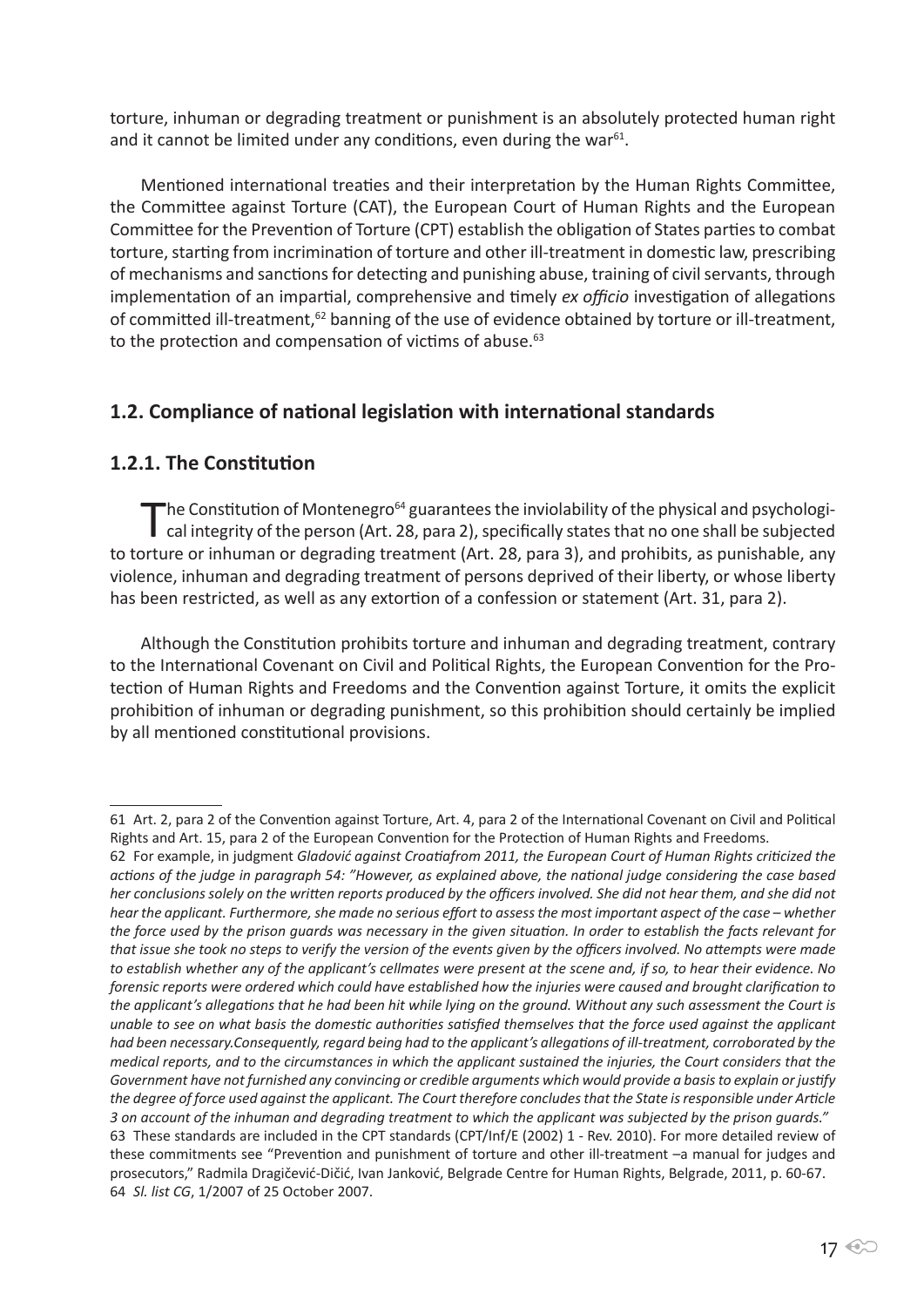torture, inhuman or degrading treatment or punishment is an absolutely protected human right and it cannot be limited under any conditions, even during the war[61].

Mentioned international treaties and their interpretation by the Human Rights Committee, the Committee against Torture (CAT), the European Court of Human Rights and the European Committee for the Prevention of Torture (CPT) establish the obligation of States parties to combat torture, starting from incrimination of torture and other ill-treatment in domestic law, prescribing of mechanisms and sanctions for detecting and punishing abuse, training of civil servants, through implementation of an impartial, comprehensive and timely *ex officio* investigation of allegations of committed ill-treatment,[62] banning of the use of evidence obtained by torture or ill-treatment, to the protection and compensation of victims of abuse.[63]

## 1.2. Compliance of national legislation with international standards

### 1.2.1. The Constitution

The Constitution of Montenegro[64] guarantees the inviolability of the physical and psychological integrity of the person (Art. 28, para 2), specifically states that no one shall be subjected to torture or inhuman or degrading treatment (Art. 28, para 3), and prohibits, as punishable, any violence, inhuman and degrading treatment of persons deprived of their liberty, or whose liberty has been restricted, as well as any extortion of a confession or statement (Art. 31, para 2).

Although the Constitution prohibits torture and inhuman and degrading treatment, contrary to the International Covenant on Civil and Political Rights, the European Convention for the Protection of Human Rights and Freedoms and the Convention against Torture, it omits the explicit prohibition of inhuman or degrading punishment, so this prohibition should certainly be implied by all mentioned constitutional provisions.

---

61 Art. 2, para 2 of the Convention against Torture, Art. 4, para 2 of the International Covenant on Civil and Political Rights and Art. 15, para 2 of the European Convention for the Protection of Human Rights and Freedoms.

62 For example, in judgment *Gladović against Croatiafrom 2011, the European Court of Human Rights criticized the actions of the judge in paragraph 54: "However, as explained above, the national judge considering the case based her conclusions solely on the written reports produced by the officers involved. She did not hear them, and she did not hear the applicant. Furthermore, she made no serious effort to assess the most important aspect of the case – whether the force used by the prison guards was necessary in the given situation. In order to establish the facts relevant for that issue she took no steps to verify the version of the events given by the officers involved. No attempts were made to establish whether any of the applicant's cellmates were present at the scene and, if so, to hear their evidence. No forensic reports were ordered which could have established how the injuries were caused and brought clarification to the applicant's allegations that he had been hit while lying on the ground. Without any such assessment the Court is unable to see on what basis the domestic authorities satisfied themselves that the force used against the applicant had been necessary.Consequently, regard being had to the applicant's allegations of ill-treatment, corroborated by the medical reports, and to the circumstances in which the applicant sustained the injuries, the Court considers that the Government have not furnished any convincing or credible arguments which would provide a basis to explain or justify the degree of force used against the applicant. The Court therefore concludes that the State is responsible under Article 3 on account of the inhuman and degrading treatment to which the applicant was subjected by the prison guards."*

63 These standards are included in the CPT standards (CPT/Inf/E (2002) 1 - Rev. 2010). For more detailed review of these commitments see "Prevention and punishment of torture and other ill-treatment –a manual for judges and prosecutors," Radmila Dragičević-Dičić, Ivan Janković, Belgrade Centre for Human Rights, Belgrade, 2011, p. 60-67.

64 *Sl. list CG*, 1/2007 of 25 October 2007.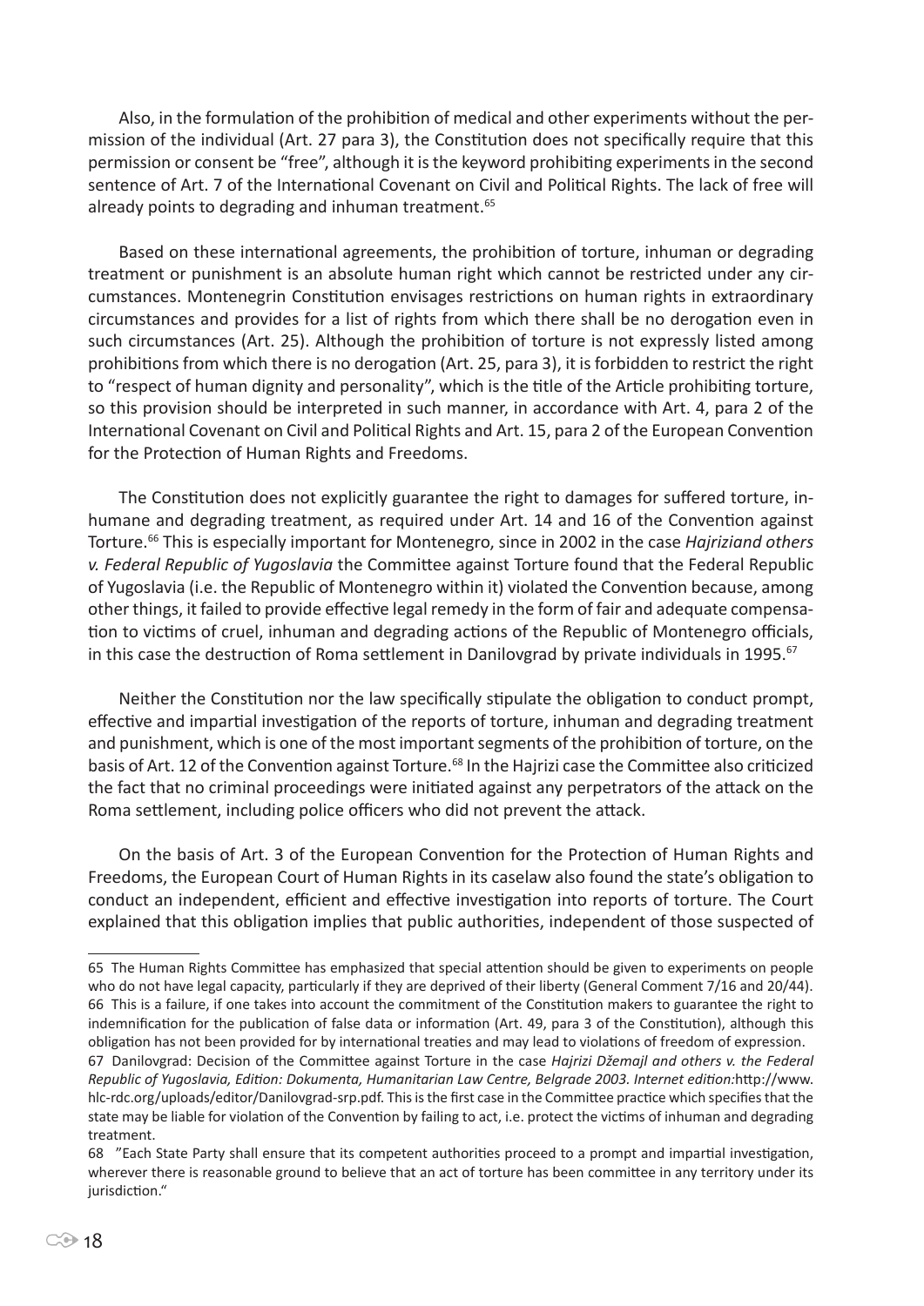Also, in the formulation of the prohibition of medical and other experiments without the permission of the individual (Art. 27 para 3), the Constitution does not specifically require that this permission or consent be "free", although it is the keyword prohibiting experiments in the second sentence of Art. 7 of the International Covenant on Civil and Political Rights. The lack of free will already points to degrading and inhuman treatment.[65]

Based on these international agreements, the prohibition of torture, inhuman or degrading treatment or punishment is an absolute human right which cannot be restricted under any circumstances. Montenegrin Constitution envisages restrictions on human rights in extraordinary circumstances and provides for a list of rights from which there shall be no derogation even in such circumstances (Art. 25). Although the prohibition of torture is not expressly listed among prohibitions from which there is no derogation (Art. 25, para 3), it is forbidden to restrict the right to "respect of human dignity and personality", which is the title of the Article prohibiting torture, so this provision should be interpreted in such manner, in accordance with Art. 4, para 2 of the International Covenant on Civil and Political Rights and Art. 15, para 2 of the European Convention for the Protection of Human Rights and Freedoms.

The Constitution does not explicitly guarantee the right to damages for suffered torture, inhumane and degrading treatment, as required under Art. 14 and 16 of the Convention against Torture.[66] This is especially important for Montenegro, since in 2002 in the case *Hajriziand others v. Federal Republic of Yugoslavia* the Committee against Torture found that the Federal Republic of Yugoslavia (i.e. the Republic of Montenegro within it) violated the Convention because, among other things, it failed to provide effective legal remedy in the form of fair and adequate compensation to victims of cruel, inhuman and degrading actions of the Republic of Montenegro officials, in this case the destruction of Roma settlement in Danilovgrad by private individuals in 1995.[67]

Neither the Constitution nor the law specifically stipulate the obligation to conduct prompt, effective and impartial investigation of the reports of torture, inhuman and degrading treatment and punishment, which is one of the most important segments of the prohibition of torture, on the basis of Art. 12 of the Convention against Torture.[68] In the Hajrizi case the Committee also criticized the fact that no criminal proceedings were initiated against any perpetrators of the attack on the Roma settlement, including police officers who did not prevent the attack.

On the basis of Art. 3 of the European Convention for the Protection of Human Rights and Freedoms, the European Court of Human Rights in its caselaw also found the state's obligation to conduct an independent, efficient and effective investigation into reports of torture. The Court explained that this obligation implies that public authorities, independent of those suspected of

---

65 The Human Rights Committee has emphasized that special attention should be given to experiments on people who do not have legal capacity, particularly if they are deprived of their liberty (General Comment 7/16 and 20/44).

66 This is a failure, if one takes into account the commitment of the Constitution makers to guarantee the right to indemnification for the publication of false data or information (Art. 49, para 3 of the Constitution), although this obligation has not been provided for by international treaties and may lead to violations of freedom of expression.

67 Danilovgrad: Decision of the Committee against Torture in the case *Hajrizi Džemajl and others v. the Federal Republic of Yugoslavia, Edition: Dokumenta, Humanitarian Law Centre, Belgrade 2003. Internet edition:*http://www.hlc-rdc.org/uploads/editor/Danilovgrad-srp.pdf. This is the first case in the Committee practice which specifies that the state may be liable for violation of the Convention by failing to act, i.e. protect the victims of inhuman and degrading treatment.

68 "Each State Party shall ensure that its competent authorities proceed to a prompt and impartial investigation, wherever there is reasonable ground to believe that an act of torture has been committee in any territory under its jurisdiction."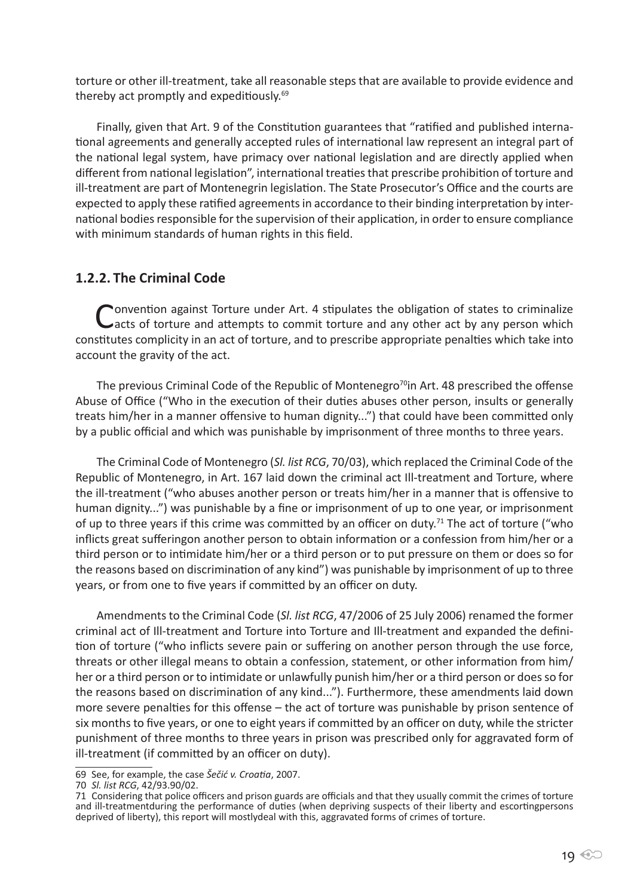torture or other ill-treatment, take all reasonable steps that are available to provide evidence and thereby act promptly and expeditiously.[69]

Finally, given that Art. 9 of the Constitution guarantees that "ratified and published international agreements and generally accepted rules of international law represent an integral part of the national legal system, have primacy over national legislation and are directly applied when different from national legislation", international treaties that prescribe prohibition of torture and ill-treatment are part of Montenegrin legislation. The State Prosecutor's Office and the courts are expected to apply these ratified agreements in accordance to their binding interpretation by international bodies responsible for the supervision of their application, in order to ensure compliance with minimum standards of human rights in this field.

### 1.2.2. The Criminal Code

Convention against Torture under Art. 4 stipulates the obligation of states to criminalize acts of torture and attempts to commit torture and any other act by any person which constitutes complicity in an act of torture, and to prescribe appropriate penalties which take into account the gravity of the act.

The previous Criminal Code of the Republic of Montenegro[70]in Art. 48 prescribed the offense Abuse of Office ("Who in the execution of their duties abuses other person, insults or generally treats him/her in a manner offensive to human dignity...") that could have been committed only by a public official and which was punishable by imprisonment of three months to three years.

The Criminal Code of Montenegro (*Sl. list RCG*, 70/03), which replaced the Criminal Code of the Republic of Montenegro, in Art. 167 laid down the criminal act Ill-treatment and Torture, where the ill-treatment ("who abuses another person or treats him/her in a manner that is offensive to human dignity...") was punishable by a fine or imprisonment of up to one year, or imprisonment of up to three years if this crime was committed by an officer on duty.[71] The act of torture ("who inflicts great sufferingon another person to obtain information or a confession from him/her or a third person or to intimidate him/her or a third person or to put pressure on them or does so for the reasons based on discrimination of any kind") was punishable by imprisonment of up to three years, or from one to five years if committed by an officer on duty.

Amendments to the Criminal Code (*Sl. list RCG*, 47/2006 of 25 July 2006) renamed the former criminal act of Ill-treatment and Torture into Torture and Ill-treatment and expanded the definition of torture ("who inflicts severe pain or suffering on another person through the use force, threats or other illegal means to obtain a confession, statement, or other information from him/her or a third person or to intimidate or unlawfully punish him/her or a third person or does so for the reasons based on discrimination of any kind..."). Furthermore, these amendments laid down more severe penalties for this offense – the act of torture was punishable by prison sentence of six months to five years, or one to eight years if committed by an officer on duty, while the stricter punishment of three months to three years in prison was prescribed only for aggravated form of ill-treatment (if committed by an officer on duty).

---

69 See, for example, the case *Šečić v. Croatia*, 2007.

70 *Sl. list RCG*, 42/93.90/02.

71 Considering that police officers and prison guards are officials and that they usually commit the crimes of torture and ill-treatmentduring the performance of duties (when depriving suspects of their liberty and escortingpersons deprived of liberty), this report will mostlydeal with this, aggravated forms of crimes of torture.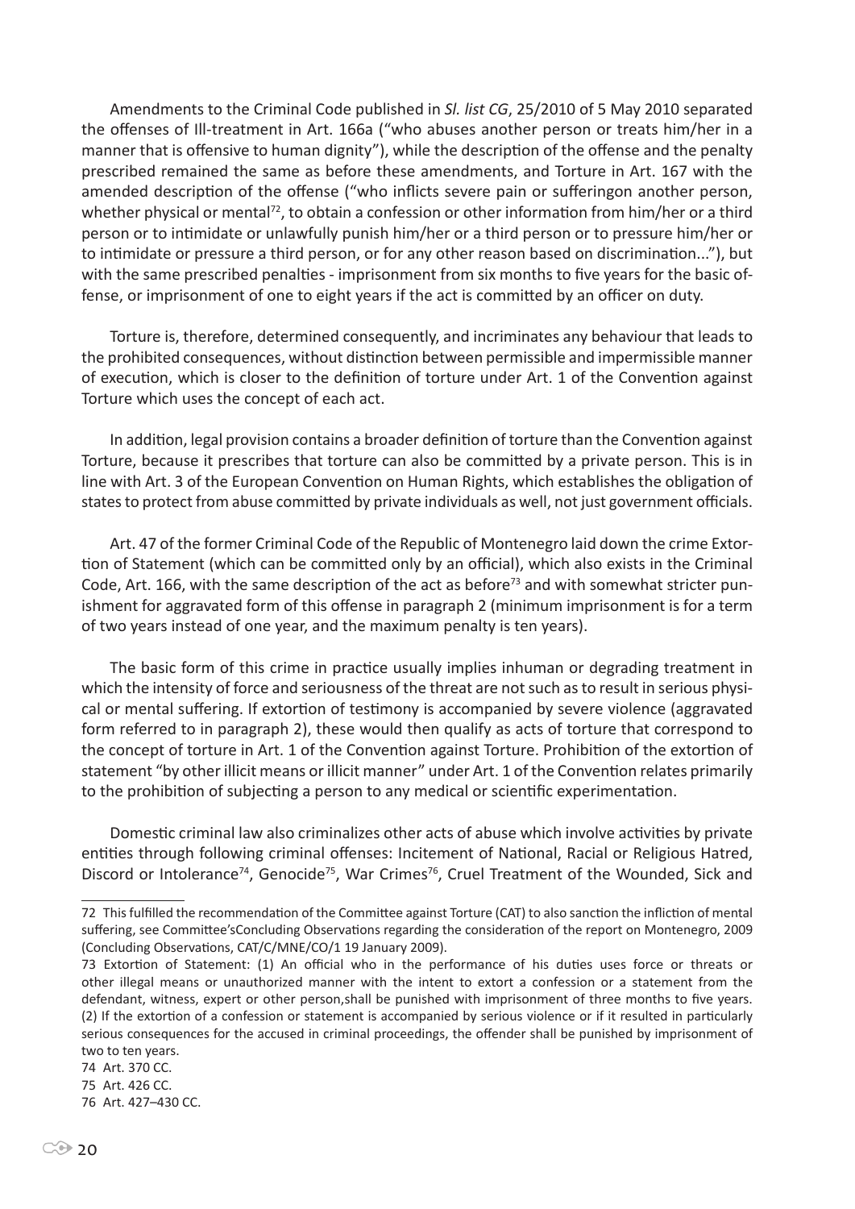Amendments to the Criminal Code published in *Sl. list CG*, 25/2010 of 5 May 2010 separated the offenses of Ill-treatment in Art. 166a ("who abuses another person or treats him/her in a manner that is offensive to human dignity"), while the description of the offense and the penalty prescribed remained the same as before these amendments, and Torture in Art. 167 with the amended description of the offense ("who inflicts severe pain or sufferingon another person, whether physical or mental[72], to obtain a confession or other information from him/her or a third person or to intimidate or unlawfully punish him/her or a third person or to pressure him/her or to intimidate or pressure a third person, or for any other reason based on discrimination..."), but with the same prescribed penalties - imprisonment from six months to five years for the basic offense, or imprisonment of one to eight years if the act is committed by an officer on duty.

Torture is, therefore, determined consequently, and incriminates any behaviour that leads to the prohibited consequences, without distinction between permissible and impermissible manner of execution, which is closer to the definition of torture under Art. 1 of the Convention against Torture which uses the concept of each act.

In addition, legal provision contains a broader definition of torture than the Convention against Torture, because it prescribes that torture can also be committed by a private person. This is in line with Art. 3 of the European Convention on Human Rights, which establishes the obligation of states to protect from abuse committed by private individuals as well, not just government officials.

Art. 47 of the former Criminal Code of the Republic of Montenegro laid down the crime Extortion of Statement (which can be committed only by an official), which also exists in the Criminal Code, Art. 166, with the same description of the act as before[73] and with somewhat stricter punishment for aggravated form of this offense in paragraph 2 (minimum imprisonment is for a term of two years instead of one year, and the maximum penalty is ten years).

The basic form of this crime in practice usually implies inhuman or degrading treatment in which the intensity of force and seriousness of the threat are not such as to result in serious physical or mental suffering. If extortion of testimony is accompanied by severe violence (aggravated form referred to in paragraph 2), these would then qualify as acts of torture that correspond to the concept of torture in Art. 1 of the Convention against Torture. Prohibition of the extortion of statement "by other illicit means or illicit manner" under Art. 1 of the Convention relates primarily to the prohibition of subjecting a person to any medical or scientific experimentation.

Domestic criminal law also criminalizes other acts of abuse which involve activities by private entities through following criminal offenses: Incitement of National, Racial or Religious Hatred, Discord or Intolerance[74], Genocide[75], War Crimes[76], Cruel Treatment of the Wounded, Sick and

---

72 This fulfilled the recommendation of the Committee against Torture (CAT) to also sanction the infliction of mental suffering, see Committee'sConcluding Observations regarding the consideration of the report on Montenegro, 2009 (Concluding Observations, CAT/C/MNE/CO/1 19 January 2009).

73 Extortion of Statement: (1) An official who in the performance of his duties uses force or threats or other illegal means or unauthorized manner with the intent to extort a confession or a statement from the defendant, witness, expert or other person,shall be punished with imprisonment of three months to five years. (2) If the extortion of a confession or statement is accompanied by serious violence or if it resulted in particularly serious consequences for the accused in criminal proceedings, the offender shall be punished by imprisonment of two to ten years.

74 Art. 370 CC.

75 Art. 426 CC.

76 Art. 427–430 CC.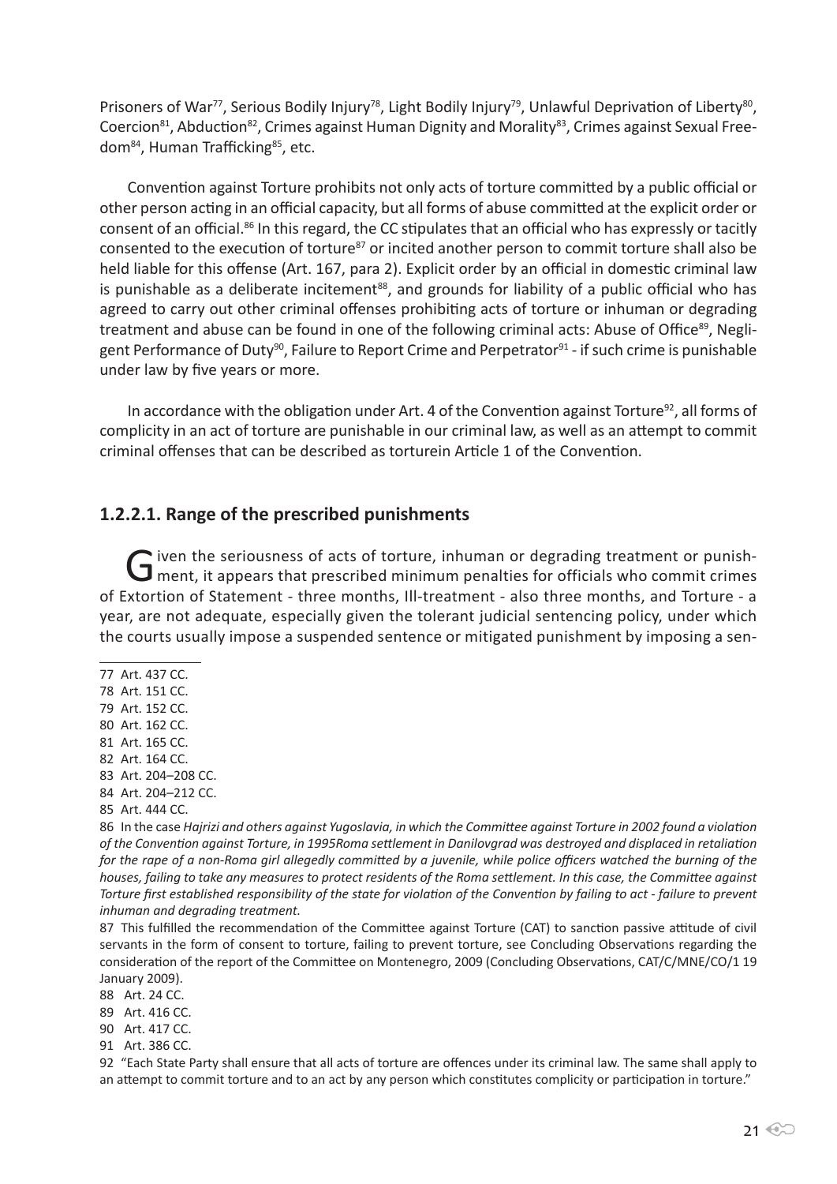Prisoners of War[77], Serious Bodily Injury[78], Light Bodily Injury[79], Unlawful Deprivation of Liberty[80], Coercion[81], Abduction[82], Crimes against Human Dignity and Morality[83], Crimes against Sexual Freedom[84], Human Trafficking[85], etc.

Convention against Torture prohibits not only acts of torture committed by a public official or other person acting in an official capacity, but all forms of abuse committed at the explicit order or consent of an official.[86] In this regard, the CC stipulates that an official who has expressly or tacitly consented to the execution of torture[87] or incited another person to commit torture shall also be held liable for this offense (Art. 167, para 2). Explicit order by an official in domestic criminal law is punishable as a deliberate incitement[88], and grounds for liability of a public official who has agreed to carry out other criminal offenses prohibiting acts of torture or inhuman or degrading treatment and abuse can be found in one of the following criminal acts: Abuse of Office[89], Negligent Performance of Duty[90], Failure to Report Crime and Perpetrator[91] - if such crime is punishable under law by five years or more.

In accordance with the obligation under Art. 4 of the Convention against Torture[92], all forms of complicity in an act of torture are punishable in our criminal law, as well as an attempt to commit criminal offenses that can be described as torturein Article 1 of the Convention.

### 1.2.2.1. Range of the prescribed punishments

Given the seriousness of acts of torture, inhuman or degrading treatment or punishment, it appears that prescribed minimum penalties for officials who commit crimes of Extortion of Statement - three months, Ill-treatment - also three months, and Torture - a year, are not adequate, especially given the tolerant judicial sentencing policy, under which the courts usually impose a suspended sentence or mitigated punishment by imposing a sen-

---

77 Art. 437 CC.

78 Art. 151 CC.

79 Art. 152 CC.

80 Art. 162 CC.

81 Art. 165 CC.

82 Art. 164 CC.

83 Art. 204–208 CC.

84 Art. 204–212 CC.

85 Art. 444 CC.

86 In the case *Hajrizi and others against Yugoslavia, in which the Committee against Torture in 2002 found a violation of the Convention against Torture, in 1995Roma settlement in Danilovgrad was destroyed and displaced in retaliation for the rape of a non-Roma girl allegedly committed by a juvenile, while police officers watched the burning of the houses, failing to take any measures to protect residents of the Roma settlement. In this case, the Committee against Torture first established responsibility of the state for violation of the Convention by failing to act - failure to prevent inhuman and degrading treatment.*

87 This fulfilled the recommendation of the Committee against Torture (CAT) to sanction passive attitude of civil servants in the form of consent to torture, failing to prevent torture, see Concluding Observations regarding the consideration of the report of the Committee on Montenegro, 2009 (Concluding Observations, CAT/C/MNE/CO/1 19 January 2009).

88 Art. 24 CC.

89 Art. 416 CC.

90 Art. 417 CC.

91 Art. 386 CC.

92 "Each State Party shall ensure that all acts of torture are offences under its criminal law. The same shall apply to an attempt to commit torture and to an act by any person which constitutes complicity or participation in torture."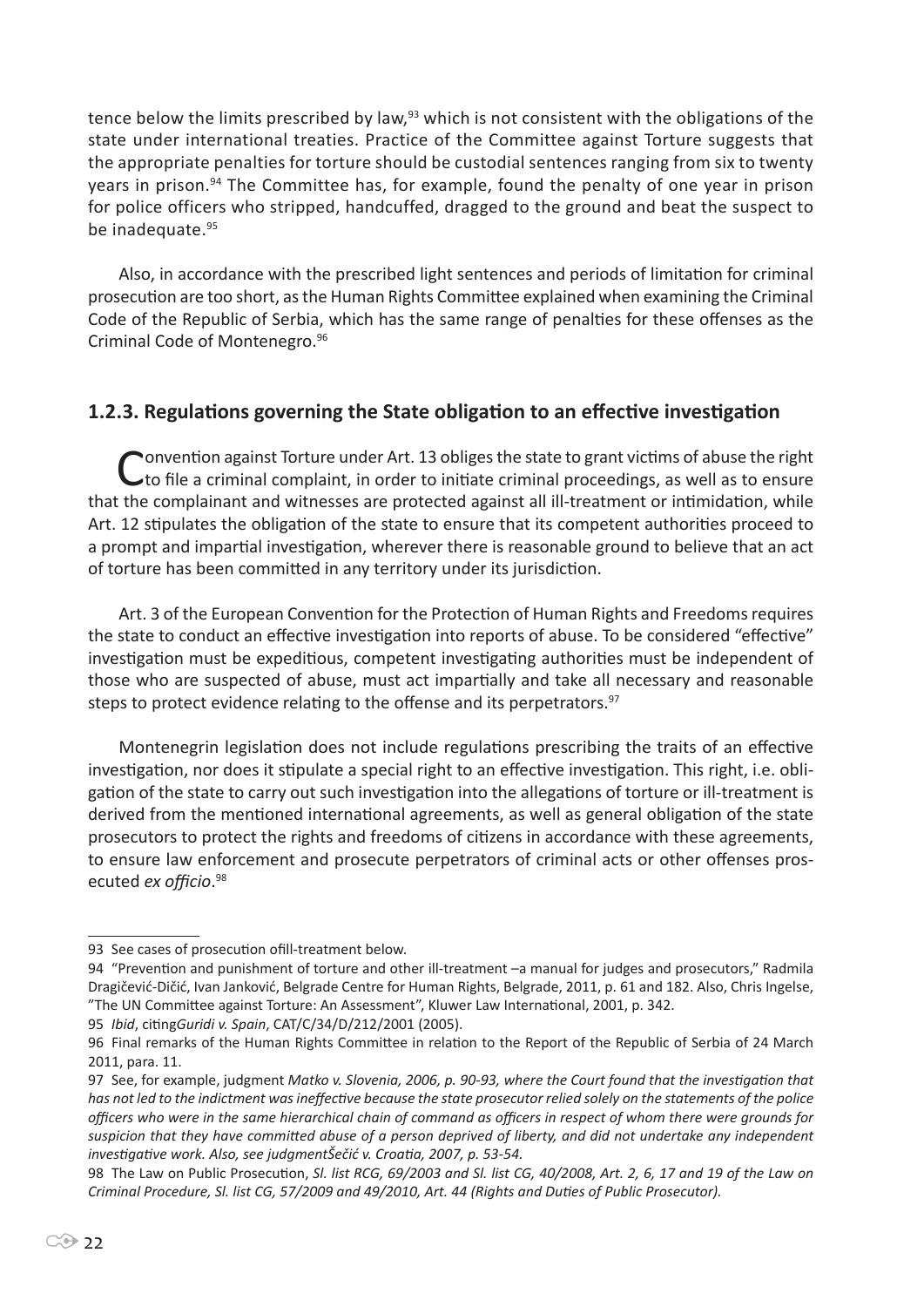tence below the limits prescribed by law,[93] which is not consistent with the obligations of the state under international treaties. Practice of the Committee against Torture suggests that the appropriate penalties for torture should be custodial sentences ranging from six to twenty years in prison.[94] The Committee has, for example, found the penalty of one year in prison for police officers who stripped, handcuffed, dragged to the ground and beat the suspect to be inadequate.[95]

Also, in accordance with the prescribed light sentences and periods of limitation for criminal prosecution are too short, as the Human Rights Committee explained when examining the Criminal Code of the Republic of Serbia, which has the same range of penalties for these offenses as the Criminal Code of Montenegro.[96]

### 1.2.3. Regulations governing the State obligation to an effective investigation

Convention against Torture under Art. 13 obliges the state to grant victims of abuse the right to file a criminal complaint, in order to initiate criminal proceedings, as well as to ensure that the complainant and witnesses are protected against all ill-treatment or intimidation, while Art. 12 stipulates the obligation of the state to ensure that its competent authorities proceed to a prompt and impartial investigation, wherever there is reasonable ground to believe that an act of torture has been committed in any territory under its jurisdiction.

Art. 3 of the European Convention for the Protection of Human Rights and Freedoms requires the state to conduct an effective investigation into reports of abuse. To be considered "effective" investigation must be expeditious, competent investigating authorities must be independent of those who are suspected of abuse, must act impartially and take all necessary and reasonable steps to protect evidence relating to the offense and its perpetrators.[97]

Montenegrin legislation does not include regulations prescribing the traits of an effective investigation, nor does it stipulate a special right to an effective investigation. This right, i.e. obligation of the state to carry out such investigation into the allegations of torture or ill-treatment is derived from the mentioned international agreements, as well as general obligation of the state prosecutors to protect the rights and freedoms of citizens in accordance with these agreements, to ensure law enforcement and prosecute perpetrators of criminal acts or other offenses prosecuted *ex officio*.[98]

---

93 See cases of prosecution ofill-treatment below.

94 "Prevention and punishment of torture and other ill-treatment –a manual for judges and prosecutors," Radmila Dragičević-Dičić, Ivan Janković, Belgrade Centre for Human Rights, Belgrade, 2011, p. 61 and 182. Also, Chris Ingelse, "The UN Committee against Torture: An Assessment", Kluwer Law International, 2001, p. 342.

95 *Ibid*, citing*Guridi v. Spain*, CAT/C/34/D/212/2001 (2005).

96 Final remarks of the Human Rights Committee in relation to the Report of the Republic of Serbia of 24 March 2011, para. 11.

97 See, for example, judgment *Matko v. Slovenia, 2006, p. 90-93, where the Court found that the investigation that has not led to the indictment was ineffective because the state prosecutor relied solely on the statements of the police officers who were in the same hierarchical chain of command as officers in respect of whom there were grounds for suspicion that they have committed abuse of a person deprived of liberty, and did not undertake any independent investigative work. Also, see judgmentŠečić v. Croatia, 2007, p. 53-54.*

98 The Law on Public Prosecution, *Sl. list RCG, 69/2003 and Sl. list CG, 40/2008, Art. 2, 6, 17 and 19 of the Law on Criminal Procedure, Sl. list CG, 57/2009 and 49/2010, Art. 44 (Rights and Duties of Public Prosecutor).*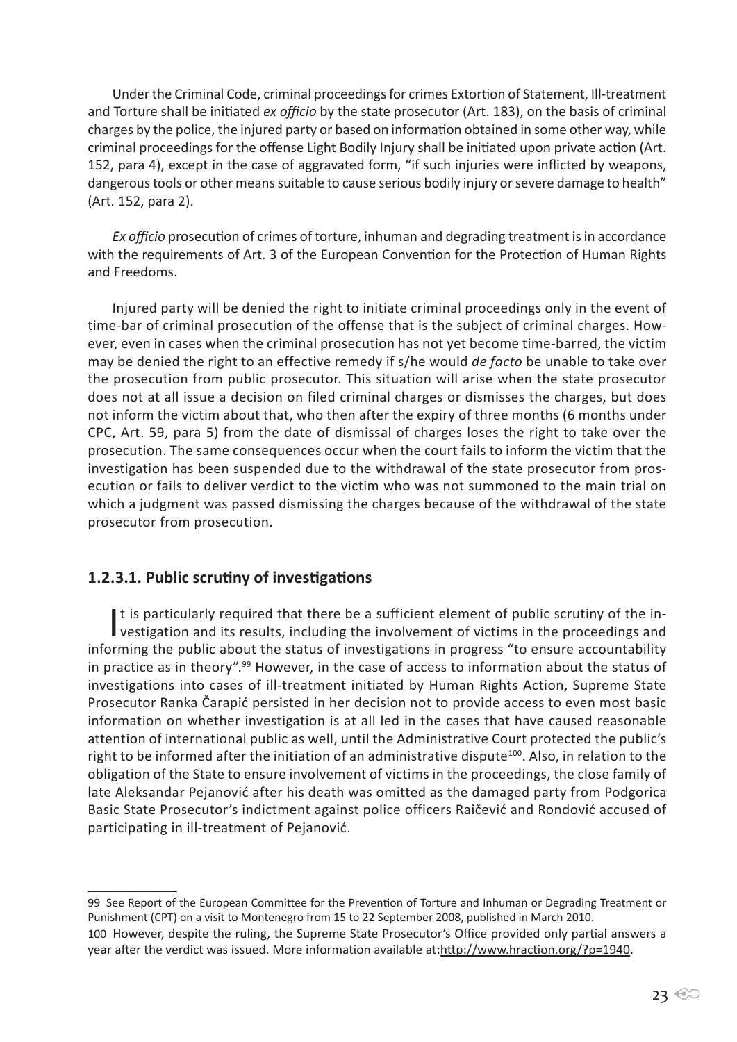Under the Criminal Code, criminal proceedings for crimes Extortion of Statement, Ill-treatment and Torture shall be initiated *ex officio* by the state prosecutor (Art. 183), on the basis of criminal charges by the police, the injured party or based on information obtained in some other way, while criminal proceedings for the offense Light Bodily Injury shall be initiated upon private action (Art. 152, para 4), except in the case of aggravated form, "if such injuries were inflicted by weapons, dangerous tools or other means suitable to cause serious bodily injury or severe damage to health" (Art. 152, para 2).

*Ex officio* prosecution of crimes of torture, inhuman and degrading treatment is in accordance with the requirements of Art. 3 of the European Convention for the Protection of Human Rights and Freedoms.

Injured party will be denied the right to initiate criminal proceedings only in the event of time-bar of criminal prosecution of the offense that is the subject of criminal charges. However, even in cases when the criminal prosecution has not yet become time-barred, the victim may be denied the right to an effective remedy if s/he would *de facto* be unable to take over the prosecution from public prosecutor. This situation will arise when the state prosecutor does not at all issue a decision on filed criminal charges or dismisses the charges, but does not inform the victim about that, who then after the expiry of three months (6 months under CPC, Art. 59, para 5) from the date of dismissal of charges loses the right to take over the prosecution. The same consequences occur when the court fails to inform the victim that the investigation has been suspended due to the withdrawal of the state prosecutor from prosecution or fails to deliver verdict to the victim who was not summoned to the main trial on which a judgment was passed dismissing the charges because of the withdrawal of the state prosecutor from prosecution.

### 1.2.3.1. Public scrutiny of investigations

It is particularly required that there be a sufficient element of public scrutiny of the investigation and its results, including the involvement of victims in the proceedings and informing the public about the status of investigations in progress "to ensure accountability in practice as in theory".[99] However, in the case of access to information about the status of investigations into cases of ill-treatment initiated by Human Rights Action, Supreme State Prosecutor Ranka Čarapić persisted in her decision not to provide access to even most basic information on whether investigation is at all led in the cases that have caused reasonable attention of international public as well, until the Administrative Court protected the public's right to be informed after the initiation of an administrative dispute[100]. Also, in relation to the obligation of the State to ensure involvement of victims in the proceedings, the close family of late Aleksandar Pejanović after his death was omitted as the damaged party from Podgorica Basic State Prosecutor's indictment against police officers Raičević and Rondović accused of participating in ill-treatment of Pejanović.

---

99 See Report of the European Committee for the Prevention of Torture and Inhuman or Degrading Treatment or Punishment (CPT) on a visit to Montenegro from 15 to 22 September 2008, published in March 2010.

100 However, despite the ruling, the Supreme State Prosecutor's Office provided only partial answers a year after the verdict was issued. More information available at:http://www.hraction.org/?p=1940.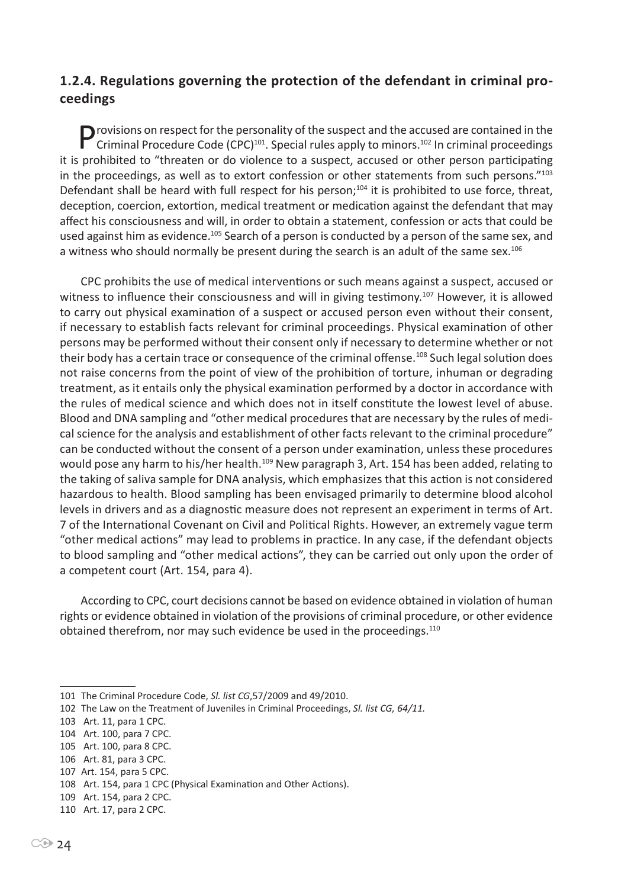### 1.2.4. Regulations governing the protection of the defendant in criminal proceedings

Provisions on respect for the personality of the suspect and the accused are contained in the Criminal Procedure Code (CPC)[101]. Special rules apply to minors.[102] In criminal proceedings it is prohibited to "threaten or do violence to a suspect, accused or other person participating in the proceedings, as well as to extort confession or other statements from such persons."[103] Defendant shall be heard with full respect for his person;[104] it is prohibited to use force, threat, deception, coercion, extortion, medical treatment or medication against the defendant that may affect his consciousness and will, in order to obtain a statement, confession or acts that could be used against him as evidence.[105] Search of a person is conducted by a person of the same sex, and a witness who should normally be present during the search is an adult of the same sex.[106]

CPC prohibits the use of medical interventions or such means against a suspect, accused or witness to influence their consciousness and will in giving testimony.[107] However, it is allowed to carry out physical examination of a suspect or accused person even without their consent, if necessary to establish facts relevant for criminal proceedings. Physical examination of other persons may be performed without their consent only if necessary to determine whether or not their body has a certain trace or consequence of the criminal offense.[108] Such legal solution does not raise concerns from the point of view of the prohibition of torture, inhuman or degrading treatment, as it entails only the physical examination performed by a doctor in accordance with the rules of medical science and which does not in itself constitute the lowest level of abuse. Blood and DNA sampling and "other medical procedures that are necessary by the rules of medical science for the analysis and establishment of other facts relevant to the criminal procedure" can be conducted without the consent of a person under examination, unless these procedures would pose any harm to his/her health.[109] New paragraph 3, Art. 154 has been added, relating to the taking of saliva sample for DNA analysis, which emphasizes that this action is not considered hazardous to health. Blood sampling has been envisaged primarily to determine blood alcohol levels in drivers and as a diagnostic measure does not represent an experiment in terms of Art. 7 of the International Covenant on Civil and Political Rights. However, an extremely vague term "other medical actions" may lead to problems in practice. In any case, if the defendant objects to blood sampling and "other medical actions", they can be carried out only upon the order of a competent court (Art. 154, para 4).

According to CPC, court decisions cannot be based on evidence obtained in violation of human rights or evidence obtained in violation of the provisions of criminal procedure, or other evidence obtained therefrom, nor may such evidence be used in the proceedings.[110]

---

101 The Criminal Procedure Code, *Sl. list CG*,57/2009 and 49/2010.

102 The Law on the Treatment of Juveniles in Criminal Proceedings, *Sl. list CG, 64/11.*

103 Art. 11, para 1 CPC.

104 Art. 100, para 7 CPC.

105 Art. 100, para 8 CPC.

106 Art. 81, para 3 CPC.

107 Art. 154, para 5 CPC.

108 Art. 154, para 1 CPC (Physical Examination and Other Actions).

109 Art. 154, para 2 CPC.

110 Art. 17, para 2 CPC.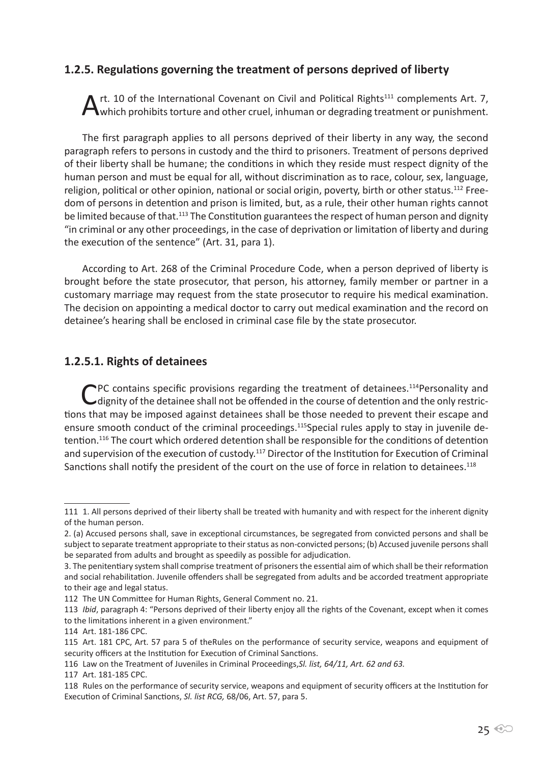### 1.2.5. Regulations governing the treatment of persons deprived of liberty

Art. 10 of the International Covenant on Civil and Political Rights[111] complements Art. 7, which prohibits torture and other cruel, inhuman or degrading treatment or punishment.

The first paragraph applies to all persons deprived of their liberty in any way, the second paragraph refers to persons in custody and the third to prisoners. Treatment of persons deprived of their liberty shall be humane; the conditions in which they reside must respect dignity of the human person and must be equal for all, without discrimination as to race, colour, sex, language, religion, political or other opinion, national or social origin, poverty, birth or other status.[112] Freedom of persons in detention and prison is limited, but, as a rule, their other human rights cannot be limited because of that.[113] The Constitution guarantees the respect of human person and dignity "in criminal or any other proceedings, in the case of deprivation or limitation of liberty and during the execution of the sentence" (Art. 31, para 1).

According to Art. 268 of the Criminal Procedure Code, when a person deprived of liberty is brought before the state prosecutor, that person, his attorney, family member or partner in a customary marriage may request from the state prosecutor to require his medical examination. The decision on appointing a medical doctor to carry out medical examination and the record on detainee's hearing shall be enclosed in criminal case file by the state prosecutor.

#### 1.2.5.1. Rights of detainees

CPC contains specific provisions regarding the treatment of detainees.[114] Personality and dignity of the detainee shall not be offended in the course of detention and the only restrictions that may be imposed against detainees shall be those needed to prevent their escape and ensure smooth conduct of the criminal proceedings.[115] Special rules apply to stay in juvenile detention.[116] The court which ordered detention shall be responsible for the conditions of detention and supervision of the execution of custody.[117] Director of the Institution for Execution of Criminal Sanctions shall notify the president of the court on the use of force in relation to detainees.[118]

---

111 1. All persons deprived of their liberty shall be treated with humanity and with respect for the inherent dignity of the human person.

2. (a) Accused persons shall, save in exceptional circumstances, be segregated from convicted persons and shall be subject to separate treatment appropriate to their status as non-convicted persons; (b) Accused juvenile persons shall be separated from adults and brought as speedily as possible for adjudication.

3. The penitentiary system shall comprise treatment of prisoners the essential aim of which shall be their reformation and social rehabilitation. Juvenile offenders shall be segregated from adults and be accorded treatment appropriate to their age and legal status.

112 The UN Committee for Human Rights, General Comment no. 21.

113 *Ibid*, paragraph 4: "Persons deprived of their liberty enjoy all the rights of the Covenant, except when it comes to the limitations inherent in a given environment."

114 Art. 181-186 CPC.

115 Art. 181 CPC, Art. 57 para 5 of theRules on the performance of security service, weapons and equipment of security officers at the Institution for Execution of Criminal Sanctions.

116 Law on the Treatment of Juveniles in Criminal Proceedings,*Sl. list, 64/11, Art. 62 and 63.*

117 Art. 181-185 CPC.

118 Rules on the performance of security service, weapons and equipment of security officers at the Institution for Execution of Criminal Sanctions, *Sl. list RCG,* 68/06, Art. 57, para 5.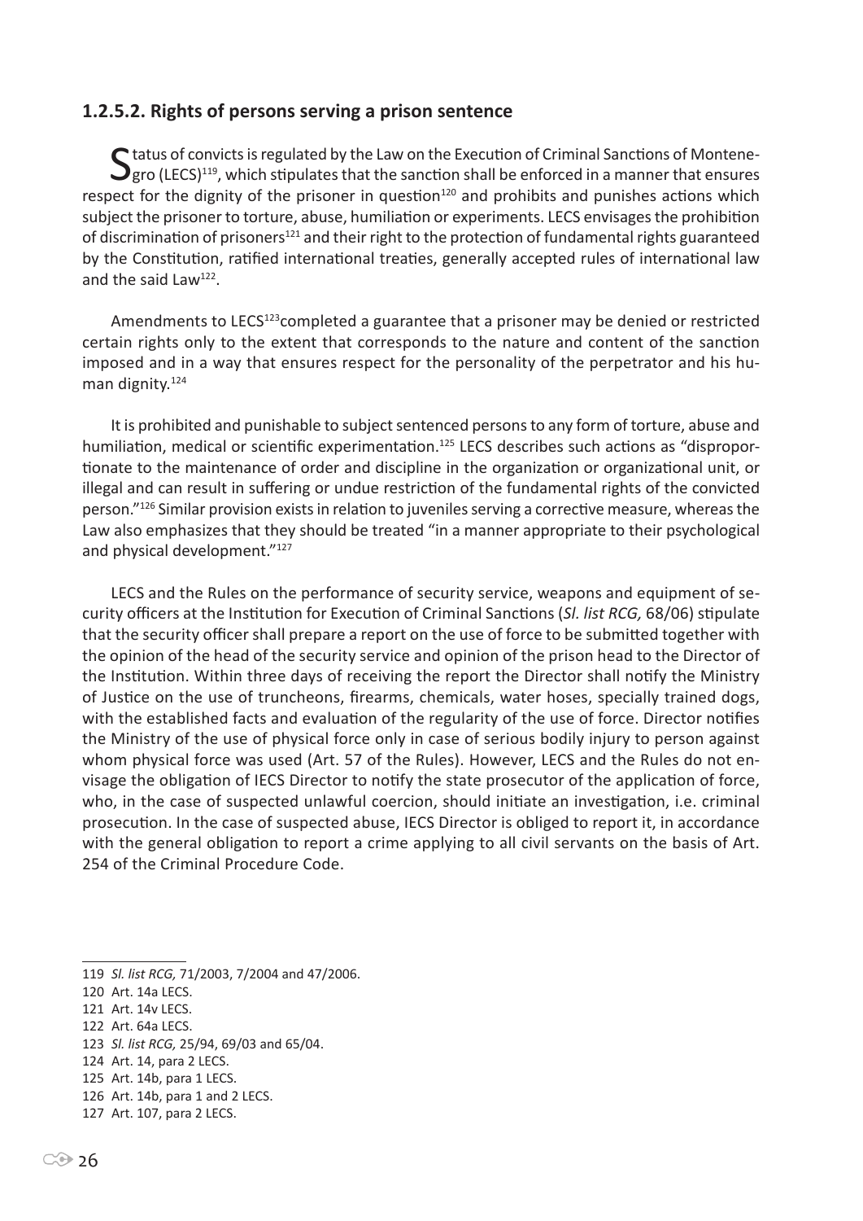### 1.2.5.2. Rights of persons serving a prison sentence

Status of convicts is regulated by the Law on the Execution of Criminal Sanctions of Montenegro (LECS)[119], which stipulates that the sanction shall be enforced in a manner that ensures respect for the dignity of the prisoner in question[120] and prohibits and punishes actions which subject the prisoner to torture, abuse, humiliation or experiments. LECS envisages the prohibition of discrimination of prisoners[121] and their right to the protection of fundamental rights guaranteed by the Constitution, ratified international treaties, generally accepted rules of international law and the said Law[122].

Amendments to LECS[123]completed a guarantee that a prisoner may be denied or restricted certain rights only to the extent that corresponds to the nature and content of the sanction imposed and in a way that ensures respect for the personality of the perpetrator and his human dignity.[124]

It is prohibited and punishable to subject sentenced persons to any form of torture, abuse and humiliation, medical or scientific experimentation.[125] LECS describes such actions as "disproportionate to the maintenance of order and discipline in the organization or organizational unit, or illegal and can result in suffering or undue restriction of the fundamental rights of the convicted person."[126] Similar provision exists in relation to juveniles serving a corrective measure, whereas the Law also emphasizes that they should be treated "in a manner appropriate to their psychological and physical development."[127]

LECS and the Rules on the performance of security service, weapons and equipment of security officers at the Institution for Execution of Criminal Sanctions (*Sl. list RCG,* 68/06) stipulate that the security officer shall prepare a report on the use of force to be submitted together with the opinion of the head of the security service and opinion of the prison head to the Director of the Institution. Within three days of receiving the report the Director shall notify the Ministry of Justice on the use of truncheons, firearms, chemicals, water hoses, specially trained dogs, with the established facts and evaluation of the regularity of the use of force. Director notifies the Ministry of the use of physical force only in case of serious bodily injury to person against whom physical force was used (Art. 57 of the Rules). However, LECS and the Rules do not envisage the obligation of IECS Director to notify the state prosecutor of the application of force, who, in the case of suspected unlawful coercion, should initiate an investigation, i.e. criminal prosecution. In the case of suspected abuse, IECS Director is obliged to report it, in accordance with the general obligation to report a crime applying to all civil servants on the basis of Art. 254 of the Criminal Procedure Code.

---

119 *Sl. list RCG,* 71/2003, 7/2004 and 47/2006.

120 Art. 14a LECS.

121 Art. 14v LECS.

122 Art. 64a LECS.

123 *Sl. list RCG,* 25/94, 69/03 and 65/04.

124 Art. 14, para 2 LECS.

125 Art. 14b, para 1 LECS.

126 Art. 14b, para 1 and 2 LECS.

127 Art. 107, para 2 LECS.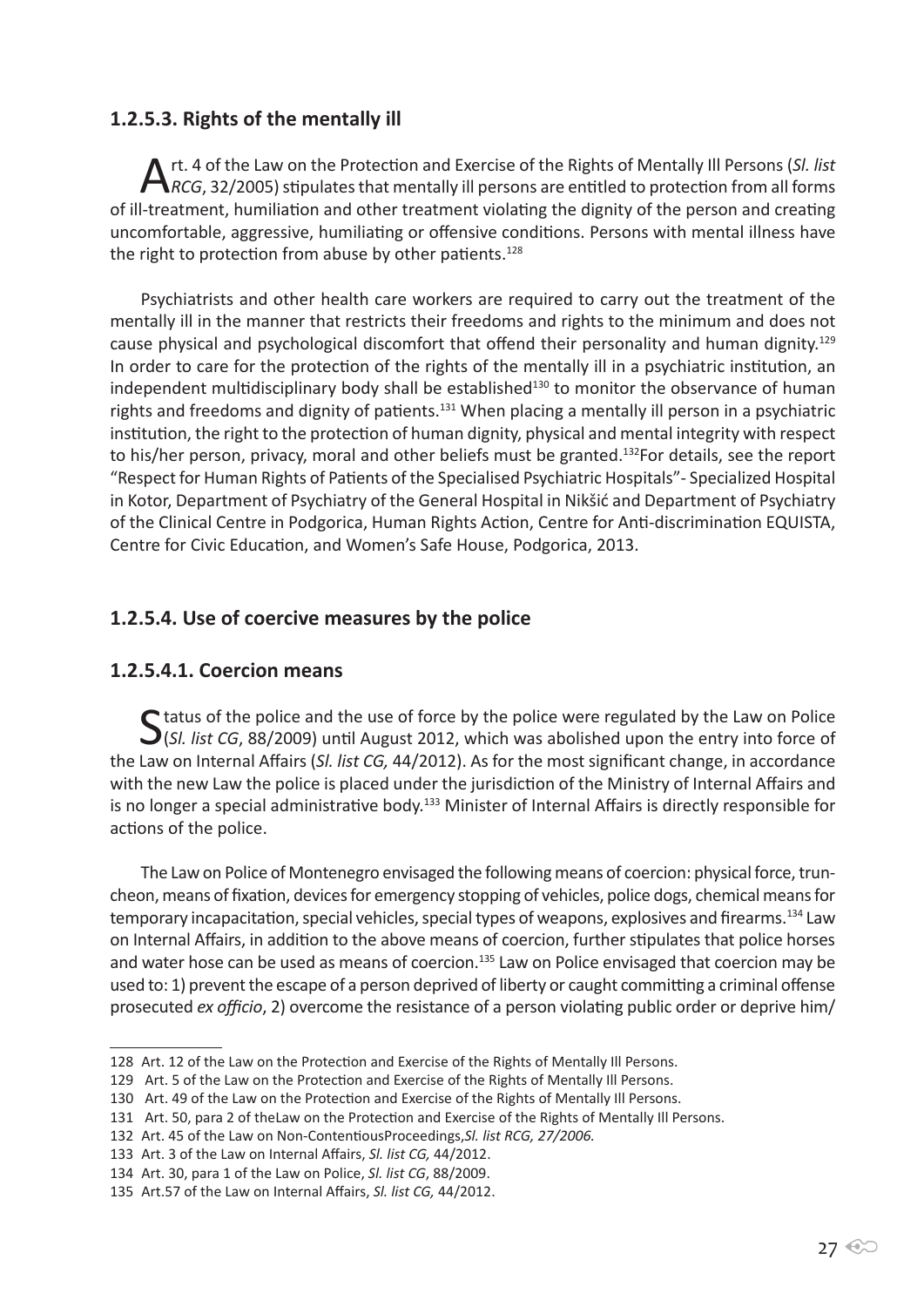### 1.2.5.3. Rights of the mentally ill

Art. 4 of the Law on the Protection and Exercise of the Rights of Mentally Ill Persons (*Sl. list RCG*, 32/2005) stipulates that mentally ill persons are entitled to protection from all forms of ill-treatment, humiliation and other treatment violating the dignity of the person and creating uncomfortable, aggressive, humiliating or offensive conditions. Persons with mental illness have the right to protection from abuse by other patients.[128]

Psychiatrists and other health care workers are required to carry out the treatment of the mentally ill in the manner that restricts their freedoms and rights to the minimum and does not cause physical and psychological discomfort that offend their personality and human dignity.[129] In order to care for the protection of the rights of the mentally ill in a psychiatric institution, an independent multidisciplinary body shall be established[130] to monitor the observance of human rights and freedoms and dignity of patients.[131] When placing a mentally ill person in a psychiatric institution, the right to the protection of human dignity, physical and mental integrity with respect to his/her person, privacy, moral and other beliefs must be granted.[132]For details, see the report "Respect for Human Rights of Patients of the Specialised Psychiatric Hospitals"- Specialized Hospital in Kotor, Department of Psychiatry of the General Hospital in Nikšić and Department of Psychiatry of the Clinical Centre in Podgorica, Human Rights Action, Centre for Anti-discrimination EQUISTA, Centre for Civic Education, and Women's Safe House, Podgorica, 2013.

### 1.2.5.4. Use of coercive measures by the police

### 1.2.5.4.1. Coercion means

Status of the police and the use of force by the police were regulated by the Law on Police (*Sl. list CG*, 88/2009) until August 2012, which was abolished upon the entry into force of the Law on Internal Affairs (*Sl. list CG,* 44/2012). As for the most significant change, in accordance with the new Law the police is placed under the jurisdiction of the Ministry of Internal Affairs and is no longer a special administrative body.[133] Minister of Internal Affairs is directly responsible for actions of the police.

The Law on Police of Montenegro envisaged the following means of coercion: physical force, truncheon, means of fixation, devices for emergency stopping of vehicles, police dogs, chemical means for temporary incapacitation, special vehicles, special types of weapons, explosives and firearms.[134] Law on Internal Affairs, in addition to the above means of coercion, further stipulates that police horses and water hose can be used as means of coercion.[135] Law on Police envisaged that coercion may be used to: 1) prevent the escape of a person deprived of liberty or caught committing a criminal offense prosecuted *ex officio*, 2) overcome the resistance of a person violating public order or deprive him/

---

128 Art. 12 of the Law on the Protection and Exercise of the Rights of Mentally Ill Persons.

129 Art. 5 of the Law on the Protection and Exercise of the Rights of Mentally Ill Persons.

130 Art. 49 of the Law on the Protection and Exercise of the Rights of Mentally Ill Persons.

131 Art. 50, para 2 of theLaw on the Protection and Exercise of the Rights of Mentally Ill Persons.

132 Art. 45 of the Law on Non-ContentiousProceedings,*Sl. list RCG, 27/2006.*

133 Art. 3 of the Law on Internal Affairs, *Sl. list CG,* 44/2012.

134 Art. 30, para 1 of the Law on Police, *Sl. list CG*, 88/2009.

135 Art.57 of the Law on Internal Affairs, *Sl. list CG,* 44/2012.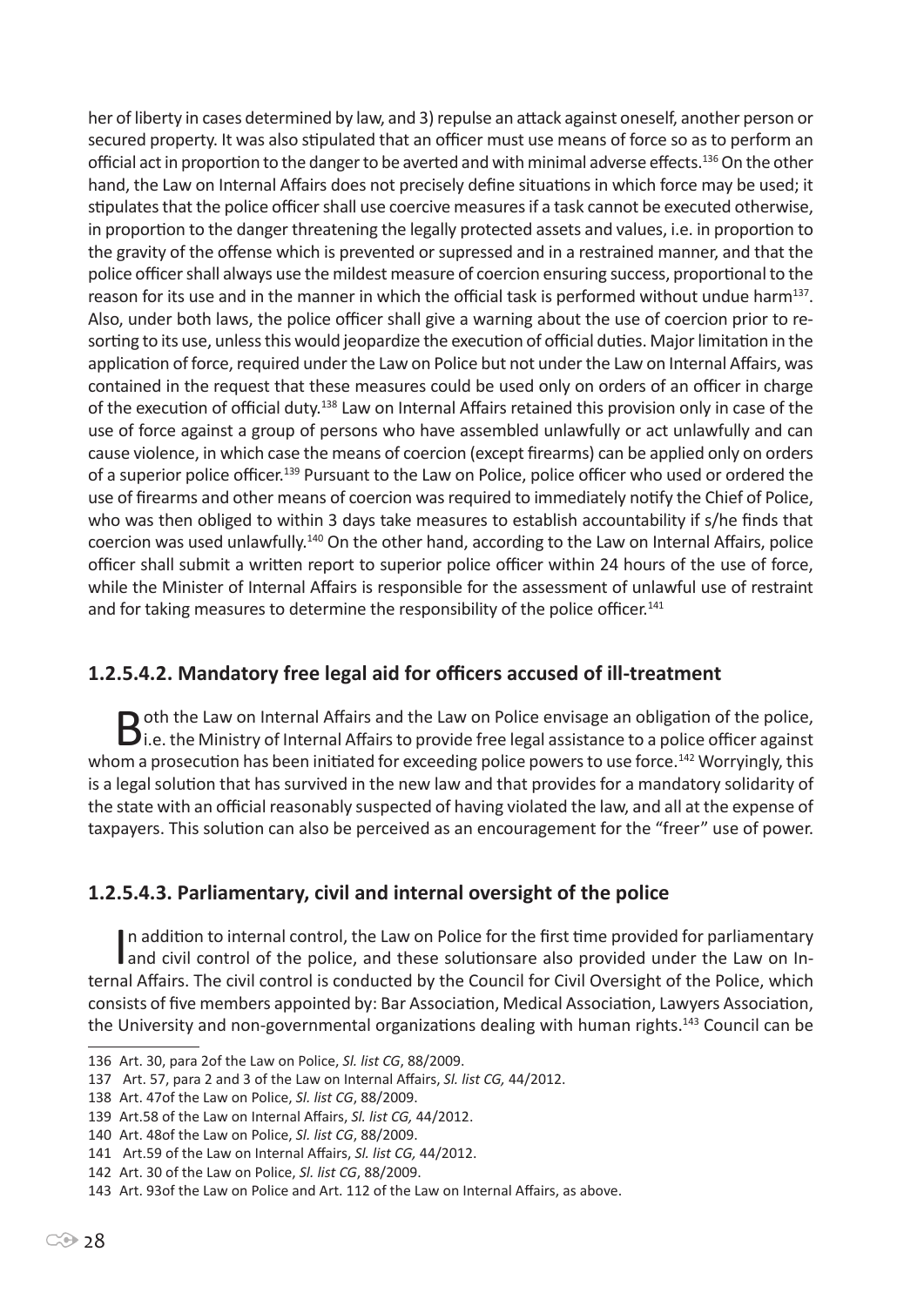her of liberty in cases determined by law, and 3) repulse an attack against oneself, another person or secured property. It was also stipulated that an officer must use means of force so as to perform an official act in proportion to the danger to be averted and with minimal adverse effects.[136] On the other hand, the Law on Internal Affairs does not precisely define situations in which force may be used; it stipulates that the police officer shall use coercive measures if a task cannot be executed otherwise, in proportion to the danger threatening the legally protected assets and values, i.e. in proportion to the gravity of the offense which is prevented or supressed and in a restrained manner, and that the police officer shall always use the mildest measure of coercion ensuring success, proportional to the reason for its use and in the manner in which the official task is performed without undue harm[137]. Also, under both laws, the police officer shall give a warning about the use of coercion prior to resorting to its use, unless this would jeopardize the execution of official duties. Major limitation in the application of force, required under the Law on Police but not under the Law on Internal Affairs, was contained in the request that these measures could be used only on orders of an officer in charge of the execution of official duty.[138] Law on Internal Affairs retained this provision only in case of the use of force against a group of persons who have assembled unlawfully or act unlawfully and can cause violence, in which case the means of coercion (except firearms) can be applied only on orders of a superior police officer.[139] Pursuant to the Law on Police, police officer who used or ordered the use of firearms and other means of coercion was required to immediately notify the Chief of Police, who was then obliged to within 3 days take measures to establish accountability if s/he finds that coercion was used unlawfully.[140] On the other hand, according to the Law on Internal Affairs, police officer shall submit a written report to superior police officer within 24 hours of the use of force, while the Minister of Internal Affairs is responsible for the assessment of unlawful use of restraint and for taking measures to determine the responsibility of the police officer.[141]

### 1.2.5.4.2. Mandatory free legal aid for officers accused of ill-treatment

Both the Law on Internal Affairs and the Law on Police envisage an obligation of the police, i.e. the Ministry of Internal Affairs to provide free legal assistance to a police officer against whom a prosecution has been initiated for exceeding police powers to use force.[142] Worryingly, this is a legal solution that has survived in the new law and that provides for a mandatory solidarity of the state with an official reasonably suspected of having violated the law, and all at the expense of taxpayers. This solution can also be perceived as an encouragement for the "freer" use of power.

### 1.2.5.4.3. Parliamentary, civil and internal oversight of the police

In addition to internal control, the Law on Police for the first time provided for parliamentary and civil control of the police, and these solutionsare also provided under the Law on Internal Affairs. The civil control is conducted by the Council for Civil Oversight of the Police, which consists of five members appointed by: Bar Association, Medical Association, Lawyers Association, the University and non-governmental organizations dealing with human rights.[143] Council can be

---

136 Art. 30, para 2of the Law on Police, *Sl. list CG*, 88/2009.

137 Art. 57, para 2 and 3 of the Law on Internal Affairs, *Sl. list CG,* 44/2012.

138 Art. 47of the Law on Police, *Sl. list CG*, 88/2009.

139 Art.58 of the Law on Internal Affairs, *Sl. list CG,* 44/2012.

140 Art. 48of the Law on Police, *Sl. list CG*, 88/2009.

141 Art.59 of the Law on Internal Affairs, *Sl. list CG,* 44/2012.

142 Art. 30 of the Law on Police, *Sl. list CG*, 88/2009.

143 Art. 93of the Law on Police and Art. 112 of the Law on Internal Affairs, as above.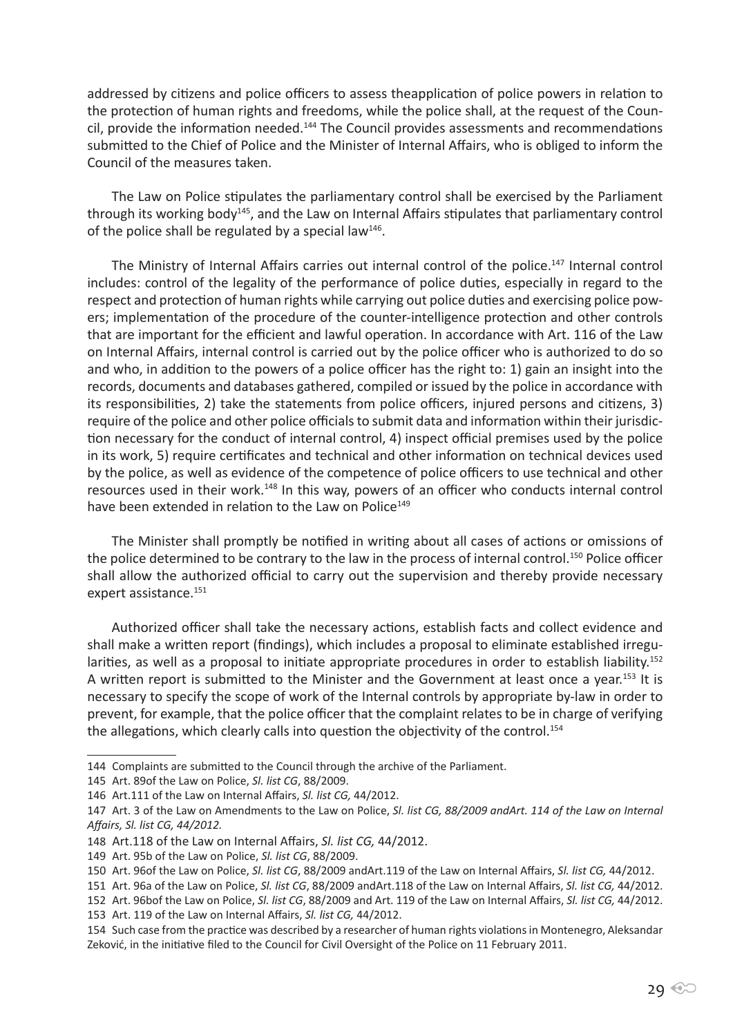addressed by citizens and police officers to assess theapplication of police powers in relation to the protection of human rights and freedoms, while the police shall, at the request of the Council, provide the information needed.[144] The Council provides assessments and recommendations submitted to the Chief of Police and the Minister of Internal Affairs, who is obliged to inform the Council of the measures taken.

The Law on Police stipulates the parliamentary control shall be exercised by the Parliament through its working body[145], and the Law on Internal Affairs stipulates that parliamentary control of the police shall be regulated by a special law[146].

The Ministry of Internal Affairs carries out internal control of the police.[147] Internal control includes: control of the legality of the performance of police duties, especially in regard to the respect and protection of human rights while carrying out police duties and exercising police powers; implementation of the procedure of the counter-intelligence protection and other controls that are important for the efficient and lawful operation. In accordance with Art. 116 of the Law on Internal Affairs, internal control is carried out by the police officer who is authorized to do so and who, in addition to the powers of a police officer has the right to: 1) gain an insight into the records, documents and databases gathered, compiled or issued by the police in accordance with its responsibilities, 2) take the statements from police officers, injured persons and citizens, 3) require of the police and other police officials to submit data and information within their jurisdiction necessary for the conduct of internal control, 4) inspect official premises used by the police in its work, 5) require certificates and technical and other information on technical devices used by the police, as well as evidence of the competence of police officers to use technical and other resources used in their work.[148] In this way, powers of an officer who conducts internal control have been extended in relation to the Law on Police[149]

The Minister shall promptly be notified in writing about all cases of actions or omissions of the police determined to be contrary to the law in the process of internal control.[150] Police officer shall allow the authorized official to carry out the supervision and thereby provide necessary expert assistance.[151]

Authorized officer shall take the necessary actions, establish facts and collect evidence and shall make a written report (findings), which includes a proposal to eliminate established irregularities, as well as a proposal to initiate appropriate procedures in order to establish liability.[152] A written report is submitted to the Minister and the Government at least once a year.[153] It is necessary to specify the scope of work of the Internal controls by appropriate by-law in order to prevent, for example, that the police officer that the complaint relates to be in charge of verifying the allegations, which clearly calls into question the objectivity of the control.[154]

---

144 Complaints are submitted to the Council through the archive of the Parliament.

145 Art. 89of the Law on Police, *Sl. list CG*, 88/2009.

146 Art.111 of the Law on Internal Affairs, *Sl. list CG,* 44/2012.

147 Art. 3 of the Law on Amendments to the Law on Police, *Sl. list CG, 88/2009 andArt. 114 of the Law on Internal Affairs, Sl. list CG, 44/2012.*

148 Art.118 of the Law on Internal Affairs, *Sl. list CG,* 44/2012.

149 Art. 95b of the Law on Police, *Sl. list CG*, 88/2009.

150 Art. 96of the Law on Police, *Sl. list CG*, 88/2009 andArt.119 of the Law on Internal Affairs, *Sl. list CG,* 44/2012.

151 Art. 96a of the Law on Police, *Sl. list CG*, 88/2009 andArt.118 of the Law on Internal Affairs, *Sl. list CG,* 44/2012.

152 Art. 96bof the Law on Police, *Sl. list CG*, 88/2009 and Art. 119 of the Law on Internal Affairs, *Sl. list CG,* 44/2012.

153 Art. 119 of the Law on Internal Affairs, *Sl. list CG,* 44/2012.

154 Such case from the practice was described by a researcher of human rights violations in Montenegro, Aleksandar Zeković, in the initiative filed to the Council for Civil Oversight of the Police on 11 February 2011.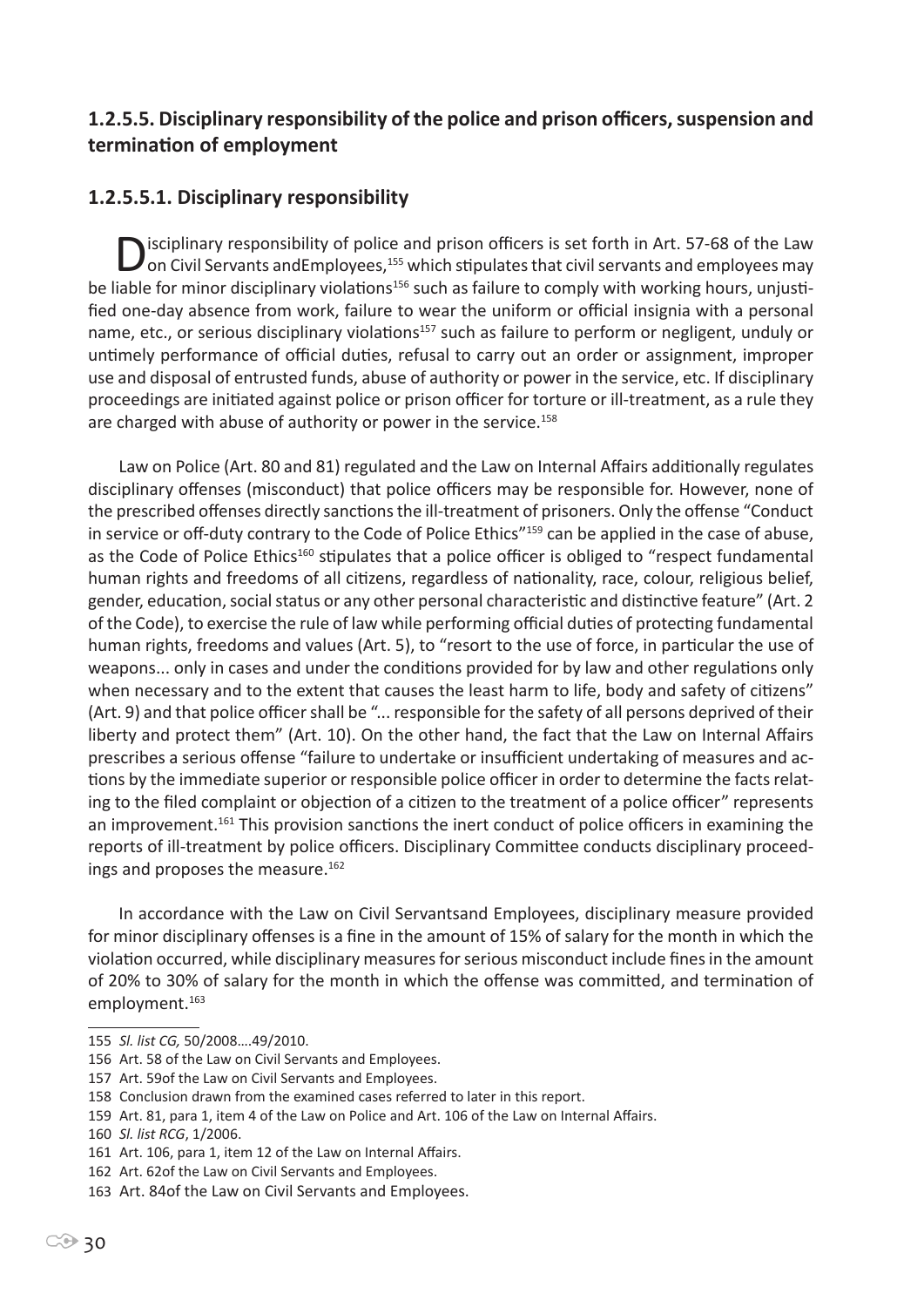### 1.2.5.5. Disciplinary responsibility of the police and prison officers, suspension and termination of employment

#### 1.2.5.5.1. Disciplinary responsibility

Disciplinary responsibility of police and prison officers is set forth in Art. 57-68 of the Law on Civil Servants andEmployees,[155] which stipulates that civil servants and employees may be liable for minor disciplinary violations[156] such as failure to comply with working hours, unjustified one-day absence from work, failure to wear the uniform or official insignia with a personal name, etc., or serious disciplinary violations[157] such as failure to perform or negligent, unduly or untimely performance of official duties, refusal to carry out an order or assignment, improper use and disposal of entrusted funds, abuse of authority or power in the service, etc. If disciplinary proceedings are initiated against police or prison officer for torture or ill-treatment, as a rule they are charged with abuse of authority or power in the service.[158]

Law on Police (Art. 80 and 81) regulated and the Law on Internal Affairs additionally regulates disciplinary offenses (misconduct) that police officers may be responsible for. However, none of the prescribed offenses directly sanctions the ill-treatment of prisoners. Only the offense "Conduct in service or off-duty contrary to the Code of Police Ethics"[159] can be applied in the case of abuse, as the Code of Police Ethics[160] stipulates that a police officer is obliged to "respect fundamental human rights and freedoms of all citizens, regardless of nationality, race, colour, religious belief, gender, education, social status or any other personal characteristic and distinctive feature" (Art. 2 of the Code), to exercise the rule of law while performing official duties of protecting fundamental human rights, freedoms and values (Art. 5), to "resort to the use of force, in particular the use of weapons... only in cases and under the conditions provided for by law and other regulations only when necessary and to the extent that causes the least harm to life, body and safety of citizens" (Art. 9) and that police officer shall be "... responsible for the safety of all persons deprived of their liberty and protect them" (Art. 10). On the other hand, the fact that the Law on Internal Affairs prescribes a serious offense "failure to undertake or insufficient undertaking of measures and actions by the immediate superior or responsible police officer in order to determine the facts relating to the filed complaint or objection of a citizen to the treatment of a police officer" represents an improvement.[161] This provision sanctions the inert conduct of police officers in examining the reports of ill-treatment by police officers. Disciplinary Committee conducts disciplinary proceedings and proposes the measure.[162]

In accordance with the Law on Civil Servantsand Employees, disciplinary measure provided for minor disciplinary offenses is a fine in the amount of 15% of salary for the month in which the violation occurred, while disciplinary measures for serious misconduct include fines in the amount of 20% to 30% of salary for the month in which the offense was committed, and termination of employment.[163]

---

155 *Sl. list CG,* 50/2008….49/2010.

156 Art. 58 of the Law on Civil Servants and Employees.

157 Art. 59of the Law on Civil Servants and Employees.

158 Conclusion drawn from the examined cases referred to later in this report.

159 Art. 81, para 1, item 4 of the Law on Police and Art. 106 of the Law on Internal Affairs.

160 *Sl. list RCG*, 1/2006.

161 Art. 106, para 1, item 12 of the Law on Internal Affairs.

162 Art. 62of the Law on Civil Servants and Employees.

163 Art. 84of the Law on Civil Servants and Employees.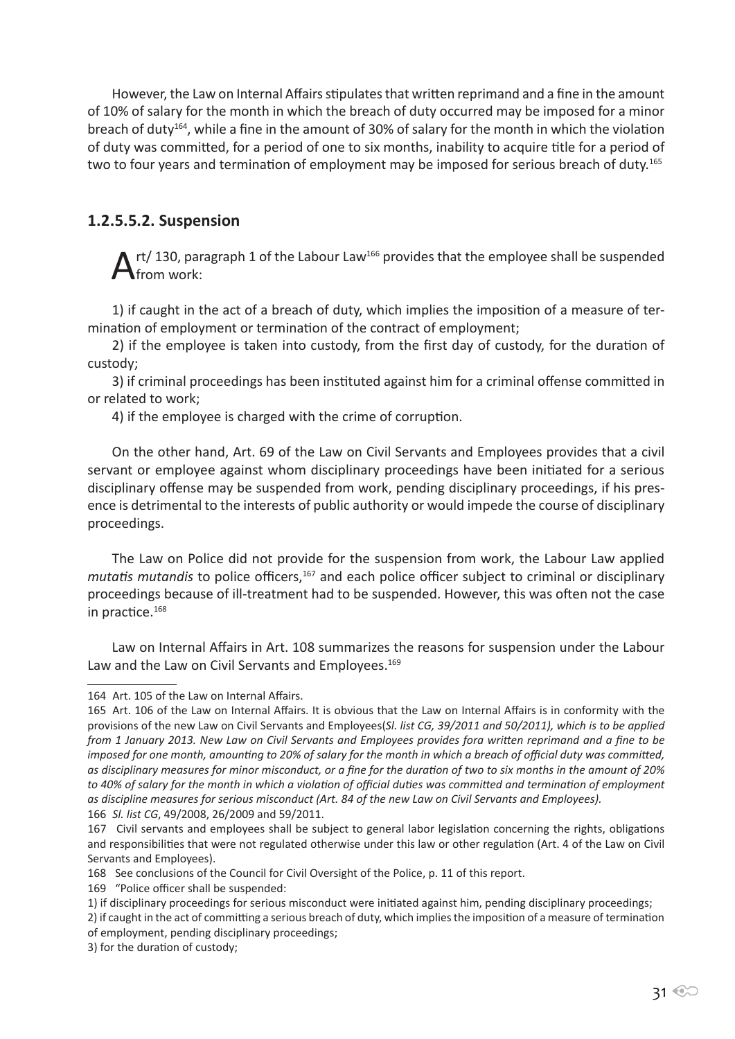However, the Law on Internal Affairs stipulates that written reprimand and a fine in the amount of 10% of salary for the month in which the breach of duty occurred may be imposed for a minor breach of duty[164], while a fine in the amount of 30% of salary for the month in which the violation of duty was committed, for a period of one to six months, inability to acquire title for a period of two to four years and termination of employment may be imposed for serious breach of duty.[165]

### 1.2.5.5.2. Suspension

Art/ 130, paragraph 1 of the Labour Law[166] provides that the employee shall be suspended from work:

1) if caught in the act of a breach of duty, which implies the imposition of a measure of termination of employment or termination of the contract of employment;

2) if the employee is taken into custody, from the first day of custody, for the duration of custody;

3) if criminal proceedings has been instituted against him for a criminal offense committed in or related to work;

4) if the employee is charged with the crime of corruption.

On the other hand, Art. 69 of the Law on Civil Servants and Employees provides that a civil servant or employee against whom disciplinary proceedings have been initiated for a serious disciplinary offense may be suspended from work, pending disciplinary proceedings, if his presence is detrimental to the interests of public authority or would impede the course of disciplinary proceedings.

The Law on Police did not provide for the suspension from work, the Labour Law applied *mutatis mutandis* to police officers,[167] and each police officer subject to criminal or disciplinary proceedings because of ill-treatment had to be suspended. However, this was often not the case in practice.[168]

Law on Internal Affairs in Art. 108 summarizes the reasons for suspension under the Labour Law and the Law on Civil Servants and Employees.[169]

---

164 Art. 105 of the Law on Internal Affairs.

165 Art. 106 of the Law on Internal Affairs. It is obvious that the Law on Internal Affairs is in conformity with the provisions of the new Law on Civil Servants and Employees(*Sl. list CG, 39/2011 and 50/2011), which is to be applied from 1 January 2013. New Law on Civil Servants and Employees provides fora written reprimand and a fine to be imposed for one month, amounting to 20% of salary for the month in which a breach of official duty was committed, as disciplinary measures for minor misconduct, or a fine for the duration of two to six months in the amount of 20% to 40% of salary for the month in which a violation of official duties was committed and termination of employment as discipline measures for serious misconduct (Art. 84 of the new Law on Civil Servants and Employees).*

166 *Sl. list CG*, 49/2008, 26/2009 and 59/2011.

167 Civil servants and employees shall be subject to general labor legislation concerning the rights, obligations and responsibilities that were not regulated otherwise under this law or other regulation (Art. 4 of the Law on Civil Servants and Employees).

168 See conclusions of the Council for Civil Oversight of the Police, p. 11 of this report.

169 "Police officer shall be suspended:

1) if disciplinary proceedings for serious misconduct were initiated against him, pending disciplinary proceedings;

2) if caught in the act of committing a serious breach of duty, which implies the imposition of a measure of termination of employment, pending disciplinary proceedings;

3) for the duration of custody;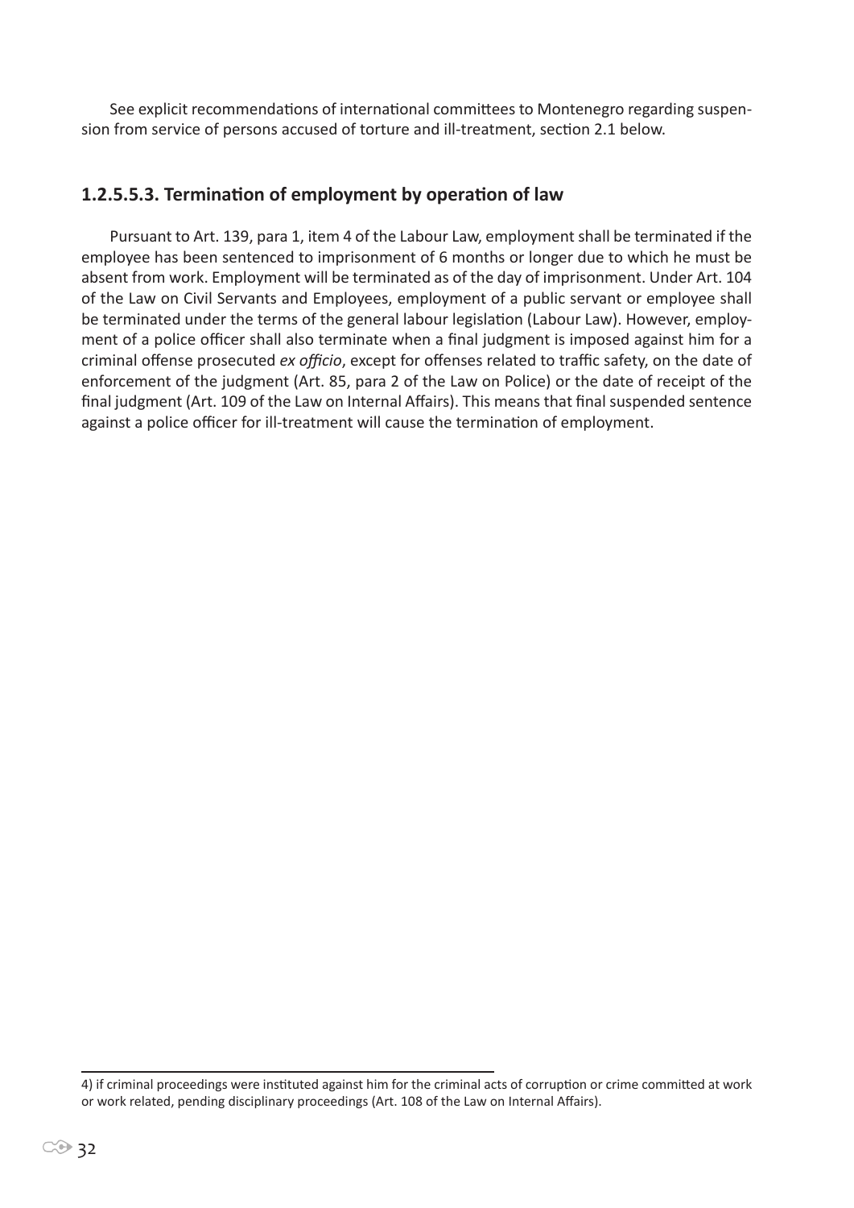See explicit recommendations of international committees to Montenegro regarding suspension from service of persons accused of torture and ill-treatment, section 2.1 below.

### 1.2.5.5.3. Termination of employment by operation of law

Pursuant to Art. 139, para 1, item 4 of the Labour Law, employment shall be terminated if the employee has been sentenced to imprisonment of 6 months or longer due to which he must be absent from work. Employment will be terminated as of the day of imprisonment. Under Art. 104 of the Law on Civil Servants and Employees, employment of a public servant or employee shall be terminated under the terms of the general labour legislation (Labour Law). However, employment of a police officer shall also terminate when a final judgment is imposed against him for a criminal offense prosecuted *ex officio*, except for offenses related to traffic safety, on the date of enforcement of the judgment (Art. 85, para 2 of the Law on Police) or the date of receipt of the final judgment (Art. 109 of the Law on Internal Affairs). This means that final suspended sentence against a police officer for ill-treatment will cause the termination of employment.

---

4) if criminal proceedings were instituted against him for the criminal acts of corruption or crime committed at work or work related, pending disciplinary proceedings (Art. 108 of the Law on Internal Affairs).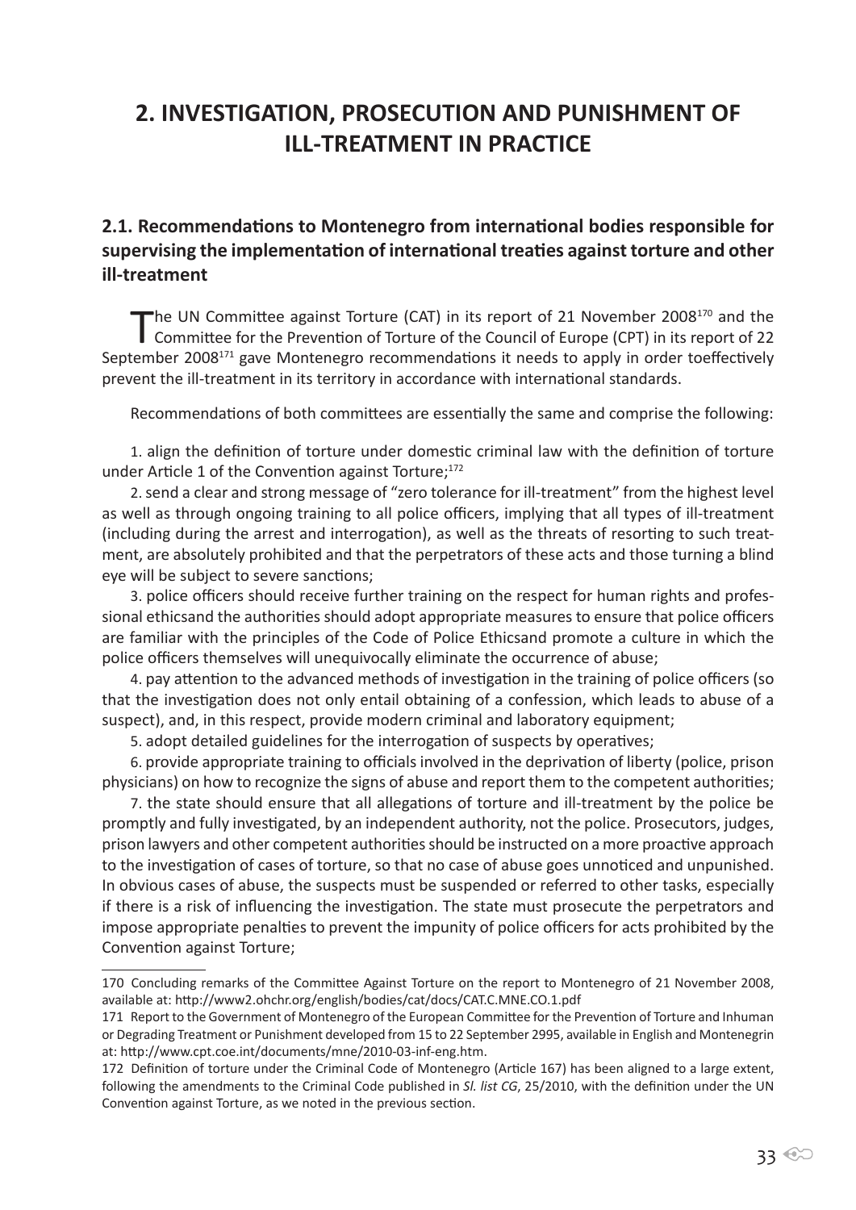# 2. INVESTIGATION, PROSECUTION AND PUNISHMENT OF ILL-TREATMENT IN PRACTICE

## 2.1. Recommendations to Montenegro from international bodies responsible for supervising the implementation of international treaties against torture and other ill-treatment

The UN Committee against Torture (CAT) in its report of 21 November 2008[170] and the Committee for the Prevention of Torture of the Council of Europe (CPT) in its report of 22 September 2008[171] gave Montenegro recommendations it needs to apply in order toeffectively prevent the ill-treatment in its territory in accordance with international standards.

Recommendations of both committees are essentially the same and comprise the following:

1. align the definition of torture under domestic criminal law with the definition of torture under Article 1 of the Convention against Torture;[172]

2. send a clear and strong message of "zero tolerance for ill-treatment" from the highest level as well as through ongoing training to all police officers, implying that all types of ill-treatment (including during the arrest and interrogation), as well as the threats of resorting to such treatment, are absolutely prohibited and that the perpetrators of these acts and those turning a blind eye will be subject to severe sanctions;

3. police officers should receive further training on the respect for human rights and professional ethicsand the authorities should adopt appropriate measures to ensure that police officers are familiar with the principles of the Code of Police Ethicsand promote a culture in which the police officers themselves will unequivocally eliminate the occurrence of abuse;

4. pay attention to the advanced methods of investigation in the training of police officers (so that the investigation does not only entail obtaining of a confession, which leads to abuse of a suspect), and, in this respect, provide modern criminal and laboratory equipment;

5. adopt detailed guidelines for the interrogation of suspects by operatives;

6. provide appropriate training to officials involved in the deprivation of liberty (police, prison physicians) on how to recognize the signs of abuse and report them to the competent authorities;

7. the state should ensure that all allegations of torture and ill-treatment by the police be promptly and fully investigated, by an independent authority, not the police. Prosecutors, judges, prison lawyers and other competent authorities should be instructed on a more proactive approach to the investigation of cases of torture, so that no case of abuse goes unnoticed and unpunished. In obvious cases of abuse, the suspects must be suspended or referred to other tasks, especially if there is a risk of influencing the investigation. The state must prosecute the perpetrators and impose appropriate penalties to prevent the impunity of police officers for acts prohibited by the Convention against Torture;

---

170 Concluding remarks of the Committee Against Torture on the report to Montenegro of 21 November 2008, available at: http://www2.ohchr.org/english/bodies/cat/docs/CAT.C.MNE.CO.1.pdf

171 Report to the Government of Montenegro of the European Committee for the Prevention of Torture and Inhuman or Degrading Treatment or Punishment developed from 15 to 22 September 2995, available in English and Montenegrin at: http://www.cpt.coe.int/documents/mne/2010-03-inf-eng.htm.

172 Definition of torture under the Criminal Code of Montenegro (Article 167) has been aligned to a large extent, following the amendments to the Criminal Code published in *Sl. list CG*, 25/2010, with the definition under the UN Convention against Torture, as we noted in the previous section.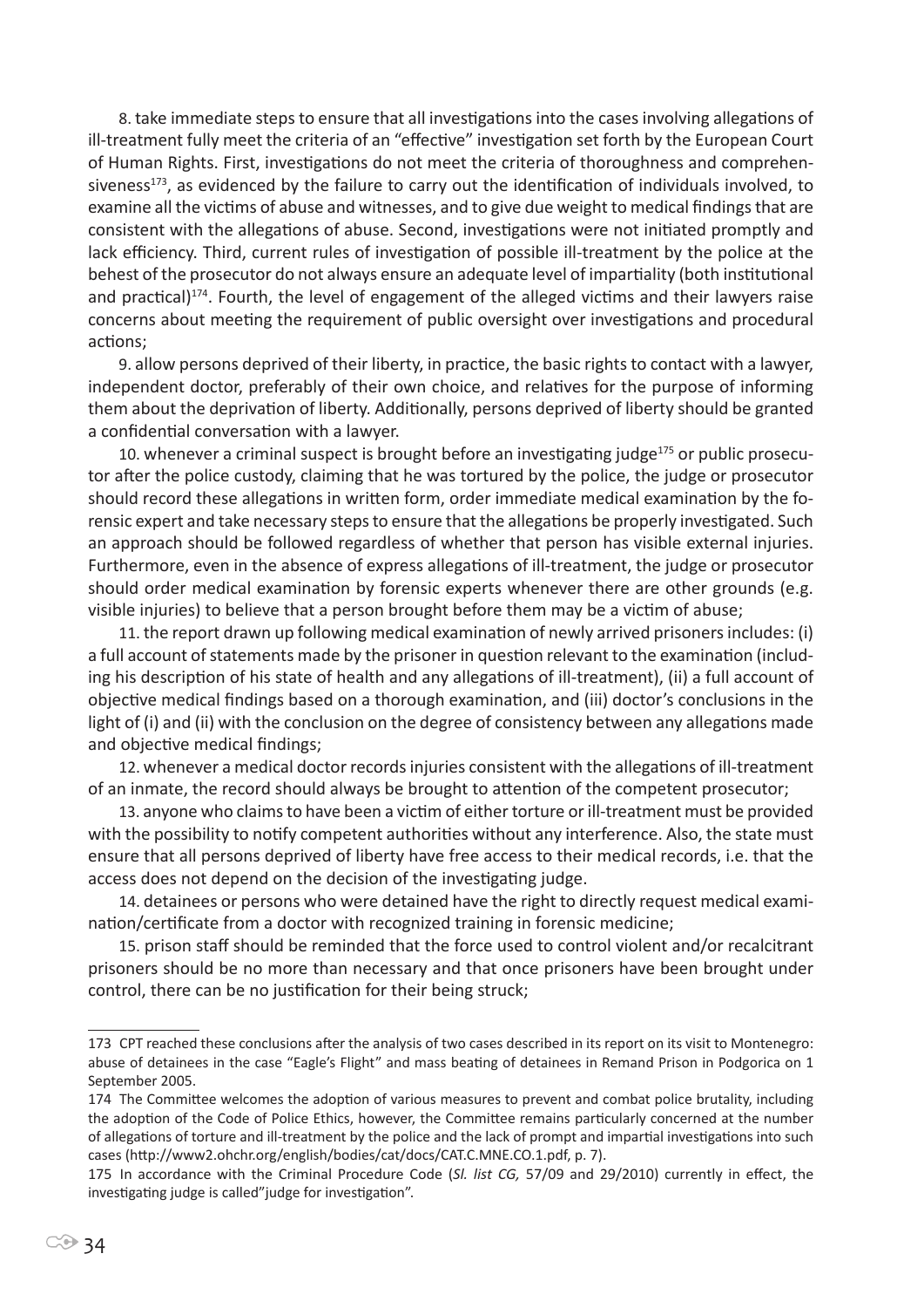8. take immediate steps to ensure that all investigations into the cases involving allegations of ill-treatment fully meet the criteria of an "effective" investigation set forth by the European Court of Human Rights. First, investigations do not meet the criteria of thoroughness and comprehensiveness[173], as evidenced by the failure to carry out the identification of individuals involved, to examine all the victims of abuse and witnesses, and to give due weight to medical findings that are consistent with the allegations of abuse. Second, investigations were not initiated promptly and lack efficiency. Third, current rules of investigation of possible ill-treatment by the police at the behest of the prosecutor do not always ensure an adequate level of impartiality (both institutional and practical)[174]. Fourth, the level of engagement of the alleged victims and their lawyers raise concerns about meeting the requirement of public oversight over investigations and procedural actions;

9. allow persons deprived of their liberty, in practice, the basic rights to contact with a lawyer, independent doctor, preferably of their own choice, and relatives for the purpose of informing them about the deprivation of liberty. Additionally, persons deprived of liberty should be granted a confidential conversation with a lawyer.

10. whenever a criminal suspect is brought before an investigating judge[175] or public prosecutor after the police custody, claiming that he was tortured by the police, the judge or prosecutor should record these allegations in written form, order immediate medical examination by the forensic expert and take necessary steps to ensure that the allegations be properly investigated. Such an approach should be followed regardless of whether that person has visible external injuries. Furthermore, even in the absence of express allegations of ill-treatment, the judge or prosecutor should order medical examination by forensic experts whenever there are other grounds (e.g. visible injuries) to believe that a person brought before them may be a victim of abuse;

11. the report drawn up following medical examination of newly arrived prisoners includes: (i) a full account of statements made by the prisoner in question relevant to the examination (including his description of his state of health and any allegations of ill-treatment), (ii) a full account of objective medical findings based on a thorough examination, and (iii) doctor's conclusions in the light of (i) and (ii) with the conclusion on the degree of consistency between any allegations made and objective medical findings;

12. whenever a medical doctor records injuries consistent with the allegations of ill-treatment of an inmate, the record should always be brought to attention of the competent prosecutor;

13. anyone who claims to have been a victim of either torture or ill-treatment must be provided with the possibility to notify competent authorities without any interference. Also, the state must ensure that all persons deprived of liberty have free access to their medical records, i.e. that the access does not depend on the decision of the investigating judge.

14. detainees or persons who were detained have the right to directly request medical examination/certificate from a doctor with recognized training in forensic medicine;

15. prison staff should be reminded that the force used to control violent and/or recalcitrant prisoners should be no more than necessary and that once prisoners have been brought under control, there can be no justification for their being struck;

---

173 CPT reached these conclusions after the analysis of two cases described in its report on its visit to Montenegro: abuse of detainees in the case "Eagle's Flight" and mass beating of detainees in Remand Prison in Podgorica on 1 September 2005.

174 The Committee welcomes the adoption of various measures to prevent and combat police brutality, including the adoption of the Code of Police Ethics, however, the Committee remains particularly concerned at the number of allegations of torture and ill-treatment by the police and the lack of prompt and impartial investigations into such cases (http://www2.ohchr.org/english/bodies/cat/docs/CAT.C.MNE.CO.1.pdf, p. 7).

175 In accordance with the Criminal Procedure Code (*Sl. list CG,* 57/09 and 29/2010) currently in effect, the investigating judge is called"judge for investigation".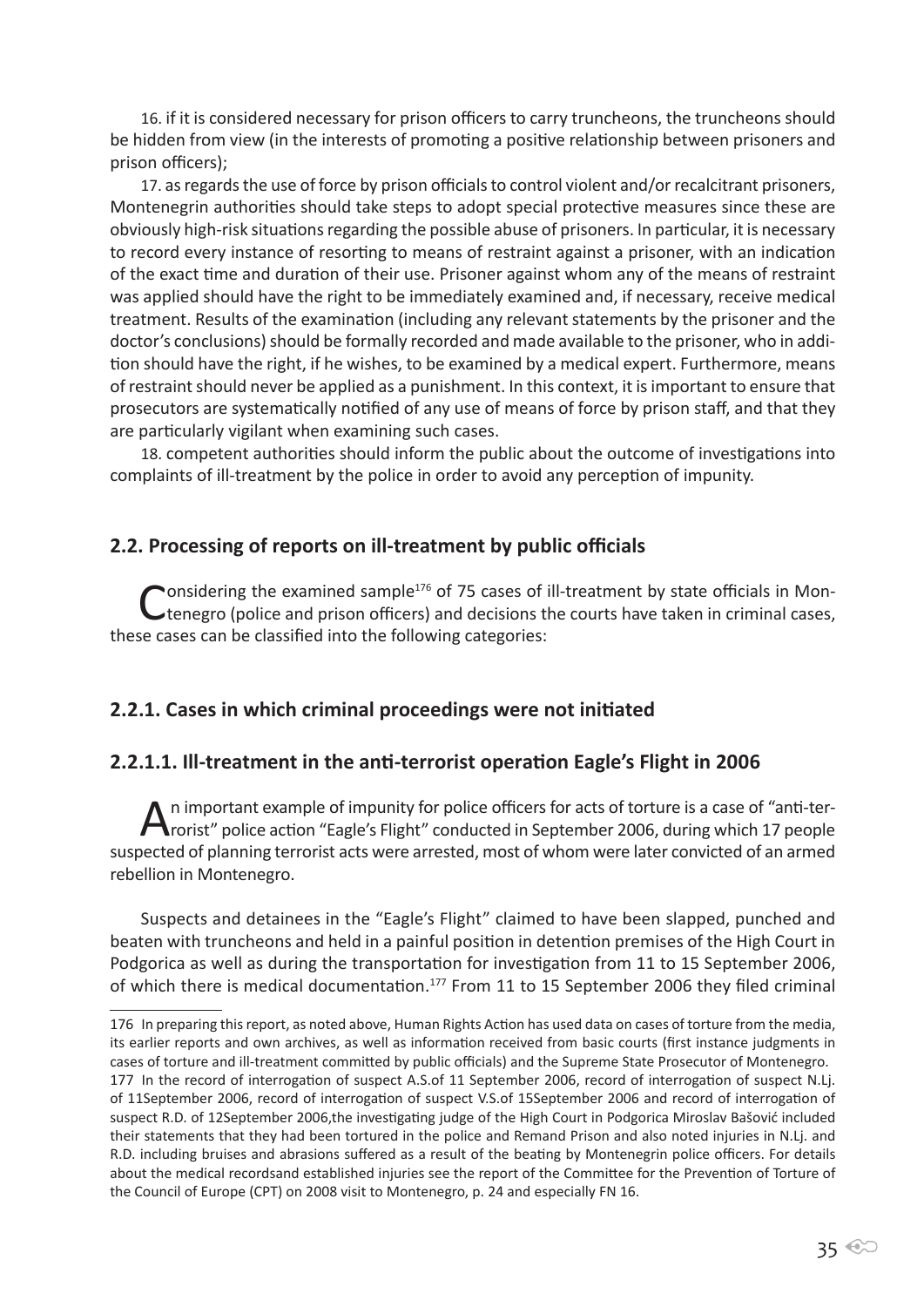16. if it is considered necessary for prison officers to carry truncheons, the truncheons should be hidden from view (in the interests of promoting a positive relationship between prisoners and prison officers);

17. as regards the use of force by prison officials to control violent and/or recalcitrant prisoners, Montenegrin authorities should take steps to adopt special protective measures since these are obviously high-risk situations regarding the possible abuse of prisoners. In particular, it is necessary to record every instance of resorting to means of restraint against a prisoner, with an indication of the exact time and duration of their use. Prisoner against whom any of the means of restraint was applied should have the right to be immediately examined and, if necessary, receive medical treatment. Results of the examination (including any relevant statements by the prisoner and the doctor's conclusions) should be formally recorded and made available to the prisoner, who in addition should have the right, if he wishes, to be examined by a medical expert. Furthermore, means of restraint should never be applied as a punishment. In this context, it is important to ensure that prosecutors are systematically notified of any use of means of force by prison staff, and that they are particularly vigilant when examining such cases.

18. competent authorities should inform the public about the outcome of investigations into complaints of ill-treatment by the police in order to avoid any perception of impunity.

## 2.2. Processing of reports on ill-treatment by public officials

Considering the examined sample[176] of 75 cases of ill-treatment by state officials in Montenegro (police and prison officers) and decisions the courts have taken in criminal cases, these cases can be classified into the following categories:

### 2.2.1. Cases in which criminal proceedings were not initiated

#### 2.2.1.1. Ill-treatment in the anti-terrorist operation Eagle's Flight in 2006

An important example of impunity for police officers for acts of torture is a case of "anti-terrorist" police action "Eagle's Flight" conducted in September 2006, during which 17 people suspected of planning terrorist acts were arrested, most of whom were later convicted of an armed rebellion in Montenegro.

Suspects and detainees in the "Eagle's Flight" claimed to have been slapped, punched and beaten with truncheons and held in a painful position in detention premises of the High Court in Podgorica as well as during the transportation for investigation from 11 to 15 September 2006, of which there is medical documentation.[177] From 11 to 15 September 2006 they filed criminal

---

176 In preparing this report, as noted above, Human Rights Action has used data on cases of torture from the media, its earlier reports and own archives, as well as information received from basic courts (first instance judgments in cases of torture and ill-treatment committed by public officials) and the Supreme State Prosecutor of Montenegro.

177 In the record of interrogation of suspect A.S.of 11 September 2006, record of interrogation of suspect N.Lj. of 11September 2006, record of interrogation of suspect V.S.of 15September 2006 and record of interrogation of suspect R.D. of 12September 2006,the investigating judge of the High Court in Podgorica Miroslav Bašović included their statements that they had been tortured in the police and Remand Prison and also noted injuries in N.Lj. and R.D. including bruises and abrasions suffered as a result of the beating by Montenegrin police officers. For details about the medical recordsand established injuries see the report of the Committee for the Prevention of Torture of the Council of Europe (CPT) on 2008 visit to Montenegro, p. 24 and especially FN 16.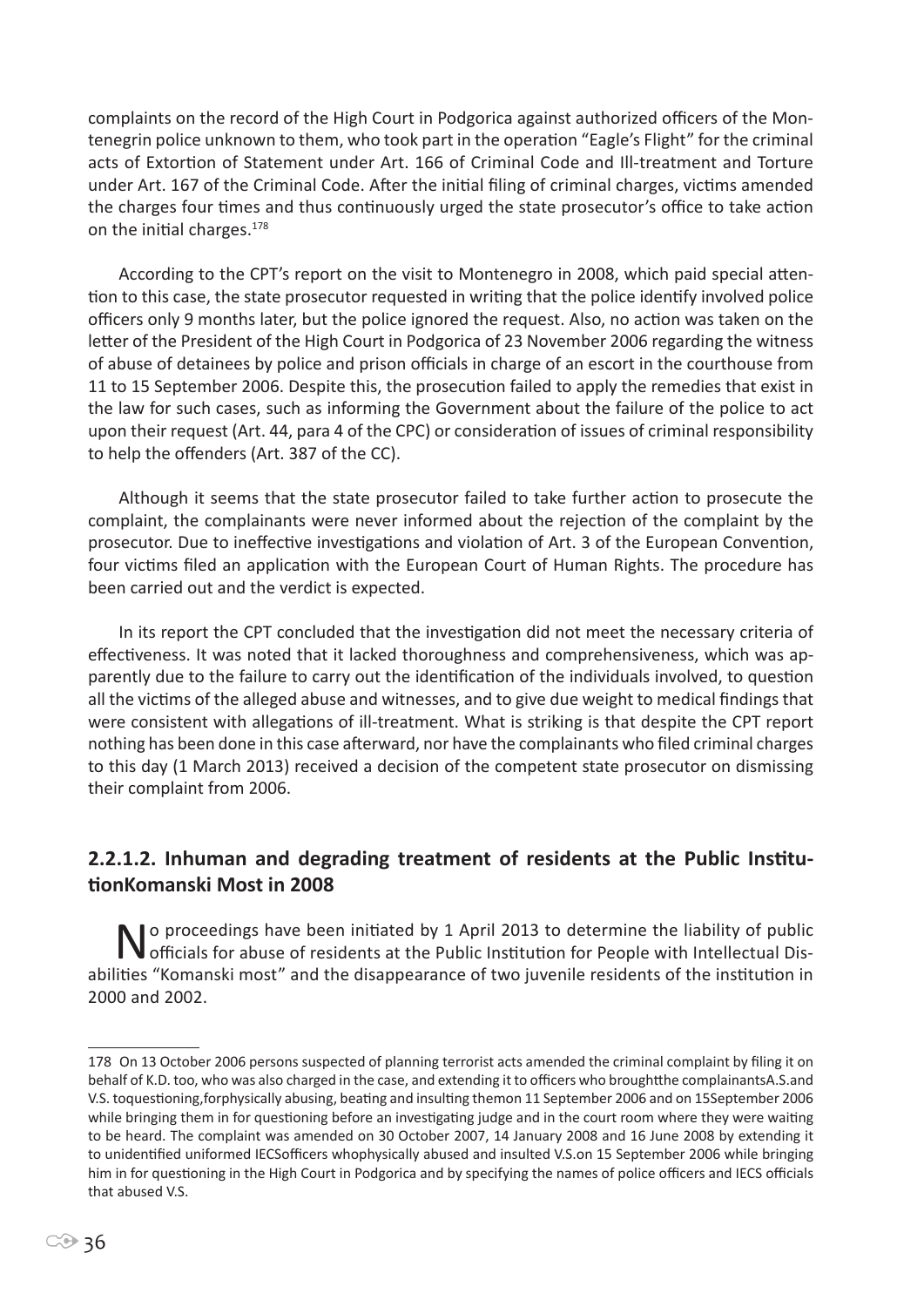complaints on the record of the High Court in Podgorica against authorized officers of the Montenegrin police unknown to them, who took part in the operation "Eagle's Flight" for the criminal acts of Extortion of Statement under Art. 166 of Criminal Code and Ill-treatment and Torture under Art. 167 of the Criminal Code. After the initial filing of criminal charges, victims amended the charges four times and thus continuously urged the state prosecutor's office to take action on the initial charges.[178]

According to the CPT's report on the visit to Montenegro in 2008, which paid special attention to this case, the state prosecutor requested in writing that the police identify involved police officers only 9 months later, but the police ignored the request. Also, no action was taken on the letter of the President of the High Court in Podgorica of 23 November 2006 regarding the witness of abuse of detainees by police and prison officials in charge of an escort in the courthouse from 11 to 15 September 2006. Despite this, the prosecution failed to apply the remedies that exist in the law for such cases, such as informing the Government about the failure of the police to act upon their request (Art. 44, para 4 of the CPC) or consideration of issues of criminal responsibility to help the offenders (Art. 387 of the CC).

Although it seems that the state prosecutor failed to take further action to prosecute the complaint, the complainants were never informed about the rejection of the complaint by the prosecutor. Due to ineffective investigations and violation of Art. 3 of the European Convention, four victims filed an application with the European Court of Human Rights. The procedure has been carried out and the verdict is expected.

In its report the CPT concluded that the investigation did not meet the necessary criteria of effectiveness. It was noted that it lacked thoroughness and comprehensiveness, which was apparently due to the failure to carry out the identification of the individuals involved, to question all the victims of the alleged abuse and witnesses, and to give due weight to medical findings that were consistent with allegations of ill-treatment. What is striking is that despite the CPT report nothing has been done in this case afterward, nor have the complainants who filed criminal charges to this day (1 March 2013) received a decision of the competent state prosecutor on dismissing their complaint from 2006.

### 2.2.1.2. Inhuman and degrading treatment of residents at the Public InstitutionKomanski Most in 2008

No proceedings have been initiated by 1 April 2013 to determine the liability of public officials for abuse of residents at the Public Institution for People with Intellectual Disabilities "Komanski most" and the disappearance of two juvenile residents of the institution in 2000 and 2002.

---

178 On 13 October 2006 persons suspected of planning terrorist acts amended the criminal complaint by filing it on behalf of K.D. too, who was also charged in the case, and extending it to officers who broughtthe complainantsA.S.and V.S. toquestioning,forphysically abusing, beating and insulting themon 11 September 2006 and on 15September 2006 while bringing them in for questioning before an investigating judge and in the court room where they were waiting to be heard. The complaint was amended on 30 October 2007, 14 January 2008 and 16 June 2008 by extending it to unidentified uniformed IECSofficers whophysically abused and insulted V.S.on 15 September 2006 while bringing him in for questioning in the High Court in Podgorica and by specifying the names of police officers and IECS officials that abused V.S.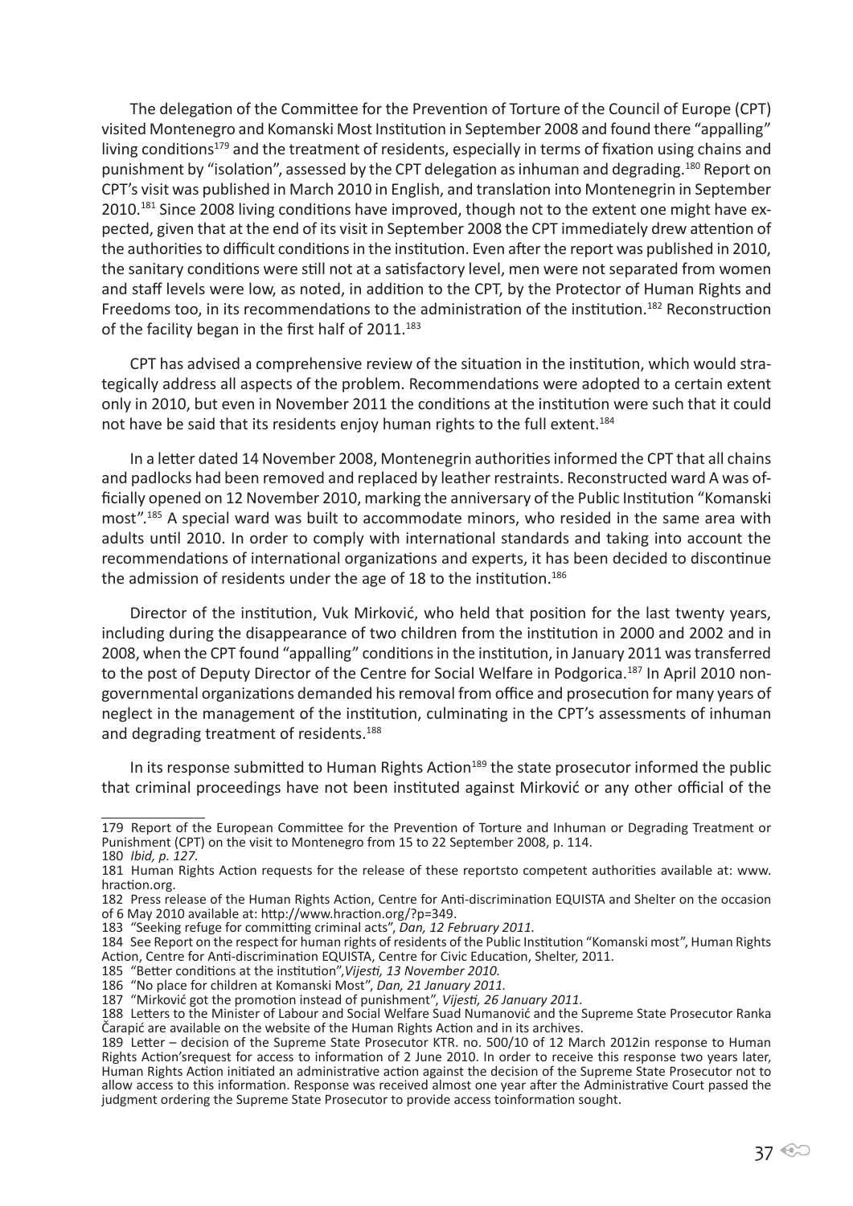The delegation of the Committee for the Prevention of Torture of the Council of Europe (CPT) visited Montenegro and Komanski Most Institution in September 2008 and found there "appalling" living conditions[179] and the treatment of residents, especially in terms of fixation using chains and punishment by "isolation", assessed by the CPT delegation as inhuman and degrading.[180] Report on CPT's visit was published in March 2010 in English, and translation into Montenegrin in September 2010.[181] Since 2008 living conditions have improved, though not to the extent one might have expected, given that at the end of its visit in September 2008 the CPT immediately drew attention of the authorities to difficult conditions in the institution. Even after the report was published in 2010, the sanitary conditions were still not at a satisfactory level, men were not separated from women and staff levels were low, as noted, in addition to the CPT, by the Protector of Human Rights and Freedoms too, in its recommendations to the administration of the institution.[182] Reconstruction of the facility began in the first half of 2011.[183]

CPT has advised a comprehensive review of the situation in the institution, which would strategically address all aspects of the problem. Recommendations were adopted to a certain extent only in 2010, but even in November 2011 the conditions at the institution were such that it could not have be said that its residents enjoy human rights to the full extent.[184]

In a letter dated 14 November 2008, Montenegrin authorities informed the CPT that all chains and padlocks had been removed and replaced by leather restraints. Reconstructed ward A was officially opened on 12 November 2010, marking the anniversary of the Public Institution "Komanski most".[185] A special ward was built to accommodate minors, who resided in the same area with adults until 2010. In order to comply with international standards and taking into account the recommendations of international organizations and experts, it has been decided to discontinue the admission of residents under the age of 18 to the institution.[186]

Director of the institution, Vuk Mirković, who held that position for the last twenty years, including during the disappearance of two children from the institution in 2000 and 2002 and in 2008, when the CPT found "appalling" conditions in the institution, in January 2011 was transferred to the post of Deputy Director of the Centre for Social Welfare in Podgorica.[187] In April 2010 non-governmental organizations demanded his removal from office and prosecution for many years of neglect in the management of the institution, culminating in the CPT's assessments of inhuman and degrading treatment of residents.[188]

In its response submitted to Human Rights Action[189] the state prosecutor informed the public that criminal proceedings have not been instituted against Mirković or any other official of the

---

179 Report of the European Committee for the Prevention of Torture and Inhuman or Degrading Treatment or Punishment (CPT) on the visit to Montenegro from 15 to 22 September 2008, p. 114.

180 *Ibid, p. 127.*

181 Human Rights Action requests for the release of these reportsto competent authorities available at: www.hraction.org.

182 Press release of the Human Rights Action, Centre for Anti-discrimination EQUISTA and Shelter on the occasion of 6 May 2010 available at: http://www.hraction.org/?p=349.

183 "Seeking refuge for committing criminal acts", *Dan, 12 February 2011.*

184 See Report on the respect for human rights of residents of the Public Institution "Komanski most", Human Rights Action, Centre for Anti-discrimination EQUISTA, Centre for Civic Education, Shelter, 2011.

185 "Better conditions at the institution",*Vijesti, 13 November 2010.*

186 "No place for children at Komanski Most", *Dan, 21 January 2011.*

187 "Mirković got the promotion instead of punishment", *Vijesti, 26 January 2011.*

188 Letters to the Minister of Labour and Social Welfare Suad Numanović and the Supreme State Prosecutor Ranka Čarapić are available on the website of the Human Rights Action and in its archives.

189 Letter – decision of the Supreme State Prosecutor KTR. no. 500/10 of 12 March 2012in response to Human Rights Action'srequest for access to information of 2 June 2010. In order to receive this response two years later, Human Rights Action initiated an administrative action against the decision of the Supreme State Prosecutor not to allow access to this information. Response was received almost one year after the Administrative Court passed the judgment ordering the Supreme State Prosecutor to provide access toinformation sought.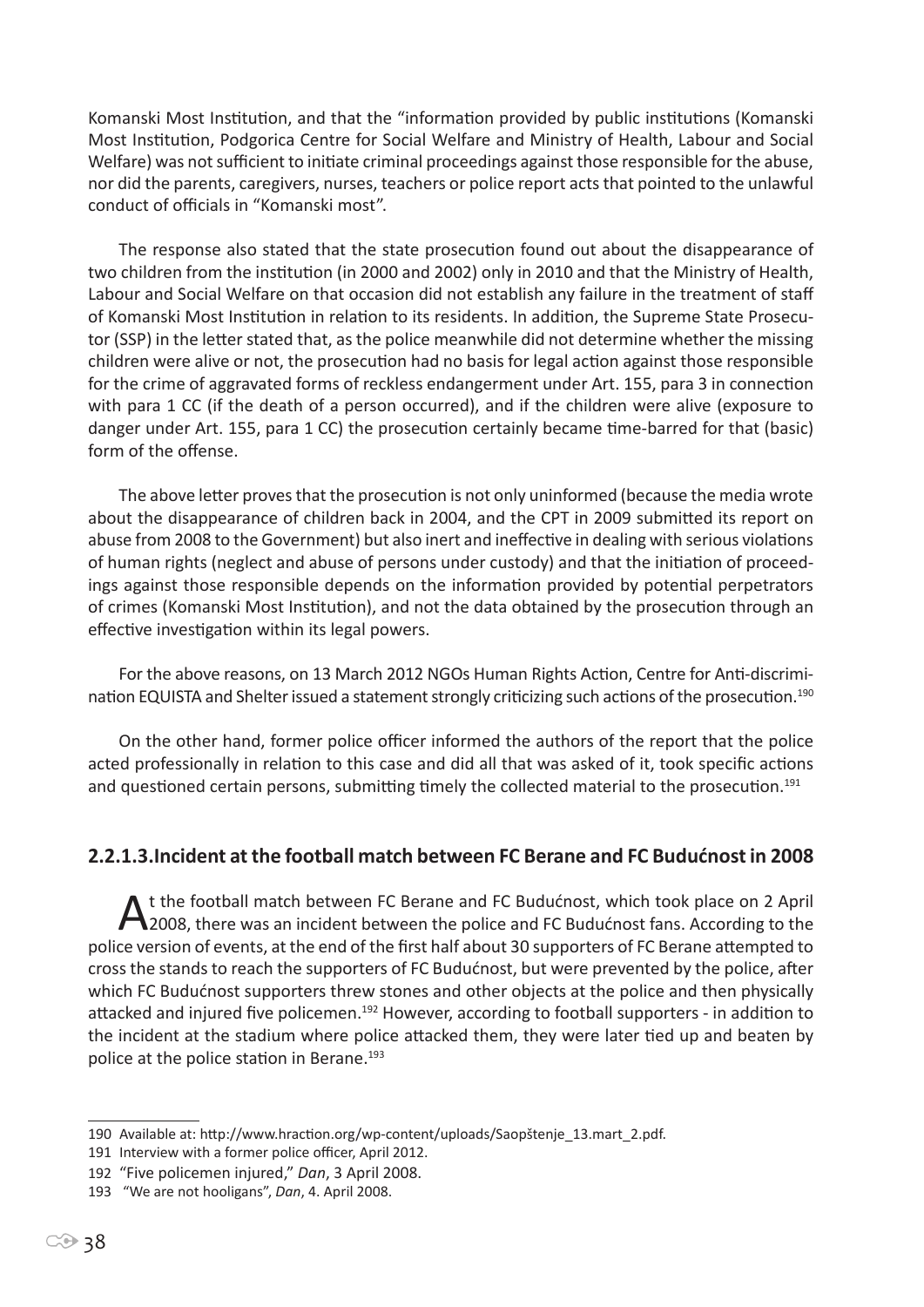Komanski Most Institution, and that the "information provided by public institutions (Komanski Most Institution, Podgorica Centre for Social Welfare and Ministry of Health, Labour and Social Welfare) was not sufficient to initiate criminal proceedings against those responsible for the abuse, nor did the parents, caregivers, nurses, teachers or police report acts that pointed to the unlawful conduct of officials in "Komanski most".

The response also stated that the state prosecution found out about the disappearance of two children from the institution (in 2000 and 2002) only in 2010 and that the Ministry of Health, Labour and Social Welfare on that occasion did not establish any failure in the treatment of staff of Komanski Most Institution in relation to its residents. In addition, the Supreme State Prosecutor (SSP) in the letter stated that, as the police meanwhile did not determine whether the missing children were alive or not, the prosecution had no basis for legal action against those responsible for the crime of aggravated forms of reckless endangerment under Art. 155, para 3 in connection with para 1 CC (if the death of a person occurred), and if the children were alive (exposure to danger under Art. 155, para 1 CC) the prosecution certainly became time-barred for that (basic) form of the offense.

The above letter proves that the prosecution is not only uninformed (because the media wrote about the disappearance of children back in 2004, and the CPT in 2009 submitted its report on abuse from 2008 to the Government) but also inert and ineffective in dealing with serious violations of human rights (neglect and abuse of persons under custody) and that the initiation of proceedings against those responsible depends on the information provided by potential perpetrators of crimes (Komanski Most Institution), and not the data obtained by the prosecution through an effective investigation within its legal powers.

For the above reasons, on 13 March 2012 NGOs Human Rights Action, Centre for Anti-discrimination EQUISTA and Shelter issued a statement strongly criticizing such actions of the prosecution.[190]

On the other hand, former police officer informed the authors of the report that the police acted professionally in relation to this case and did all that was asked of it, took specific actions and questioned certain persons, submitting timely the collected material to the prosecution.[191]

### 2.2.1.3. Incident at the football match between FC Berane and FC Budućnost in 2008

At the football match between FC Berane and FC Budućnost, which took place on 2 April 2008, there was an incident between the police and FC Budućnost fans. According to the police version of events, at the end of the first half about 30 supporters of FC Berane attempted to cross the stands to reach the supporters of FC Budućnost, but were prevented by the police, after which FC Budućnost supporters threw stones and other objects at the police and then physically attacked and injured five policemen.[192] However, according to football supporters - in addition to the incident at the stadium where police attacked them, they were later tied up and beaten by police at the police station in Berane.[193]

---

190 Available at: http://www.hraction.org/wp-content/uploads/Saopštenje_13.mart_2.pdf.

191 Interview with a former police officer, April 2012.

192 "Five policemen injured," *Dan*, 3 April 2008.

193 "We are not hooligans", *Dan*, 4. April 2008.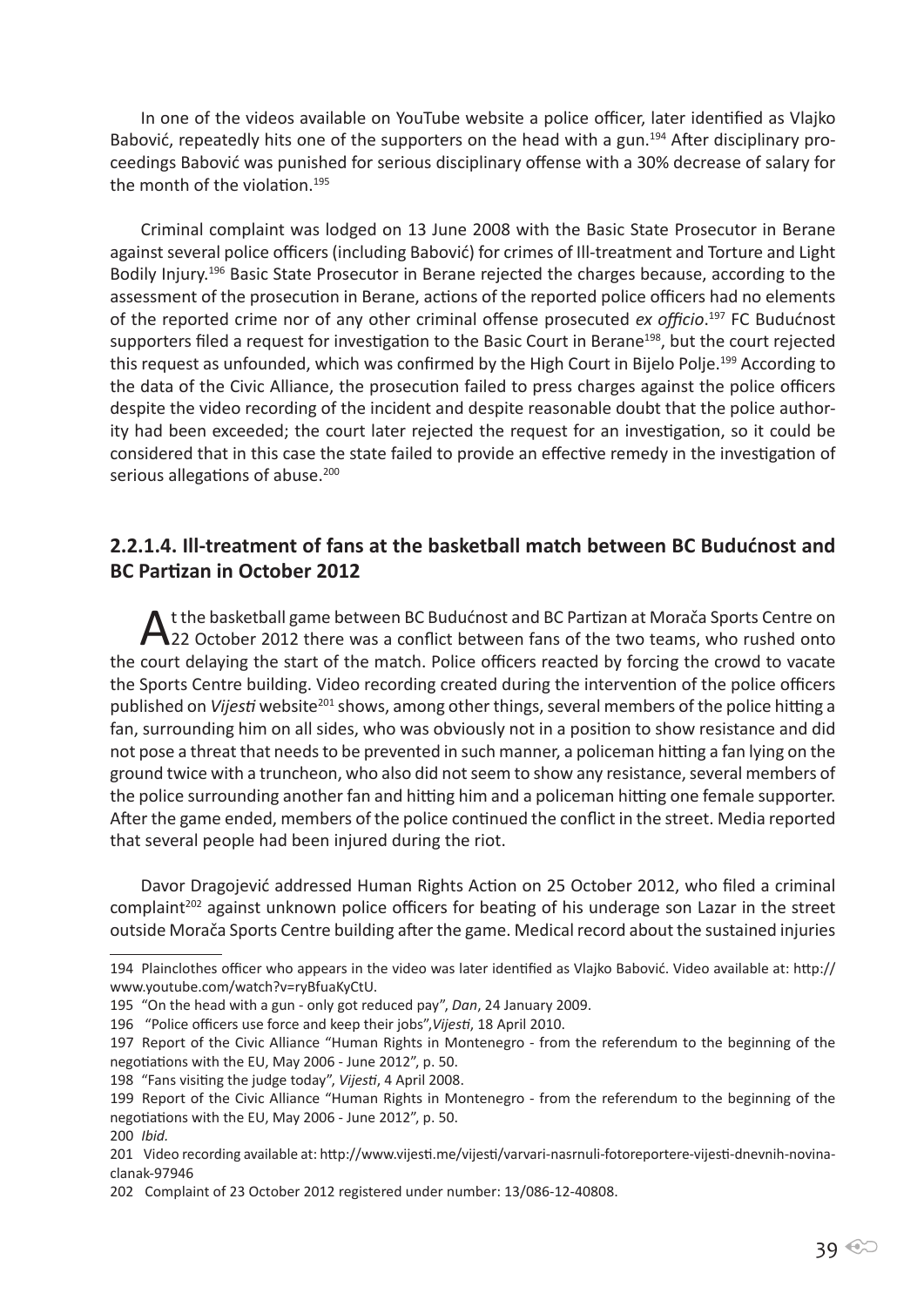In one of the videos available on YouTube website a police officer, later identified as Vlajko Babović, repeatedly hits one of the supporters on the head with a gun.[194] After disciplinary proceedings Babović was punished for serious disciplinary offense with a 30% decrease of salary for the month of the violation.[195]

Criminal complaint was lodged on 13 June 2008 with the Basic State Prosecutor in Berane against several police officers (including Babović) for crimes of Ill-treatment and Torture and Light Bodily Injury.[196] Basic State Prosecutor in Berane rejected the charges because, according to the assessment of the prosecution in Berane, actions of the reported police officers had no elements of the reported crime nor of any other criminal offense prosecuted *ex officio*.[197] FC Budućnost supporters filed a request for investigation to the Basic Court in Berane[198], but the court rejected this request as unfounded, which was confirmed by the High Court in Bijelo Polje.[199] According to the data of the Civic Alliance, the prosecution failed to press charges against the police officers despite the video recording of the incident and despite reasonable doubt that the police authority had been exceeded; the court later rejected the request for an investigation, so it could be considered that in this case the state failed to provide an effective remedy in the investigation of serious allegations of abuse.[200]

### 2.2.1.4. Ill-treatment of fans at the basketball match between BC Budućnost and BC Partizan in October 2012

At the basketball game between BC Budućnost and BC Partizan at Morača Sports Centre on 22 October 2012 there was a conflict between fans of the two teams, who rushed onto the court delaying the start of the match. Police officers reacted by forcing the crowd to vacate the Sports Centre building. Video recording created during the intervention of the police officers published on *Vijesti* website[201] shows, among other things, several members of the police hitting a fan, surrounding him on all sides, who was obviously not in a position to show resistance and did not pose a threat that needs to be prevented in such manner, a policeman hitting a fan lying on the ground twice with a truncheon, who also did not seem to show any resistance, several members of the police surrounding another fan and hitting him and a policeman hitting one female supporter. After the game ended, members of the police continued the conflict in the street. Media reported that several people had been injured during the riot.

Davor Dragojević addressed Human Rights Action on 25 October 2012, who filed a criminal complaint[202] against unknown police officers for beating of his underage son Lazar in the street outside Morača Sports Centre building after the game. Medical record about the sustained injuries

---

194 Plainclothes officer who appears in the video was later identified as Vlajko Babović. Video available at: http://www.youtube.com/watch?v=ryBfuaKyCtU.

195 "On the head with a gun - only got reduced pay", *Dan*, 24 January 2009.

196 "Police officers use force and keep their jobs", *Vijesti*, 18 April 2010.

197 Report of the Civic Alliance "Human Rights in Montenegro - from the referendum to the beginning of the negotiations with the EU, May 2006 - June 2012", p. 50.

198 "Fans visiting the judge today", *Vijesti*, 4 April 2008.

199 Report of the Civic Alliance "Human Rights in Montenegro - from the referendum to the beginning of the negotiations with the EU, May 2006 - June 2012", p. 50.

200 *Ibid.*

201 Video recording available at: http://www.vijesti.me/vijesti/varvari-nasrnuli-fotoreportere-vijesti-dnevnih-novina-clanak-97946

202 Complaint of 23 October 2012 registered under number: 13/086-12-40808.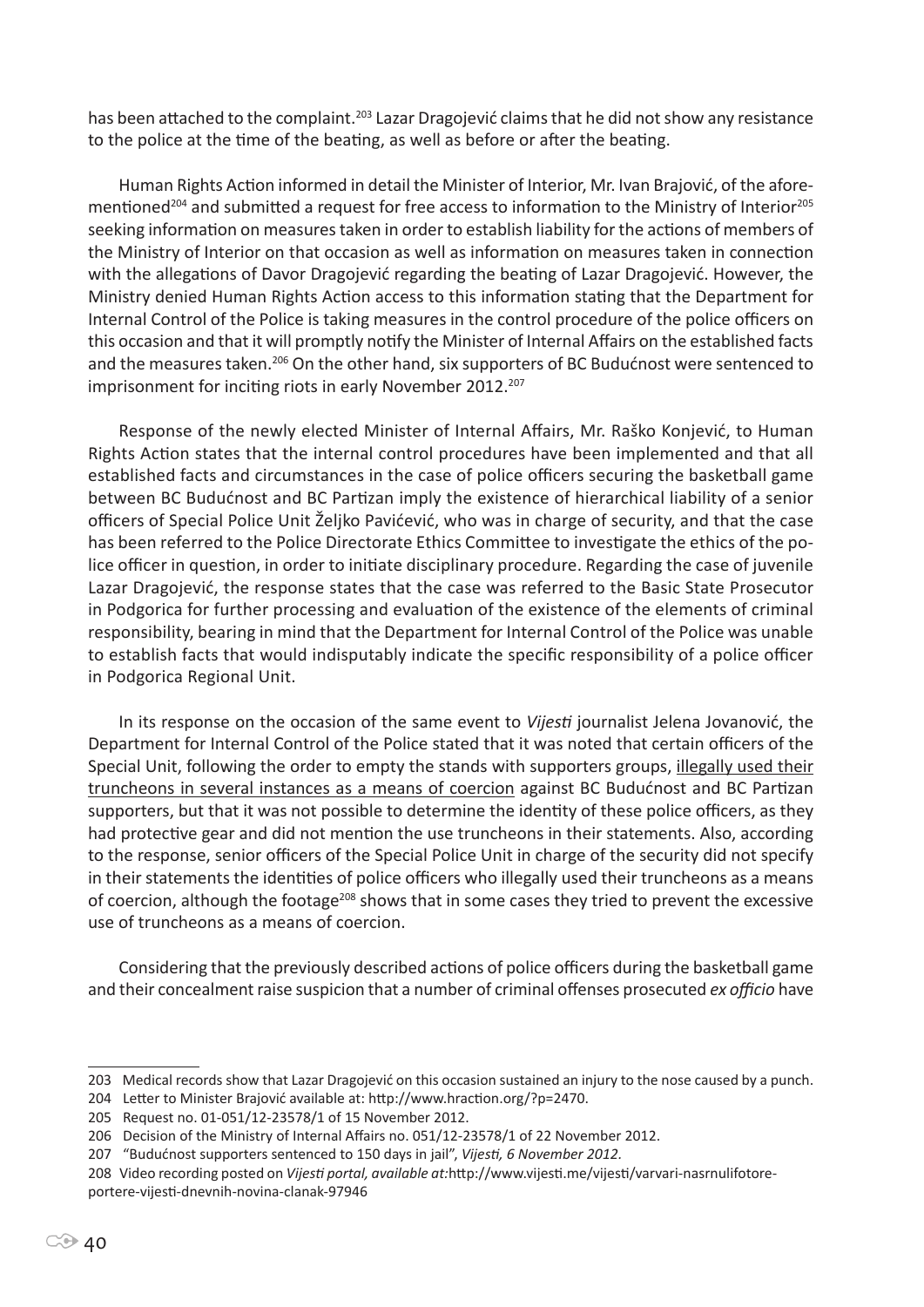has been attached to the complaint.[203] Lazar Dragojević claims that he did not show any resistance to the police at the time of the beating, as well as before or after the beating.

Human Rights Action informed in detail the Minister of Interior, Mr. Ivan Brajović, of the aforementioned[204] and submitted a request for free access to information to the Ministry of Interior[205] seeking information on measures taken in order to establish liability for the actions of members of the Ministry of Interior on that occasion as well as information on measures taken in connection with the allegations of Davor Dragojević regarding the beating of Lazar Dragojević. However, the Ministry denied Human Rights Action access to this information stating that the Department for Internal Control of the Police is taking measures in the control procedure of the police officers on this occasion and that it will promptly notify the Minister of Internal Affairs on the established facts and the measures taken.[206] On the other hand, six supporters of BC Budućnost were sentenced to imprisonment for inciting riots in early November 2012.[207]

Response of the newly elected Minister of Internal Affairs, Mr. Raško Konjević, to Human Rights Action states that the internal control procedures have been implemented and that all established facts and circumstances in the case of police officers securing the basketball game between BC Budućnost and BC Partizan imply the existence of hierarchical liability of a senior officers of Special Police Unit Željko Pavićević, who was in charge of security, and that the case has been referred to the Police Directorate Ethics Committee to investigate the ethics of the police officer in question, in order to initiate disciplinary procedure. Regarding the case of juvenile Lazar Dragojević, the response states that the case was referred to the Basic State Prosecutor in Podgorica for further processing and evaluation of the existence of the elements of criminal responsibility, bearing in mind that the Department for Internal Control of the Police was unable to establish facts that would indisputably indicate the specific responsibility of a police officer in Podgorica Regional Unit.

In its response on the occasion of the same event to *Vijesti* journalist Jelena Jovanović, the Department for Internal Control of the Police stated that it was noted that certain officers of the Special Unit, following the order to empty the stands with supporters groups, <u>illegally used their truncheons in several instances as a means of coercion</u> against BC Budućnost and BC Partizan supporters, but that it was not possible to determine the identity of these police officers, as they had protective gear and did not mention the use truncheons in their statements. Also, according to the response, senior officers of the Special Police Unit in charge of the security did not specify in their statements the identities of police officers who illegally used their truncheons as a means of coercion, although the footage[208] shows that in some cases they tried to prevent the excessive use of truncheons as a means of coercion.

Considering that the previously described actions of police officers during the basketball game and their concealment raise suspicion that a number of criminal offenses prosecuted *ex officio* have

---

203 Medical records show that Lazar Dragojević on this occasion sustained an injury to the nose caused by a punch.

204 Letter to Minister Brajović available at: http://www.hraction.org/?p=2470.

205 Request no. 01-051/12-23578/1 of 15 November 2012.

206 Decision of the Ministry of Internal Affairs no. 051/12-23578/1 of 22 November 2012.

207 "Budućnost supporters sentenced to 150 days in jail", *Vijesti, 6 November 2012.*

208 Video recording posted on *Vijesti portal, available at:* http://www.vijesti.me/vijesti/varvari-nasrnulifotoreportere-vijesti-dnevnih-novina-clanak-97946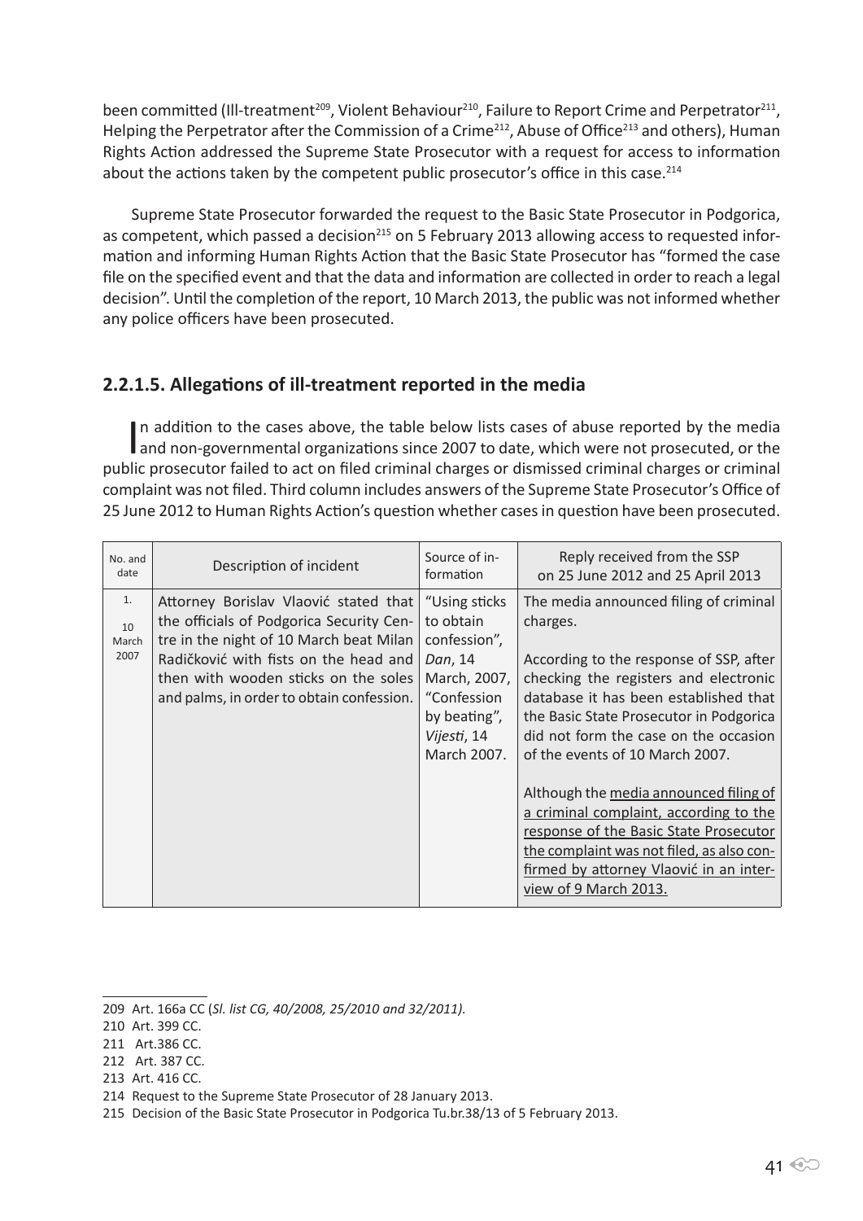been committed (Ill-treatment[209], Violent Behaviour[210], Failure to Report Crime and Perpetrator[211], Helping the Perpetrator after the Commission of a Crime[212], Abuse of Office[213] and others), Human Rights Action addressed the Supreme State Prosecutor with a request for access to information about the actions taken by the competent public prosecutor's office in this case.[214]

Supreme State Prosecutor forwarded the request to the Basic State Prosecutor in Podgorica, as competent, which passed a decision[215] on 5 February 2013 allowing access to requested information and informing Human Rights Action that the Basic State Prosecutor has "formed the case file on the specified event and that the data and information are collected in order to reach a legal decision". Until the completion of the report, 10 March 2013, the public was not informed whether any police officers have been prosecuted.

### 2.2.1.5. Allegations of ill-treatment reported in the media

In addition to the cases above, the table below lists cases of abuse reported by the media and non-governmental organizations since 2007 to date, which were not prosecuted, or the public prosecutor failed to act on filed criminal charges or dismissed criminal charges or criminal complaint was not filed. Third column includes answers of the Supreme State Prosecutor's Office of 25 June 2012 to Human Rights Action's question whether cases in question have been prosecuted.

| No. and date | Description of incident | Source of information | Reply received from the SSP on 25 June 2012 and 25 April 2013 |
|---|---|---|---|
| 1. 10 March 2007 | Attorney Borislav Vlaović stated that the officials of Podgorica Security Centre in the night of 10 March beat Milan Radičković with fists on the head and then with wooden sticks on the soles and palms, in order to obtain confession. | "Using sticks to obtain confession", *Dan*, 14 March, 2007, "Confession by beating", *Vijesti*, 14 March 2007. | The media announced filing of criminal charges.<br><br>According to the response of SSP, after checking the registers and electronic database it has been established that the Basic State Prosecutor in Podgorica did not form the case on the occasion of the events of 10 March 2007.<br><br>Although the media announced filing of a criminal complaint, according to the response of the Basic State Prosecutor the complaint was not filed, as also confirmed by attorney Vlaović in an interview of 9 March 2013. |

209 Art. 166a CC (*Sl. list CG, 40/2008, 25/2010 and 32/2011).*

210 Art. 399 CC.

211 Art.386 CC.

212 Art. 387 CC.

213 Art. 416 CC.

214 Request to the Supreme State Prosecutor of 28 January 2013.

215 Decision of the Basic State Prosecutor in Podgorica Tu.br.38/13 of 5 February 2013.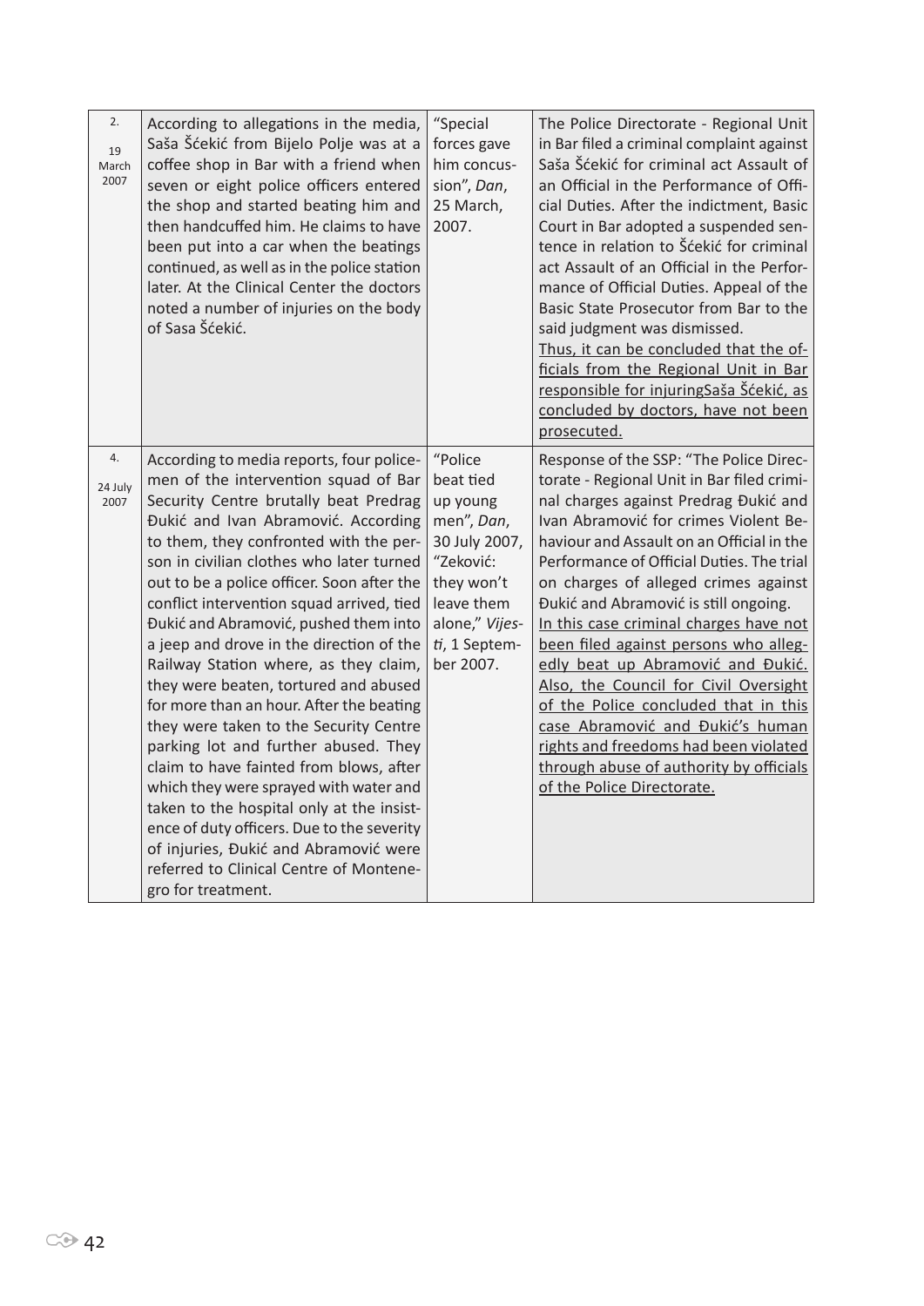| | | | |
|---|---|---|---|
| 2.<br><br>19 March 2007 | According to allegations in the media, Saša Šćekić from Bijelo Polje was at a coffee shop in Bar with a friend when seven or eight police officers entered the shop and started beating him and then handcuffed him. He claims to have been put into a car when the beatings continued, as well as in the police station later. At the Clinical Center the doctors noted a number of injuries on the body of Sasa Šćekić. | "Special forces gave him concussion", *Dan*, 25 March, 2007. | The Police Directorate - Regional Unit in Bar filed a criminal complaint against Saša Šćekić for criminal act Assault of an Official in the Performance of Official Duties. After the indictment, Basic Court in Bar adopted a suspended sentence in relation to Šćekić for criminal act Assault of an Official in the Performance of Official Duties. Appeal of the Basic State Prosecutor from Bar to the said judgment was dismissed.<br><u>Thus, it can be concluded that the officials from the Regional Unit in Bar responsible for injuringSaša Šćekić, as concluded by doctors, have not been prosecuted.</u> |
| 4.<br><br>24 July 2007 | According to media reports, four policemen of the intervention squad of Bar Security Centre brutally beat Predrag Đukić and Ivan Abramović. According to them, they confronted with the person in civilian clothes who later turned out to be a police officer. Soon after the conflict intervention squad arrived, tied Đukić and Abramović, pushed them into a jeep and drove in the direction of the Railway Station where, as they claim, they were beaten, tortured and abused for more than an hour. After the beating they were taken to the Security Centre parking lot and further abused. They claim to have fainted from blows, after which they were sprayed with water and taken to the hospital only at the insistence of duty officers. Due to the severity of injuries, Đukić and Abramović were referred to Clinical Centre of Montenegro for treatment. | "Police beat tied up young men", *Dan*, 30 July 2007, "Zeković: they won't leave them alone," *Vijesti*, 1 September 2007. | Response of the SSP: "The Police Directorate - Regional Unit in Bar filed criminal charges against Predrag Đukić and Ivan Abramović for crimes Violent Behaviour and Assault on an Official in the Performance of Official Duties. The trial on charges of alleged crimes against Đukić and Abramović is still ongoing.<br><u>In this case criminal charges have not been filed against persons who allegedly beat up Abramović and Đukić. Also, the Council for Civil Oversight of the Police concluded that in this case Abramović and Đukić's human rights and freedoms had been violated through abuse of authority by officials of the Police Directorate.</u> |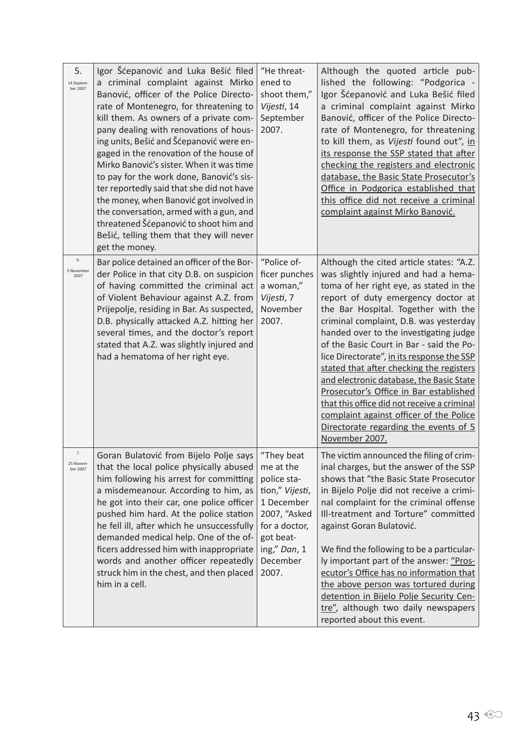| | | | |
|---|---|---|---|
| 5.<br>14 September 2007 | Igor Šćepanović and Luka Bešić filed a criminal complaint against Mirko Banović, officer of the Police Directorate of Montenegro, for threatening to kill them. As owners of a private company dealing with renovations of housing units, Bešić and Šćepanović were engaged in the renovation of the house of Mirko Banović's sister. When it was time to pay for the work done, Banović's sister reportedly said that she did not have the money, when Banović got involved in the conversation, armed with a gun, and threatened Šćepanović to shoot him and Bešić, telling them that they will never get the money. | "He threatened to shoot them," *Vijesti*, 14 September 2007. | Although the quoted article published the following: "Podgorica - Igor Šćepanović and Luka Bešić filed a criminal complaint against Mirko Banović, officer of the Police Directorate of Montenegro, for threatening to kill them, as *Vijesti* found out", in its response the SSP stated that after checking the registers and electronic database, the Basic State Prosecutor's Office in Podgorica established that this office did not receive a criminal complaint against Mirko Banović. |
| 6.<br>5 November 2007 | Bar police detained an officer of the Border Police in that city D.B. on suspicion of having committed the criminal act of Violent Behaviour against A.Z. from Prijepolje, residing in Bar. As suspected, D.B. physically attacked A.Z. hitting her several times, and the doctor's report stated that A.Z. was slightly injured and had a hematoma of her right eye. | "Police officer punches a woman," *Vijesti*, 7 November 2007. | Although the cited article states: "A.Z. was slightly injured and had a hematoma of her right eye, as stated in the report of duty emergency doctor at the Bar Hospital. Together with the criminal complaint, D.B. was yesterday handed over to the investigating judge of the Basic Court in Bar - said the Police Directorate", in its response the SSP stated that after checking the registers and electronic database, the Basic State Prosecutor's Office in Bar established that this office did not receive a criminal complaint against officer of the Police Directorate regarding the events of 5 November 2007. |
| 7.<br>25 November 2007 | Goran Bulatović from Bijelo Polje says that the local police physically abused him following his arrest for committing a misdemeanour. According to him, as he got into their car, one police officer pushed him hard. At the police station he fell ill, after which he unsuccessfully demanded medical help. One of the officers addressed him with inappropriate words and another officer repeatedly struck him in the chest, and then placed him in a cell. | "They beat me at the police station," *Vijesti*, 1 December 2007, "Asked for a doctor, got beating," *Dan*, 1 December 2007. | The victim announced the filing of criminal charges, but the answer of the SSP shows that "the Basic State Prosecutor in Bijelo Polje did not receive a criminal complaint for the criminal offense Ill-treatment and Torture" committed against Goran Bulatović.<br><br>We find the following to be a particularly important part of the answer: "Prosecutor's Office has no information that the above person was tortured during detention in Bijelo Polje Security Centre", although two daily newspapers reported about this event. |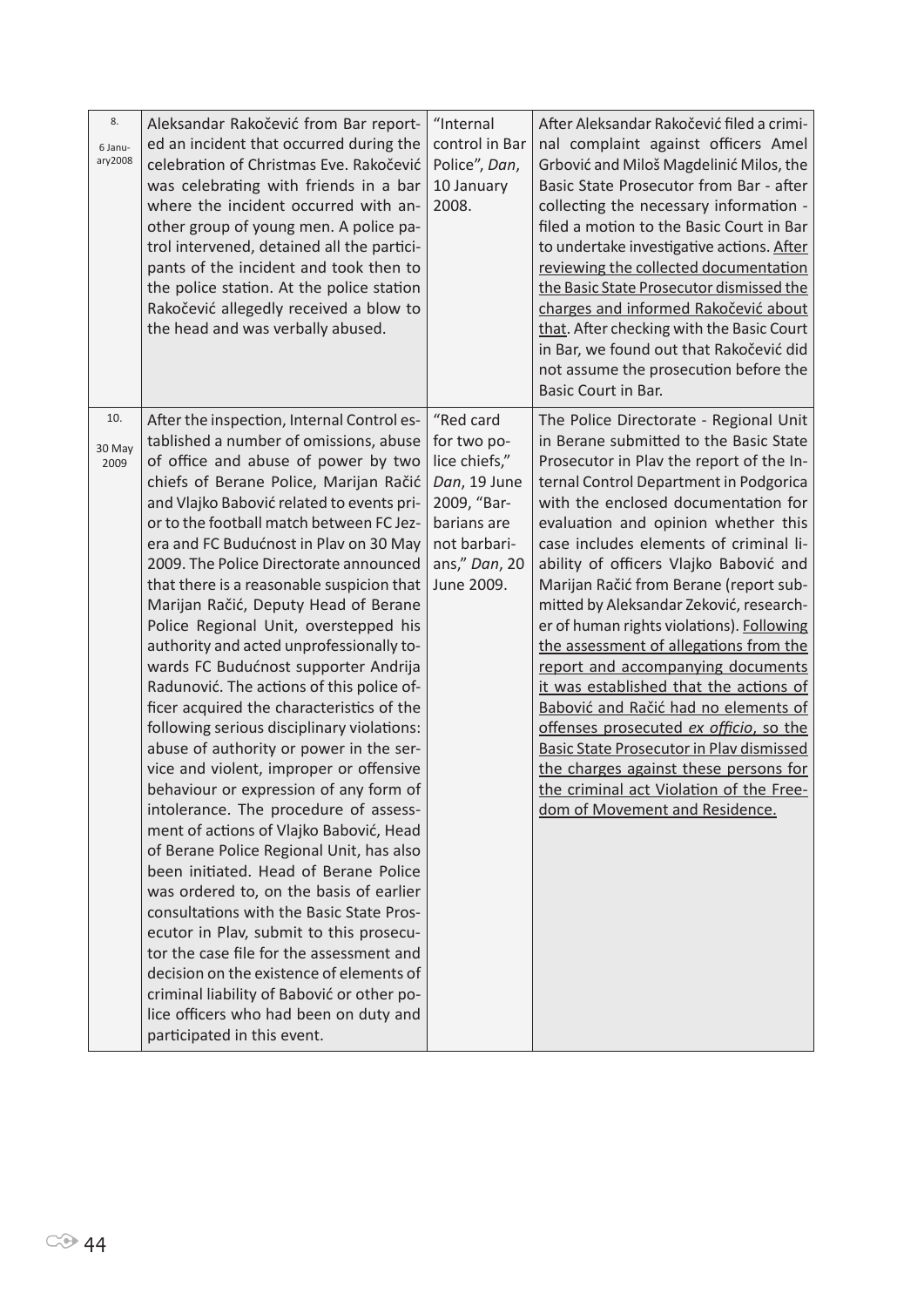| | | | |
|---|---|---|---|
| 8.<br><br>6 January2008 | Aleksandar Rakočević from Bar reported an incident that occurred during the celebration of Christmas Eve. Rakočević was celebrating with friends in a bar where the incident occurred with another group of young men. A police patrol intervened, detained all the participants of the incident and took then to the police station. At the police station Rakočević allegedly received a blow to the head and was verbally abused. | "Internal control in Bar Police", *Dan*, 10 January 2008. | After Aleksandar Rakočević filed a criminal complaint against officers Amel Grbović and Miloš Magdelinić Milos, the Basic State Prosecutor from Bar - after collecting the necessary information - filed a motion to the Basic Court in Bar to undertake investigative actions. <u>After reviewing the collected documentation the Basic State Prosecutor dismissed the charges and informed Rakočević about that</u>. After checking with the Basic Court in Bar, we found out that Rakočević did not assume the prosecution before the Basic Court in Bar. |
| 10.<br><br>30 May 2009 | After the inspection, Internal Control established a number of omissions, abuse of office and abuse of power by two chiefs of Berane Police, Marijan Račić and Vlajko Babović related to events prior to the football match between FC Jezera and FC Budućnost in Plav on 30 May 2009. The Police Directorate announced that there is a reasonable suspicion that Marijan Račić, Deputy Head of Berane Police Regional Unit, overstepped his authority and acted unprofessionally towards FC Budućnost supporter Andrija Radunović. The actions of this police officer acquired the characteristics of the following serious disciplinary violations: abuse of authority or power in the service and violent, improper or offensive behaviour or expression of any form of intolerance. The procedure of assessment of actions of Vlajko Babović, Head of Berane Police Regional Unit, has also been initiated. Head of Berane Police was ordered to, on the basis of earlier consultations with the Basic State Prosecutor in Plav, submit to this prosecutor the case file for the assessment and decision on the existence of elements of criminal liability of Babović or other police officers who had been on duty and participated in this event. | "Red card for two police chiefs," *Dan*, 19 June 2009, "Barbarians are not barbarians," *Dan*, 20 June 2009. | The Police Directorate - Regional Unit in Berane submitted to the Basic State Prosecutor in Plav the report of the Internal Control Department in Podgorica with the enclosed documentation for evaluation and opinion whether this case includes elements of criminal liability of officers Vlajko Babović and Marijan Račić from Berane (report submitted by Aleksandar Zeković, researcher of human rights violations). <u>Following the assessment of allegations from the report and accompanying documents it was established that the actions of Babović and Račić had no elements of offenses prosecuted *ex officio*, so the Basic State Prosecutor in Plav dismissed the charges against these persons for the criminal act Violation of the Freedom of Movement and Residence.</u> |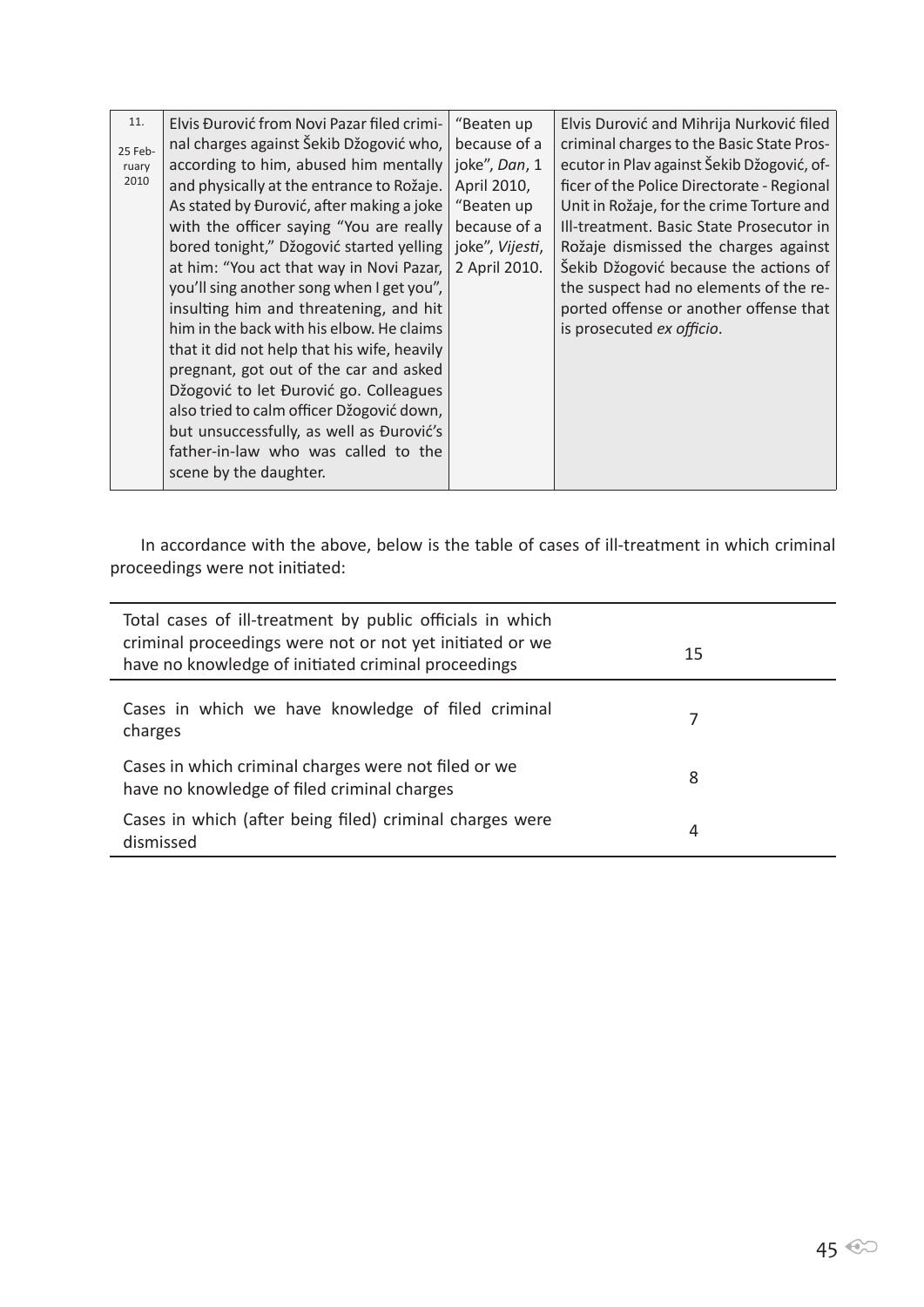| 11.<br><br>25 February 2010 | Elvis Đurović from Novi Pazar filed criminal charges against Šekib Džogović who, according to him, abused him mentally and physically at the entrance to Rožaje. As stated by Đurović, after making a joke with the officer saying "You are really bored tonight," Džogović started yelling at him: "You act that way in Novi Pazar, you'll sing another song when I get you", insulting him and threatening, and hit him in the back with his elbow. He claims that it did not help that his wife, heavily pregnant, got out of the car and asked Džogović to let Đurović go. Colleagues also tried to calm officer Džogović down, but unsuccessfully, as well as Đurović's father-in-law who was called to the scene by the daughter. | "Beaten up because of a joke", *Dan*, 1 April 2010, "Beaten up because of a joke", *Vijesti*, 2 April 2010. | Elvis Durović and Mihrija Nurković filed criminal charges to the Basic State Prosecutor in Plav against Šekib Džogović, officer of the Police Directorate - Regional Unit in Rožaje, for the crime Torture and Ill-treatment. Basic State Prosecutor in Rožaje dismissed the charges against Šekib Džogović because the actions of the suspect had no elements of the reported offense or another offense that is prosecuted *ex officio*. |
|---|---|---|---|

In accordance with the above, below is the table of cases of ill-treatment in which criminal proceedings were not initiated:

| Total cases of ill-treatment by public officials in which criminal proceedings were not or not yet initiated or we have no knowledge of initiated criminal proceedings | 15 |
|---|---|
| Cases in which we have knowledge of filed criminal charges | 7 |
| Cases in which criminal charges were not filed or we have no knowledge of filed criminal charges | 8 |
| Cases in which (after being filed) criminal charges were dismissed | 4 |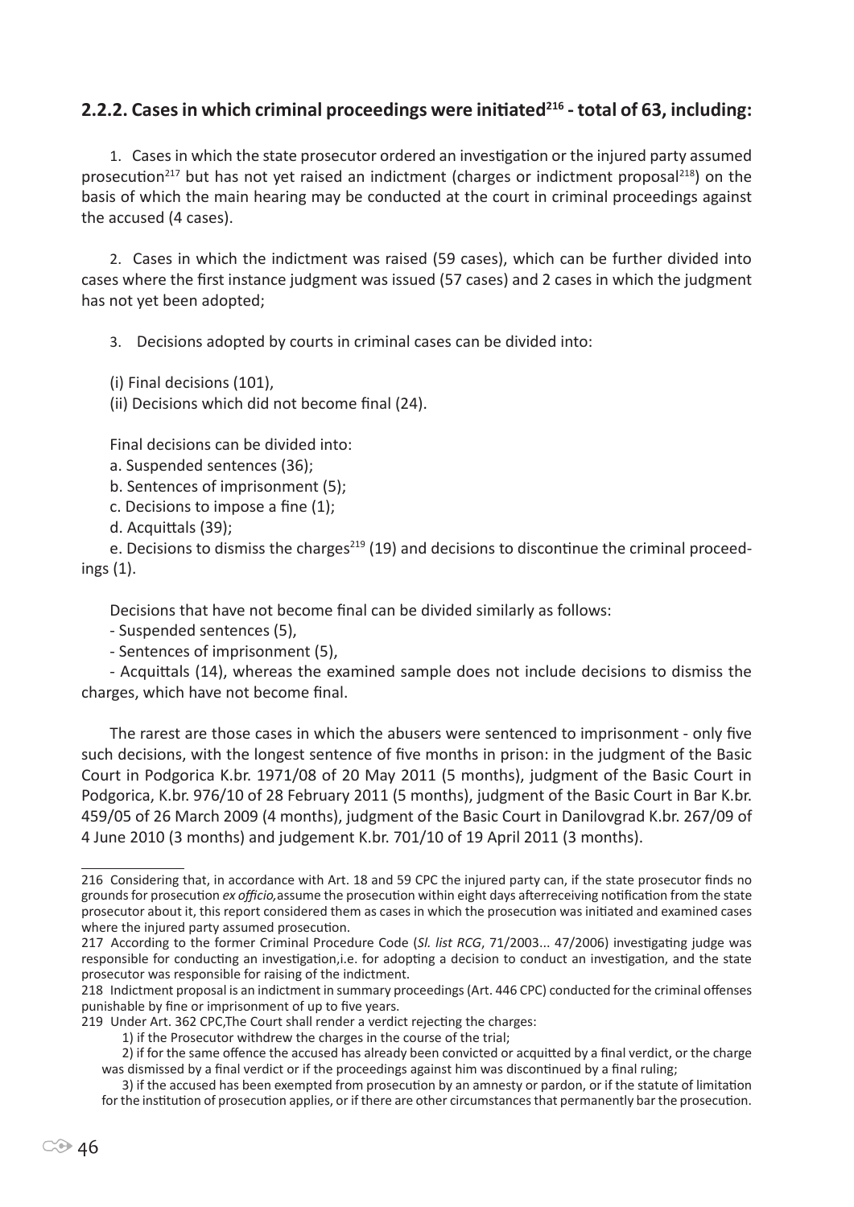### 2.2.2. Cases in which criminal proceedings were initiated[216] - total of 63, including:

1. Cases in which the state prosecutor ordered an investigation or the injured party assumed prosecution[217] but has not yet raised an indictment (charges or indictment proposal[218]) on the basis of which the main hearing may be conducted at the court in criminal proceedings against the accused (4 cases).

2. Cases in which the indictment was raised (59 cases), which can be further divided into cases where the first instance judgment was issued (57 cases) and 2 cases in which the judgment has not yet been adopted;

3. Decisions adopted by courts in criminal cases can be divided into:

(i) Final decisions (101),
(ii) Decisions which did not become final (24).

Final decisions can be divided into:

a. Suspended sentences (36);
b. Sentences of imprisonment (5);
c. Decisions to impose a fine (1);
d. Acquittals (39);
e. Decisions to dismiss the charges[219] (19) and decisions to discontinue the criminal proceedings (1).

Decisions that have not become final can be divided similarly as follows:

- Suspended sentences (5),
- Sentences of imprisonment (5),
- Acquittals (14), whereas the examined sample does not include decisions to dismiss the charges, which have not become final.

The rarest are those cases in which the abusers were sentenced to imprisonment - only five such decisions, with the longest sentence of five months in prison: in the judgment of the Basic Court in Podgorica K.br. 1971/08 of 20 May 2011 (5 months), judgment of the Basic Court in Podgorica, K.br. 976/10 of 28 February 2011 (5 months), judgment of the Basic Court in Bar K.br. 459/05 of 26 March 2009 (4 months), judgment of the Basic Court in Danilovgrad K.br. 267/09 of 4 June 2010 (3 months) and judgement K.br. 701/10 of 19 April 2011 (3 months).

---

216 Considering that, in accordance with Art. 18 and 59 CPC the injured party can, if the state prosecutor finds no grounds for prosecution *ex officio,* assume the prosecution within eight days afterreceiving notification from the state prosecutor about it, this report considered them as cases in which the prosecution was initiated and examined cases where the injured party assumed prosecution.

217 According to the former Criminal Procedure Code (*Sl. list RCG*, 71/2003... 47/2006) investigating judge was responsible for conducting an investigation,i.e. for adopting a decision to conduct an investigation, and the state prosecutor was responsible for raising of the indictment.

218 Indictment proposal is an indictment in summary proceedings (Art. 446 CPC) conducted for the criminal offenses punishable by fine or imprisonment of up to five years.

219 Under Art. 362 CPC,The Court shall render a verdict rejecting the charges:

1) if the Prosecutor withdrew the charges in the course of the trial;

2) if for the same offence the accused has already been convicted or acquitted by a final verdict, or the charge was dismissed by a final verdict or if the proceedings against him was discontinued by a final ruling;

3) if the accused has been exempted from prosecution by an amnesty or pardon, or if the statute of limitation for the institution of prosecution applies, or if there are other circumstances that permanently bar the prosecution.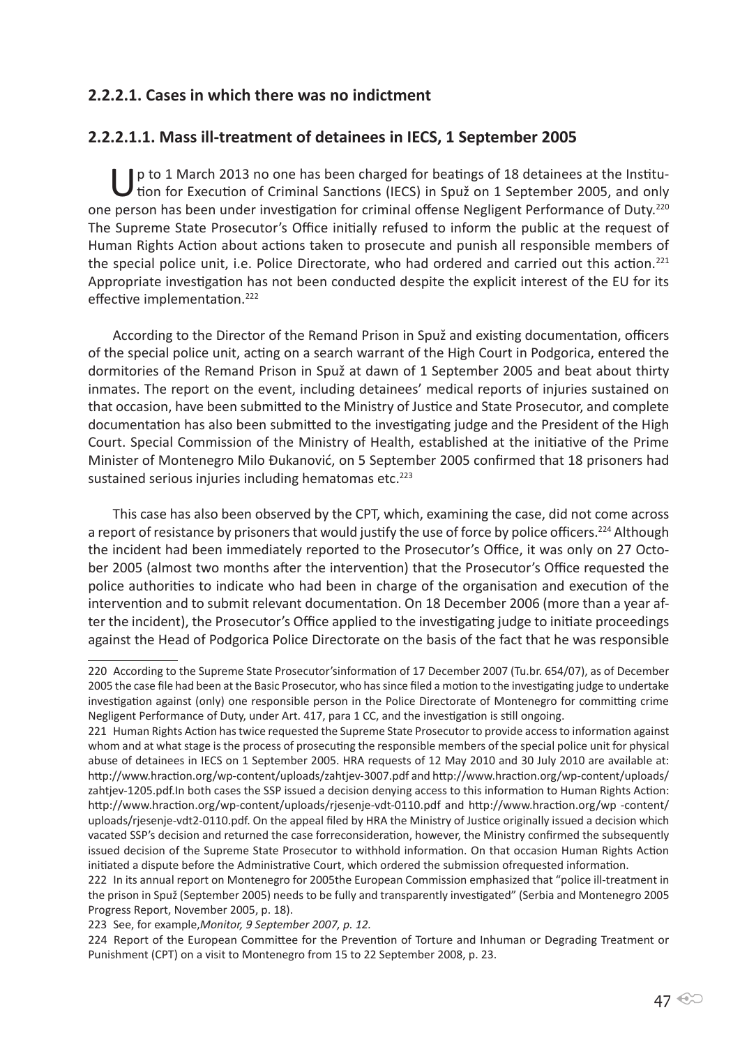### 2.2.2.1. Cases in which there was no indictment

#### 2.2.2.1.1. Mass ill-treatment of detainees in IECS, 1 September 2005

Up to 1 March 2013 no one has been charged for beatings of 18 detainees at the Institution for Execution of Criminal Sanctions (IECS) in Spuž on 1 September 2005, and only one person has been under investigation for criminal offense Negligent Performance of Duty.[220] The Supreme State Prosecutor's Office initially refused to inform the public at the request of Human Rights Action about actions taken to prosecute and punish all responsible members of the special police unit, i.e. Police Directorate, who had ordered and carried out this action.[221] Appropriate investigation has not been conducted despite the explicit interest of the EU for its effective implementation.[222]

According to the Director of the Remand Prison in Spuž and existing documentation, officers of the special police unit, acting on a search warrant of the High Court in Podgorica, entered the dormitories of the Remand Prison in Spuž at dawn of 1 September 2005 and beat about thirty inmates. The report on the event, including detainees' medical reports of injuries sustained on that occasion, have been submitted to the Ministry of Justice and State Prosecutor, and complete documentation has also been submitted to the investigating judge and the President of the High Court. Special Commission of the Ministry of Health, established at the initiative of the Prime Minister of Montenegro Milo Đukanović, on 5 September 2005 confirmed that 18 prisoners had sustained serious injuries including hematomas etc.[223]

This case has also been observed by the CPT, which, examining the case, did not come across a report of resistance by prisoners that would justify the use of force by police officers.[224] Although the incident had been immediately reported to the Prosecutor's Office, it was only on 27 October 2005 (almost two months after the intervention) that the Prosecutor's Office requested the police authorities to indicate who had been in charge of the organisation and execution of the intervention and to submit relevant documentation. On 18 December 2006 (more than a year after the incident), the Prosecutor's Office applied to the investigating judge to initiate proceedings against the Head of Podgorica Police Directorate on the basis of the fact that he was responsible

---

220 According to the Supreme State Prosecutor'sinformation of 17 December 2007 (Tu.br. 654/07), as of December 2005 the case file had been at the Basic Prosecutor, who has since filed a motion to the investigating judge to undertake investigation against (only) one responsible person in the Police Directorate of Montenegro for committing crime Negligent Performance of Duty, under Art. 417, para 1 CC, and the investigation is still ongoing.

221 Human Rights Action has twice requested the Supreme State Prosecutor to provide access to information against whom and at what stage is the process of prosecuting the responsible members of the special police unit for physical abuse of detainees in IECS on 1 September 2005. HRA requests of 12 May 2010 and 30 July 2010 are available at: http://www.hraction.org/wp-content/uploads/zahtjev-3007.pdf and http://www.hraction.org/wp-content/uploads/zahtjev-1205.pdf.In both cases the SSP issued a decision denying access to this information to Human Rights Action: http://www.hraction.org/wp-content/uploads/rjesenje-vdt-0110.pdf and http://www.hraction.org/wp -content/uploads/rjesenje-vdt2-0110.pdf. On the appeal filed by HRA the Ministry of Justice originally issued a decision which vacated SSP's decision and returned the case forreconsideration, however, the Ministry confirmed the subsequently issued decision of the Supreme State Prosecutor to withhold information. On that occasion Human Rights Action initiated a dispute before the Administrative Court, which ordered the submission ofrequested information.

222 In its annual report on Montenegro for 2005the European Commission emphasized that "police ill-treatment in the prison in Spuž (September 2005) needs to be fully and transparently investigated" (Serbia and Montenegro 2005 Progress Report, November 2005, p. 18).

223 See, for example,*Monitor, 9 September 2007, p. 12.*

224 Report of the European Committee for the Prevention of Torture and Inhuman or Degrading Treatment or Punishment (CPT) on a visit to Montenegro from 15 to 22 September 2008, p. 23.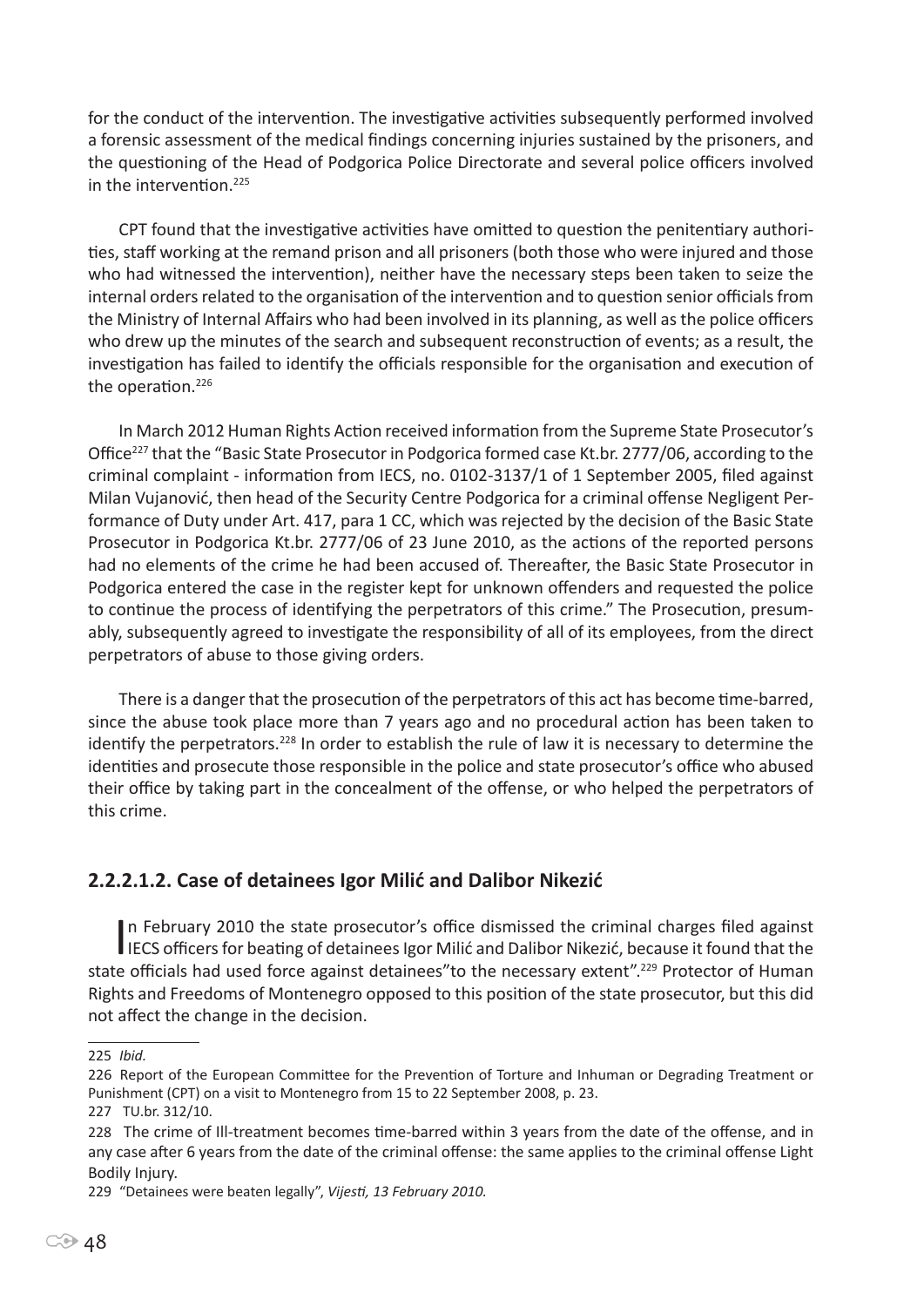for the conduct of the intervention. The investigative activities subsequently performed involved a forensic assessment of the medical findings concerning injuries sustained by the prisoners, and the questioning of the Head of Podgorica Police Directorate and several police officers involved in the intervention.[225]

CPT found that the investigative activities have omitted to question the penitentiary authorities, staff working at the remand prison and all prisoners (both those who were injured and those who had witnessed the intervention), neither have the necessary steps been taken to seize the internal orders related to the organisation of the intervention and to question senior officials from the Ministry of Internal Affairs who had been involved in its planning, as well as the police officers who drew up the minutes of the search and subsequent reconstruction of events; as a result, the investigation has failed to identify the officials responsible for the organisation and execution of the operation.[226]

In March 2012 Human Rights Action received information from the Supreme State Prosecutor's Office[227] that the "Basic State Prosecutor in Podgorica formed case Kt.br. 2777/06, according to the criminal complaint - information from IECS, no. 0102-3137/1 of 1 September 2005, filed against Milan Vujanović, then head of the Security Centre Podgorica for a criminal offense Negligent Performance of Duty under Art. 417, para 1 CC, which was rejected by the decision of the Basic State Prosecutor in Podgorica Kt.br. 2777/06 of 23 June 2010, as the actions of the reported persons had no elements of the crime he had been accused of. Thereafter, the Basic State Prosecutor in Podgorica entered the case in the register kept for unknown offenders and requested the police to continue the process of identifying the perpetrators of this crime." The Prosecution, presumably, subsequently agreed to investigate the responsibility of all of its employees, from the direct perpetrators of abuse to those giving orders.

There is a danger that the prosecution of the perpetrators of this act has become time-barred, since the abuse took place more than 7 years ago and no procedural action has been taken to identify the perpetrators.[228] In order to establish the rule of law it is necessary to determine the identities and prosecute those responsible in the police and state prosecutor's office who abused their office by taking part in the concealment of the offense, or who helped the perpetrators of this crime.

### 2.2.2.1.2. Case of detainees Igor Milić and Dalibor Nikezić

In February 2010 the state prosecutor's office dismissed the criminal charges filed against IECS officers for beating of detainees Igor Milić and Dalibor Nikezić, because it found that the state officials had used force against detainees"to the necessary extent".[229] Protector of Human Rights and Freedoms of Montenegro opposed to this position of the state prosecutor, but this did not affect the change in the decision.

---

225 *Ibid.*

226 Report of the European Committee for the Prevention of Torture and Inhuman or Degrading Treatment or Punishment (CPT) on a visit to Montenegro from 15 to 22 September 2008, p. 23.

227 TU.br. 312/10.

228 The crime of Ill-treatment becomes time-barred within 3 years from the date of the offense, and in any case after 6 years from the date of the criminal offense: the same applies to the criminal offense Light Bodily Injury.

229 "Detainees were beaten legally", *Vijesti, 13 February 2010.*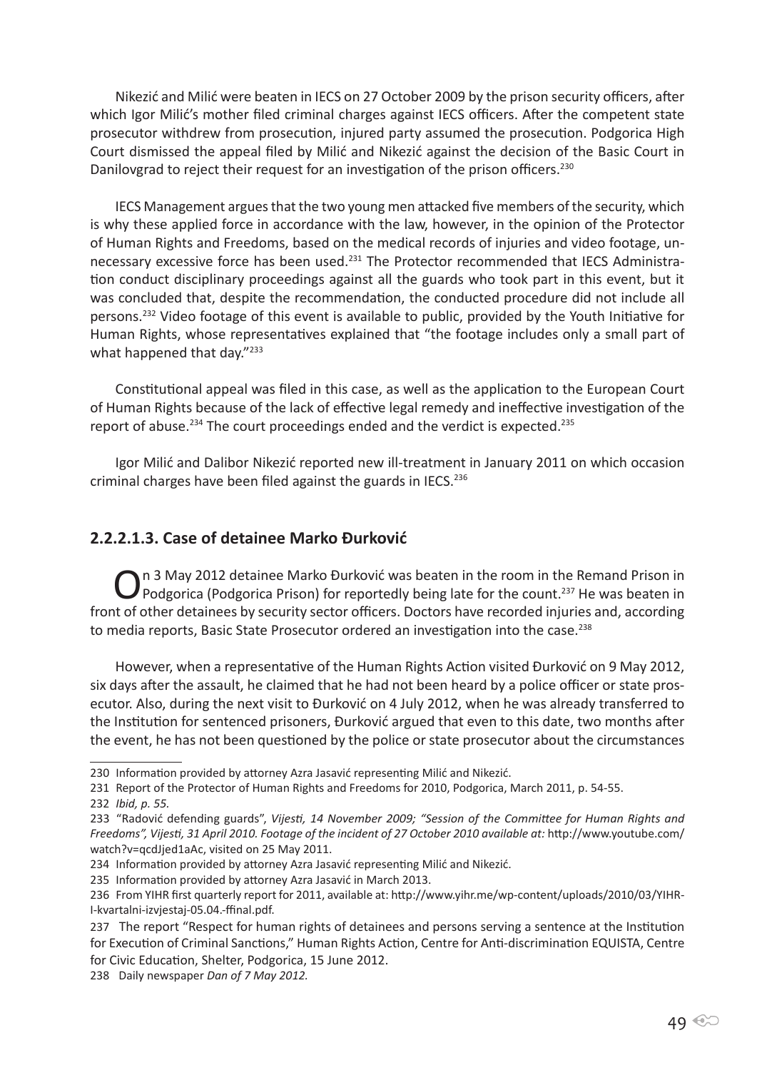Nikezić and Milić were beaten in IECS on 27 October 2009 by the prison security officers, after which Igor Milić's mother filed criminal charges against IECS officers. After the competent state prosecutor withdrew from prosecution, injured party assumed the prosecution. Podgorica High Court dismissed the appeal filed by Milić and Nikezić against the decision of the Basic Court in Danilovgrad to reject their request for an investigation of the prison officers.[230]

IECS Management argues that the two young men attacked five members of the security, which is why these applied force in accordance with the law, however, in the opinion of the Protector of Human Rights and Freedoms, based on the medical records of injuries and video footage, unnecessary excessive force has been used.[231] The Protector recommended that IECS Administration conduct disciplinary proceedings against all the guards who took part in this event, but it was concluded that, despite the recommendation, the conducted procedure did not include all persons.[232] Video footage of this event is available to public, provided by the Youth Initiative for Human Rights, whose representatives explained that "the footage includes only a small part of what happened that day."[233]

Constitutional appeal was filed in this case, as well as the application to the European Court of Human Rights because of the lack of effective legal remedy and ineffective investigation of the report of abuse.[234] The court proceedings ended and the verdict is expected.[235]

Igor Milić and Dalibor Nikezić reported new ill-treatment in January 2011 on which occasion criminal charges have been filed against the guards in IECS.[236]

### 2.2.2.1.3. Case of detainee Marko Đurković

On 3 May 2012 detainee Marko Đurković was beaten in the room in the Remand Prison in Podgorica (Podgorica Prison) for reportedly being late for the count.[237] He was beaten in front of other detainees by security sector officers. Doctors have recorded injuries and, according to media reports, Basic State Prosecutor ordered an investigation into the case.[238]

However, when a representative of the Human Rights Action visited Đurković on 9 May 2012, six days after the assault, he claimed that he had not been heard by a police officer or state prosecutor. Also, during the next visit to Đurković on 4 July 2012, when he was already transferred to the Institution for sentenced prisoners, Đurković argued that even to this date, two months after the event, he has not been questioned by the police or state prosecutor about the circumstances

---

230 Information provided by attorney Azra Jasavić representing Milić and Nikezić.

231 Report of the Protector of Human Rights and Freedoms for 2010, Podgorica, March 2011, p. 54-55.

232 *Ibid, p. 55.*

233 "Radović defending guards", *Vijesti, 14 November 2009; "Session of the Committee for Human Rights and Freedoms", Vijesti, 31 April 2010. Footage of the incident of 27 October 2010 available at:* http://www.youtube.com/watch?v=qcdJjed1aAc, visited on 25 May 2011.

234 Information provided by attorney Azra Jasavić representing Milić and Nikezić.

235 Information provided by attorney Azra Jasavić in March 2013.

236 From YIHR first quarterly report for 2011, available at: http://www.yihr.me/wp-content/uploads/2010/03/YIHR-I-kvartalni-izvjestaj-05.04.-ffinal.pdf.

237 The report "Respect for human rights of detainees and persons serving a sentence at the Institution for Execution of Criminal Sanctions," Human Rights Action, Centre for Anti-discrimination EQUISTA, Centre for Civic Education, Shelter, Podgorica, 15 June 2012.

238 Daily newspaper *Dan of 7 May 2012.*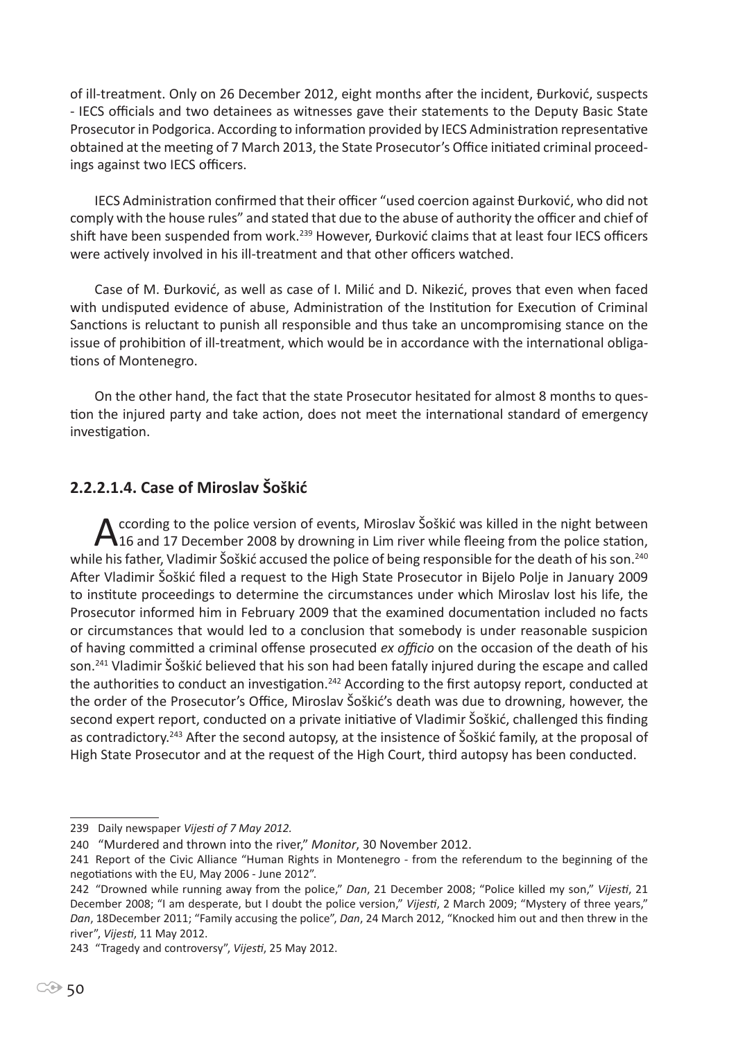of ill-treatment. Only on 26 December 2012, eight months after the incident, Đurković, suspects - IECS officials and two detainees as witnesses gave their statements to the Deputy Basic State Prosecutor in Podgorica. According to information provided by IECS Administration representative obtained at the meeting of 7 March 2013, the State Prosecutor's Office initiated criminal proceedings against two IECS officers.

IECS Administration confirmed that their officer "used coercion against Đurković, who did not comply with the house rules" and stated that due to the abuse of authority the officer and chief of shift have been suspended from work.[239] However, Đurković claims that at least four IECS officers were actively involved in his ill-treatment and that other officers watched.

Case of M. Đurković, as well as case of I. Milić and D. Nikezić, proves that even when faced with undisputed evidence of abuse, Administration of the Institution for Execution of Criminal Sanctions is reluctant to punish all responsible and thus take an uncompromising stance on the issue of prohibition of ill-treatment, which would be in accordance with the international obligations of Montenegro.

On the other hand, the fact that the state Prosecutor hesitated for almost 8 months to question the injured party and take action, does not meet the international standard of emergency investigation.

### 2.2.2.1.4. Case of Miroslav Šoškić

According to the police version of events, Miroslav Šoškić was killed in the night between 16 and 17 December 2008 by drowning in Lim river while fleeing from the police station, while his father, Vladimir Šoškić accused the police of being responsible for the death of his son.[240] After Vladimir Šoškić filed a request to the High State Prosecutor in Bijelo Polje in January 2009 to institute proceedings to determine the circumstances under which Miroslav lost his life, the Prosecutor informed him in February 2009 that the examined documentation included no facts or circumstances that would led to a conclusion that somebody is under reasonable suspicion of having committed a criminal offense prosecuted *ex officio* on the occasion of the death of his son.[241] Vladimir Šoškić believed that his son had been fatally injured during the escape and called the authorities to conduct an investigation.[242] According to the first autopsy report, conducted at the order of the Prosecutor's Office, Miroslav Šoškić's death was due to drowning, however, the second expert report, conducted on a private initiative of Vladimir Šoškić, challenged this finding as contradictory.[243] After the second autopsy, at the insistence of Šoškić family, at the proposal of High State Prosecutor and at the request of the High Court, third autopsy has been conducted.

---

239 Daily newspaper *Vijesti of 7 May 2012.*

240 "Murdered and thrown into the river," *Monitor*, 30 November 2012.

241 Report of the Civic Alliance "Human Rights in Montenegro - from the referendum to the beginning of the negotiations with the EU, May 2006 - June 2012".

242 "Drowned while running away from the police," *Dan*, 21 December 2008; "Police killed my son," *Vijesti*, 21 December 2008; "I am desperate, but I doubt the police version," *Vijesti*, 2 March 2009; "Mystery of three years," *Dan*, 18December 2011; "Family accusing the police", *Dan*, 24 March 2012, "Knocked him out and then threw in the river", *Vijesti*, 11 May 2012.

243 "Tragedy and controversy", *Vijesti*, 25 May 2012.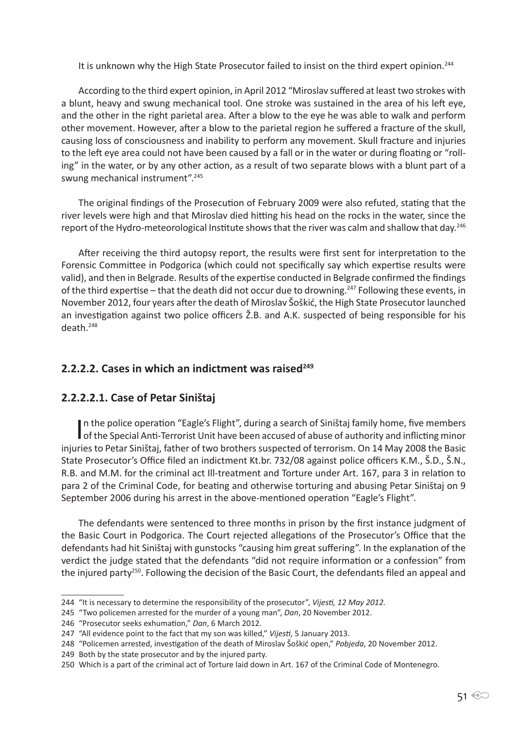It is unknown why the High State Prosecutor failed to insist on the third expert opinion.[244]

According to the third expert opinion, in April 2012 "Miroslav suffered at least two strokes with a blunt, heavy and swung mechanical tool. One stroke was sustained in the area of his left eye, and the other in the right parietal area. After a blow to the eye he was able to walk and perform other movement. However, after a blow to the parietal region he suffered a fracture of the skull, causing loss of consciousness and inability to perform any movement. Skull fracture and injuries to the left eye area could not have been caused by a fall or in the water or during floating or "rolling" in the water, or by any other action, as a result of two separate blows with a blunt part of a swung mechanical instrument".[245]

The original findings of the Prosecution of February 2009 were also refuted, stating that the river levels were high and that Miroslav died hitting his head on the rocks in the water, since the report of the Hydro-meteorological Institute shows that the river was calm and shallow that day.[246]

After receiving the third autopsy report, the results were first sent for interpretation to the Forensic Committee in Podgorica (which could not specifically say which expertise results were valid), and then in Belgrade. Results of the expertise conducted in Belgrade confirmed the findings of the third expertise – that the death did not occur due to drowning.[247] Following these events, in November 2012, four years after the death of Miroslav Šoškić, the High State Prosecutor launched an investigation against two police officers Ž.B. and A.K. suspected of being responsible for his death.[248]

### 2.2.2.2. Cases in which an indictment was raised[249]

#### 2.2.2.2.1. Case of Petar Siništaj

In the police operation "Eagle's Flight", during a search of Siništaj family home, five members of the Special Anti-Terrorist Unit have been accused of abuse of authority and inflicting minor injuries to Petar Siništaj, father of two brothers suspected of terrorism. On 14 May 2008 the Basic State Prosecutor's Office filed an indictment Kt.br. 732/08 against police officers K.M., Š.D., Š.N., R.B. and M.M. for the criminal act Ill-treatment and Torture under Art. 167, para 3 in relation to para 2 of the Criminal Code, for beating and otherwise torturing and abusing Petar Siništaj on 9 September 2006 during his arrest in the above-mentioned operation "Eagle's Flight".

The defendants were sentenced to three months in prison by the first instance judgment of the Basic Court in Podgorica. The Court rejected allegations of the Prosecutor's Office that the defendants had hit Siništaj with gunstocks "causing him great suffering". In the explanation of the verdict the judge stated that the defendants "did not require information or a confession" from the injured party[250]. Following the decision of the Basic Court, the defendants filed an appeal and

---

244 "It is necessary to determine the responsibility of the prosecutor", *Vijesti, 12 May 2012.*

245 "Two policemen arrested for the murder of a young man", *Dan*, 20 November 2012.

246 "Prosecutor seeks exhumation," *Dan*, 6 March 2012.

247 "All evidence point to the fact that my son was killed," *Vijesti*, 5 January 2013.

248 "Policemen arrested, investigation of the death of Miroslav Šoškić open," *Pobjeda*, 20 November 2012.

249 Both by the state prosecutor and by the injured party.

250 Which is a part of the criminal act of Torture laid down in Art. 167 of the Criminal Code of Montenegro.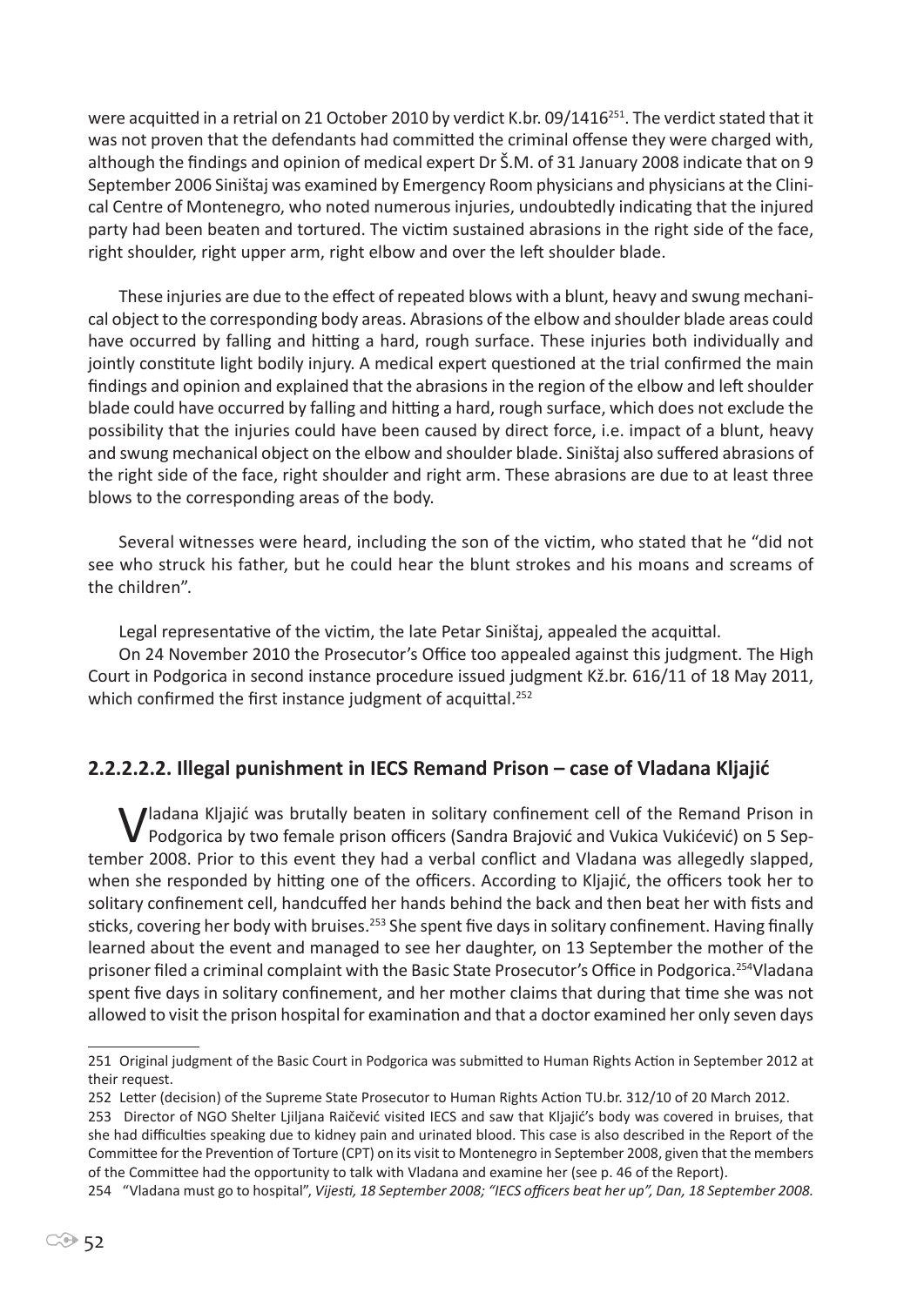were acquitted in a retrial on 21 October 2010 by verdict K.br. 09/1416[251]. The verdict stated that it was not proven that the defendants had committed the criminal offense they were charged with, although the findings and opinion of medical expert Dr Š.M. of 31 January 2008 indicate that on 9 September 2006 Siništaj was examined by Emergency Room physicians and physicians at the Clinical Centre of Montenegro, who noted numerous injuries, undoubtedly indicating that the injured party had been beaten and tortured. The victim sustained abrasions in the right side of the face, right shoulder, right upper arm, right elbow and over the left shoulder blade.

These injuries are due to the effect of repeated blows with a blunt, heavy and swung mechanical object to the corresponding body areas. Abrasions of the elbow and shoulder blade areas could have occurred by falling and hitting a hard, rough surface. These injuries both individually and jointly constitute light bodily injury. A medical expert questioned at the trial confirmed the main findings and opinion and explained that the abrasions in the region of the elbow and left shoulder blade could have occurred by falling and hitting a hard, rough surface, which does not exclude the possibility that the injuries could have been caused by direct force, i.e. impact of a blunt, heavy and swung mechanical object on the elbow and shoulder blade. Siništaj also suffered abrasions of the right side of the face, right shoulder and right arm. These abrasions are due to at least three blows to the corresponding areas of the body.

Several witnesses were heard, including the son of the victim, who stated that he "did not see who struck his father, but he could hear the blunt strokes and his moans and screams of the children".

Legal representative of the victim, the late Petar Siništaj, appealed the acquittal.

On 24 November 2010 the Prosecutor's Office too appealed against this judgment. The High Court in Podgorica in second instance procedure issued judgment Kž.br. 616/11 of 18 May 2011, which confirmed the first instance judgment of acquittal.[252]

### 2.2.2.2.2. Illegal punishment in IECS Remand Prison – case of Vladana Kljajić

Vladana Kljajić was brutally beaten in solitary confinement cell of the Remand Prison in Podgorica by two female prison officers (Sandra Brajović and Vukica Vukićević) on 5 September 2008. Prior to this event they had a verbal conflict and Vladana was allegedly slapped, when she responded by hitting one of the officers. According to Kljajić, the officers took her to solitary confinement cell, handcuffed her hands behind the back and then beat her with fists and sticks, covering her body with bruises.[253] She spent five days in solitary confinement. Having finally learned about the event and managed to see her daughter, on 13 September the mother of the prisoner filed a criminal complaint with the Basic State Prosecutor's Office in Podgorica.[254] Vladana spent five days in solitary confinement, and her mother claims that during that time she was not allowed to visit the prison hospital for examination and that a doctor examined her only seven days

---

251 Original judgment of the Basic Court in Podgorica was submitted to Human Rights Action in September 2012 at their request.

252 Letter (decision) of the Supreme State Prosecutor to Human Rights Action TU.br. 312/10 of 20 March 2012.

253 Director of NGO Shelter Ljiljana Raičević visited IECS and saw that Kljajić's body was covered in bruises, that she had difficulties speaking due to kidney pain and urinated blood. This case is also described in the Report of the Committee for the Prevention of Torture (CPT) on its visit to Montenegro in September 2008, given that the members of the Committee had the opportunity to talk with Vladana and examine her (see p. 46 of the Report).

254 "Vladana must go to hospital", *Vijesti, 18 September 2008; "IECS officers beat her up", Dan, 18 September 2008.*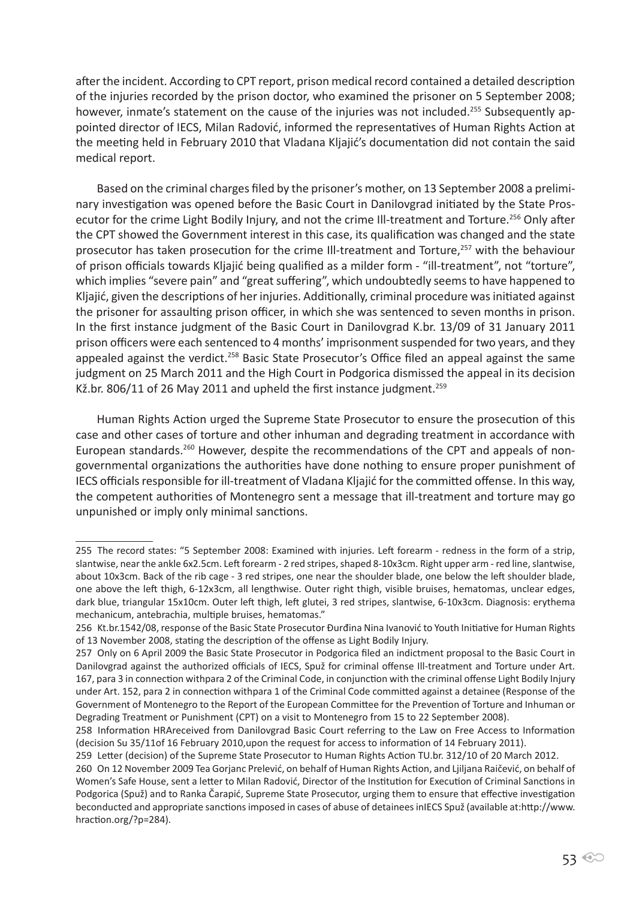after the incident. According to CPT report, prison medical record contained a detailed description of the injuries recorded by the prison doctor, who examined the prisoner on 5 September 2008; however, inmate's statement on the cause of the injuries was not included.[255] Subsequently appointed director of IECS, Milan Radović, informed the representatives of Human Rights Action at the meeting held in February 2010 that Vladana Kljajić's documentation did not contain the said medical report.

Based on the criminal charges filed by the prisoner's mother, on 13 September 2008 a preliminary investigation was opened before the Basic Court in Danilovgrad initiated by the State Prosecutor for the crime Light Bodily Injury, and not the crime Ill-treatment and Torture.[256] Only after the CPT showed the Government interest in this case, its qualification was changed and the state prosecutor has taken prosecution for the crime Ill-treatment and Torture,[257] with the behaviour of prison officials towards Kljajić being qualified as a milder form - "ill-treatment", not "torture", which implies "severe pain" and "great suffering", which undoubtedly seems to have happened to Kljajić, given the descriptions of her injuries. Additionally, criminal procedure was initiated against the prisoner for assaulting prison officer, in which she was sentenced to seven months in prison. In the first instance judgment of the Basic Court in Danilovgrad K.br. 13/09 of 31 January 2011 prison officers were each sentenced to 4 months' imprisonment suspended for two years, and they appealed against the verdict.[258] Basic State Prosecutor's Office filed an appeal against the same judgment on 25 March 2011 and the High Court in Podgorica dismissed the appeal in its decision Kž.br. 806/11 of 26 May 2011 and upheld the first instance judgment.[259]

Human Rights Action urged the Supreme State Prosecutor to ensure the prosecution of this case and other cases of torture and other inhuman and degrading treatment in accordance with European standards.[260] However, despite the recommendations of the CPT and appeals of non-governmental organizations the authorities have done nothing to ensure proper punishment of IECS officials responsible for ill-treatment of Vladana Kljajić for the committed offense. In this way, the competent authorities of Montenegro sent a message that ill-treatment and torture may go unpunished or imply only minimal sanctions.

---

255 The record states: "5 September 2008: Examined with injuries. Left forearm - redness in the form of a strip, slantwise, near the ankle 6x2.5cm. Left forearm - 2 red stripes, shaped 8-10x3cm. Right upper arm - red line, slantwise, about 10x3cm. Back of the rib cage - 3 red stripes, one near the shoulder blade, one below the left shoulder blade, one above the left thigh, 6-12x3cm, all lengthwise. Outer right thigh, visible bruises, hematomas, unclear edges, dark blue, triangular 15x10cm. Outer left thigh, left glutei, 3 red stripes, slantwise, 6-10x3cm. Diagnosis: erythema mechanicum, antebrachia, multiple bruises, hematomas."

256 Kt.br.1542/08, response of the Basic State Prosecutor Đurđina Nina Ivanović to Youth Initiative for Human Rights of 13 November 2008, stating the description of the offense as Light Bodily Injury.

257 Only on 6 April 2009 the Basic State Prosecutor in Podgorica filed an indictment proposal to the Basic Court in Danilovgrad against the authorized officials of IECS, Spuž for criminal offense Ill-treatment and Torture under Art. 167, para 3 in connection withpara 2 of the Criminal Code, in conjunction with the criminal offense Light Bodily Injury under Art. 152, para 2 in connection withpara 1 of the Criminal Code committed against a detainee (Response of the Government of Montenegro to the Report of the European Committee for the Prevention of Torture and Inhuman or Degrading Treatment or Punishment (CPT) on a visit to Montenegro from 15 to 22 September 2008).

258 Information HRAreceived from Danilovgrad Basic Court referring to the Law on Free Access to Information (decision Su 35/11of 16 February 2010,upon the request for access to information of 14 February 2011).

259 Letter (decision) of the Supreme State Prosecutor to Human Rights Action TU.br. 312/10 of 20 March 2012.

260 On 12 November 2009 Tea Gorjanc Prelević, on behalf of Human Rights Action, and Ljiljana Raičević, on behalf of Women's Safe House, sent a letter to Milan Radović, Director of the Institution for Execution of Criminal Sanctions in Podgorica (Spuž) and to Ranka Čarapić, Supreme State Prosecutor, urging them to ensure that effective investigation beconducted and appropriate sanctions imposed in cases of abuse of detainees inIECS Spuž (available at:http://www.hraction.org/?p=284).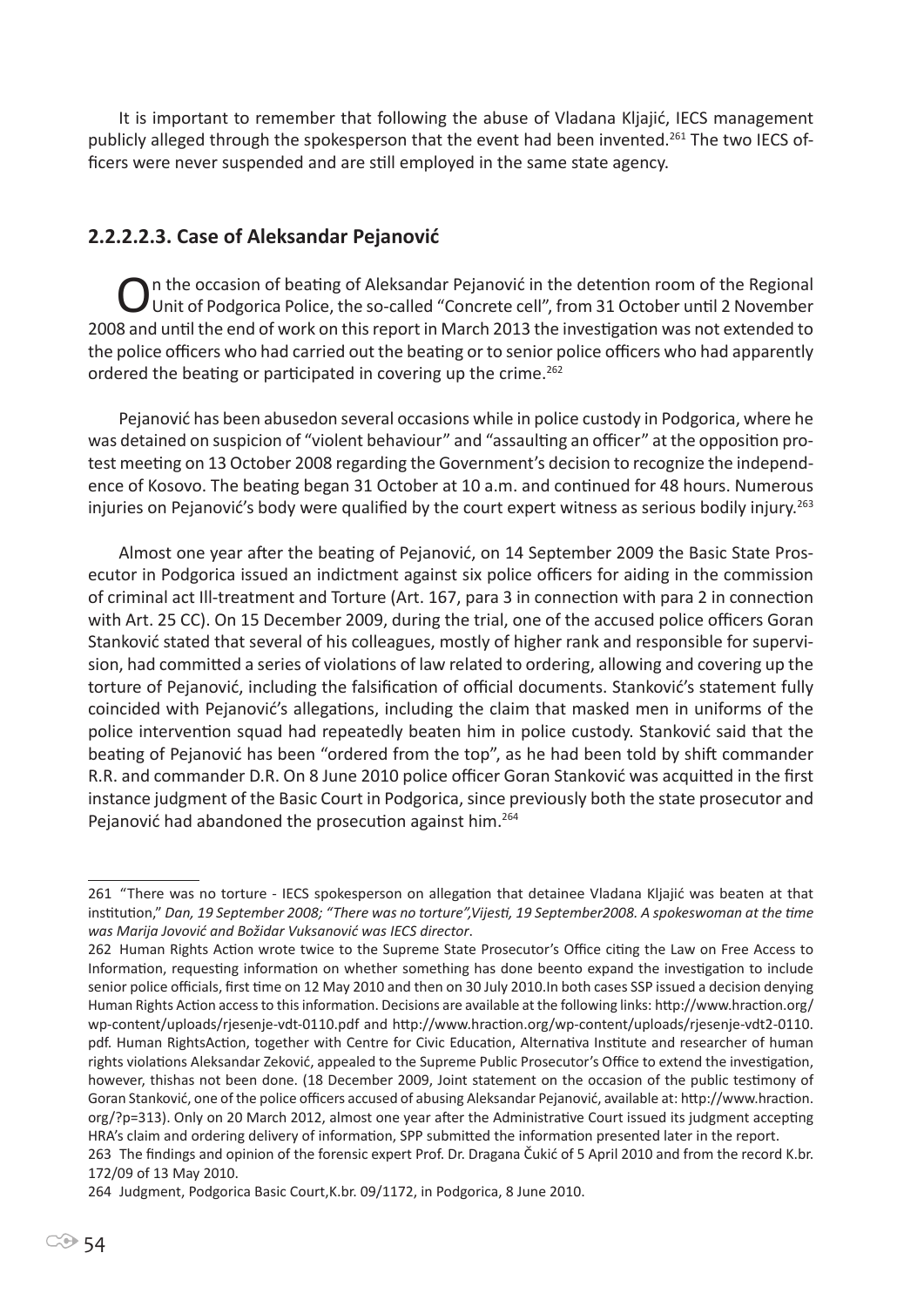It is important to remember that following the abuse of Vladana Kljajić, IECS management publicly alleged through the spokesperson that the event had been invented.[261] The two IECS officers were never suspended and are still employed in the same state agency.

### 2.2.2.2.3. Case of Aleksandar Pejanović

On the occasion of beating of Aleksandar Pejanović in the detention room of the Regional Unit of Podgorica Police, the so-called "Concrete cell", from 31 October until 2 November 2008 and until the end of work on this report in March 2013 the investigation was not extended to the police officers who had carried out the beating or to senior police officers who had apparently ordered the beating or participated in covering up the crime.[262]

Pejanović has been abusedon several occasions while in police custody in Podgorica, where he was detained on suspicion of "violent behaviour" and "assaulting an officer" at the opposition protest meeting on 13 October 2008 regarding the Government's decision to recognize the independence of Kosovo. The beating began 31 October at 10 a.m. and continued for 48 hours. Numerous injuries on Pejanović's body were qualified by the court expert witness as serious bodily injury.[263]

Almost one year after the beating of Pejanović, on 14 September 2009 the Basic State Prosecutor in Podgorica issued an indictment against six police officers for aiding in the commission of criminal act Ill-treatment and Torture (Art. 167, para 3 in connection with para 2 in connection with Art. 25 CC). On 15 December 2009, during the trial, one of the accused police officers Goran Stanković stated that several of his colleagues, mostly of higher rank and responsible for supervision, had committed a series of violations of law related to ordering, allowing and covering up the torture of Pejanović, including the falsification of official documents. Stanković's statement fully coincided with Pejanović's allegations, including the claim that masked men in uniforms of the police intervention squad had repeatedly beaten him in police custody. Stanković said that the beating of Pejanović has been "ordered from the top", as he had been told by shift commander R.R. and commander D.R. On 8 June 2010 police officer Goran Stanković was acquitted in the first instance judgment of the Basic Court in Podgorica, since previously both the state prosecutor and Pejanović had abandoned the prosecution against him.[264]

---

261 "There was no torture - IECS spokesperson on allegation that detainee Vladana Kljajić was beaten at that institution," *Dan, 19 September 2008; "There was no torture",Vijesti, 19 September2008. A spokeswoman at the time was Marija Jovović and Božidar Vuksanović was IECS director*.

262 Human Rights Action wrote twice to the Supreme State Prosecutor's Office citing the Law on Free Access to Information, requesting information on whether something has done beento expand the investigation to include senior police officials, first time on 12 May 2010 and then on 30 July 2010.In both cases SSP issued a decision denying Human Rights Action access to this information. Decisions are available at the following links: http://www.hraction.org/wp-content/uploads/rjesenje-vdt-0110.pdf and http://www.hraction.org/wp-content/uploads/rjesenje-vdt2-0110.pdf. Human RightsAction, together with Centre for Civic Education, Alternativa Institute and researcher of human rights violations Aleksandar Zeković, appealed to the Supreme Public Prosecutor's Office to extend the investigation, however, thishas not been done. (18 December 2009, Joint statement on the occasion of the public testimony of Goran Stanković, one of the police officers accused of abusing Aleksandar Pejanović, available at: http://www.hraction.org/?p=313). Only on 20 March 2012, almost one year after the Administrative Court issued its judgment accepting HRA's claim and ordering delivery of information, SPP submitted the information presented later in the report.

263 The findings and opinion of the forensic expert Prof. Dr. Dragana Čukić of 5 April 2010 and from the record K.br. 172/09 of 13 May 2010.

264 Judgment, Podgorica Basic Court,K.br. 09/1172, in Podgorica, 8 June 2010.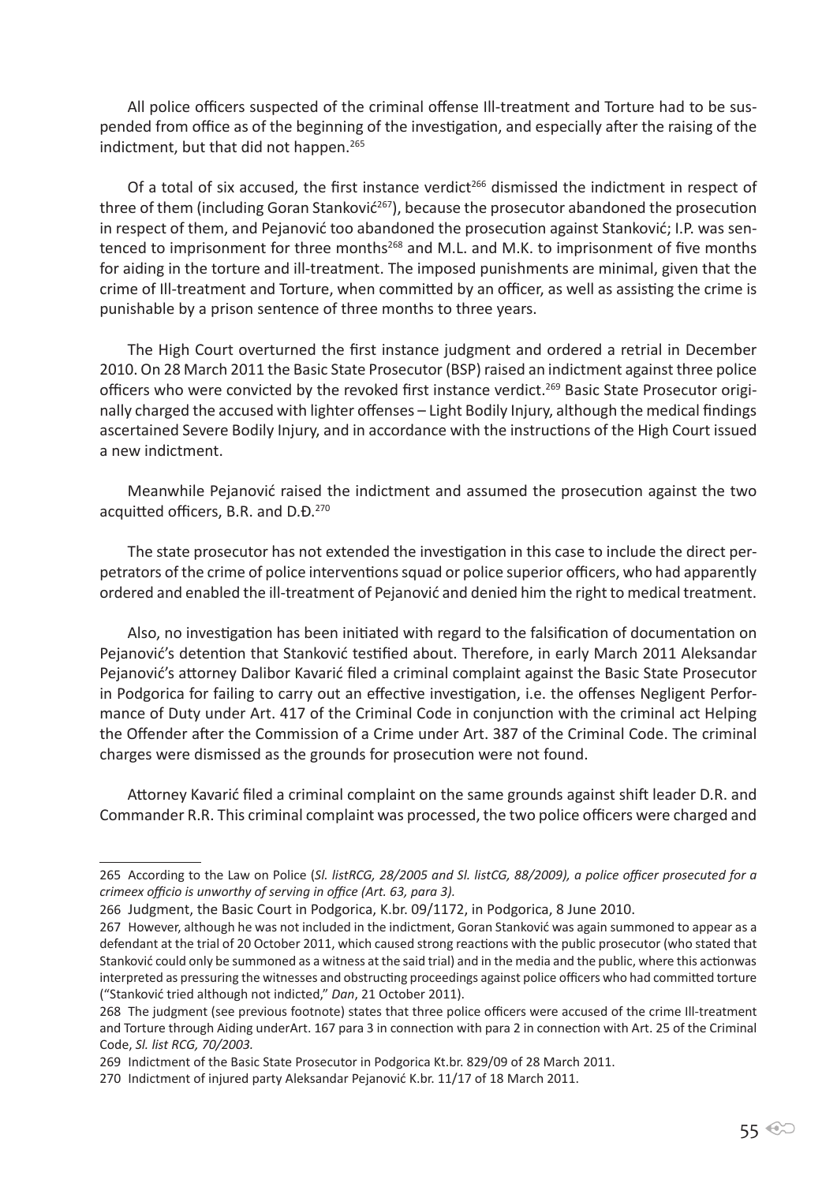All police officers suspected of the criminal offense Ill-treatment and Torture had to be suspended from office as of the beginning of the investigation, and especially after the raising of the indictment, but that did not happen.[265]

Of a total of six accused, the first instance verdict[266] dismissed the indictment in respect of three of them (including Goran Stanković[267]), because the prosecutor abandoned the prosecution in respect of them, and Pejanović too abandoned the prosecution against Stanković; I.P. was sentenced to imprisonment for three months[268] and M.L. and M.K. to imprisonment of five months for aiding in the torture and ill-treatment. The imposed punishments are minimal, given that the crime of Ill-treatment and Torture, when committed by an officer, as well as assisting the crime is punishable by a prison sentence of three months to three years.

The High Court overturned the first instance judgment and ordered a retrial in December 2010. On 28 March 2011 the Basic State Prosecutor (BSP) raised an indictment against three police officers who were convicted by the revoked first instance verdict.[269] Basic State Prosecutor originally charged the accused with lighter offenses – Light Bodily Injury, although the medical findings ascertained Severe Bodily Injury, and in accordance with the instructions of the High Court issued a new indictment.

Meanwhile Pejanović raised the indictment and assumed the prosecution against the two acquitted officers, B.R. and D.Đ.[270]

The state prosecutor has not extended the investigation in this case to include the direct perpetrators of the crime of police interventions squad or police superior officers, who had apparently ordered and enabled the ill-treatment of Pejanović and denied him the right to medical treatment.

Also, no investigation has been initiated with regard to the falsification of documentation on Pejanović's detention that Stanković testified about. Therefore, in early March 2011 Aleksandar Pejanović's attorney Dalibor Kavarić filed a criminal complaint against the Basic State Prosecutor in Podgorica for failing to carry out an effective investigation, i.e. the offenses Negligent Performance of Duty under Art. 417 of the Criminal Code in conjunction with the criminal act Helping the Offender after the Commission of a Crime under Art. 387 of the Criminal Code. The criminal charges were dismissed as the grounds for prosecution were not found.

Attorney Kavarić filed a criminal complaint on the same grounds against shift leader D.R. and Commander R.R. This criminal complaint was processed, the two police officers were charged and

---

265 According to the Law on Police (*Sl. listRCG, 28/2005 and Sl. listCG, 88/2009), a police officer prosecuted for a crimeex officio is unworthy of serving in office (Art. 63, para 3).*

266 Judgment, the Basic Court in Podgorica, K.br. 09/1172, in Podgorica, 8 June 2010.

267 However, although he was not included in the indictment, Goran Stanković was again summoned to appear as a defendant at the trial of 20 October 2011, which caused strong reactions with the public prosecutor (who stated that Stanković could only be summoned as a witness at the said trial) and in the media and the public, where this actionwas interpreted as pressuring the witnesses and obstructing proceedings against police officers who had committed torture ("Stanković tried although not indicted," *Dan*, 21 October 2011).

268 The judgment (see previous footnote) states that three police officers were accused of the crime Ill-treatment and Torture through Aiding underArt. 167 para 3 in connection with para 2 in connection with Art. 25 of the Criminal Code, *Sl. list RCG, 70/2003.*

269 Indictment of the Basic State Prosecutor in Podgorica Kt.br. 829/09 of 28 March 2011.

270 Indictment of injured party Aleksandar Pejanović K.br. 11/17 of 18 March 2011.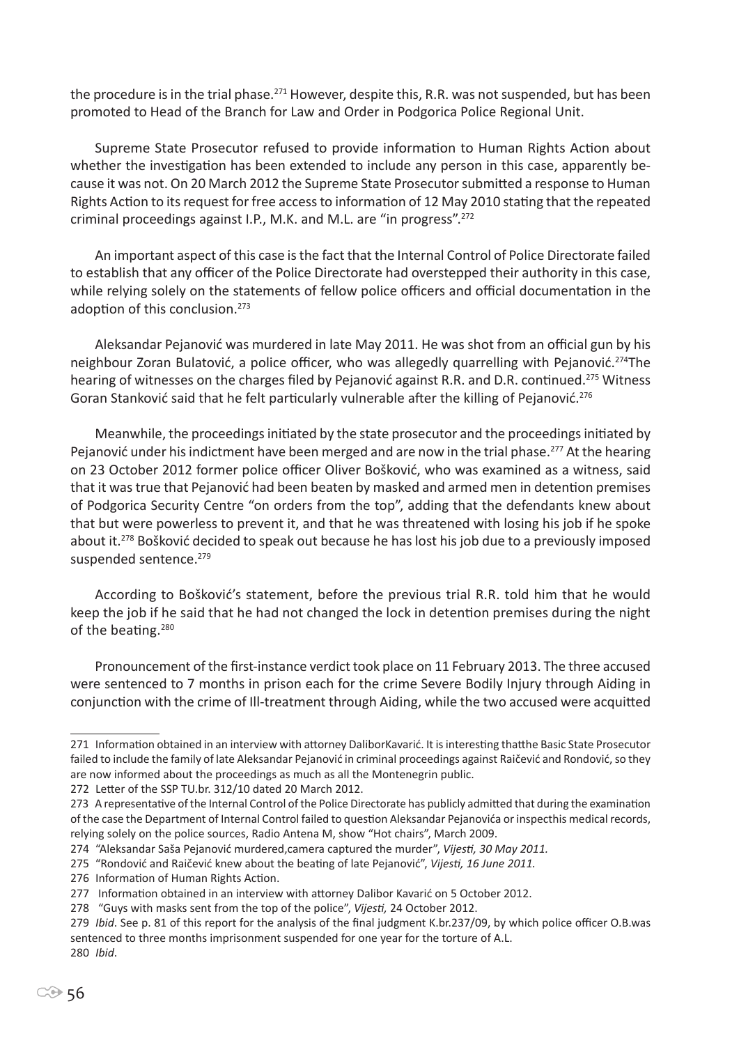the procedure is in the trial phase.[271] However, despite this, R.R. was not suspended, but has been promoted to Head of the Branch for Law and Order in Podgorica Police Regional Unit.

Supreme State Prosecutor refused to provide information to Human Rights Action about whether the investigation has been extended to include any person in this case, apparently because it was not. On 20 March 2012 the Supreme State Prosecutor submitted a response to Human Rights Action to its request for free access to information of 12 May 2010 stating that the repeated criminal proceedings against I.P., M.K. and M.L. are "in progress".[272]

An important aspect of this case is the fact that the Internal Control of Police Directorate failed to establish that any officer of the Police Directorate had overstepped their authority in this case, while relying solely on the statements of fellow police officers and official documentation in the adoption of this conclusion.[273]

Aleksandar Pejanović was murdered in late May 2011. He was shot from an official gun by his neighbour Zoran Bulatović, a police officer, who was allegedly quarrelling with Pejanović.[274]The hearing of witnesses on the charges filed by Pejanović against R.R. and D.R. continued.[275] Witness Goran Stanković said that he felt particularly vulnerable after the killing of Pejanović.[276]

Meanwhile, the proceedings initiated by the state prosecutor and the proceedings initiated by Pejanović under his indictment have been merged and are now in the trial phase.[277] At the hearing on 23 October 2012 former police officer Oliver Bošković, who was examined as a witness, said that it was true that Pejanović had been beaten by masked and armed men in detention premises of Podgorica Security Centre "on orders from the top", adding that the defendants knew about that but were powerless to prevent it, and that he was threatened with losing his job if he spoke about it.[278] Bošković decided to speak out because he has lost his job due to a previously imposed suspended sentence.[279]

According to Bošković's statement, before the previous trial R.R. told him that he would keep the job if he said that he had not changed the lock in detention premises during the night of the beating.[280]

Pronouncement of the first-instance verdict took place on 11 February 2013. The three accused were sentenced to 7 months in prison each for the crime Severe Bodily Injury through Aiding in conjunction with the crime of Ill-treatment through Aiding, while the two accused were acquitted

---

271 Information obtained in an interview with attorney DaliborKavarić. It is interesting thatthe Basic State Prosecutor failed to include the family of late Aleksandar Pejanović in criminal proceedings against Raičević and Rondović, so they are now informed about the proceedings as much as all the Montenegrin public.

272 Letter of the SSP TU.br. 312/10 dated 20 March 2012.

273 A representative of the Internal Control of the Police Directorate has publicly admitted that during the examination of the case the Department of Internal Control failed to question Aleksandar Pejanovića or inspecthis medical records, relying solely on the police sources, Radio Antena M, show "Hot chairs", March 2009.

274 "Aleksandar Saša Pejanović murdered,camera captured the murder", *Vijesti, 30 May 2011.*

275 "Rondović and Raičević knew about the beating of late Pejanović", *Vijesti, 16 June 2011.*

276 Information of Human Rights Action.

277 Information obtained in an interview with attorney Dalibor Kavarić on 5 October 2012.

278 "Guys with masks sent from the top of the police", *Vijesti,* 24 October 2012.

279 *Ibid*. See p. 81 of this report for the analysis of the final judgment K.br.237/09, by which police officer O.B.was sentenced to three months imprisonment suspended for one year for the torture of A.L.

280 *Ibid*.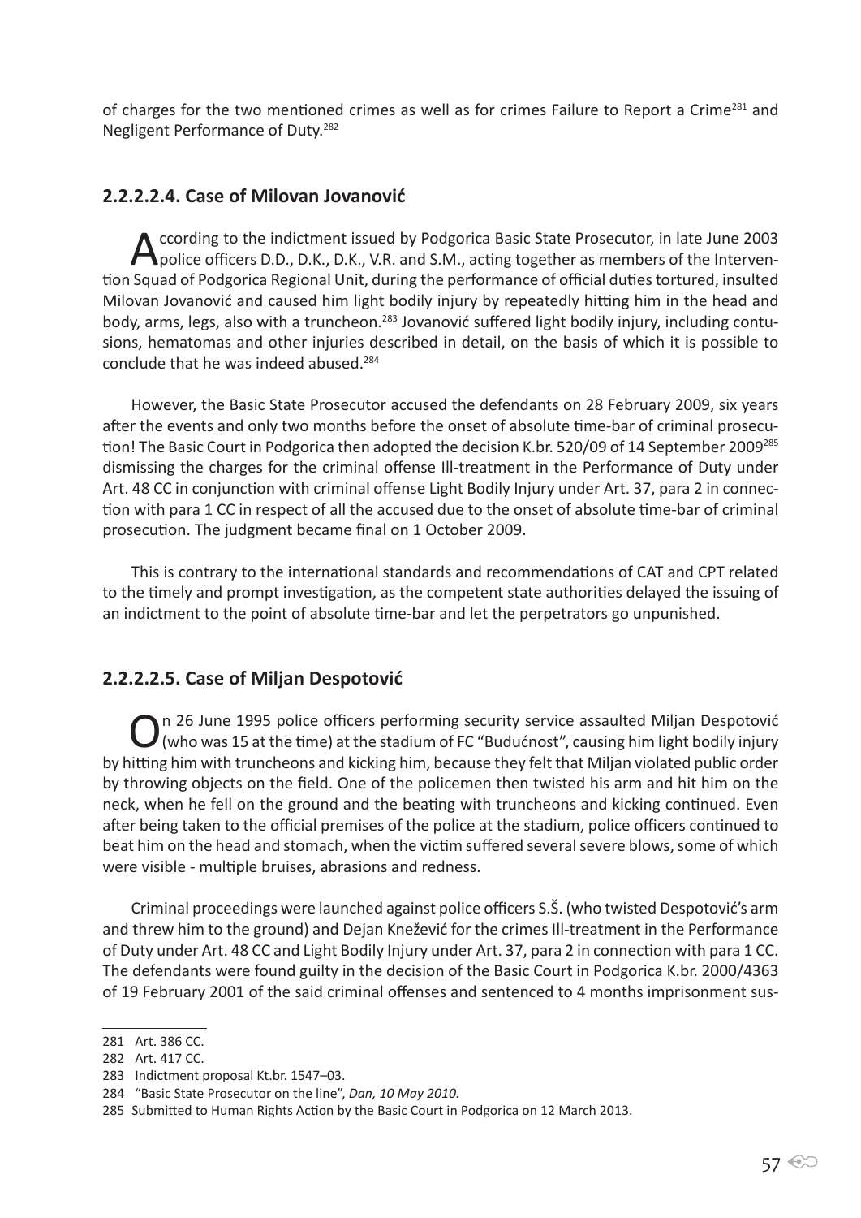of charges for the two mentioned crimes as well as for crimes Failure to Report a Crime[281] and Negligent Performance of Duty.[282]

#### 2.2.2.2.4. Case of Milovan Jovanović

According to the indictment issued by Podgorica Basic State Prosecutor, in late June 2003 police officers D.D., D.K., D.K., V.R. and S.M., acting together as members of the Intervention Squad of Podgorica Regional Unit, during the performance of official duties tortured, insulted Milovan Jovanović and caused him light bodily injury by repeatedly hitting him in the head and body, arms, legs, also with a truncheon.[283] Jovanović suffered light bodily injury, including contusions, hematomas and other injuries described in detail, on the basis of which it is possible to conclude that he was indeed abused.[284]

However, the Basic State Prosecutor accused the defendants on 28 February 2009, six years after the events and only two months before the onset of absolute time-bar of criminal prosecution! The Basic Court in Podgorica then adopted the decision K.br. 520/09 of 14 September 2009[285] dismissing the charges for the criminal offense Ill-treatment in the Performance of Duty under Art. 48 CC in conjunction with criminal offense Light Bodily Injury under Art. 37, para 2 in connection with para 1 CC in respect of all the accused due to the onset of absolute time-bar of criminal prosecution. The judgment became final on 1 October 2009.

This is contrary to the international standards and recommendations of CAT and CPT related to the timely and prompt investigation, as the competent state authorities delayed the issuing of an indictment to the point of absolute time-bar and let the perpetrators go unpunished.

#### 2.2.2.2.5. Case of Miljan Despotović

On 26 June 1995 police officers performing security service assaulted Miljan Despotović (who was 15 at the time) at the stadium of FC "Budućnost", causing him light bodily injury by hitting him with truncheons and kicking him, because they felt that Miljan violated public order by throwing objects on the field. One of the policemen then twisted his arm and hit him on the neck, when he fell on the ground and the beating with truncheons and kicking continued. Even after being taken to the official premises of the police at the stadium, police officers continued to beat him on the head and stomach, when the victim suffered several severe blows, some of which were visible - multiple bruises, abrasions and redness.

Criminal proceedings were launched against police officers S.Š. (who twisted Despotović's arm and threw him to the ground) and Dejan Knežević for the crimes Ill-treatment in the Performance of Duty under Art. 48 CC and Light Bodily Injury under Art. 37, para 2 in connection with para 1 CC. The defendants were found guilty in the decision of the Basic Court in Podgorica K.br. 2000/4363 of 19 February 2001 of the said criminal offenses and sentenced to 4 months imprisonment sus-

---

281 Art. 386 CC.

282 Art. 417 CC.

283 Indictment proposal Kt.br. 1547–03.

284 "Basic State Prosecutor on the line", *Dan, 10 May 2010.*

285 Submitted to Human Rights Action by the Basic Court in Podgorica on 12 March 2013.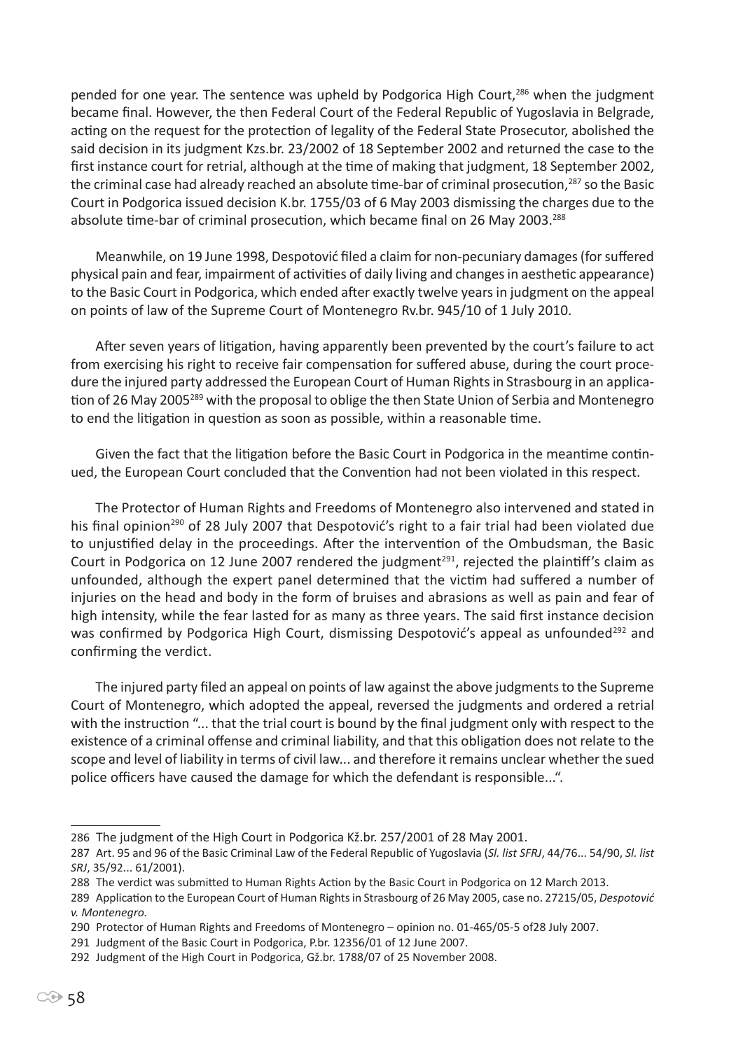pended for one year. The sentence was upheld by Podgorica High Court,[286] when the judgment became final. However, the then Federal Court of the Federal Republic of Yugoslavia in Belgrade, acting on the request for the protection of legality of the Federal State Prosecutor, abolished the said decision in its judgment Kzs.br. 23/2002 of 18 September 2002 and returned the case to the first instance court for retrial, although at the time of making that judgment, 18 September 2002, the criminal case had already reached an absolute time-bar of criminal prosecution,[287] so the Basic Court in Podgorica issued decision K.br. 1755/03 of 6 May 2003 dismissing the charges due to the absolute time-bar of criminal prosecution, which became final on 26 May 2003.[288]

Meanwhile, on 19 June 1998, Despotović filed a claim for non-pecuniary damages (for suffered physical pain and fear, impairment of activities of daily living and changes in aesthetic appearance) to the Basic Court in Podgorica, which ended after exactly twelve years in judgment on the appeal on points of law of the Supreme Court of Montenegro Rv.br. 945/10 of 1 July 2010.

After seven years of litigation, having apparently been prevented by the court's failure to act from exercising his right to receive fair compensation for suffered abuse, during the court procedure the injured party addressed the European Court of Human Rights in Strasbourg in an application of 26 May 2005[289] with the proposal to oblige the then State Union of Serbia and Montenegro to end the litigation in question as soon as possible, within a reasonable time.

Given the fact that the litigation before the Basic Court in Podgorica in the meantime continued, the European Court concluded that the Convention had not been violated in this respect.

The Protector of Human Rights and Freedoms of Montenegro also intervened and stated in his final opinion[290] of 28 July 2007 that Despotović's right to a fair trial had been violated due to unjustified delay in the proceedings. After the intervention of the Ombudsman, the Basic Court in Podgorica on 12 June 2007 rendered the judgment[291], rejected the plaintiff's claim as unfounded, although the expert panel determined that the victim had suffered a number of injuries on the head and body in the form of bruises and abrasions as well as pain and fear of high intensity, while the fear lasted for as many as three years. The said first instance decision was confirmed by Podgorica High Court, dismissing Despotović's appeal as unfounded[292] and confirming the verdict.

The injured party filed an appeal on points of law against the above judgments to the Supreme Court of Montenegro, which adopted the appeal, reversed the judgments and ordered a retrial with the instruction "... that the trial court is bound by the final judgment only with respect to the existence of a criminal offense and criminal liability, and that this obligation does not relate to the scope and level of liability in terms of civil law... and therefore it remains unclear whether the sued police officers have caused the damage for which the defendant is responsible...".

---

286 The judgment of the High Court in Podgorica Kž.br. 257/2001 of 28 May 2001.

287 Art. 95 and 96 of the Basic Criminal Law of the Federal Republic of Yugoslavia (*Sl. list SFRJ*, 44/76... 54/90, *Sl. list SRJ*, 35/92... 61/2001).

288 The verdict was submitted to Human Rights Action by the Basic Court in Podgorica on 12 March 2013.

289 Application to the European Court of Human Rights in Strasbourg of 26 May 2005, case no. 27215/05, *Despotović v. Montenegro.*

290 Protector of Human Rights and Freedoms of Montenegro – opinion no. 01-465/05-5 of28 July 2007.

291 Judgment of the Basic Court in Podgorica, P.br. 12356/01 of 12 June 2007.

292 Judgment of the High Court in Podgorica, Gž.br. 1788/07 of 25 November 2008.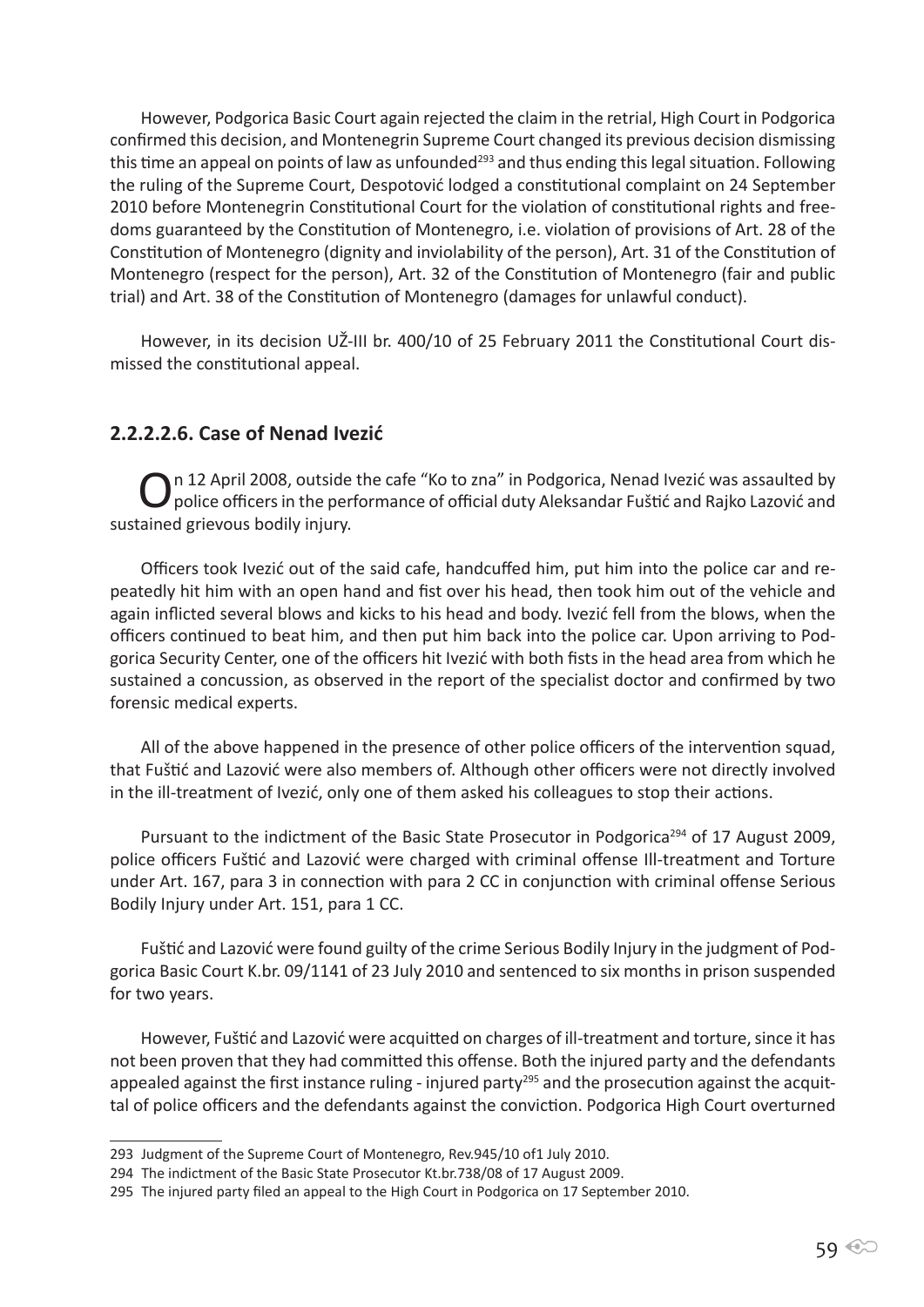However, Podgorica Basic Court again rejected the claim in the retrial, High Court in Podgorica confirmed this decision, and Montenegrin Supreme Court changed its previous decision dismissing this time an appeal on points of law as unfounded[293] and thus ending this legal situation. Following the ruling of the Supreme Court, Despotović lodged a constitutional complaint on 24 September 2010 before Montenegrin Constitutional Court for the violation of constitutional rights and freedoms guaranteed by the Constitution of Montenegro, i.e. violation of provisions of Art. 28 of the Constitution of Montenegro (dignity and inviolability of the person), Art. 31 of the Constitution of Montenegro (respect for the person), Art. 32 of the Constitution of Montenegro (fair and public trial) and Art. 38 of the Constitution of Montenegro (damages for unlawful conduct).

However, in its decision UŽ-III br. 400/10 of 25 February 2011 the Constitutional Court dismissed the constitutional appeal.

### 2.2.2.2.6. Case of Nenad Ivezić

On 12 April 2008, outside the cafe "Ko to zna" in Podgorica, Nenad Ivezić was assaulted by police officers in the performance of official duty Aleksandar Fuštić and Rajko Lazović and sustained grievous bodily injury.

Officers took Ivezić out of the said cafe, handcuffed him, put him into the police car and repeatedly hit him with an open hand and fist over his head, then took him out of the vehicle and again inflicted several blows and kicks to his head and body. Ivezić fell from the blows, when the officers continued to beat him, and then put him back into the police car. Upon arriving to Podgorica Security Center, one of the officers hit Ivezić with both fists in the head area from which he sustained a concussion, as observed in the report of the specialist doctor and confirmed by two forensic medical experts.

All of the above happened in the presence of other police officers of the intervention squad, that Fuštić and Lazović were also members of. Although other officers were not directly involved in the ill-treatment of Ivezić, only one of them asked his colleagues to stop their actions.

Pursuant to the indictment of the Basic State Prosecutor in Podgorica[294] of 17 August 2009, police officers Fuštić and Lazović were charged with criminal offense Ill-treatment and Torture under Art. 167, para 3 in connection with para 2 CC in conjunction with criminal offense Serious Bodily Injury under Art. 151, para 1 CC.

Fuštić and Lazović were found guilty of the crime Serious Bodily Injury in the judgment of Podgorica Basic Court K.br. 09/1141 of 23 July 2010 and sentenced to six months in prison suspended for two years.

However, Fuštić and Lazović were acquitted on charges of ill-treatment and torture, since it has not been proven that they had committed this offense. Both the injured party and the defendants appealed against the first instance ruling - injured party[295] and the prosecution against the acquittal of police officers and the defendants against the conviction. Podgorica High Court overturned

---

293 Judgment of the Supreme Court of Montenegro, Rev.945/10 of1 July 2010.

294 The indictment of the Basic State Prosecutor Kt.br.738/08 of 17 August 2009.

295 The injured party filed an appeal to the High Court in Podgorica on 17 September 2010.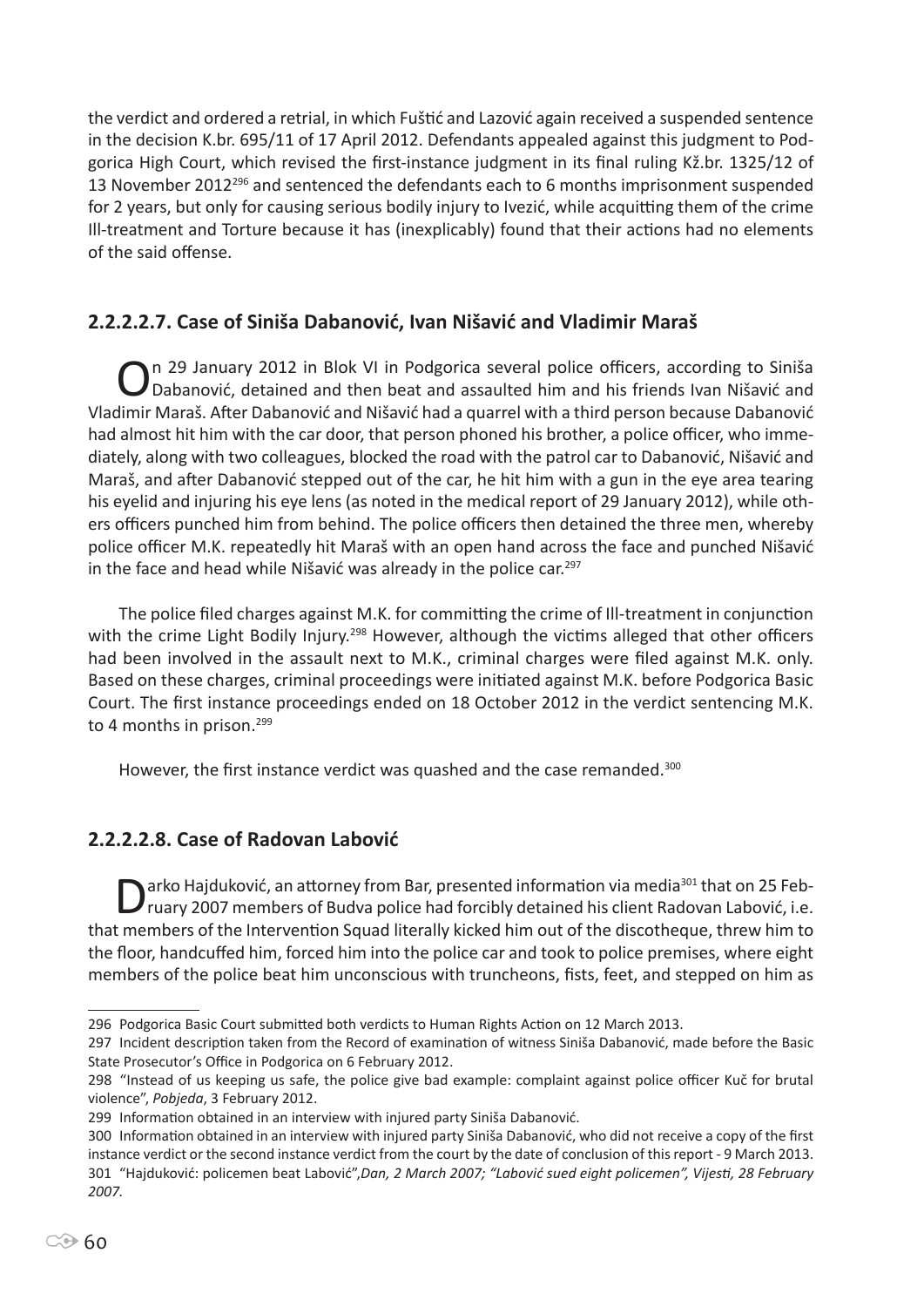the verdict and ordered a retrial, in which Fuštić and Lazović again received a suspended sentence in the decision K.br. 695/11 of 17 April 2012. Defendants appealed against this judgment to Podgorica High Court, which revised the first-instance judgment in its final ruling Kž.br. 1325/12 of 13 November 2012[296] and sentenced the defendants each to 6 months imprisonment suspended for 2 years, but only for causing serious bodily injury to Ivezić, while acquitting them of the crime Ill-treatment and Torture because it has (inexplicably) found that their actions had no elements of the said offense.

#### 2.2.2.2.7. Case of Siniša Dabanović, Ivan Nišavić and Vladimir Maraš

On 29 January 2012 in Blok VI in Podgorica several police officers, according to Siniša Dabanović, detained and then beat and assaulted him and his friends Ivan Nišavić and Vladimir Maraš. After Dabanović and Nišavić had a quarrel with a third person because Dabanović had almost hit him with the car door, that person phoned his brother, a police officer, who immediately, along with two colleagues, blocked the road with the patrol car to Dabanović, Nišavić and Maraš, and after Dabanović stepped out of the car, he hit him with a gun in the eye area tearing his eyelid and injuring his eye lens (as noted in the medical report of 29 January 2012), while others officers punched him from behind. The police officers then detained the three men, whereby police officer M.K. repeatedly hit Maraš with an open hand across the face and punched Nišavić in the face and head while Nišavić was already in the police car.[297]

The police filed charges against M.K. for committing the crime of Ill-treatment in conjunction with the crime Light Bodily Injury.[298] However, although the victims alleged that other officers had been involved in the assault next to M.K., criminal charges were filed against M.K. only. Based on these charges, criminal proceedings were initiated against M.K. before Podgorica Basic Court. The first instance proceedings ended on 18 October 2012 in the verdict sentencing M.K. to 4 months in prison.[299]

However, the first instance verdict was quashed and the case remanded.[300]

#### 2.2.2.2.8. Case of Radovan Labović

Darko Hajduković, an attorney from Bar, presented information via media[301] that on 25 February 2007 members of Budva police had forcibly detained his client Radovan Labović, i.e. that members of the Intervention Squad literally kicked him out of the discotheque, threw him to the floor, handcuffed him, forced him into the police car and took to police premises, where eight members of the police beat him unconscious with truncheons, fists, feet, and stepped on him as

---

296 Podgorica Basic Court submitted both verdicts to Human Rights Action on 12 March 2013.

297 Incident description taken from the Record of examination of witness Siniša Dabanović, made before the Basic State Prosecutor's Office in Podgorica on 6 February 2012.

298 "Instead of us keeping us safe, the police give bad example: complaint against police officer Kuč for brutal violence", *Pobjeda*, 3 February 2012.

299 Information obtained in an interview with injured party Siniša Dabanović.

300 Information obtained in an interview with injured party Siniša Dabanović, who did not receive a copy of the first instance verdict or the second instance verdict from the court by the date of conclusion of this report - 9 March 2013.

301 "Hajduković: policemen beat Labović",*Dan, 2 March 2007; "Labović sued eight policemen", Vijesti, 28 February 2007.*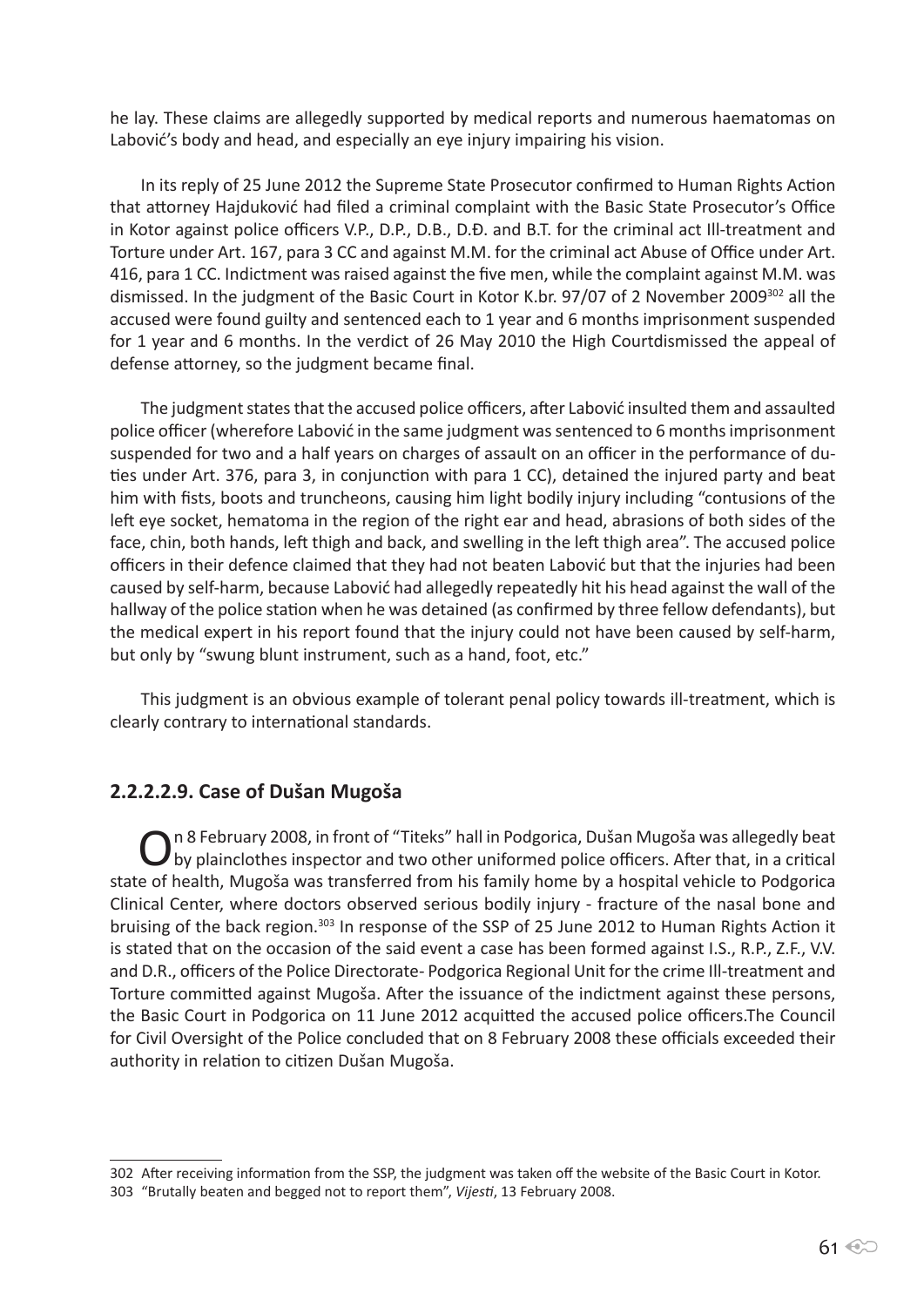he lay. These claims are allegedly supported by medical reports and numerous haematomas on Labović's body and head, and especially an eye injury impairing his vision.

In its reply of 25 June 2012 the Supreme State Prosecutor confirmed to Human Rights Action that attorney Hajduković had filed a criminal complaint with the Basic State Prosecutor's Office in Kotor against police officers V.P., D.P., D.B., D.Đ. and B.T. for the criminal act Ill-treatment and Torture under Art. 167, para 3 CC and against M.M. for the criminal act Abuse of Office under Art. 416, para 1 CC. Indictment was raised against the five men, while the complaint against M.M. was dismissed. In the judgment of the Basic Court in Kotor K.br. 97/07 of 2 November 2009[302] all the accused were found guilty and sentenced each to 1 year and 6 months imprisonment suspended for 1 year and 6 months. In the verdict of 26 May 2010 the High Courtdismissed the appeal of defense attorney, so the judgment became final.

The judgment states that the accused police officers, after Labović insulted them and assaulted police officer (wherefore Labović in the same judgment was sentenced to 6 months imprisonment suspended for two and a half years on charges of assault on an officer in the performance of duties under Art. 376, para 3, in conjunction with para 1 CC), detained the injured party and beat him with fists, boots and truncheons, causing him light bodily injury including "contusions of the left eye socket, hematoma in the region of the right ear and head, abrasions of both sides of the face, chin, both hands, left thigh and back, and swelling in the left thigh area". The accused police officers in their defence claimed that they had not beaten Labović but that the injuries had been caused by self-harm, because Labović had allegedly repeatedly hit his head against the wall of the hallway of the police station when he was detained (as confirmed by three fellow defendants), but the medical expert in his report found that the injury could not have been caused by self-harm, but only by "swung blunt instrument, such as a hand, foot, etc."

This judgment is an obvious example of tolerant penal policy towards ill-treatment, which is clearly contrary to international standards.

### 2.2.2.2.9. Case of Dušan Mugoša

On 8 February 2008, in front of "Titeks" hall in Podgorica, Dušan Mugoša was allegedly beat by plainclothes inspector and two other uniformed police officers. After that, in a critical state of health, Mugoša was transferred from his family home by a hospital vehicle to Podgorica Clinical Center, where doctors observed serious bodily injury - fracture of the nasal bone and bruising of the back region.[303] In response of the SSP of 25 June 2012 to Human Rights Action it is stated that on the occasion of the said event a case has been formed against I.S., R.P., Z.F., V.V. and D.R., officers of the Police Directorate- Podgorica Regional Unit for the crime Ill-treatment and Torture committed against Mugoša. After the issuance of the indictment against these persons, the Basic Court in Podgorica on 11 June 2012 acquitted the accused police officers.The Council for Civil Oversight of the Police concluded that on 8 February 2008 these officials exceeded their authority in relation to citizen Dušan Mugoša.

---

302 After receiving information from the SSP, the judgment was taken off the website of the Basic Court in Kotor.

303 "Brutally beaten and begged not to report them", *Vijesti*, 13 February 2008.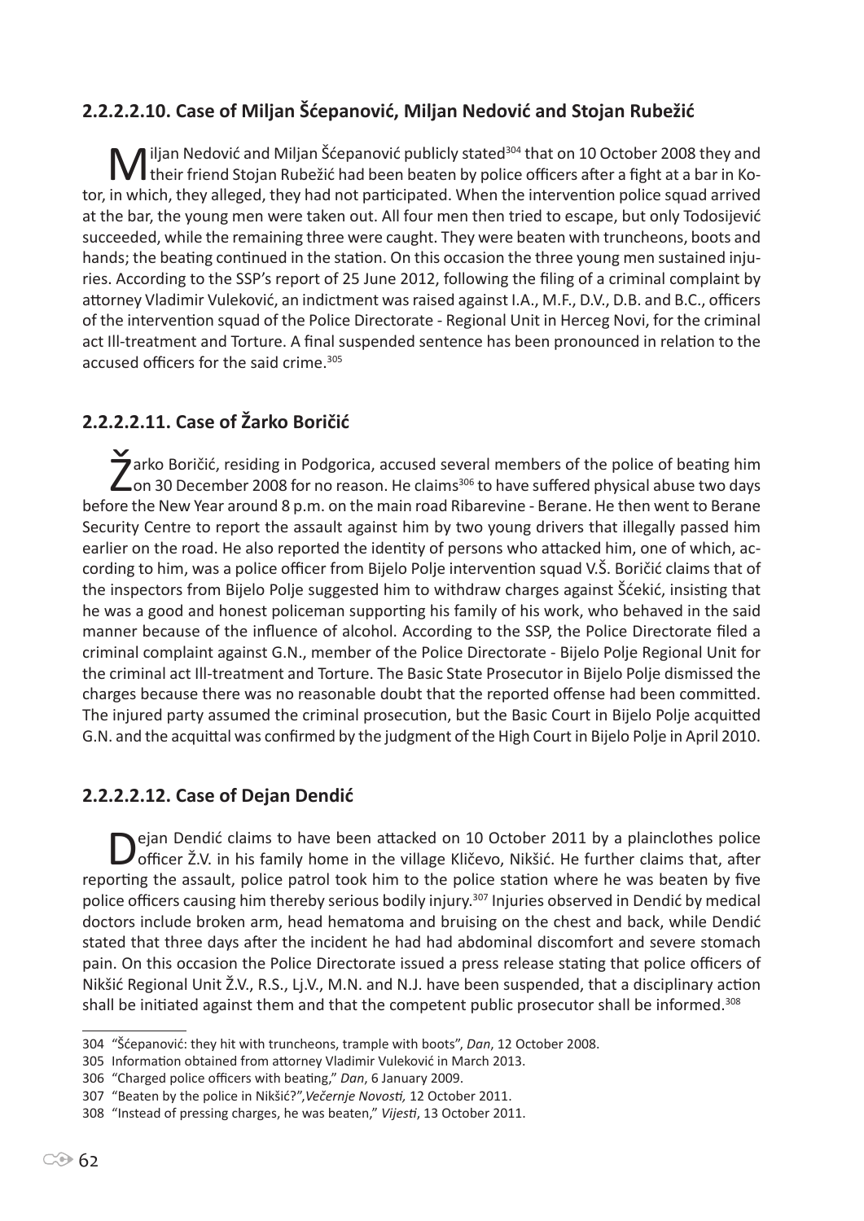### 2.2.2.2.10. Case of Miljan Šćepanović, Miljan Nedović and Stojan Rubežić

Miljan Nedović and Miljan Šćepanović publicly stated[304] that on 10 October 2008 they and their friend Stojan Rubežić had been beaten by police officers after a fight at a bar in Kotor, in which, they alleged, they had not participated. When the intervention police squad arrived at the bar, the young men were taken out. All four men then tried to escape, but only Todosijević succeeded, while the remaining three were caught. They were beaten with truncheons, boots and hands; the beating continued in the station. On this occasion the three young men sustained injuries. According to the SSP's report of 25 June 2012, following the filing of a criminal complaint by attorney Vladimir Vuleković, an indictment was raised against I.A., M.F., D.V., D.B. and B.C., officers of the intervention squad of the Police Directorate - Regional Unit in Herceg Novi, for the criminal act Ill-treatment and Torture. A final suspended sentence has been pronounced in relation to the accused officers for the said crime.[305]

### 2.2.2.2.11. Case of Žarko Boričić

Žarko Boričić, residing in Podgorica, accused several members of the police of beating him on 30 December 2008 for no reason. He claims[306] to have suffered physical abuse two days before the New Year around 8 p.m. on the main road Ribarevine - Berane. He then went to Berane Security Centre to report the assault against him by two young drivers that illegally passed him earlier on the road. He also reported the identity of persons who attacked him, one of which, according to him, was a police officer from Bijelo Polje intervention squad V.Š. Boričić claims that of the inspectors from Bijelo Polje suggested him to withdraw charges against Šćekić, insisting that he was a good and honest policeman supporting his family of his work, who behaved in the said manner because of the influence of alcohol. According to the SSP, the Police Directorate filed a criminal complaint against G.N., member of the Police Directorate - Bijelo Polje Regional Unit for the criminal act Ill-treatment and Torture. The Basic State Prosecutor in Bijelo Polje dismissed the charges because there was no reasonable doubt that the reported offense had been committed. The injured party assumed the criminal prosecution, but the Basic Court in Bijelo Polje acquitted G.N. and the acquittal was confirmed by the judgment of the High Court in Bijelo Polje in April 2010.

### 2.2.2.2.12. Case of Dejan Dendić

Dejan Dendić claims to have been attacked on 10 October 2011 by a plainclothes police officer Ž.V. in his family home in the village Kličevo, Nikšić. He further claims that, after reporting the assault, police patrol took him to the police station where he was beaten by five police officers causing him thereby serious bodily injury.[307] Injuries observed in Dendić by medical doctors include broken arm, head hematoma and bruising on the chest and back, while Dendić stated that three days after the incident he had had abdominal discomfort and severe stomach pain. On this occasion the Police Directorate issued a press release stating that police officers of Nikšić Regional Unit Ž.V., R.S., Lj.V., M.N. and N.J. have been suspended, that a disciplinary action shall be initiated against them and that the competent public prosecutor shall be informed.[308]

---

304 "Šćepanović: they hit with truncheons, trample with boots", *Dan*, 12 October 2008.

305 Information obtained from attorney Vladimir Vuleković in March 2013.

306 "Charged police officers with beating," *Dan*, 6 January 2009.

307 "Beaten by the police in Nikšić?",*Večernje Novosti,* 12 October 2011.

308 "Instead of pressing charges, he was beaten," *Vijesti*, 13 October 2011.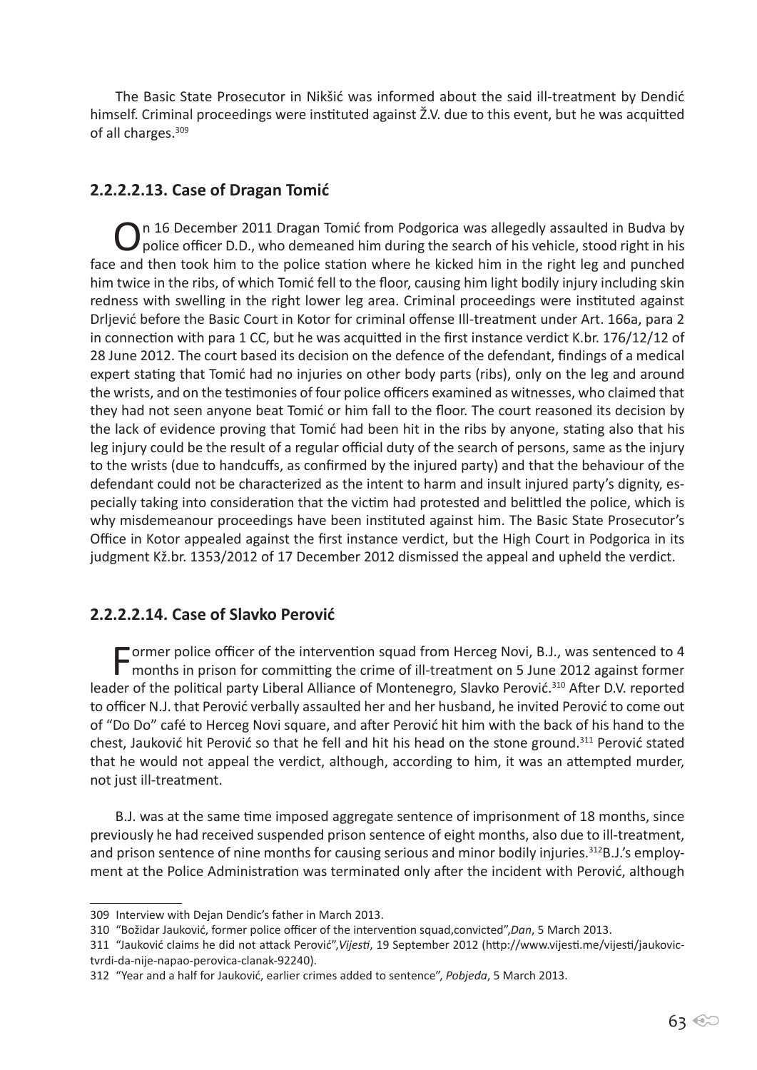The Basic State Prosecutor in Nikšić was informed about the said ill-treatment by Dendić himself. Criminal proceedings were instituted against Ž.V. due to this event, but he was acquitted of all charges.[309]

### 2.2.2.2.13. Case of Dragan Tomić

On 16 December 2011 Dragan Tomić from Podgorica was allegedly assaulted in Budva by police officer D.D., who demeaned him during the search of his vehicle, stood right in his face and then took him to the police station where he kicked him in the right leg and punched him twice in the ribs, of which Tomić fell to the floor, causing him light bodily injury including skin redness with swelling in the right lower leg area. Criminal proceedings were instituted against Drljević before the Basic Court in Kotor for criminal offense Ill-treatment under Art. 166a, para 2 in connection with para 1 CC, but he was acquitted in the first instance verdict K.br. 176/12/12 of 28 June 2012. The court based its decision on the defence of the defendant, findings of a medical expert stating that Tomić had no injuries on other body parts (ribs), only on the leg and around the wrists, and on the testimonies of four police officers examined as witnesses, who claimed that they had not seen anyone beat Tomić or him fall to the floor. The court reasoned its decision by the lack of evidence proving that Tomić had been hit in the ribs by anyone, stating also that his leg injury could be the result of a regular official duty of the search of persons, same as the injury to the wrists (due to handcuffs, as confirmed by the injured party) and that the behaviour of the defendant could not be characterized as the intent to harm and insult injured party's dignity, especially taking into consideration that the victim had protested and belittled the police, which is why misdemeanour proceedings have been instituted against him. The Basic State Prosecutor's Office in Kotor appealed against the first instance verdict, but the High Court in Podgorica in its judgment Kž.br. 1353/2012 of 17 December 2012 dismissed the appeal and upheld the verdict.

### 2.2.2.2.14. Case of Slavko Perović

Former police officer of the intervention squad from Herceg Novi, B.J., was sentenced to 4 months in prison for committing the crime of ill-treatment on 5 June 2012 against former leader of the political party Liberal Alliance of Montenegro, Slavko Perović.[310] After D.V. reported to officer N.J. that Perović verbally assaulted her and her husband, he invited Perović to come out of "Do Do" café to Herceg Novi square, and after Perović hit him with the back of his hand to the chest, Jauković hit Perović so that he fell and hit his head on the stone ground.[311] Perović stated that he would not appeal the verdict, although, according to him, it was an attempted murder, not just ill-treatment.

B.J. was at the same time imposed aggregate sentence of imprisonment of 18 months, since previously he had received suspended prison sentence of eight months, also due to ill-treatment, and prison sentence of nine months for causing serious and minor bodily injuries.[312] B.J.'s employment at the Police Administration was terminated only after the incident with Perović, although

---

309 Interview with Dejan Dendic's father in March 2013.

310 "Božidar Jauković, former police officer of the intervention squad,convicted",*Dan*, 5 March 2013.

311 "Jauković claims he did not attack Perović",*Vijesti*, 19 September 2012 (http://www.vijesti.me/vijesti/jaukovic-tvrdi-da-nije-napao-perovica-clanak-92240).

312 "Year and a half for Jauković, earlier crimes added to sentence", *Pobjeda*, 5 March 2013.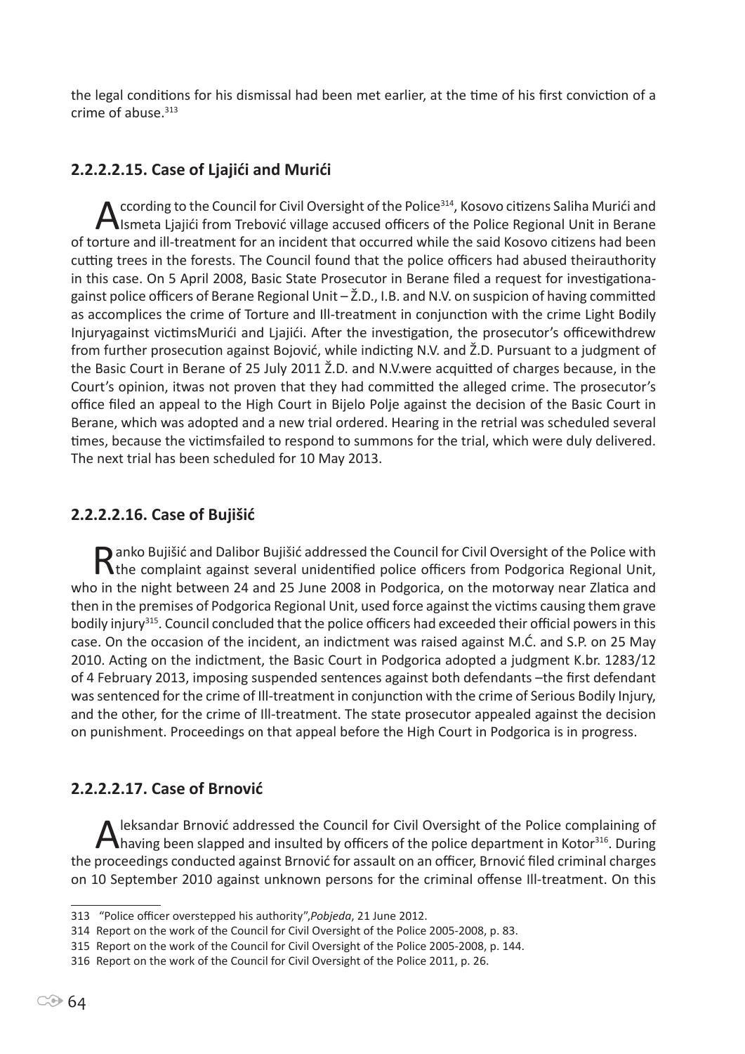the legal conditions for his dismissal had been met earlier, at the time of his first conviction of a crime of abuse.[313]

### 2.2.2.2.15. Case of Ljajići and Murići

According to the Council for Civil Oversight of the Police[314], Kosovo citizens Saliha Murići and Ismeta Ljajići from Trebović village accused officers of the Police Regional Unit in Berane of torture and ill-treatment for an incident that occurred while the said Kosovo citizens had been cutting trees in the forests. The Council found that the police officers had abused theirauthority in this case. On 5 April 2008, Basic State Prosecutor in Berane filed a request for investigationagainst police officers of Berane Regional Unit – Ž.D., I.B. and N.V. on suspicion of having committed as accomplices the crime of Torture and Ill-treatment in conjunction with the crime Light Bodily Injuryagainst victimsMurići and Ljajići. After the investigation, the prosecutor's officewithdrew from further prosecution against Bojović, while indicting N.V. and Ž.D. Pursuant to a judgment of the Basic Court in Berane of 25 July 2011 Ž.D. and N.V.were acquitted of charges because, in the Court's opinion, itwas not proven that they had committed the alleged crime. The prosecutor's office filed an appeal to the High Court in Bijelo Polje against the decision of the Basic Court in Berane, which was adopted and a new trial ordered. Hearing in the retrial was scheduled several times, because the victimsfailed to respond to summons for the trial, which were duly delivered. The next trial has been scheduled for 10 May 2013.

### 2.2.2.2.16. Case of Bujišić

Ranko Bujišić and Dalibor Bujišić addressed the Council for Civil Oversight of the Police with the complaint against several unidentified police officers from Podgorica Regional Unit, who in the night between 24 and 25 June 2008 in Podgorica, on the motorway near Zlatica and then in the premises of Podgorica Regional Unit, used force against the victims causing them grave bodily injury[315]. Council concluded that the police officers had exceeded their official powers in this case. On the occasion of the incident, an indictment was raised against M.Ć. and S.P. on 25 May 2010. Acting on the indictment, the Basic Court in Podgorica adopted a judgment K.br. 1283/12 of 4 February 2013, imposing suspended sentences against both defendants –the first defendant was sentenced for the crime of Ill-treatment in conjunction with the crime of Serious Bodily Injury, and the other, for the crime of Ill-treatment. The state prosecutor appealed against the decision on punishment. Proceedings on that appeal before the High Court in Podgorica is in progress.

### 2.2.2.2.17. Case of Brnović

Aleksandar Brnović addressed the Council for Civil Oversight of the Police complaining of having been slapped and insulted by officers of the police department in Kotor[316]. During the proceedings conducted against Brnović for assault on an officer, Brnović filed criminal charges on 10 September 2010 against unknown persons for the criminal offense Ill-treatment. On this

---

313 "Police officer overstepped his authority",*Pobjeda*, 21 June 2012.

314 Report on the work of the Council for Civil Oversight of the Police 2005-2008, p. 83.

315 Report on the work of the Council for Civil Oversight of the Police 2005-2008, p. 144.

316 Report on the work of the Council for Civil Oversight of the Police 2011, p. 26.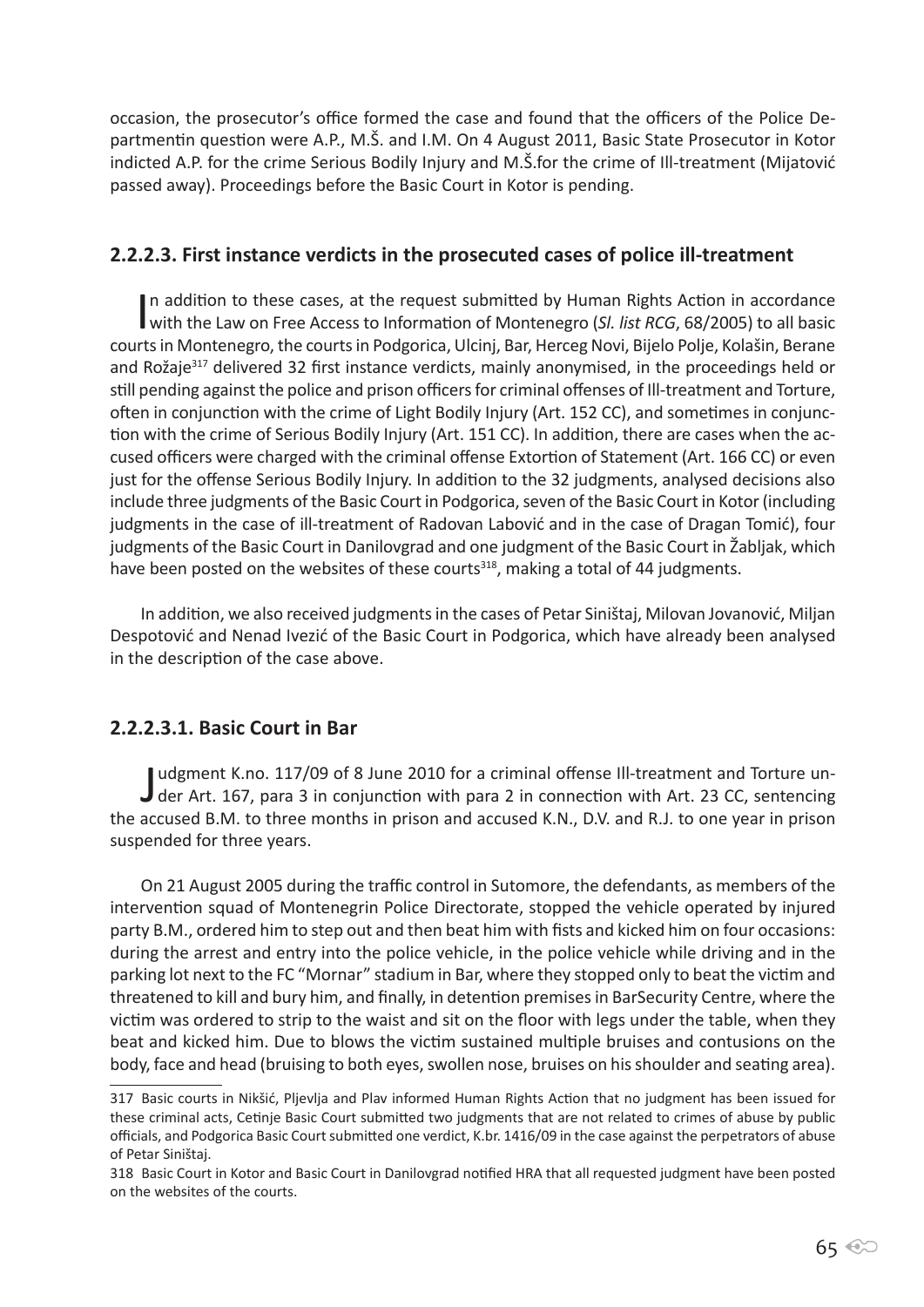occasion, the prosecutor's office formed the case and found that the officers of the Police Departmentin question were A.P., M.Š. and I.M. On 4 August 2011, Basic State Prosecutor in Kotor indicted A.P. for the crime Serious Bodily Injury and M.Š.for the crime of Ill-treatment (Mijatović passed away). Proceedings before the Basic Court in Kotor is pending.

### 2.2.2.3. First instance verdicts in the prosecuted cases of police ill-treatment

In addition to these cases, at the request submitted by Human Rights Action in accordance with the Law on Free Access to Information of Montenegro (*Sl. list RCG*, 68/2005) to all basic courts in Montenegro, the courts in Podgorica, Ulcinj, Bar, Herceg Novi, Bijelo Polje, Kolašin, Berane and Rožaje[317] delivered 32 first instance verdicts, mainly anonymised, in the proceedings held or still pending against the police and prison officers for criminal offenses of Ill-treatment and Torture, often in conjunction with the crime of Light Bodily Injury (Art. 152 CC), and sometimes in conjunction with the crime of Serious Bodily Injury (Art. 151 CC). In addition, there are cases when the accused officers were charged with the criminal offense Extortion of Statement (Art. 166 CC) or even just for the offense Serious Bodily Injury. In addition to the 32 judgments, analysed decisions also include three judgments of the Basic Court in Podgorica, seven of the Basic Court in Kotor (including judgments in the case of ill-treatment of Radovan Labović and in the case of Dragan Tomić), four judgments of the Basic Court in Danilovgrad and one judgment of the Basic Court in Žabljak, which have been posted on the websites of these courts[318], making a total of 44 judgments.

In addition, we also received judgments in the cases of Petar Siništaj, Milovan Jovanović, Miljan Despotović and Nenad Ivezić of the Basic Court in Podgorica, which have already been analysed in the description of the case above.

#### 2.2.2.3.1. Basic Court in Bar

Judgment K.no. 117/09 of 8 June 2010 for a criminal offense Ill-treatment and Torture under Art. 167, para 3 in conjunction with para 2 in connection with Art. 23 CC, sentencing the accused B.M. to three months in prison and accused K.N., D.V. and R.J. to one year in prison suspended for three years.

On 21 August 2005 during the traffic control in Sutomore, the defendants, as members of the intervention squad of Montenegrin Police Directorate, stopped the vehicle operated by injured party B.M., ordered him to step out and then beat him with fists and kicked him on four occasions: during the arrest and entry into the police vehicle, in the police vehicle while driving and in the parking lot next to the FC "Mornar" stadium in Bar, where they stopped only to beat the victim and threatened to kill and bury him, and finally, in detention premises in BarSecurity Centre, where the victim was ordered to strip to the waist and sit on the floor with legs under the table, when they beat and kicked him. Due to blows the victim sustained multiple bruises and contusions on the body, face and head (bruising to both eyes, swollen nose, bruises on his shoulder and seating area).

---

317 Basic courts in Nikšić, Pljevlja and Plav informed Human Rights Action that no judgment has been issued for these criminal acts, Cetinje Basic Court submitted two judgments that are not related to crimes of abuse by public officials, and Podgorica Basic Court submitted one verdict, K.br. 1416/09 in the case against the perpetrators of abuse of Petar Siništaj.

318 Basic Court in Kotor and Basic Court in Danilovgrad notified HRA that all requested judgment have been posted on the websites of the courts.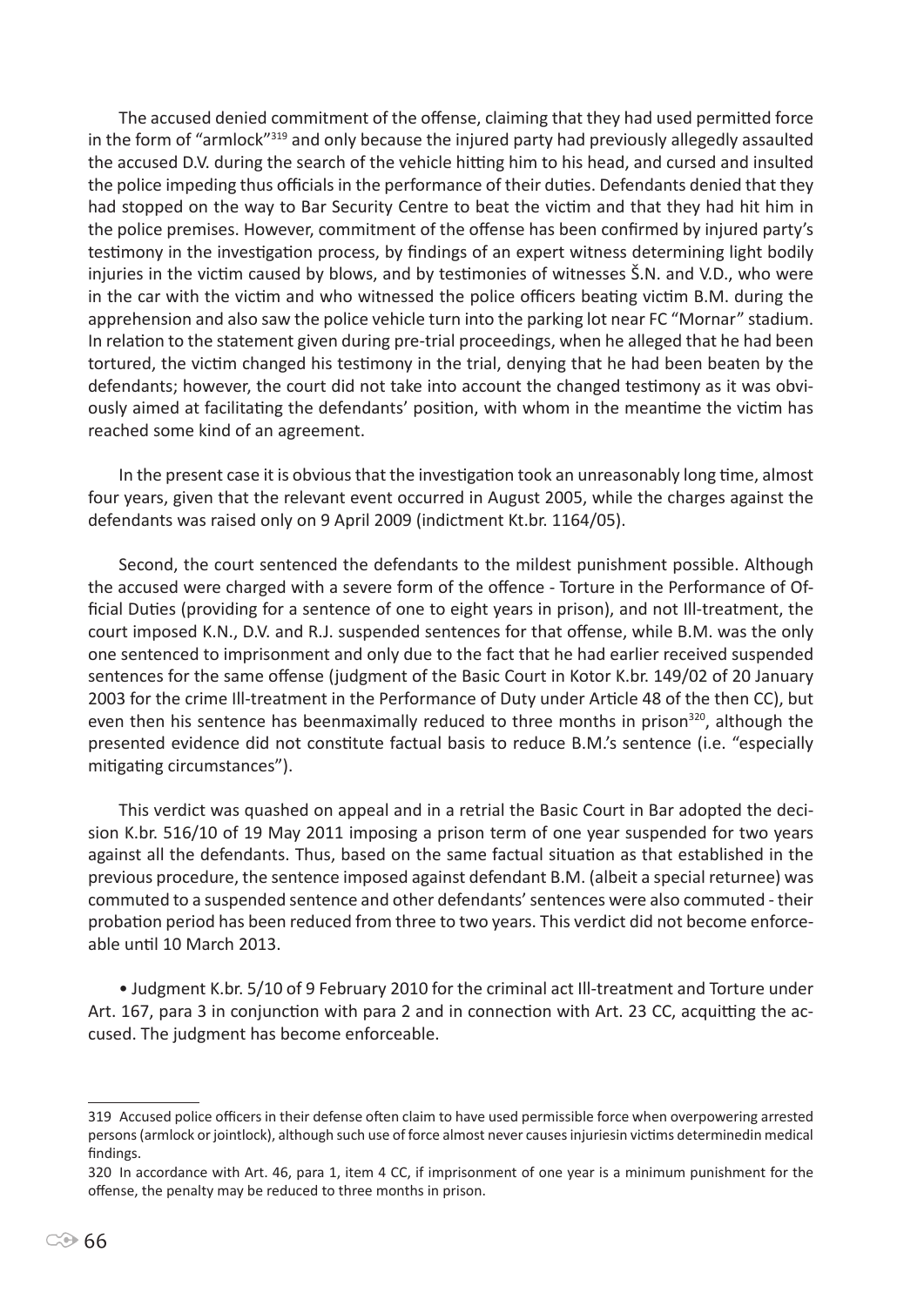The accused denied commitment of the offense, claiming that they had used permitted force in the form of "armlock"[319] and only because the injured party had previously allegedly assaulted the accused D.V. during the search of the vehicle hitting him to his head, and cursed and insulted the police impeding thus officials in the performance of their duties. Defendants denied that they had stopped on the way to Bar Security Centre to beat the victim and that they had hit him in the police premises. However, commitment of the offense has been confirmed by injured party's testimony in the investigation process, by findings of an expert witness determining light bodily injuries in the victim caused by blows, and by testimonies of witnesses Š.N. and V.D., who were in the car with the victim and who witnessed the police officers beating victim B.M. during the apprehension and also saw the police vehicle turn into the parking lot near FC "Mornar" stadium. In relation to the statement given during pre-trial proceedings, when he alleged that he had been tortured, the victim changed his testimony in the trial, denying that he had been beaten by the defendants; however, the court did not take into account the changed testimony as it was obviously aimed at facilitating the defendants' position, with whom in the meantime the victim has reached some kind of an agreement.

In the present case it is obvious that the investigation took an unreasonably long time, almost four years, given that the relevant event occurred in August 2005, while the charges against the defendants was raised only on 9 April 2009 (indictment Kt.br. 1164/05).

Second, the court sentenced the defendants to the mildest punishment possible. Although the accused were charged with a severe form of the offence - Torture in the Performance of Official Duties (providing for a sentence of one to eight years in prison), and not Ill-treatment, the court imposed K.N., D.V. and R.J. suspended sentences for that offense, while B.M. was the only one sentenced to imprisonment and only due to the fact that he had earlier received suspended sentences for the same offense (judgment of the Basic Court in Kotor K.br. 149/02 of 20 January 2003 for the crime Ill-treatment in the Performance of Duty under Article 48 of the then CC), but even then his sentence has beenmaximally reduced to three months in prison[320], although the presented evidence did not constitute factual basis to reduce B.M.'s sentence (i.e. "especially mitigating circumstances").

This verdict was quashed on appeal and in a retrial the Basic Court in Bar adopted the decision K.br. 516/10 of 19 May 2011 imposing a prison term of one year suspended for two years against all the defendants. Thus, based on the same factual situation as that established in the previous procedure, the sentence imposed against defendant B.M. (albeit a special returnee) was commuted to a suspended sentence and other defendants' sentences were also commuted - their probation period has been reduced from three to two years. This verdict did not become enforceable until 10 March 2013.

- Judgment K.br. 5/10 of 9 February 2010 for the criminal act Ill-treatment and Torture under Art. 167, para 3 in conjunction with para 2 and in connection with Art. 23 CC, acquitting the accused. The judgment has become enforceable.

---

319 Accused police officers in their defense often claim to have used permissible force when overpowering arrested persons (armlock or jointlock), although such use of force almost never causes injuriesin victims determinedin medical findings.

320 In accordance with Art. 46, para 1, item 4 CC, if imprisonment of one year is a minimum punishment for the offense, the penalty may be reduced to three months in prison.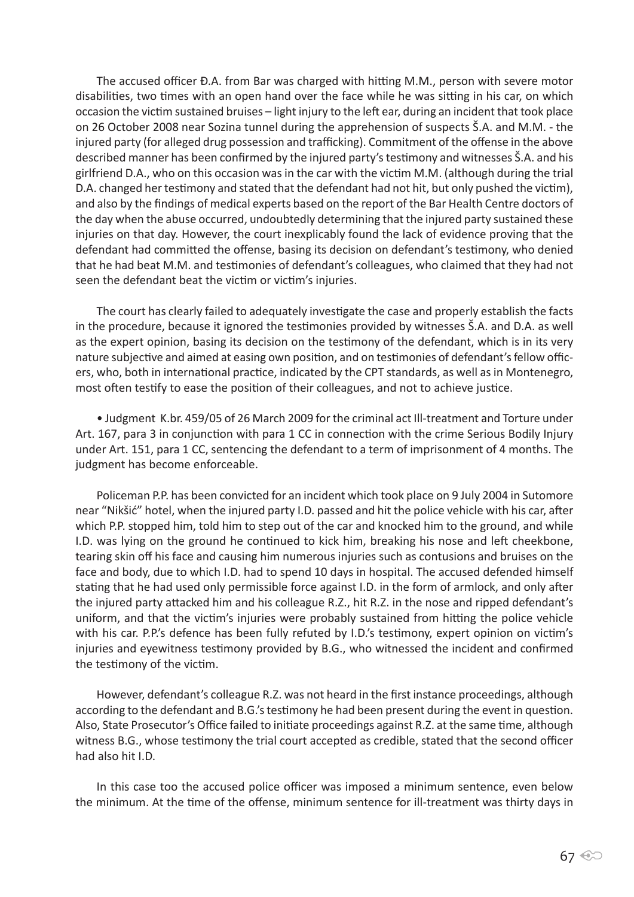The accused officer Đ.A. from Bar was charged with hitting M.M., person with severe motor disabilities, two times with an open hand over the face while he was sitting in his car, on which occasion the victim sustained bruises – light injury to the left ear, during an incident that took place on 26 October 2008 near Sozina tunnel during the apprehension of suspects Š.A. and M.M. - the injured party (for alleged drug possession and trafficking). Commitment of the offense in the above described manner has been confirmed by the injured party's testimony and witnesses Š.A. and his girlfriend D.A., who on this occasion was in the car with the victim M.M. (although during the trial D.A. changed her testimony and stated that the defendant had not hit, but only pushed the victim), and also by the findings of medical experts based on the report of the Bar Health Centre doctors of the day when the abuse occurred, undoubtedly determining that the injured party sustained these injuries on that day. However, the court inexplicably found the lack of evidence proving that the defendant had committed the offense, basing its decision on defendant's testimony, who denied that he had beat M.M. and testimonies of defendant's colleagues, who claimed that they had not seen the defendant beat the victim or victim's injuries.

The court has clearly failed to adequately investigate the case and properly establish the facts in the procedure, because it ignored the testimonies provided by witnesses Š.A. and D.A. as well as the expert opinion, basing its decision on the testimony of the defendant, which is in its very nature subjective and aimed at easing own position, and on testimonies of defendant's fellow officers, who, both in international practice, indicated by the CPT standards, as well as in Montenegro, most often testify to ease the position of their colleagues, and not to achieve justice.

- Judgment K.br. 459/05 of 26 March 2009 for the criminal act Ill-treatment and Torture under Art. 167, para 3 in conjunction with para 1 CC in connection with the crime Serious Bodily Injury under Art. 151, para 1 CC, sentencing the defendant to a term of imprisonment of 4 months. The judgment has become enforceable.

Policeman P.P. has been convicted for an incident which took place on 9 July 2004 in Sutomore near "Nikšić" hotel, when the injured party I.D. passed and hit the police vehicle with his car, after which P.P. stopped him, told him to step out of the car and knocked him to the ground, and while I.D. was lying on the ground he continued to kick him, breaking his nose and left cheekbone, tearing skin off his face and causing him numerous injuries such as contusions and bruises on the face and body, due to which I.D. had to spend 10 days in hospital. The accused defended himself stating that he had used only permissible force against I.D. in the form of armlock, and only after the injured party attacked him and his colleague R.Z., hit R.Z. in the nose and ripped defendant's uniform, and that the victim's injuries were probably sustained from hitting the police vehicle with his car. P.P.'s defence has been fully refuted by I.D.'s testimony, expert opinion on victim's injuries and eyewitness testimony provided by B.G., who witnessed the incident and confirmed the testimony of the victim.

However, defendant's colleague R.Z. was not heard in the first instance proceedings, although according to the defendant and B.G.'s testimony he had been present during the event in question. Also, State Prosecutor's Office failed to initiate proceedings against R.Z. at the same time, although witness B.G., whose testimony the trial court accepted as credible, stated that the second officer had also hit I.D.

In this case too the accused police officer was imposed a minimum sentence, even below the minimum. At the time of the offense, minimum sentence for ill-treatment was thirty days in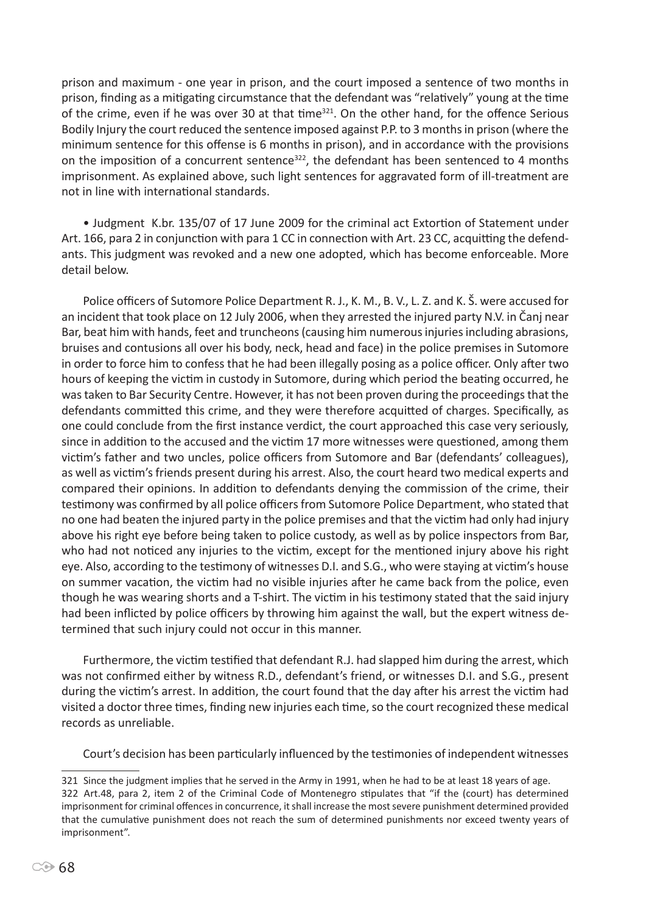prison and maximum - one year in prison, and the court imposed a sentence of two months in prison, finding as a mitigating circumstance that the defendant was "relatively" young at the time of the crime, even if he was over 30 at that time[321]. On the other hand, for the offence Serious Bodily Injury the court reduced the sentence imposed against P.P. to 3 months in prison (where the minimum sentence for this offense is 6 months in prison), and in accordance with the provisions on the imposition of a concurrent sentence[322], the defendant has been sentenced to 4 months imprisonment. As explained above, such light sentences for aggravated form of ill-treatment are not in line with international standards.

- Judgment K.br. 135/07 of 17 June 2009 for the criminal act Extortion of Statement under Art. 166, para 2 in conjunction with para 1 CC in connection with Art. 23 CC, acquitting the defendants. This judgment was revoked and a new one adopted, which has become enforceable. More detail below.

Police officers of Sutomore Police Department R. J., K. M., B. V., L. Z. and K. Š. were accused for an incident that took place on 12 July 2006, when they arrested the injured party N.V. in Čanj near Bar, beat him with hands, feet and truncheons (causing him numerous injuries including abrasions, bruises and contusions all over his body, neck, head and face) in the police premises in Sutomore in order to force him to confess that he had been illegally posing as a police officer. Only after two hours of keeping the victim in custody in Sutomore, during which period the beating occurred, he was taken to Bar Security Centre. However, it has not been proven during the proceedings that the defendants committed this crime, and they were therefore acquitted of charges. Specifically, as one could conclude from the first instance verdict, the court approached this case very seriously, since in addition to the accused and the victim 17 more witnesses were questioned, among them victim's father and two uncles, police officers from Sutomore and Bar (defendants' colleagues), as well as victim's friends present during his arrest. Also, the court heard two medical experts and compared their opinions. In addition to defendants denying the commission of the crime, their testimony was confirmed by all police officers from Sutomore Police Department, who stated that no one had beaten the injured party in the police premises and that the victim had only had injury above his right eye before being taken to police custody, as well as by police inspectors from Bar, who had not noticed any injuries to the victim, except for the mentioned injury above his right eye. Also, according to the testimony of witnesses D.I. and S.G., who were staying at victim's house on summer vacation, the victim had no visible injuries after he came back from the police, even though he was wearing shorts and a T-shirt. The victim in his testimony stated that the said injury had been inflicted by police officers by throwing him against the wall, but the expert witness determined that such injury could not occur in this manner.

Furthermore, the victim testified that defendant R.J. had slapped him during the arrest, which was not confirmed either by witness R.D., defendant's friend, or witnesses D.I. and S.G., present during the victim's arrest. In addition, the court found that the day after his arrest the victim had visited a doctor three times, finding new injuries each time, so the court recognized these medical records as unreliable.

Court's decision has been particularly influenced by the testimonies of independent witnesses

---

321 Since the judgment implies that he served in the Army in 1991, when he had to be at least 18 years of age.

322 Art.48, para 2, item 2 of the Criminal Code of Montenegro stipulates that "if the (court) has determined imprisonment for criminal offences in concurrence, it shall increase the most severe punishment determined provided that the cumulative punishment does not reach the sum of determined punishments nor exceed twenty years of imprisonment".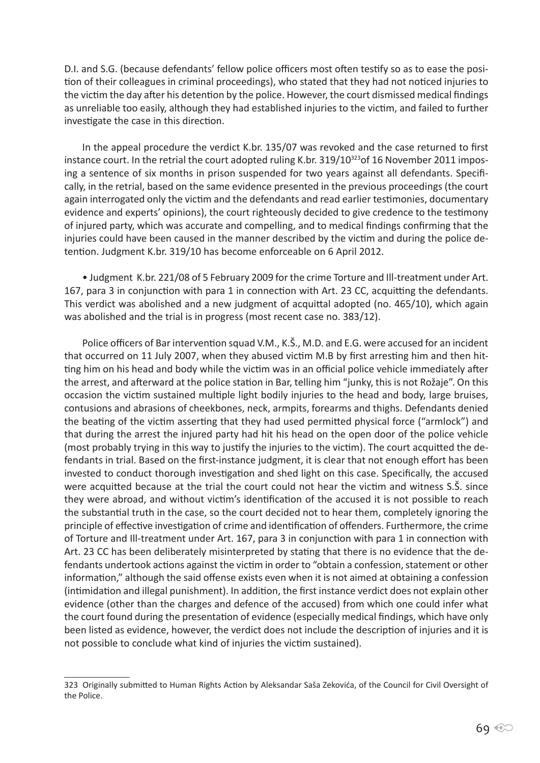D.I. and S.G. (because defendants' fellow police officers most often testify so as to ease the position of their colleagues in criminal proceedings), who stated that they had not noticed injuries to the victim the day after his detention by the police. However, the court dismissed medical findings as unreliable too easily, although they had established injuries to the victim, and failed to further investigate the case in this direction.

In the appeal procedure the verdict K.br. 135/07 was revoked and the case returned to first instance court. In the retrial the court adopted ruling K.br. 319/10[323] of 16 November 2011 imposing a sentence of six months in prison suspended for two years against all defendants. Specifically, in the retrial, based on the same evidence presented in the previous proceedings (the court again interrogated only the victim and the defendants and read earlier testimonies, documentary evidence and experts' opinions), the court righteously decided to give credence to the testimony of injured party, which was accurate and compelling, and to medical findings confirming that the injuries could have been caused in the manner described by the victim and during the police detention. Judgment K.br. 319/10 has become enforceable on 6 April 2012.

- Judgment K.br. 221/08 of 5 February 2009 for the crime Torture and Ill-treatment under Art. 167, para 3 in conjunction with para 1 in connection with Art. 23 CC, acquitting the defendants. This verdict was abolished and a new judgment of acquittal adopted (no. 465/10), which again was abolished and the trial is in progress (most recent case no. 383/12).

Police officers of Bar intervention squad V.M., K.Š., M.D. and E.G. were accused for an incident that occurred on 11 July 2007, when they abused victim M.B by first arresting him and then hitting him on his head and body while the victim was in an official police vehicle immediately after the arrest, and afterward at the police station in Bar, telling him "junky, this is not Rožaje". On this occasion the victim sustained multiple light bodily injuries to the head and body, large bruises, contusions and abrasions of cheekbones, neck, armpits, forearms and thighs. Defendants denied the beating of the victim asserting that they had used permitted physical force ("armlock") and that during the arrest the injured party had hit his head on the open door of the police vehicle (most probably trying in this way to justify the injuries to the victim). The court acquitted the defendants in trial. Based on the first-instance judgment, it is clear that not enough effort has been invested to conduct thorough investigation and shed light on this case. Specifically, the accused were acquitted because at the trial the court could not hear the victim and witness S.Š. since they were abroad, and without victim's identification of the accused it is not possible to reach the substantial truth in the case, so the court decided not to hear them, completely ignoring the principle of effective investigation of crime and identification of offenders. Furthermore, the crime of Torture and Ill-treatment under Art. 167, para 3 in conjunction with para 1 in connection with Art. 23 CC has been deliberately misinterpreted by stating that there is no evidence that the defendants undertook actions against the victim in order to "obtain a confession, statement or other information," although the said offense exists even when it is not aimed at obtaining a confession (intimidation and illegal punishment). In addition, the first instance verdict does not explain other evidence (other than the charges and defence of the accused) from which one could infer what the court found during the presentation of evidence (especially medical findings, which have only been listed as evidence, however, the verdict does not include the description of injuries and it is not possible to conclude what kind of injuries the victim sustained).

---

323 Originally submitted to Human Rights Action by Aleksandar Saša Zekovića, of the Council for Civil Oversight of the Police.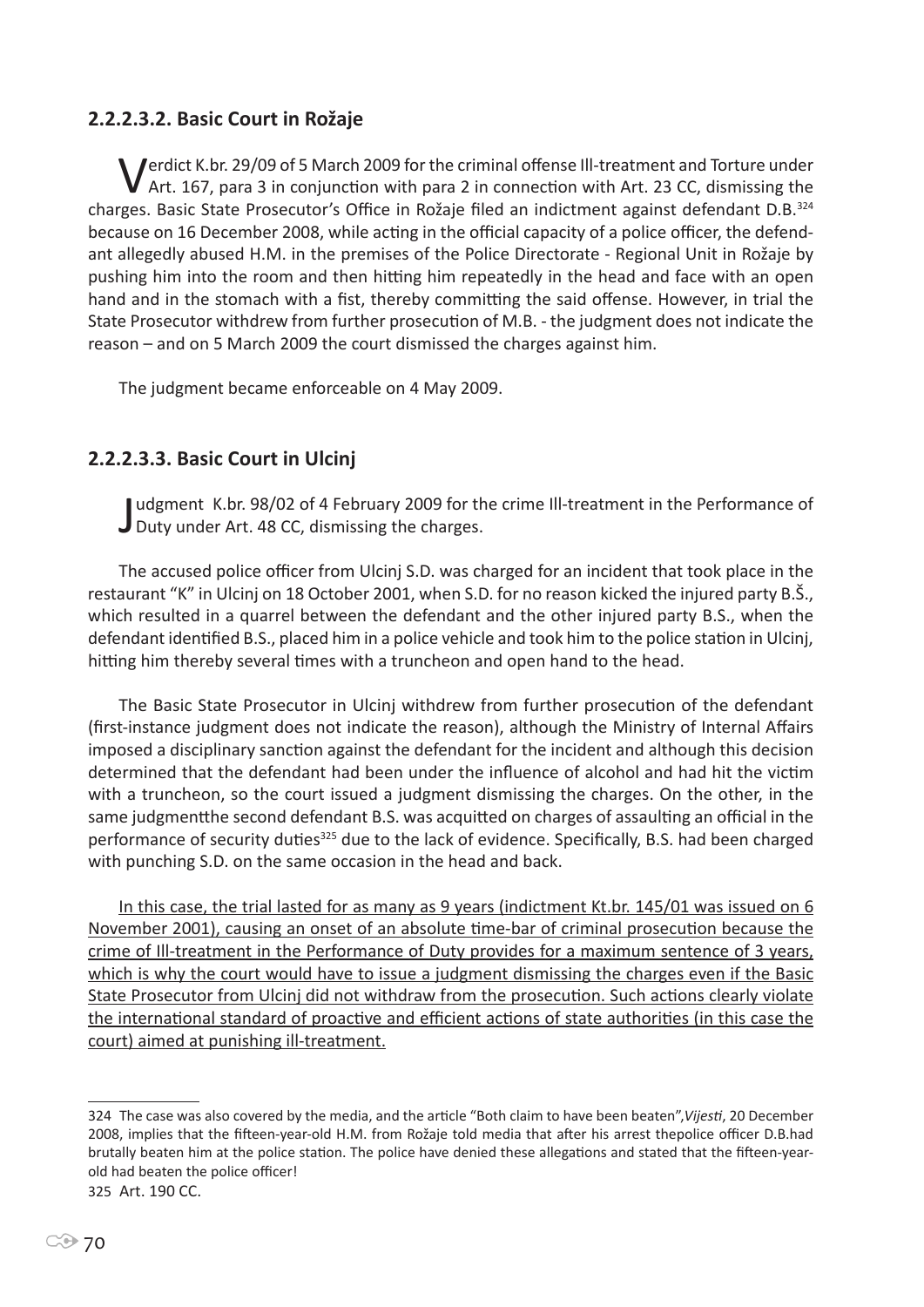### 2.2.2.3.2. Basic Court in Rožaje

Verdict K.br. 29/09 of 5 March 2009 for the criminal offense Ill-treatment and Torture under Art. 167, para 3 in conjunction with para 2 in connection with Art. 23 CC, dismissing the charges. Basic State Prosecutor's Office in Rožaje filed an indictment against defendant D.B.[324] because on 16 December 2008, while acting in the official capacity of a police officer, the defendant allegedly abused H.M. in the premises of the Police Directorate - Regional Unit in Rožaje by pushing him into the room and then hitting him repeatedly in the head and face with an open hand and in the stomach with a fist, thereby committing the said offense. However, in trial the State Prosecutor withdrew from further prosecution of M.B. - the judgment does not indicate the reason – and on 5 March 2009 the court dismissed the charges against him.

The judgment became enforceable on 4 May 2009.

### 2.2.2.3.3. Basic Court in Ulcinj

Judgment K.br. 98/02 of 4 February 2009 for the crime Ill-treatment in the Performance of Duty under Art. 48 CC, dismissing the charges.

The accused police officer from Ulcinj S.D. was charged for an incident that took place in the restaurant "K" in Ulcinj on 18 October 2001, when S.D. for no reason kicked the injured party B.Š., which resulted in a quarrel between the defendant and the other injured party B.S., when the defendant identified B.S., placed him in a police vehicle and took him to the police station in Ulcinj, hitting him thereby several times with a truncheon and open hand to the head.

The Basic State Prosecutor in Ulcinj withdrew from further prosecution of the defendant (first-instance judgment does not indicate the reason), although the Ministry of Internal Affairs imposed a disciplinary sanction against the defendant for the incident and although this decision determined that the defendant had been under the influence of alcohol and had hit the victim with a truncheon, so the court issued a judgment dismissing the charges. On the other, in the same judgmentthe second defendant B.S. was acquitted on charges of assaulting an official in the performance of security duties[325] due to the lack of evidence. Specifically, B.S. had been charged with punching S.D. on the same occasion in the head and back.

<u>In this case, the trial lasted for as many as 9 years (indictment Kt.br. 145/01 was issued on 6 November 2001), causing an onset of an absolute time-bar of criminal prosecution because the crime of Ill-treatment in the Performance of Duty provides for a maximum sentence of 3 years, which is why the court would have to issue a judgment dismissing the charges even if the Basic State Prosecutor from Ulcinj did not withdraw from the prosecution. Such actions clearly violate the international standard of proactive and efficient actions of state authorities (in this case the court) aimed at punishing ill-treatment.</u>

---

324 The case was also covered by the media, and the article "Both claim to have been beaten",*Vijesti*, 20 December 2008, implies that the fifteen-year-old H.M. from Rožaje told media that after his arrest thepolice officer D.B.had brutally beaten him at the police station. The police have denied these allegations and stated that the fifteen-year-old had beaten the police officer!

325 Art. 190 CC.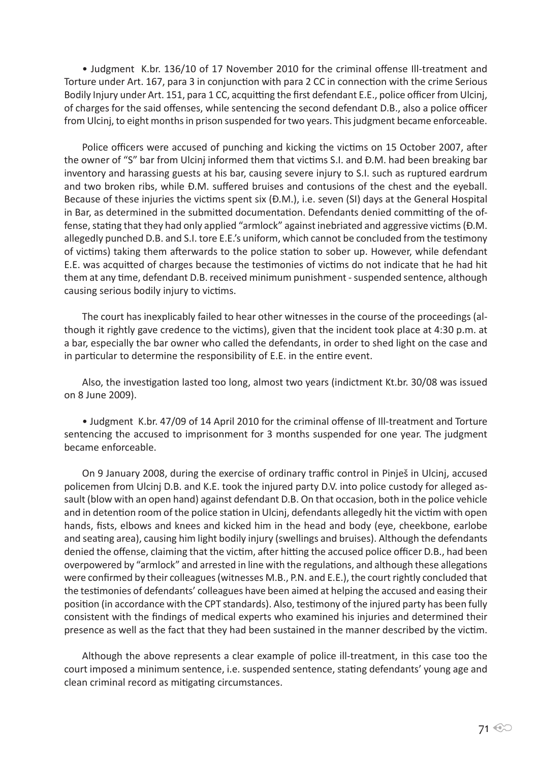• Judgment K.br. 136/10 of 17 November 2010 for the criminal offense Ill-treatment and Torture under Art. 167, para 3 in conjunction with para 2 CC in connection with the crime Serious Bodily Injury under Art. 151, para 1 CC, acquitting the first defendant E.E., police officer from Ulcinj, of charges for the said offenses, while sentencing the second defendant D.B., also a police officer from Ulcinj, to eight months in prison suspended for two years. This judgment became enforceable.

Police officers were accused of punching and kicking the victims on 15 October 2007, after the owner of "S" bar from Ulcinj informed them that victims S.I. and Đ.M. had been breaking bar inventory and harassing guests at his bar, causing severe injury to S.I. such as ruptured eardrum and two broken ribs, while Đ.M. suffered bruises and contusions of the chest and the eyeball. Because of these injuries the victims spent six (Đ.M.), i.e. seven (SI) days at the General Hospital in Bar, as determined in the submitted documentation. Defendants denied committing of the offense, stating that they had only applied "armlock" against inebriated and aggressive victims (Đ.M. allegedly punched D.B. and S.I. tore E.E.'s uniform, which cannot be concluded from the testimony of victims) taking them afterwards to the police station to sober up. However, while defendant E.E. was acquitted of charges because the testimonies of victims do not indicate that he had hit them at any time, defendant D.B. received minimum punishment - suspended sentence, although causing serious bodily injury to victims.

The court has inexplicably failed to hear other witnesses in the course of the proceedings (although it rightly gave credence to the victims), given that the incident took place at 4:30 p.m. at a bar, especially the bar owner who called the defendants, in order to shed light on the case and in particular to determine the responsibility of E.E. in the entire event.

Also, the investigation lasted too long, almost two years (indictment Kt.br. 30/08 was issued on 8 June 2009).

• Judgment K.br. 47/09 of 14 April 2010 for the criminal offense of Ill-treatment and Torture sentencing the accused to imprisonment for 3 months suspended for one year. The judgment became enforceable.

On 9 January 2008, during the exercise of ordinary traffic control in Pinješ in Ulcinj, accused policemen from Ulcinj D.B. and K.E. took the injured party D.V. into police custody for alleged assault (blow with an open hand) against defendant D.B. On that occasion, both in the police vehicle and in detention room of the police station in Ulcinj, defendants allegedly hit the victim with open hands, fists, elbows and knees and kicked him in the head and body (eye, cheekbone, earlobe and seating area), causing him light bodily injury (swellings and bruises). Although the defendants denied the offense, claiming that the victim, after hitting the accused police officer D.B., had been overpowered by "armlock" and arrested in line with the regulations, and although these allegations were confirmed by their colleagues (witnesses M.B., P.N. and E.E.), the court rightly concluded that the testimonies of defendants' colleagues have been aimed at helping the accused and easing their position (in accordance with the CPT standards). Also, testimony of the injured party has been fully consistent with the findings of medical experts who examined his injuries and determined their presence as well as the fact that they had been sustained in the manner described by the victim.

Although the above represents a clear example of police ill-treatment, in this case too the court imposed a minimum sentence, i.e. suspended sentence, stating defendants' young age and clean criminal record as mitigating circumstances.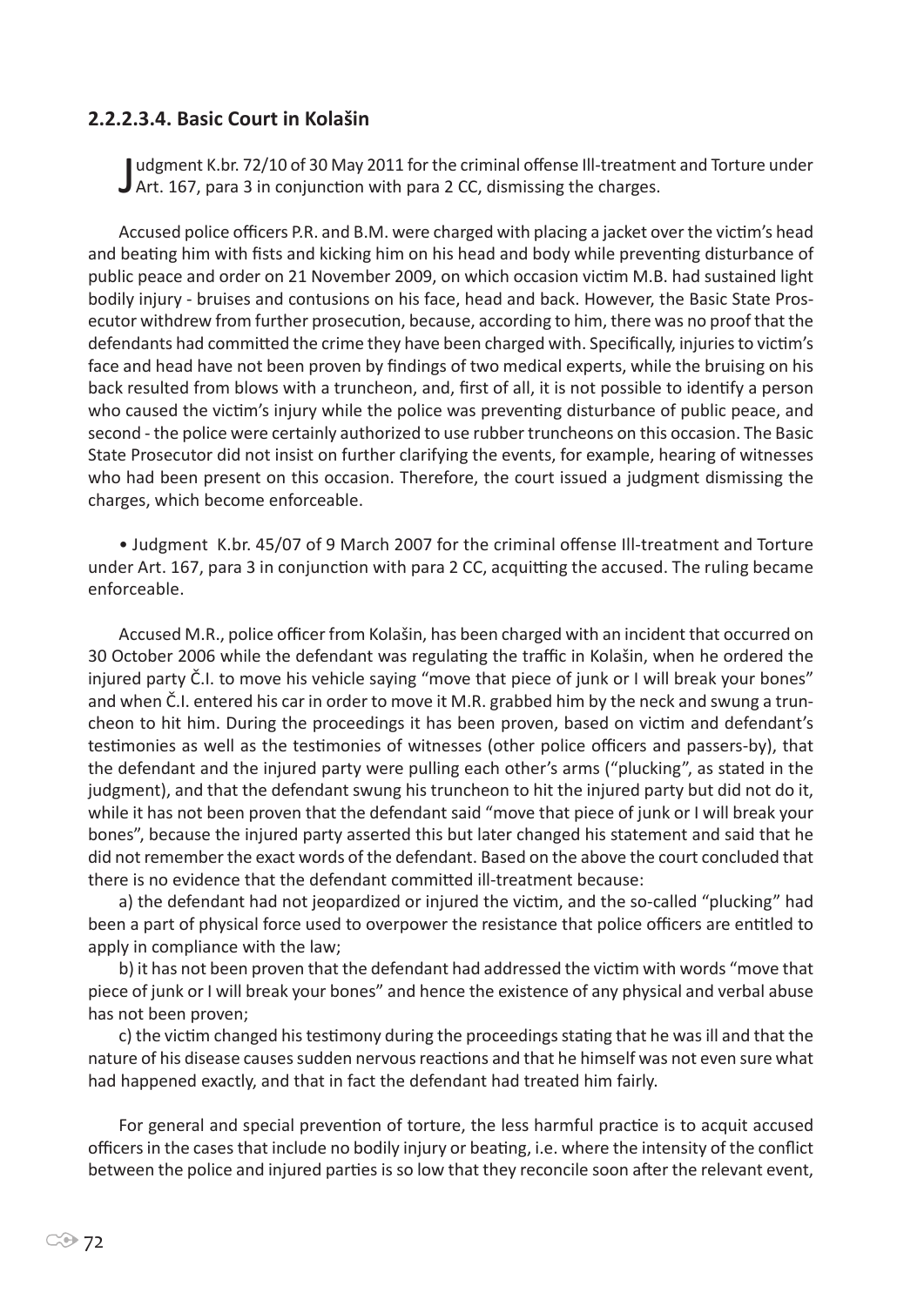### 2.2.2.3.4. Basic Court in Kolašin

Judgment K.br. 72/10 of 30 May 2011 for the criminal offense Ill-treatment and Torture under Art. 167, para 3 in conjunction with para 2 CC, dismissing the charges.

Accused police officers P.R. and B.M. were charged with placing a jacket over the victim's head and beating him with fists and kicking him on his head and body while preventing disturbance of public peace and order on 21 November 2009, on which occasion victim M.B. had sustained light bodily injury - bruises and contusions on his face, head and back. However, the Basic State Prosecutor withdrew from further prosecution, because, according to him, there was no proof that the defendants had committed the crime they have been charged with. Specifically, injuries to victim's face and head have not been proven by findings of two medical experts, while the bruising on his back resulted from blows with a truncheon, and, first of all, it is not possible to identify a person who caused the victim's injury while the police was preventing disturbance of public peace, and second - the police were certainly authorized to use rubber truncheons on this occasion. The Basic State Prosecutor did not insist on further clarifying the events, for example, hearing of witnesses who had been present on this occasion. Therefore, the court issued a judgment dismissing the charges, which become enforceable.

• Judgment K.br. 45/07 of 9 March 2007 for the criminal offense Ill-treatment and Torture under Art. 167, para 3 in conjunction with para 2 CC, acquitting the accused. The ruling became enforceable.

Accused M.R., police officer from Kolašin, has been charged with an incident that occurred on 30 October 2006 while the defendant was regulating the traffic in Kolašin, when he ordered the injured party Č.I. to move his vehicle saying "move that piece of junk or I will break your bones" and when Č.I. entered his car in order to move it M.R. grabbed him by the neck and swung a truncheon to hit him. During the proceedings it has been proven, based on victim and defendant's testimonies as well as the testimonies of witnesses (other police officers and passers-by), that the defendant and the injured party were pulling each other's arms ("plucking", as stated in the judgment), and that the defendant swung his truncheon to hit the injured party but did not do it, while it has not been proven that the defendant said "move that piece of junk or I will break your bones", because the injured party asserted this but later changed his statement and said that he did not remember the exact words of the defendant. Based on the above the court concluded that there is no evidence that the defendant committed ill-treatment because:

a) the defendant had not jeopardized or injured the victim, and the so-called "plucking" had been a part of physical force used to overpower the resistance that police officers are entitled to apply in compliance with the law;

b) it has not been proven that the defendant had addressed the victim with words "move that piece of junk or I will break your bones" and hence the existence of any physical and verbal abuse has not been proven;

c) the victim changed his testimony during the proceedings stating that he was ill and that the nature of his disease causes sudden nervous reactions and that he himself was not even sure what had happened exactly, and that in fact the defendant had treated him fairly.

For general and special prevention of torture, the less harmful practice is to acquit accused officers in the cases that include no bodily injury or beating, i.e. where the intensity of the conflict between the police and injured parties is so low that they reconcile soon after the relevant event,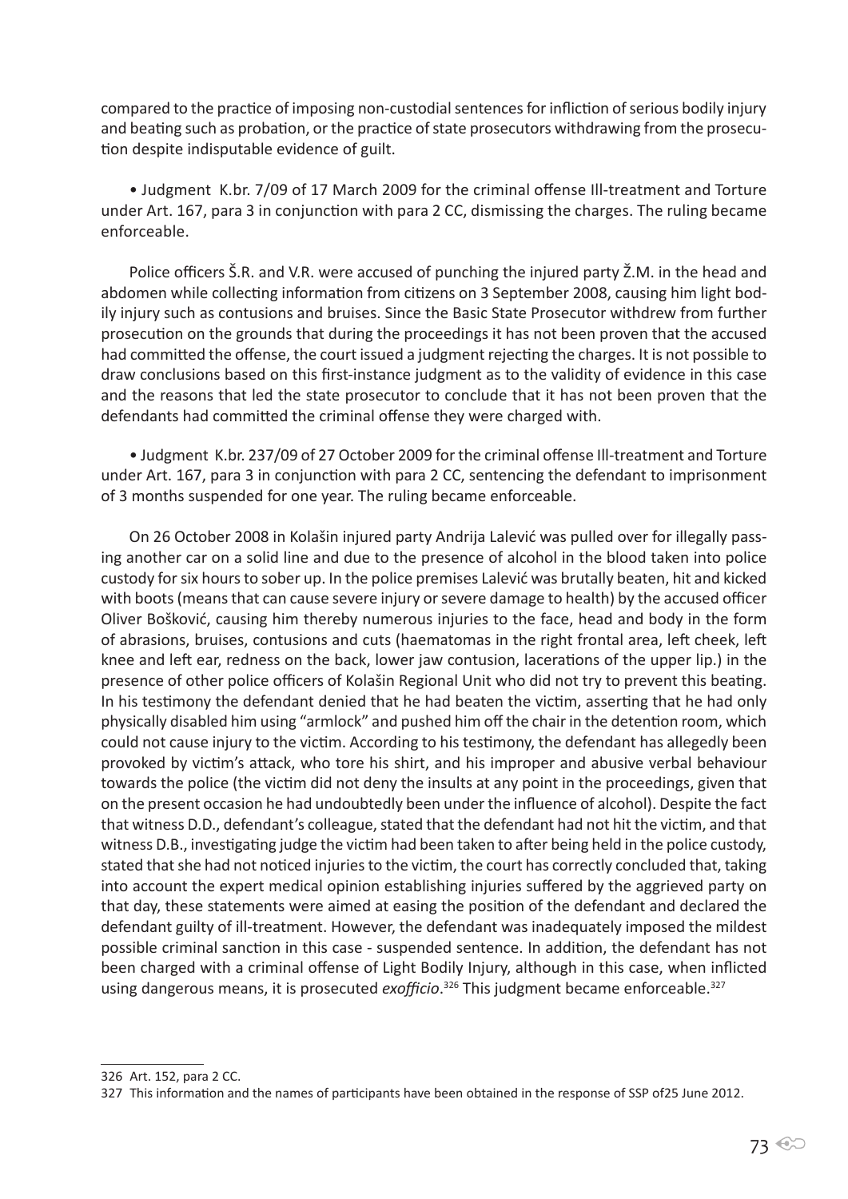compared to the practice of imposing non-custodial sentences for infliction of serious bodily injury and beating such as probation, or the practice of state prosecutors withdrawing from the prosecution despite indisputable evidence of guilt.

• Judgment K.br. 7/09 of 17 March 2009 for the criminal offense Ill-treatment and Torture under Art. 167, para 3 in conjunction with para 2 CC, dismissing the charges. The ruling became enforceable.

Police officers Š.R. and V.R. were accused of punching the injured party Ž.M. in the head and abdomen while collecting information from citizens on 3 September 2008, causing him light bodily injury such as contusions and bruises. Since the Basic State Prosecutor withdrew from further prosecution on the grounds that during the proceedings it has not been proven that the accused had committed the offense, the court issued a judgment rejecting the charges. It is not possible to draw conclusions based on this first-instance judgment as to the validity of evidence in this case and the reasons that led the state prosecutor to conclude that it has not been proven that the defendants had committed the criminal offense they were charged with.

• Judgment K.br. 237/09 of 27 October 2009 for the criminal offense Ill-treatment and Torture under Art. 167, para 3 in conjunction with para 2 CC, sentencing the defendant to imprisonment of 3 months suspended for one year. The ruling became enforceable.

On 26 October 2008 in Kolašin injured party Andrija Lalević was pulled over for illegally passing another car on a solid line and due to the presence of alcohol in the blood taken into police custody for six hours to sober up. In the police premises Lalević was brutally beaten, hit and kicked with boots (means that can cause severe injury or severe damage to health) by the accused officer Oliver Bošković, causing him thereby numerous injuries to the face, head and body in the form of abrasions, bruises, contusions and cuts (haematomas in the right frontal area, left cheek, left knee and left ear, redness on the back, lower jaw contusion, lacerations of the upper lip.) in the presence of other police officers of Kolašin Regional Unit who did not try to prevent this beating. In his testimony the defendant denied that he had beaten the victim, asserting that he had only physically disabled him using "armlock" and pushed him off the chair in the detention room, which could not cause injury to the victim. According to his testimony, the defendant has allegedly been provoked by victim's attack, who tore his shirt, and his improper and abusive verbal behaviour towards the police (the victim did not deny the insults at any point in the proceedings, given that on the present occasion he had undoubtedly been under the influence of alcohol). Despite the fact that witness D.D., defendant's colleague, stated that the defendant had not hit the victim, and that witness D.B., investigating judge the victim had been taken to after being held in the police custody, stated that she had not noticed injuries to the victim, the court has correctly concluded that, taking into account the expert medical opinion establishing injuries suffered by the aggrieved party on that day, these statements were aimed at easing the position of the defendant and declared the defendant guilty of ill-treatment. However, the defendant was inadequately imposed the mildest possible criminal sanction in this case - suspended sentence. In addition, the defendant has not been charged with a criminal offense of Light Bodily Injury, although in this case, when inflicted using dangerous means, it is prosecuted *exofficio*.[326] This judgment became enforceable.[327]

---

326 Art. 152, para 2 CC.

327 This information and the names of participants have been obtained in the response of SSP of25 June 2012.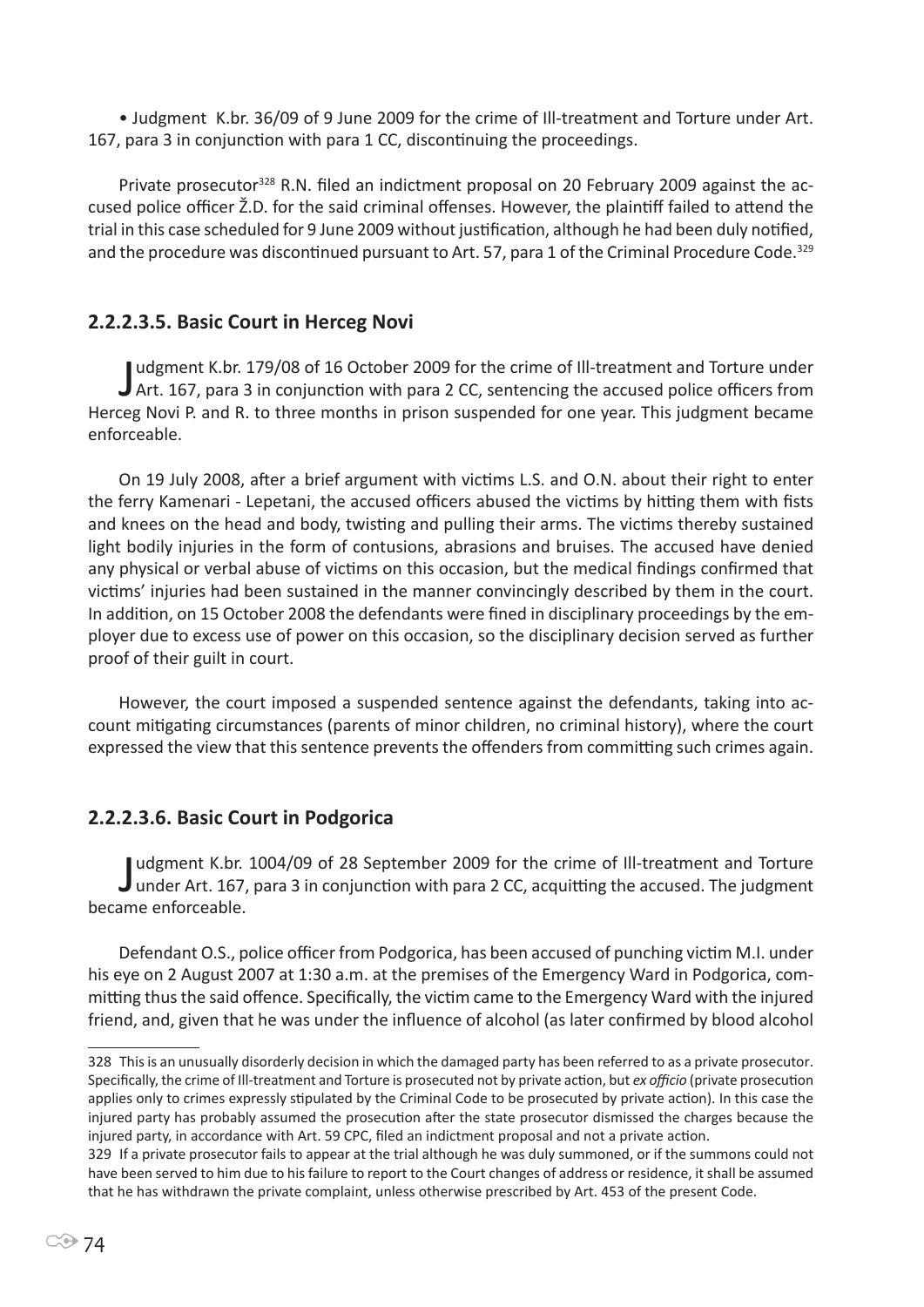• Judgment K.br. 36/09 of 9 June 2009 for the crime of Ill-treatment and Torture under Art. 167, para 3 in conjunction with para 1 CC, discontinuing the proceedings.

Private prosecutor[328] R.N. filed an indictment proposal on 20 February 2009 against the accused police officer Ž.D. for the said criminal offenses. However, the plaintiff failed to attend the trial in this case scheduled for 9 June 2009 without justification, although he had been duly notified, and the procedure was discontinued pursuant to Art. 57, para 1 of the Criminal Procedure Code.[329]

### 2.2.2.3.5. Basic Court in Herceg Novi

Judgment K.br. 179/08 of 16 October 2009 for the crime of Ill-treatment and Torture under Art. 167, para 3 in conjunction with para 2 CC, sentencing the accused police officers from Herceg Novi P. and R. to three months in prison suspended for one year. This judgment became enforceable.

On 19 July 2008, after a brief argument with victims L.S. and O.N. about their right to enter the ferry Kamenari - Lepetani, the accused officers abused the victims by hitting them with fists and knees on the head and body, twisting and pulling their arms. The victims thereby sustained light bodily injuries in the form of contusions, abrasions and bruises. The accused have denied any physical or verbal abuse of victims on this occasion, but the medical findings confirmed that victims' injuries had been sustained in the manner convincingly described by them in the court. In addition, on 15 October 2008 the defendants were fined in disciplinary proceedings by the employer due to excess use of power on this occasion, so the disciplinary decision served as further proof of their guilt in court.

However, the court imposed a suspended sentence against the defendants, taking into account mitigating circumstances (parents of minor children, no criminal history), where the court expressed the view that this sentence prevents the offenders from committing such crimes again.

### 2.2.2.3.6. Basic Court in Podgorica

Judgment K.br. 1004/09 of 28 September 2009 for the crime of Ill-treatment and Torture under Art. 167, para 3 in conjunction with para 2 CC, acquitting the accused. The judgment became enforceable.

Defendant O.S., police officer from Podgorica, has been accused of punching victim M.I. under his eye on 2 August 2007 at 1:30 a.m. at the premises of the Emergency Ward in Podgorica, committing thus the said offence. Specifically, the victim came to the Emergency Ward with the injured friend, and, given that he was under the influence of alcohol (as later confirmed by blood alcohol

---

328 This is an unusually disorderly decision in which the damaged party has been referred to as a private prosecutor. Specifically, the crime of Ill-treatment and Torture is prosecuted not by private action, but *ex officio* (private prosecution applies only to crimes expressly stipulated by the Criminal Code to be prosecuted by private action). In this case the injured party has probably assumed the prosecution after the state prosecutor dismissed the charges because the injured party, in accordance with Art. 59 CPC, filed an indictment proposal and not a private action.

329 If a private prosecutor fails to appear at the trial although he was duly summoned, or if the summons could not have been served to him due to his failure to report to the Court changes of address or residence, it shall be assumed that he has withdrawn the private complaint, unless otherwise prescribed by Art. 453 of the present Code.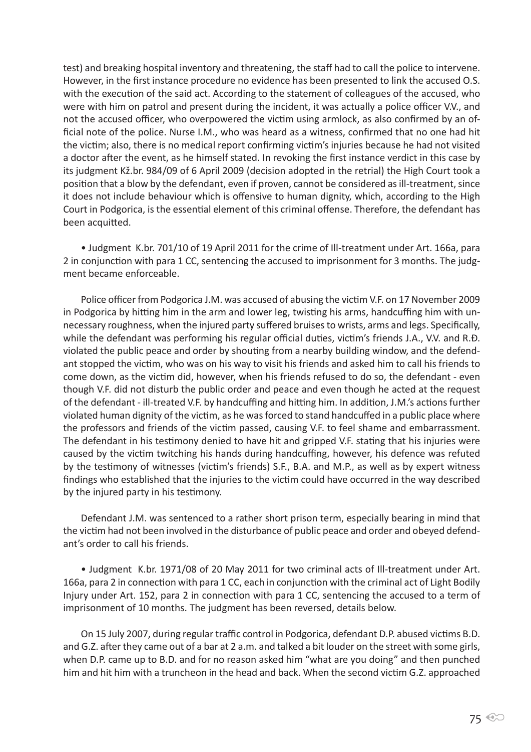test) and breaking hospital inventory and threatening, the staff had to call the police to intervene. However, in the first instance procedure no evidence has been presented to link the accused O.S. with the execution of the said act. According to the statement of colleagues of the accused, who were with him on patrol and present during the incident, it was actually a police officer V.V., and not the accused officer, who overpowered the victim using armlock, as also confirmed by an official note of the police. Nurse I.M., who was heard as a witness, confirmed that no one had hit the victim; also, there is no medical report confirming victim's injuries because he had not visited a doctor after the event, as he himself stated. In revoking the first instance verdict in this case by its judgment Kž.br. 984/09 of 6 April 2009 (decision adopted in the retrial) the High Court took a position that a blow by the defendant, even if proven, cannot be considered as ill-treatment, since it does not include behaviour which is offensive to human dignity, which, according to the High Court in Podgorica, is the essential element of this criminal offense. Therefore, the defendant has been acquitted.

- Judgment K.br. 701/10 of 19 April 2011 for the crime of Ill-treatment under Art. 166a, para 2 in conjunction with para 1 CC, sentencing the accused to imprisonment for 3 months. The judgment became enforceable.

Police officer from Podgorica J.M. was accused of abusing the victim V.F. on 17 November 2009 in Podgorica by hitting him in the arm and lower leg, twisting his arms, handcuffing him with unnecessary roughness, when the injured party suffered bruises to wrists, arms and legs. Specifically, while the defendant was performing his regular official duties, victim's friends J.A., V.V. and R.Đ. violated the public peace and order by shouting from a nearby building window, and the defendant stopped the victim, who was on his way to visit his friends and asked him to call his friends to come down, as the victim did, however, when his friends refused to do so, the defendant - even though V.F. did not disturb the public order and peace and even though he acted at the request of the defendant - ill-treated V.F. by handcuffing and hitting him. In addition, J.M.'s actions further violated human dignity of the victim, as he was forced to stand handcuffed in a public place where the professors and friends of the victim passed, causing V.F. to feel shame and embarrassment. The defendant in his testimony denied to have hit and gripped V.F. stating that his injuries were caused by the victim twitching his hands during handcuffing, however, his defence was refuted by the testimony of witnesses (victim's friends) S.F., B.A. and M.P., as well as by expert witness findings who established that the injuries to the victim could have occurred in the way described by the injured party in his testimony.

Defendant J.M. was sentenced to a rather short prison term, especially bearing in mind that the victim had not been involved in the disturbance of public peace and order and obeyed defendant's order to call his friends.

- Judgment K.br. 1971/08 of 20 May 2011 for two criminal acts of Ill-treatment under Art. 166a, para 2 in connection with para 1 CC, each in conjunction with the criminal act of Light Bodily Injury under Art. 152, para 2 in connection with para 1 CC, sentencing the accused to a term of imprisonment of 10 months. The judgment has been reversed, details below.

On 15 July 2007, during regular traffic control in Podgorica, defendant D.P. abused victims B.D. and G.Z. after they came out of a bar at 2 a.m. and talked a bit louder on the street with some girls, when D.P. came up to B.D. and for no reason asked him "what are you doing" and then punched him and hit him with a truncheon in the head and back. When the second victim G.Z. approached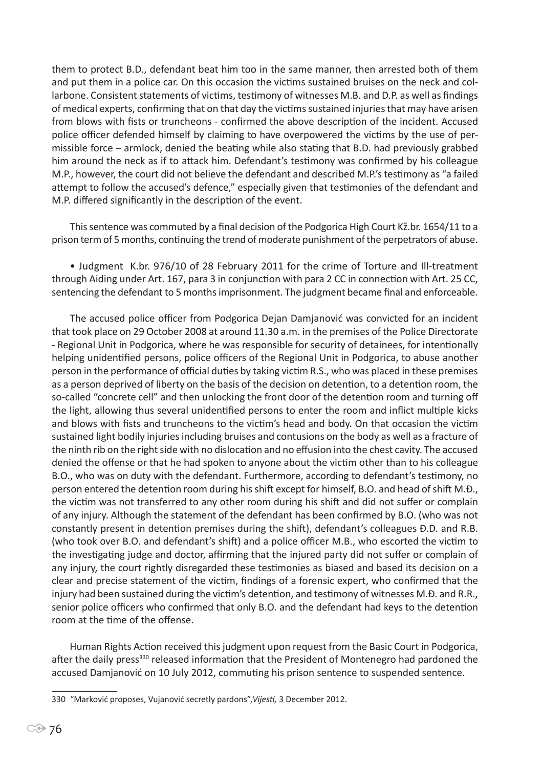them to protect B.D., defendant beat him too in the same manner, then arrested both of them and put them in a police car. On this occasion the victims sustained bruises on the neck and collarbone. Consistent statements of victims, testimony of witnesses M.B. and D.P. as well as findings of medical experts, confirming that on that day the victims sustained injuries that may have arisen from blows with fists or truncheons - confirmed the above description of the incident. Accused police officer defended himself by claiming to have overpowered the victims by the use of permissible force – armlock, denied the beating while also stating that B.D. had previously grabbed him around the neck as if to attack him. Defendant's testimony was confirmed by his colleague M.P., however, the court did not believe the defendant and described M.P.'s testimony as "a failed attempt to follow the accused's defence," especially given that testimonies of the defendant and M.P. differed significantly in the description of the event.

This sentence was commuted by a final decision of the Podgorica High Court Kž.br. 1654/11 to a prison term of 5 months, continuing the trend of moderate punishment of the perpetrators of abuse.

- Judgment K.br. 976/10 of 28 February 2011 for the crime of Torture and Ill-treatment through Aiding under Art. 167, para 3 in conjunction with para 2 CC in connection with Art. 25 CC, sentencing the defendant to 5 months imprisonment. The judgment became final and enforceable.

The accused police officer from Podgorica Dejan Damjanović was convicted for an incident that took place on 29 October 2008 at around 11.30 a.m. in the premises of the Police Directorate - Regional Unit in Podgorica, where he was responsible for security of detainees, for intentionally helping unidentified persons, police officers of the Regional Unit in Podgorica, to abuse another person in the performance of official duties by taking victim R.S., who was placed in these premises as a person deprived of liberty on the basis of the decision on detention, to a detention room, the so-called "concrete cell" and then unlocking the front door of the detention room and turning off the light, allowing thus several unidentified persons to enter the room and inflict multiple kicks and blows with fists and truncheons to the victim's head and body. On that occasion the victim sustained light bodily injuries including bruises and contusions on the body as well as a fracture of the ninth rib on the right side with no dislocation and no effusion into the chest cavity. The accused denied the offense or that he had spoken to anyone about the victim other than to his colleague B.O., who was on duty with the defendant. Furthermore, according to defendant's testimony, no person entered the detention room during his shift except for himself, B.O. and head of shift M.Đ., the victim was not transferred to any other room during his shift and did not suffer or complain of any injury. Although the statement of the defendant has been confirmed by B.O. (who was not constantly present in detention premises during the shift), defendant's colleagues Đ.D. and R.B. (who took over B.O. and defendant's shift) and a police officer M.B., who escorted the victim to the investigating judge and doctor, affirming that the injured party did not suffer or complain of any injury, the court rightly disregarded these testimonies as biased and based its decision on a clear and precise statement of the victim, findings of a forensic expert, who confirmed that the injury had been sustained during the victim's detention, and testimony of witnesses M.Đ. and R.R., senior police officers who confirmed that only B.O. and the defendant had keys to the detention room at the time of the offense.

Human Rights Action received this judgment upon request from the Basic Court in Podgorica, after the daily press[330] released information that the President of Montenegro had pardoned the accused Damjanović on 10 July 2012, commuting his prison sentence to suspended sentence.

---

330 "Marković proposes, Vujanović secretly pardons", *Vijesti,* 3 December 2012.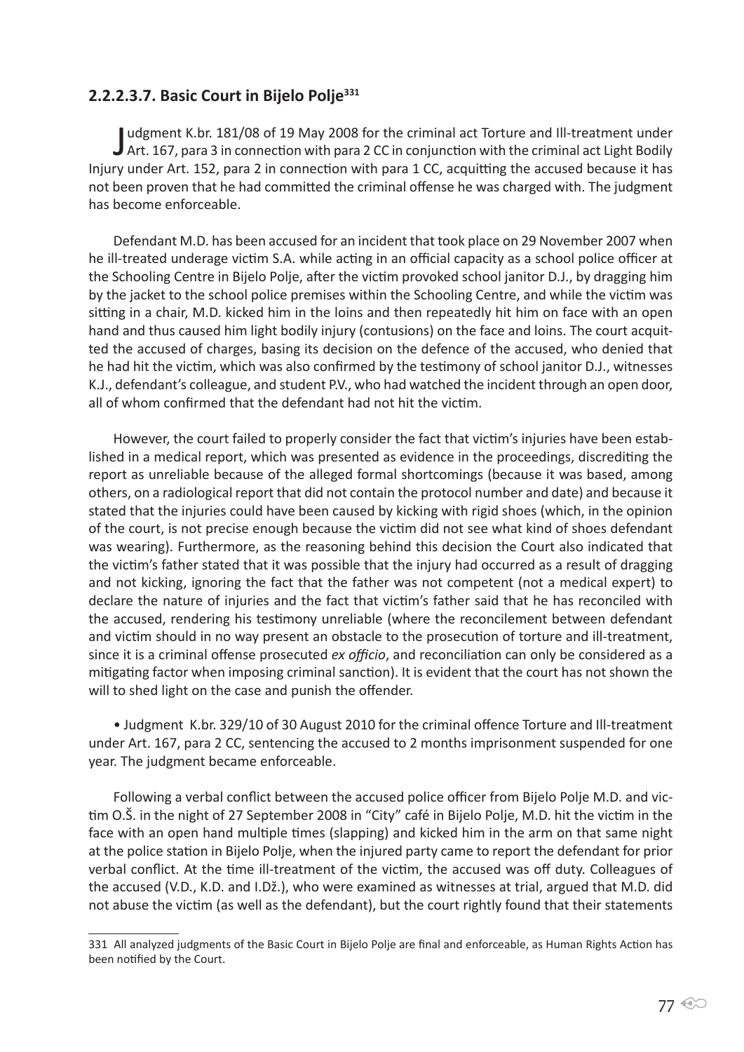## 2.2.2.3.7. Basic Court in Bijelo Polje[331]

Judgment K.br. 181/08 of 19 May 2008 for the criminal act Torture and Ill-treatment under Art. 167, para 3 in connection with para 2 CC in conjunction with the criminal act Light Bodily Injury under Art. 152, para 2 in connection with para 1 CC, acquitting the accused because it has not been proven that he had committed the criminal offense he was charged with. The judgment has become enforceable.

Defendant M.D. has been accused for an incident that took place on 29 November 2007 when he ill-treated underage victim S.A. while acting in an official capacity as a school police officer at the Schooling Centre in Bijelo Polje, after the victim provoked school janitor D.J., by dragging him by the jacket to the school police premises within the Schooling Centre, and while the victim was sitting in a chair, M.D. kicked him in the loins and then repeatedly hit him on face with an open hand and thus caused him light bodily injury (contusions) on the face and loins. The court acquitted the accused of charges, basing its decision on the defence of the accused, who denied that he had hit the victim, which was also confirmed by the testimony of school janitor D.J., witnesses K.J., defendant's colleague, and student P.V., who had watched the incident through an open door, all of whom confirmed that the defendant had not hit the victim.

However, the court failed to properly consider the fact that victim's injuries have been established in a medical report, which was presented as evidence in the proceedings, discrediting the report as unreliable because of the alleged formal shortcomings (because it was based, among others, on a radiological report that did not contain the protocol number and date) and because it stated that the injuries could have been caused by kicking with rigid shoes (which, in the opinion of the court, is not precise enough because the victim did not see what kind of shoes defendant was wearing). Furthermore, as the reasoning behind this decision the Court also indicated that the victim's father stated that it was possible that the injury had occurred as a result of dragging and not kicking, ignoring the fact that the father was not competent (not a medical expert) to declare the nature of injuries and the fact that victim's father said that he has reconciled with the accused, rendering his testimony unreliable (where the reconcilement between defendant and victim should in no way present an obstacle to the prosecution of torture and ill-treatment, since it is a criminal offense prosecuted *ex officio*, and reconciliation can only be considered as a mitigating factor when imposing criminal sanction). It is evident that the court has not shown the will to shed light on the case and punish the offender.

- Judgment K.br. 329/10 of 30 August 2010 for the criminal offence Torture and Ill-treatment under Art. 167, para 2 CC, sentencing the accused to 2 months imprisonment suspended for one year. The judgment became enforceable.

Following a verbal conflict between the accused police officer from Bijelo Polje M.D. and victim O.Š. in the night of 27 September 2008 in "City" café in Bijelo Polje, M.D. hit the victim in the face with an open hand multiple times (slapping) and kicked him in the arm on that same night at the police station in Bijelo Polje, when the injured party came to report the defendant for prior verbal conflict. At the time ill-treatment of the victim, the accused was off duty. Colleagues of the accused (V.D., K.D. and I.Dž.), who were examined as witnesses at trial, argued that M.D. did not abuse the victim (as well as the defendant), but the court rightly found that their statements

---

331 All analyzed judgments of the Basic Court in Bijelo Polje are final and enforceable, as Human Rights Action has been notified by the Court.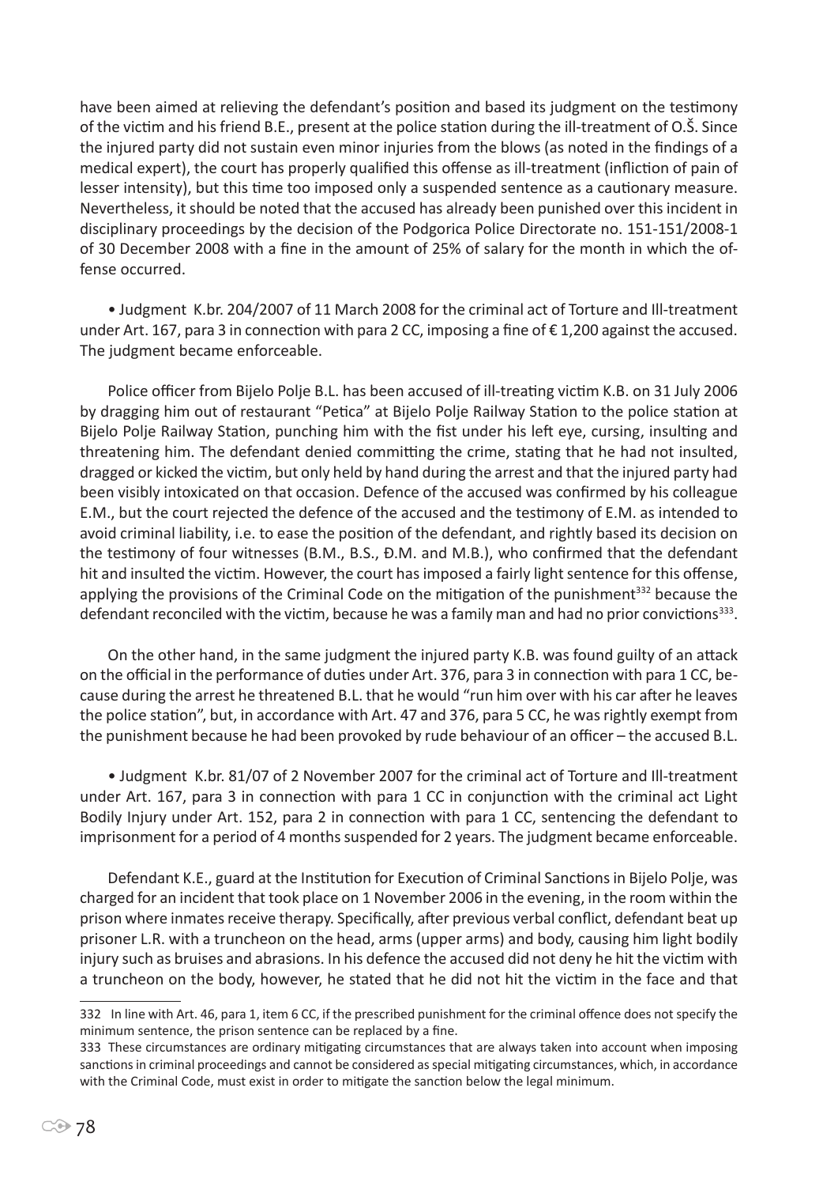have been aimed at relieving the defendant's position and based its judgment on the testimony of the victim and his friend B.E., present at the police station during the ill-treatment of O.Š. Since the injured party did not sustain even minor injuries from the blows (as noted in the findings of a medical expert), the court has properly qualified this offense as ill-treatment (infliction of pain of lesser intensity), but this time too imposed only a suspended sentence as a cautionary measure. Nevertheless, it should be noted that the accused has already been punished over this incident in disciplinary proceedings by the decision of the Podgorica Police Directorate no. 151-151/2008-1 of 30 December 2008 with a fine in the amount of 25% of salary for the month in which the offense occurred.

- Judgment K.br. 204/2007 of 11 March 2008 for the criminal act of Torture and Ill-treatment under Art. 167, para 3 in connection with para 2 CC, imposing a fine of € 1,200 against the accused. The judgment became enforceable.

Police officer from Bijelo Polje B.L. has been accused of ill-treating victim K.B. on 31 July 2006 by dragging him out of restaurant "Petica" at Bijelo Polje Railway Station to the police station at Bijelo Polje Railway Station, punching him with the fist under his left eye, cursing, insulting and threatening him. The defendant denied committing the crime, stating that he had not insulted, dragged or kicked the victim, but only held by hand during the arrest and that the injured party had been visibly intoxicated on that occasion. Defence of the accused was confirmed by his colleague E.M., but the court rejected the defence of the accused and the testimony of E.M. as intended to avoid criminal liability, i.e. to ease the position of the defendant, and rightly based its decision on the testimony of four witnesses (B.M., B.S., Đ.M. and M.B.), who confirmed that the defendant hit and insulted the victim. However, the court has imposed a fairly light sentence for this offense, applying the provisions of the Criminal Code on the mitigation of the punishment[332] because the defendant reconciled with the victim, because he was a family man and had no prior convictions[333].

On the other hand, in the same judgment the injured party K.B. was found guilty of an attack on the official in the performance of duties under Art. 376, para 3 in connection with para 1 CC, because during the arrest he threatened B.L. that he would "run him over with his car after he leaves the police station", but, in accordance with Art. 47 and 376, para 5 CC, he was rightly exempt from the punishment because he had been provoked by rude behaviour of an officer – the accused B.L.

- Judgment K.br. 81/07 of 2 November 2007 for the criminal act of Torture and Ill-treatment under Art. 167, para 3 in connection with para 1 CC in conjunction with the criminal act Light Bodily Injury under Art. 152, para 2 in connection with para 1 CC, sentencing the defendant to imprisonment for a period of 4 months suspended for 2 years. The judgment became enforceable.

Defendant K.E., guard at the Institution for Execution of Criminal Sanctions in Bijelo Polje, was charged for an incident that took place on 1 November 2006 in the evening, in the room within the prison where inmates receive therapy. Specifically, after previous verbal conflict, defendant beat up prisoner L.R. with a truncheon on the head, arms (upper arms) and body, causing him light bodily injury such as bruises and abrasions. In his defence the accused did not deny he hit the victim with a truncheon on the body, however, he stated that he did not hit the victim in the face and that

---

332 In line with Art. 46, para 1, item 6 CC, if the prescribed punishment for the criminal offence does not specify the minimum sentence, the prison sentence can be replaced by a fine.

333 These circumstances are ordinary mitigating circumstances that are always taken into account when imposing sanctions in criminal proceedings and cannot be considered as special mitigating circumstances, which, in accordance with the Criminal Code, must exist in order to mitigate the sanction below the legal minimum.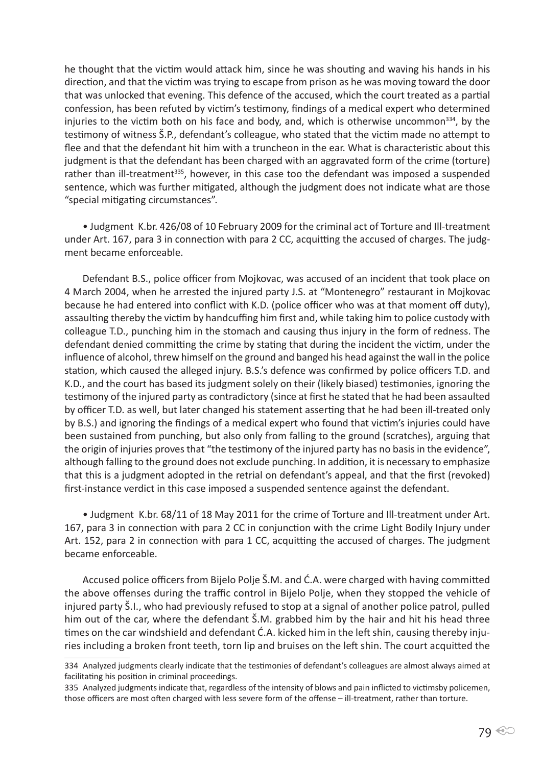he thought that the victim would attack him, since he was shouting and waving his hands in his direction, and that the victim was trying to escape from prison as he was moving toward the door that was unlocked that evening. This defence of the accused, which the court treated as a partial confession, has been refuted by victim's testimony, findings of a medical expert who determined injuries to the victim both on his face and body, and, which is otherwise uncommon[334], by the testimony of witness Š.P., defendant's colleague, who stated that the victim made no attempt to flee and that the defendant hit him with a truncheon in the ear. What is characteristic about this judgment is that the defendant has been charged with an aggravated form of the crime (torture) rather than ill-treatment[335], however, in this case too the defendant was imposed a suspended sentence, which was further mitigated, although the judgment does not indicate what are those "special mitigating circumstances".

- Judgment K.br. 426/08 of 10 February 2009 for the criminal act of Torture and Ill-treatment under Art. 167, para 3 in connection with para 2 CC, acquitting the accused of charges. The judgment became enforceable.

Defendant B.S., police officer from Mojkovac, was accused of an incident that took place on 4 March 2004, when he arrested the injured party J.S. at "Montenegro" restaurant in Mojkovac because he had entered into conflict with K.D. (police officer who was at that moment off duty), assaulting thereby the victim by handcuffing him first and, while taking him to police custody with colleague T.D., punching him in the stomach and causing thus injury in the form of redness. The defendant denied committing the crime by stating that during the incident the victim, under the influence of alcohol, threw himself on the ground and banged his head against the wall in the police station, which caused the alleged injury. B.S.'s defence was confirmed by police officers T.D. and K.D., and the court has based its judgment solely on their (likely biased) testimonies, ignoring the testimony of the injured party as contradictory (since at first he stated that he had been assaulted by officer T.D. as well, but later changed his statement asserting that he had been ill-treated only by B.S.) and ignoring the findings of a medical expert who found that victim's injuries could have been sustained from punching, but also only from falling to the ground (scratches), arguing that the origin of injuries proves that "the testimony of the injured party has no basis in the evidence", although falling to the ground does not exclude punching. In addition, it is necessary to emphasize that this is a judgment adopted in the retrial on defendant's appeal, and that the first (revoked) first-instance verdict in this case imposed a suspended sentence against the defendant.

- Judgment K.br. 68/11 of 18 May 2011 for the crime of Torture and Ill-treatment under Art. 167, para 3 in connection with para 2 CC in conjunction with the crime Light Bodily Injury under Art. 152, para 2 in connection with para 1 CC, acquitting the accused of charges. The judgment became enforceable.

Accused police officers from Bijelo Polje Š.M. and Ć.A. were charged with having committed the above offenses during the traffic control in Bijelo Polje, when they stopped the vehicle of injured party Š.I., who had previously refused to stop at a signal of another police patrol, pulled him out of the car, where the defendant Š.M. grabbed him by the hair and hit his head three times on the car windshield and defendant Ć.A. kicked him in the left shin, causing thereby injuries including a broken front teeth, torn lip and bruises on the left shin. The court acquitted the

---

334 Analyzed judgments clearly indicate that the testimonies of defendant's colleagues are almost always aimed at facilitating his position in criminal proceedings.

335 Analyzed judgments indicate that, regardless of the intensity of blows and pain inflicted to victimsby policemen, those officers are most often charged with less severe form of the offense – ill-treatment, rather than torture.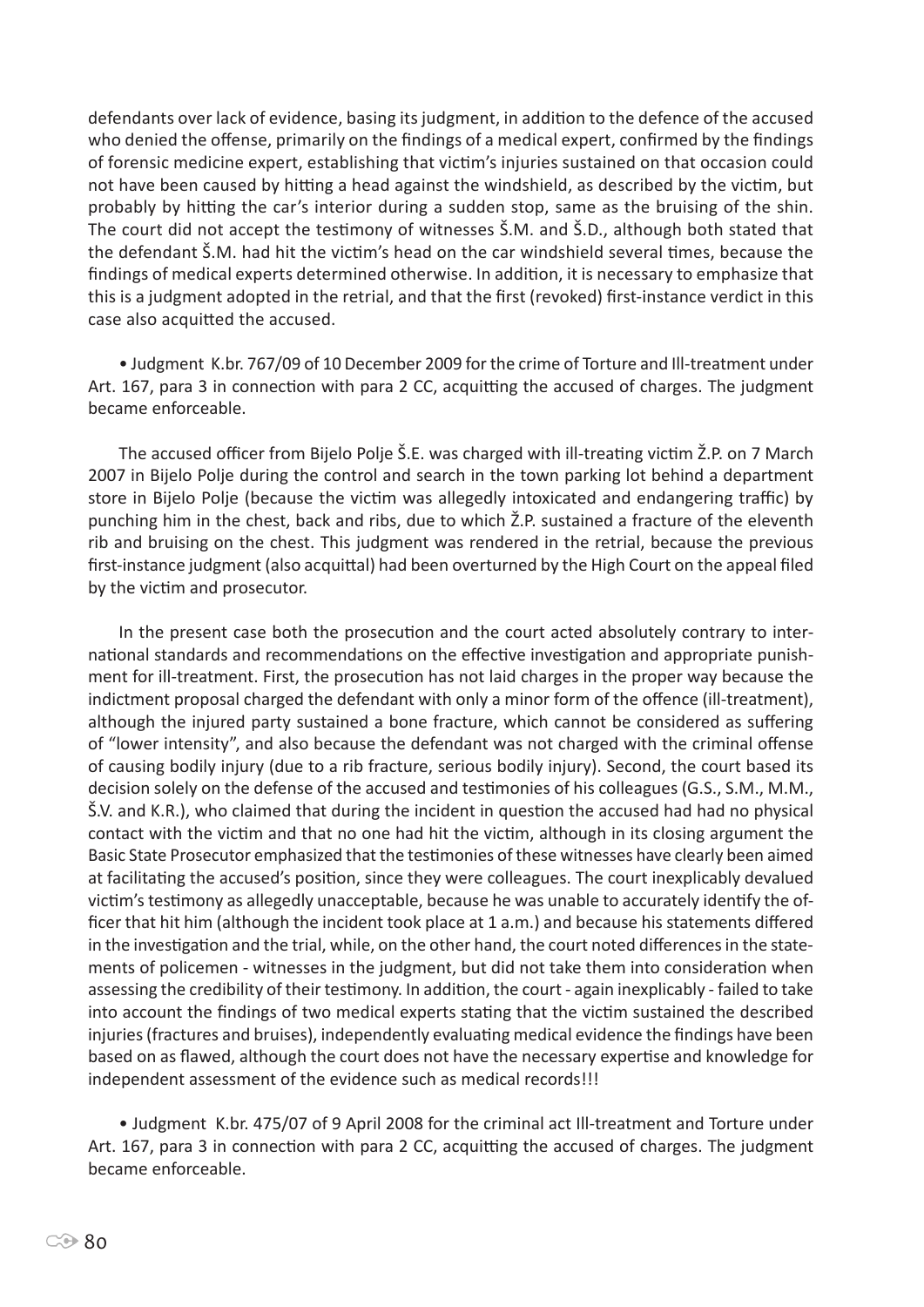defendants over lack of evidence, basing its judgment, in addition to the defence of the accused who denied the offense, primarily on the findings of a medical expert, confirmed by the findings of forensic medicine expert, establishing that victim's injuries sustained on that occasion could not have been caused by hitting a head against the windshield, as described by the victim, but probably by hitting the car's interior during a sudden stop, same as the bruising of the shin. The court did not accept the testimony of witnesses Š.M. and Š.D., although both stated that the defendant Š.M. had hit the victim's head on the car windshield several times, because the findings of medical experts determined otherwise. In addition, it is necessary to emphasize that this is a judgment adopted in the retrial, and that the first (revoked) first-instance verdict in this case also acquitted the accused.

- Judgment K.br. 767/09 of 10 December 2009 for the crime of Torture and Ill-treatment under Art. 167, para 3 in connection with para 2 CC, acquitting the accused of charges. The judgment became enforceable.

The accused officer from Bijelo Polje Š.E. was charged with ill-treating victim Ž.P. on 7 March 2007 in Bijelo Polje during the control and search in the town parking lot behind a department store in Bijelo Polje (because the victim was allegedly intoxicated and endangering traffic) by punching him in the chest, back and ribs, due to which Ž.P. sustained a fracture of the eleventh rib and bruising on the chest. This judgment was rendered in the retrial, because the previous first-instance judgment (also acquittal) had been overturned by the High Court on the appeal filed by the victim and prosecutor.

In the present case both the prosecution and the court acted absolutely contrary to international standards and recommendations on the effective investigation and appropriate punishment for ill-treatment. First, the prosecution has not laid charges in the proper way because the indictment proposal charged the defendant with only a minor form of the offence (ill-treatment), although the injured party sustained a bone fracture, which cannot be considered as suffering of "lower intensity", and also because the defendant was not charged with the criminal offense of causing bodily injury (due to a rib fracture, serious bodily injury). Second, the court based its decision solely on the defense of the accused and testimonies of his colleagues (G.S., S.M., M.M., Š.V. and K.R.), who claimed that during the incident in question the accused had had no physical contact with the victim and that no one had hit the victim, although in its closing argument the Basic State Prosecutor emphasized that the testimonies of these witnesses have clearly been aimed at facilitating the accused's position, since they were colleagues. The court inexplicably devalued victim's testimony as allegedly unacceptable, because he was unable to accurately identify the officer that hit him (although the incident took place at 1 a.m.) and because his statements differed in the investigation and the trial, while, on the other hand, the court noted differences in the statements of policemen - witnesses in the judgment, but did not take them into consideration when assessing the credibility of their testimony. In addition, the court - again inexplicably - failed to take into account the findings of two medical experts stating that the victim sustained the described injuries (fractures and bruises), independently evaluating medical evidence the findings have been based on as flawed, although the court does not have the necessary expertise and knowledge for independent assessment of the evidence such as medical records!!!

- Judgment K.br. 475/07 of 9 April 2008 for the criminal act Ill-treatment and Torture under Art. 167, para 3 in connection with para 2 CC, acquitting the accused of charges. The judgment became enforceable.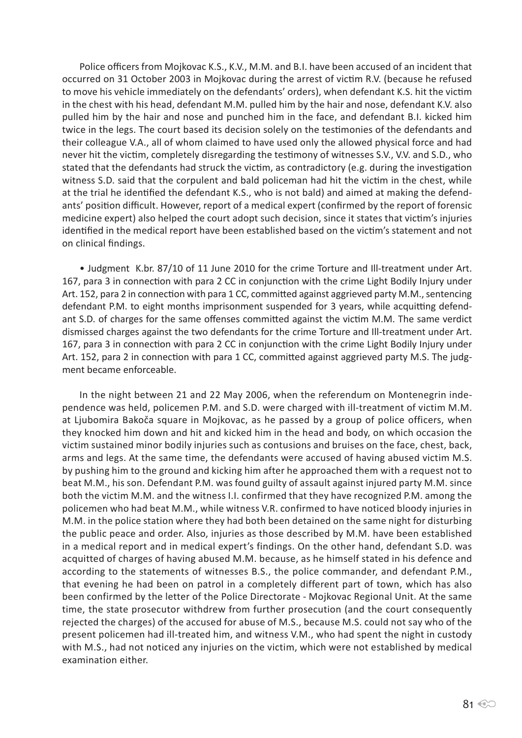Police officers from Mojkovac K.S., K.V., M.M. and B.I. have been accused of an incident that occurred on 31 October 2003 in Mojkovac during the arrest of victim R.V. (because he refused to move his vehicle immediately on the defendants' orders), when defendant K.S. hit the victim in the chest with his head, defendant M.M. pulled him by the hair and nose, defendant K.V. also pulled him by the hair and nose and punched him in the face, and defendant B.I. kicked him twice in the legs. The court based its decision solely on the testimonies of the defendants and their colleague V.A., all of whom claimed to have used only the allowed physical force and had never hit the victim, completely disregarding the testimony of witnesses S.V., V.V. and S.D., who stated that the defendants had struck the victim, as contradictory (e.g. during the investigation witness S.D. said that the corpulent and bald policeman had hit the victim in the chest, while at the trial he identified the defendant K.S., who is not bald) and aimed at making the defendants' position difficult. However, report of a medical expert (confirmed by the report of forensic medicine expert) also helped the court adopt such decision, since it states that victim's injuries identified in the medical report have been established based on the victim's statement and not on clinical findings.

- Judgment K.br. 87/10 of 11 June 2010 for the crime Torture and Ill-treatment under Art. 167, para 3 in connection with para 2 CC in conjunction with the crime Light Bodily Injury under Art. 152, para 2 in connection with para 1 CC, committed against aggrieved party M.M., sentencing defendant P.M. to eight months imprisonment suspended for 3 years, while acquitting defendant S.D. of charges for the same offenses committed against the victim M.M. The same verdict dismissed charges against the two defendants for the crime Torture and Ill-treatment under Art. 167, para 3 in connection with para 2 CC in conjunction with the crime Light Bodily Injury under Art. 152, para 2 in connection with para 1 CC, committed against aggrieved party M.S. The judgment became enforceable.

In the night between 21 and 22 May 2006, when the referendum on Montenegrin independence was held, policemen P.M. and S.D. were charged with ill-treatment of victim M.M. at Ljubomira Bakoča square in Mojkovac, as he passed by a group of police officers, when they knocked him down and hit and kicked him in the head and body, on which occasion the victim sustained minor bodily injuries such as contusions and bruises on the face, chest, back, arms and legs. At the same time, the defendants were accused of having abused victim M.S. by pushing him to the ground and kicking him after he approached them with a request not to beat M.M., his son. Defendant P.M. was found guilty of assault against injured party M.M. since both the victim M.M. and the witness I.I. confirmed that they have recognized P.M. among the policemen who had beat M.M., while witness V.R. confirmed to have noticed bloody injuries in M.M. in the police station where they had both been detained on the same night for disturbing the public peace and order. Also, injuries as those described by M.M. have been established in a medical report and in medical expert's findings. On the other hand, defendant S.D. was acquitted of charges of having abused M.M. because, as he himself stated in his defence and according to the statements of witnesses B.S., the police commander, and defendant P.M., that evening he had been on patrol in a completely different part of town, which has also been confirmed by the letter of the Police Directorate - Mojkovac Regional Unit. At the same time, the state prosecutor withdrew from further prosecution (and the court consequently rejected the charges) of the accused for abuse of M.S., because M.S. could not say who of the present policemen had ill-treated him, and witness V.M., who had spent the night in custody with M.S., had not noticed any injuries on the victim, which were not established by medical examination either.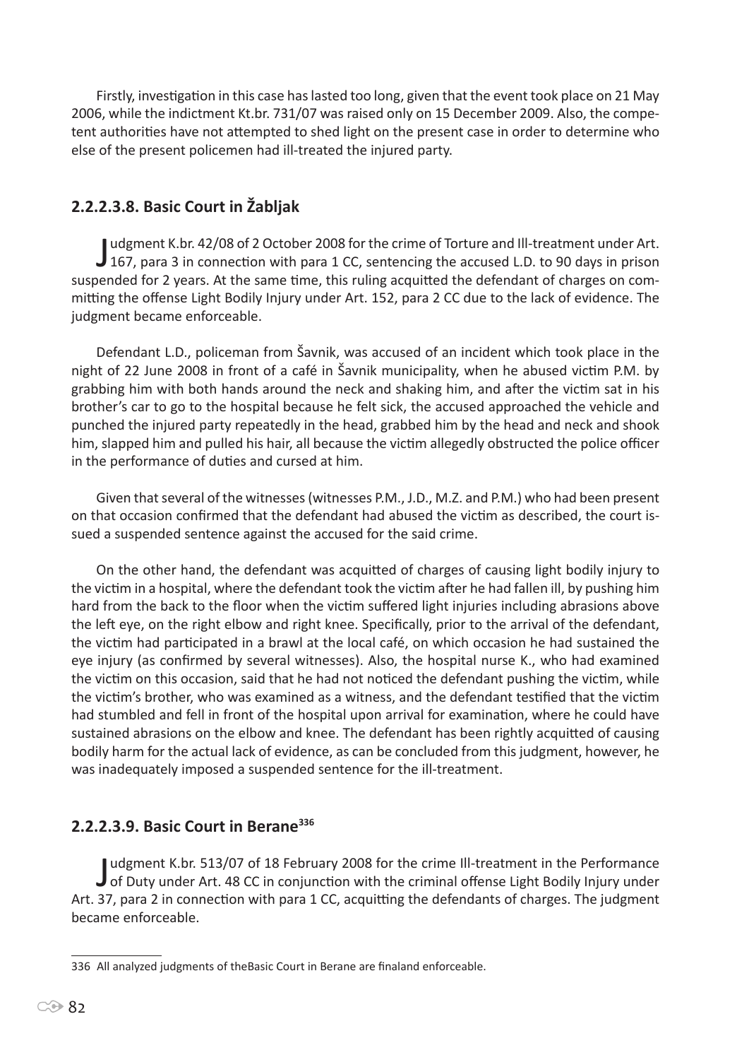Firstly, investigation in this case has lasted too long, given that the event took place on 21 May 2006, while the indictment Kt.br. 731/07 was raised only on 15 December 2009. Also, the competent authorities have not attempted to shed light on the present case in order to determine who else of the present policemen had ill-treated the injured party.

### 2.2.2.3.8. Basic Court in Žabljak

Judgment K.br. 42/08 of 2 October 2008 for the crime of Torture and Ill-treatment under Art. 167, para 3 in connection with para 1 CC, sentencing the accused L.D. to 90 days in prison suspended for 2 years. At the same time, this ruling acquitted the defendant of charges on committing the offense Light Bodily Injury under Art. 152, para 2 CC due to the lack of evidence. The judgment became enforceable.

Defendant L.D., policeman from Šavnik, was accused of an incident which took place in the night of 22 June 2008 in front of a café in Šavnik municipality, when he abused victim P.M. by grabbing him with both hands around the neck and shaking him, and after the victim sat in his brother's car to go to the hospital because he felt sick, the accused approached the vehicle and punched the injured party repeatedly in the head, grabbed him by the head and neck and shook him, slapped him and pulled his hair, all because the victim allegedly obstructed the police officer in the performance of duties and cursed at him.

Given that several of the witnesses (witnesses P.M., J.D., M.Z. and P.M.) who had been present on that occasion confirmed that the defendant had abused the victim as described, the court issued a suspended sentence against the accused for the said crime.

On the other hand, the defendant was acquitted of charges of causing light bodily injury to the victim in a hospital, where the defendant took the victim after he had fallen ill, by pushing him hard from the back to the floor when the victim suffered light injuries including abrasions above the left eye, on the right elbow and right knee. Specifically, prior to the arrival of the defendant, the victim had participated in a brawl at the local café, on which occasion he had sustained the eye injury (as confirmed by several witnesses). Also, the hospital nurse K., who had examined the victim on this occasion, said that he had not noticed the defendant pushing the victim, while the victim's brother, who was examined as a witness, and the defendant testified that the victim had stumbled and fell in front of the hospital upon arrival for examination, where he could have sustained abrasions on the elbow and knee. The defendant has been rightly acquitted of causing bodily harm for the actual lack of evidence, as can be concluded from this judgment, however, he was inadequately imposed a suspended sentence for the ill-treatment.

### 2.2.2.3.9. Basic Court in Berane[336]

Judgment K.br. 513/07 of 18 February 2008 for the crime Ill-treatment in the Performance of Duty under Art. 48 CC in conjunction with the criminal offense Light Bodily Injury under Art. 37, para 2 in connection with para 1 CC, acquitting the defendants of charges. The judgment became enforceable.

---

336 All analyzed judgments of theBasic Court in Berane are finaland enforceable.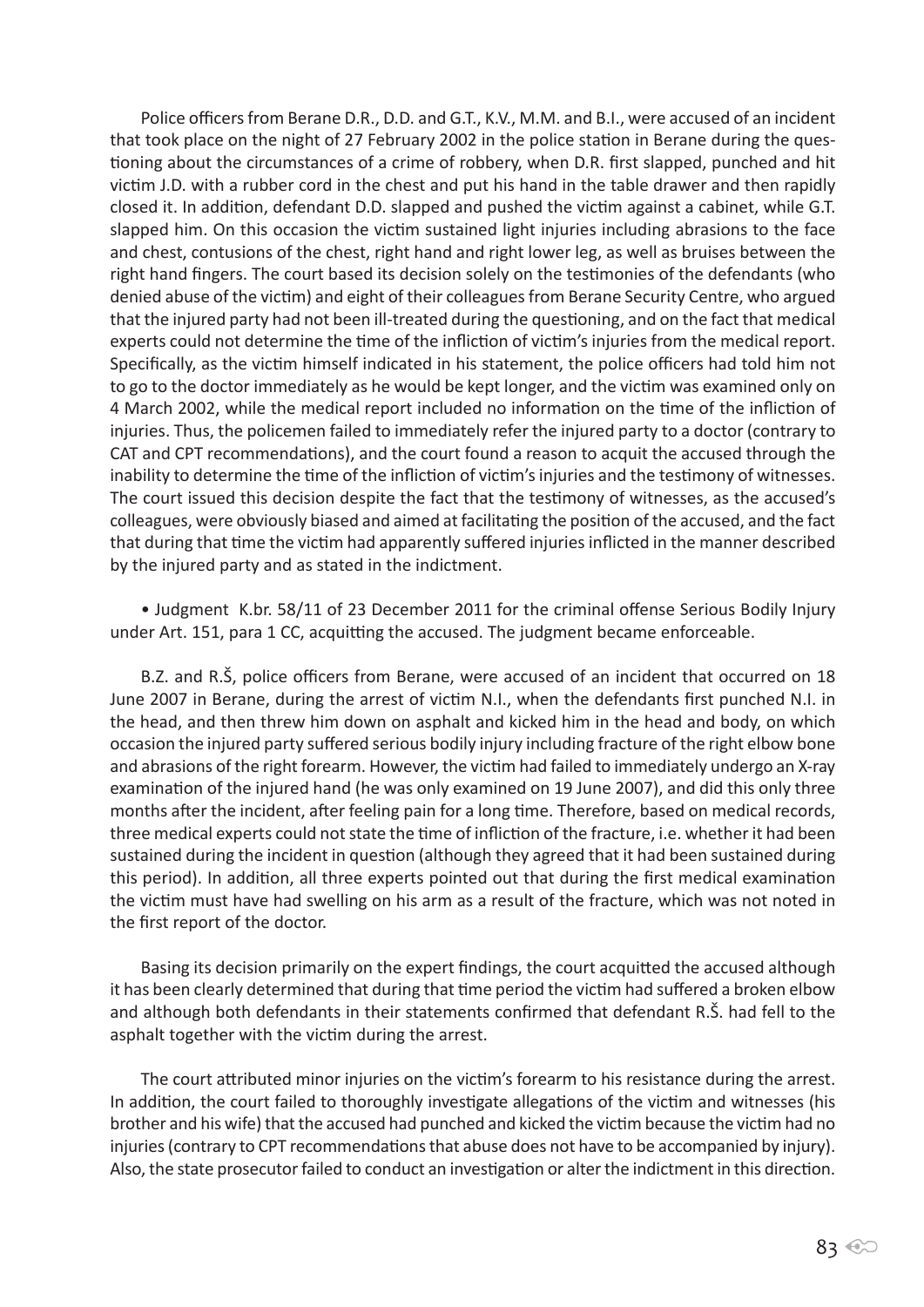Police officers from Berane D.R., D.D. and G.T., K.V., M.M. and B.I., were accused of an incident that took place on the night of 27 February 2002 in the police station in Berane during the questioning about the circumstances of a crime of robbery, when D.R. first slapped, punched and hit victim J.D. with a rubber cord in the chest and put his hand in the table drawer and then rapidly closed it. In addition, defendant D.D. slapped and pushed the victim against a cabinet, while G.T. slapped him. On this occasion the victim sustained light injuries including abrasions to the face and chest, contusions of the chest, right hand and right lower leg, as well as bruises between the right hand fingers. The court based its decision solely on the testimonies of the defendants (who denied abuse of the victim) and eight of their colleagues from Berane Security Centre, who argued that the injured party had not been ill-treated during the questioning, and on the fact that medical experts could not determine the time of the infliction of victim's injuries from the medical report. Specifically, as the victim himself indicated in his statement, the police officers had told him not to go to the doctor immediately as he would be kept longer, and the victim was examined only on 4 March 2002, while the medical report included no information on the time of the infliction of injuries. Thus, the policemen failed to immediately refer the injured party to a doctor (contrary to CAT and CPT recommendations), and the court found a reason to acquit the accused through the inability to determine the time of the infliction of victim's injuries and the testimony of witnesses. The court issued this decision despite the fact that the testimony of witnesses, as the accused's colleagues, were obviously biased and aimed at facilitating the position of the accused, and the fact that during that time the victim had apparently suffered injuries inflicted in the manner described by the injured party and as stated in the indictment.

- Judgment K.br. 58/11 of 23 December 2011 for the criminal offense Serious Bodily Injury under Art. 151, para 1 CC, acquitting the accused. The judgment became enforceable.

B.Z. and R.Š, police officers from Berane, were accused of an incident that occurred on 18 June 2007 in Berane, during the arrest of victim N.I., when the defendants first punched N.I. in the head, and then threw him down on asphalt and kicked him in the head and body, on which occasion the injured party suffered serious bodily injury including fracture of the right elbow bone and abrasions of the right forearm. However, the victim had failed to immediately undergo an X-ray examination of the injured hand (he was only examined on 19 June 2007), and did this only three months after the incident, after feeling pain for a long time. Therefore, based on medical records, three medical experts could not state the time of infliction of the fracture, i.e. whether it had been sustained during the incident in question (although they agreed that it had been sustained during this period). In addition, all three experts pointed out that during the first medical examination the victim must have had swelling on his arm as a result of the fracture, which was not noted in the first report of the doctor.

Basing its decision primarily on the expert findings, the court acquitted the accused although it has been clearly determined that during that time period the victim had suffered a broken elbow and although both defendants in their statements confirmed that defendant R.Š. had fell to the asphalt together with the victim during the arrest.

The court attributed minor injuries on the victim's forearm to his resistance during the arrest. In addition, the court failed to thoroughly investigate allegations of the victim and witnesses (his brother and his wife) that the accused had punched and kicked the victim because the victim had no injuries (contrary to CPT recommendations that abuse does not have to be accompanied by injury). Also, the state prosecutor failed to conduct an investigation or alter the indictment in this direction.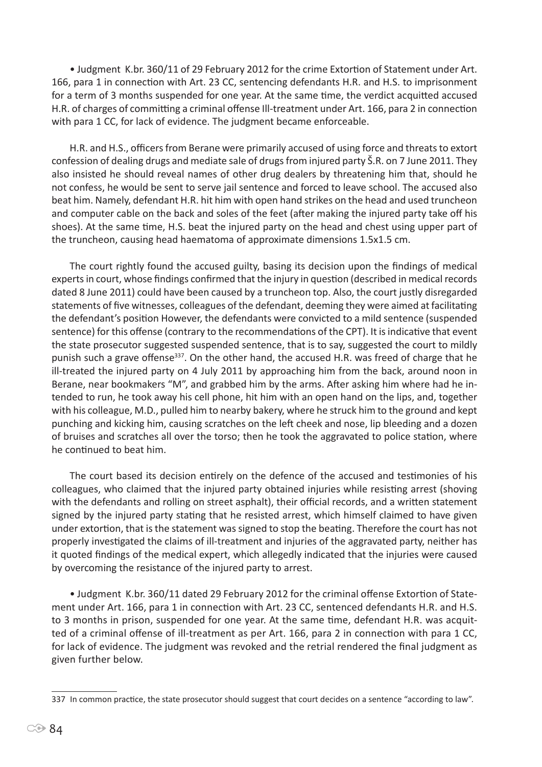• Judgment K.br. 360/11 of 29 February 2012 for the crime Extortion of Statement under Art. 166, para 1 in connection with Art. 23 CC, sentencing defendants H.R. and H.S. to imprisonment for a term of 3 months suspended for one year. At the same time, the verdict acquitted accused H.R. of charges of committing a criminal offense Ill-treatment under Art. 166, para 2 in connection with para 1 CC, for lack of evidence. The judgment became enforceable.

H.R. and H.S., officers from Berane were primarily accused of using force and threats to extort confession of dealing drugs and mediate sale of drugs from injured party Š.R. on 7 June 2011. They also insisted he should reveal names of other drug dealers by threatening him that, should he not confess, he would be sent to serve jail sentence and forced to leave school. The accused also beat him. Namely, defendant H.R. hit him with open hand strikes on the head and used truncheon and computer cable on the back and soles of the feet (after making the injured party take off his shoes). At the same time, H.S. beat the injured party on the head and chest using upper part of the truncheon, causing head haematoma of approximate dimensions 1.5x1.5 cm.

The court rightly found the accused guilty, basing its decision upon the findings of medical experts in court, whose findings confirmed that the injury in question (described in medical records dated 8 June 2011) could have been caused by a truncheon top. Also, the court justly disregarded statements of five witnesses, colleagues of the defendant, deeming they were aimed at facilitating the defendant's position However, the defendants were convicted to a mild sentence (suspended sentence) for this offense (contrary to the recommendations of the CPT). It is indicative that event the state prosecutor suggested suspended sentence, that is to say, suggested the court to mildly punish such a grave offense[337]. On the other hand, the accused H.R. was freed of charge that he ill-treated the injured party on 4 July 2011 by approaching him from the back, around noon in Berane, near bookmakers "M", and grabbed him by the arms. After asking him where had he intended to run, he took away his cell phone, hit him with an open hand on the lips, and, together with his colleague, M.D., pulled him to nearby bakery, where he struck him to the ground and kept punching and kicking him, causing scratches on the left cheek and nose, lip bleeding and a dozen of bruises and scratches all over the torso; then he took the aggravated to police station, where he continued to beat him.

The court based its decision entirely on the defence of the accused and testimonies of his colleagues, who claimed that the injured party obtained injuries while resisting arrest (shoving with the defendants and rolling on street asphalt), their official records, and a written statement signed by the injured party stating that he resisted arrest, which himself claimed to have given under extortion, that is the statement was signed to stop the beating. Therefore the court has not properly investigated the claims of ill-treatment and injuries of the aggravated party, neither has it quoted findings of the medical expert, which allegedly indicated that the injuries were caused by overcoming the resistance of the injured party to arrest.

• Judgment K.br. 360/11 dated 29 February 2012 for the criminal offense Extortion of Statement under Art. 166, para 1 in connection with Art. 23 CC, sentenced defendants H.R. and H.S. to 3 months in prison, suspended for one year. At the same time, defendant H.R. was acquitted of a criminal offense of ill-treatment as per Art. 166, para 2 in connection with para 1 CC, for lack of evidence. The judgment was revoked and the retrial rendered the final judgment as given further below.

---

337 In common practice, the state prosecutor should suggest that court decides on a sentence "according to law".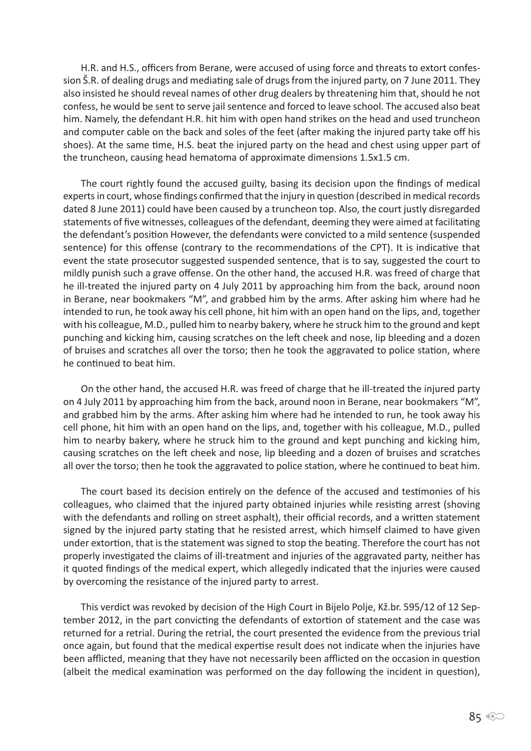H.R. and H.S., officers from Berane, were accused of using force and threats to extort confession Š.R. of dealing drugs and mediating sale of drugs from the injured party, on 7 June 2011. They also insisted he should reveal names of other drug dealers by threatening him that, should he not confess, he would be sent to serve jail sentence and forced to leave school. The accused also beat him. Namely, the defendant H.R. hit him with open hand strikes on the head and used truncheon and computer cable on the back and soles of the feet (after making the injured party take off his shoes). At the same time, H.S. beat the injured party on the head and chest using upper part of the truncheon, causing head hematoma of approximate dimensions 1.5x1.5 cm.

The court rightly found the accused guilty, basing its decision upon the findings of medical experts in court, whose findings confirmed that the injury in question (described in medical records dated 8 June 2011) could have been caused by a truncheon top. Also, the court justly disregarded statements of five witnesses, colleagues of the defendant, deeming they were aimed at facilitating the defendant's position However, the defendants were convicted to a mild sentence (suspended sentence) for this offense (contrary to the recommendations of the CPT). It is indicative that event the state prosecutor suggested suspended sentence, that is to say, suggested the court to mildly punish such a grave offense. On the other hand, the accused H.R. was freed of charge that he ill-treated the injured party on 4 July 2011 by approaching him from the back, around noon in Berane, near bookmakers "M", and grabbed him by the arms. After asking him where had he intended to run, he took away his cell phone, hit him with an open hand on the lips, and, together with his colleague, M.D., pulled him to nearby bakery, where he struck him to the ground and kept punching and kicking him, causing scratches on the left cheek and nose, lip bleeding and a dozen of bruises and scratches all over the torso; then he took the aggravated to police station, where he continued to beat him.

On the other hand, the accused H.R. was freed of charge that he ill-treated the injured party on 4 July 2011 by approaching him from the back, around noon in Berane, near bookmakers "M", and grabbed him by the arms. After asking him where had he intended to run, he took away his cell phone, hit him with an open hand on the lips, and, together with his colleague, M.D., pulled him to nearby bakery, where he struck him to the ground and kept punching and kicking him, causing scratches on the left cheek and nose, lip bleeding and a dozen of bruises and scratches all over the torso; then he took the aggravated to police station, where he continued to beat him.

The court based its decision entirely on the defence of the accused and testimonies of his colleagues, who claimed that the injured party obtained injuries while resisting arrest (shoving with the defendants and rolling on street asphalt), their official records, and a written statement signed by the injured party stating that he resisted arrest, which himself claimed to have given under extortion, that is the statement was signed to stop the beating. Therefore the court has not properly investigated the claims of ill-treatment and injuries of the aggravated party, neither has it quoted findings of the medical expert, which allegedly indicated that the injuries were caused by overcoming the resistance of the injured party to arrest.

This verdict was revoked by decision of the High Court in Bijelo Polje, Kž.br. 595/12 of 12 September 2012, in the part convicting the defendants of extortion of statement and the case was returned for a retrial. During the retrial, the court presented the evidence from the previous trial once again, but found that the medical expertise result does not indicate when the injuries have been afflicted, meaning that they have not necessarily been afflicted on the occasion in question (albeit the medical examination was performed on the day following the incident in question),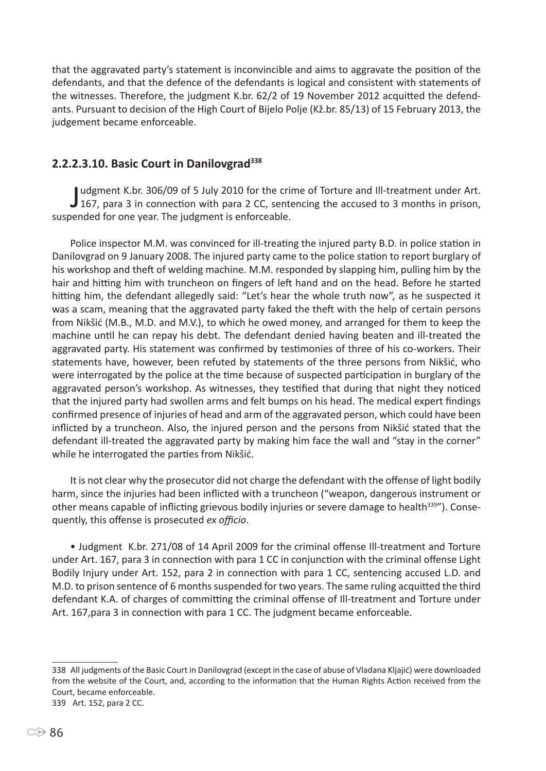that the aggravated party's statement is inconvincible and aims to aggravate the position of the defendants, and that the defence of the defendants is logical and consistent with statements of the witnesses. Therefore, the judgment K.br. 62/2 of 19 November 2012 acquitted the defendants. Pursuant to decision of the High Court of Bijelo Polje (Kž.br. 85/13) of 15 February 2013, the judgement became enforceable.

### 2.2.2.3.10. Basic Court in Danilovgrad[338]

Judgment K.br. 306/09 of 5 July 2010 for the crime of Torture and Ill-treatment under Art. 167, para 3 in connection with para 2 CC, sentencing the accused to 3 months in prison, suspended for one year. The judgment is enforceable.

Police inspector M.M. was convinced for ill-treating the injured party B.D. in police station in Danilovgrad on 9 January 2008. The injured party came to the police station to report burglary of his workshop and theft of welding machine. M.M. responded by slapping him, pulling him by the hair and hitting him with truncheon on fingers of left hand and on the head. Before he started hitting him, the defendant allegedly said: "Let's hear the whole truth now", as he suspected it was a scam, meaning that the aggravated party faked the theft with the help of certain persons from Nikšić (M.B., M.D. and M.V.), to which he owed money, and arranged for them to keep the machine until he can repay his debt. The defendant denied having beaten and ill-treated the aggravated party. His statement was confirmed by testimonies of three of his co-workers. Their statements have, however, been refuted by statements of the three persons from Nikšić, who were interrogated by the police at the time because of suspected participation in burglary of the aggravated person's workshop. As witnesses, they testified that during that night they noticed that the injured party had swollen arms and felt bumps on his head. The medical expert findings confirmed presence of injuries of head and arm of the aggravated person, which could have been inflicted by a truncheon. Also, the injured person and the persons from Nikšić stated that the defendant ill-treated the aggravated party by making him face the wall and "stay in the corner" while he interrogated the parties from Nikšić.

It is not clear why the prosecutor did not charge the defendant with the offense of light bodily harm, since the injuries had been inflicted with a truncheon ("weapon, dangerous instrument or other means capable of inflicting grievous bodily injuries or severe damage to health[339]"). Consequently, this offense is prosecuted *ex officio*.

- Judgment K.br. 271/08 of 14 April 2009 for the criminal offense Ill-treatment and Torture under Art. 167, para 3 in connection with para 1 CC in conjunction with the criminal offense Light Bodily Injury under Art. 152, para 2 in connection with para 1 CC, sentencing accused L.D. and M.D. to prison sentence of 6 months suspended for two years. The same ruling acquitted the third defendant K.A. of charges of committing the criminal offense of Ill-treatment and Torture under Art. 167,para 3 in connection with para 1 CC. The judgment became enforceable.

---

338 All judgments of the Basic Court in Danilovgrad (except in the case of abuse of Vladana Kljajić) were downloaded from the website of the Court, and, according to the information that the Human Rights Action received from the Court, became enforceable.

339 Art. 152, para 2 CC.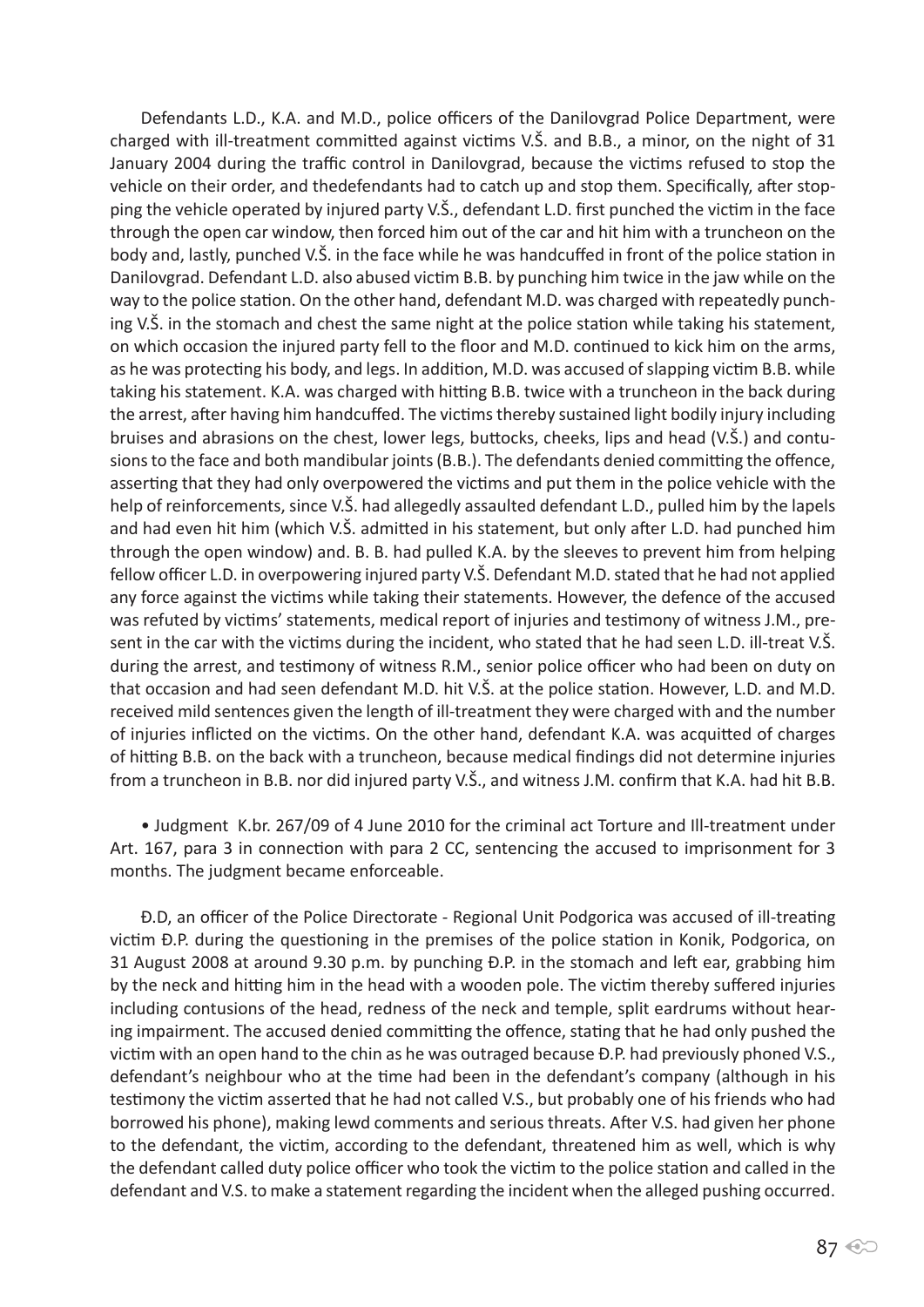Defendants L.D., K.A. and M.D., police officers of the Danilovgrad Police Department, were charged with ill-treatment committed against victims V.Š. and B.B., a minor, on the night of 31 January 2004 during the traffic control in Danilovgrad, because the victims refused to stop the vehicle on their order, and thedefendants had to catch up and stop them. Specifically, after stopping the vehicle operated by injured party V.Š., defendant L.D. first punched the victim in the face through the open car window, then forced him out of the car and hit him with a truncheon on the body and, lastly, punched V.Š. in the face while he was handcuffed in front of the police station in Danilovgrad. Defendant L.D. also abused victim B.B. by punching him twice in the jaw while on the way to the police station. On the other hand, defendant M.D. was charged with repeatedly punching V.Š. in the stomach and chest the same night at the police station while taking his statement, on which occasion the injured party fell to the floor and M.D. continued to kick him on the arms, as he was protecting his body, and legs. In addition, M.D. was accused of slapping victim B.B. while taking his statement. K.A. was charged with hitting B.B. twice with a truncheon in the back during the arrest, after having him handcuffed. The victims thereby sustained light bodily injury including bruises and abrasions on the chest, lower legs, buttocks, cheeks, lips and head (V.Š.) and contusions to the face and both mandibular joints (B.B.). The defendants denied committing the offence, asserting that they had only overpowered the victims and put them in the police vehicle with the help of reinforcements, since V.Š. had allegedly assaulted defendant L.D., pulled him by the lapels and had even hit him (which V.Š. admitted in his statement, but only after L.D. had punched him through the open window) and. B. B. had pulled K.A. by the sleeves to prevent him from helping fellow officer L.D. in overpowering injured party V.Š. Defendant M.D. stated that he had not applied any force against the victims while taking their statements. However, the defence of the accused was refuted by victims' statements, medical report of injuries and testimony of witness J.M., present in the car with the victims during the incident, who stated that he had seen L.D. ill-treat V.Š. during the arrest, and testimony of witness R.M., senior police officer who had been on duty on that occasion and had seen defendant M.D. hit V.Š. at the police station. However, L.D. and M.D. received mild sentences given the length of ill-treatment they were charged with and the number of injuries inflicted on the victims. On the other hand, defendant K.A. was acquitted of charges of hitting B.B. on the back with a truncheon, because medical findings did not determine injuries from a truncheon in B.B. nor did injured party V.Š., and witness J.M. confirm that K.A. had hit B.B.

- Judgment K.br. 267/09 of 4 June 2010 for the criminal act Torture and Ill-treatment under Art. 167, para 3 in connection with para 2 CC, sentencing the accused to imprisonment for 3 months. The judgment became enforceable.

Đ.D, an officer of the Police Directorate - Regional Unit Podgorica was accused of ill-treating victim Đ.P. during the questioning in the premises of the police station in Konik, Podgorica, on 31 August 2008 at around 9.30 p.m. by punching Đ.P. in the stomach and left ear, grabbing him by the neck and hitting him in the head with a wooden pole. The victim thereby suffered injuries including contusions of the head, redness of the neck and temple, split eardrums without hearing impairment. The accused denied committing the offence, stating that he had only pushed the victim with an open hand to the chin as he was outraged because Đ.P. had previously phoned V.S., defendant's neighbour who at the time had been in the defendant's company (although in his testimony the victim asserted that he had not called V.S., but probably one of his friends who had borrowed his phone), making lewd comments and serious threats. After V.S. had given her phone to the defendant, the victim, according to the defendant, threatened him as well, which is why the defendant called duty police officer who took the victim to the police station and called in the defendant and V.S. to make a statement regarding the incident when the alleged pushing occurred.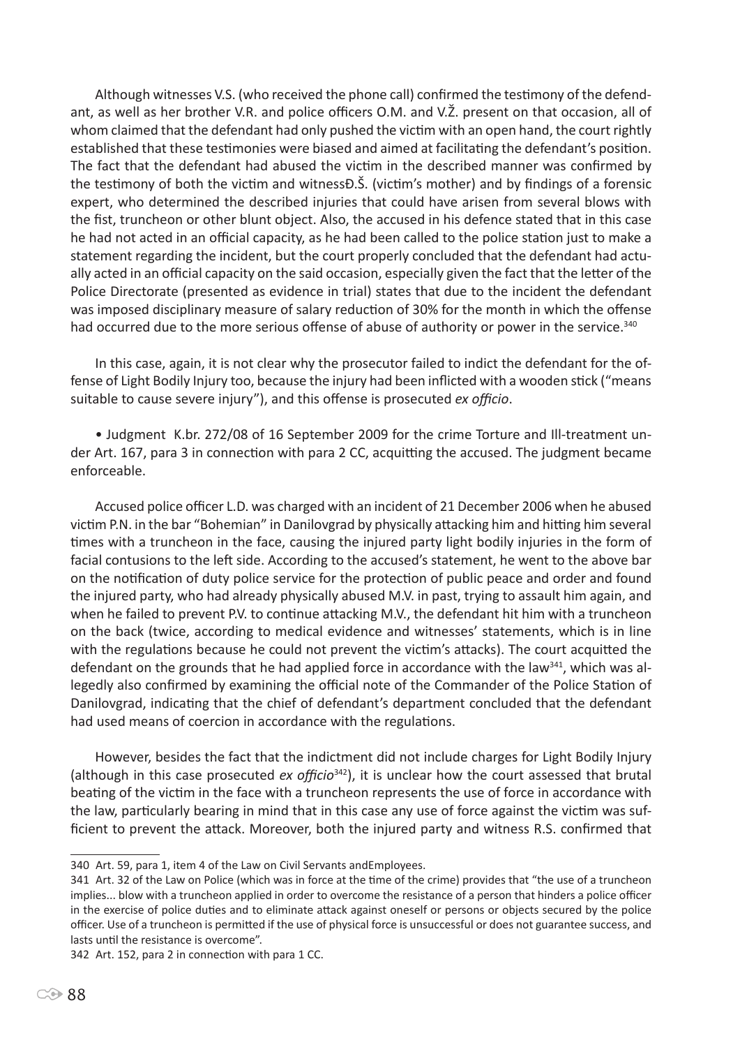Although witnesses V.S. (who received the phone call) confirmed the testimony of the defendant, as well as her brother V.R. and police officers O.M. and V.Ž. present on that occasion, all of whom claimed that the defendant had only pushed the victim with an open hand, the court rightly established that these testimonies were biased and aimed at facilitating the defendant's position. The fact that the defendant had abused the victim in the described manner was confirmed by the testimony of both the victim and witnessĐ.Š. (victim's mother) and by findings of a forensic expert, who determined the described injuries that could have arisen from several blows with the fist, truncheon or other blunt object. Also, the accused in his defence stated that in this case he had not acted in an official capacity, as he had been called to the police station just to make a statement regarding the incident, but the court properly concluded that the defendant had actually acted in an official capacity on the said occasion, especially given the fact that the letter of the Police Directorate (presented as evidence in trial) states that due to the incident the defendant was imposed disciplinary measure of salary reduction of 30% for the month in which the offense had occurred due to the more serious offense of abuse of authority or power in the service.[340]

In this case, again, it is not clear why the prosecutor failed to indict the defendant for the offense of Light Bodily Injury too, because the injury had been inflicted with a wooden stick ("means suitable to cause severe injury"), and this offense is prosecuted *ex officio*.

- Judgment K.br. 272/08 of 16 September 2009 for the crime Torture and Ill-treatment under Art. 167, para 3 in connection with para 2 CC, acquitting the accused. The judgment became enforceable.

Accused police officer L.D. was charged with an incident of 21 December 2006 when he abused victim P.N. in the bar "Bohemian" in Danilovgrad by physically attacking him and hitting him several times with a truncheon in the face, causing the injured party light bodily injuries in the form of facial contusions to the left side. According to the accused's statement, he went to the above bar on the notification of duty police service for the protection of public peace and order and found the injured party, who had already physically abused M.V. in past, trying to assault him again, and when he failed to prevent P.V. to continue attacking M.V., the defendant hit him with a truncheon on the back (twice, according to medical evidence and witnesses' statements, which is in line with the regulations because he could not prevent the victim's attacks). The court acquitted the defendant on the grounds that he had applied force in accordance with the law[341], which was allegedly also confirmed by examining the official note of the Commander of the Police Station of Danilovgrad, indicating that the chief of defendant's department concluded that the defendant had used means of coercion in accordance with the regulations.

However, besides the fact that the indictment did not include charges for Light Bodily Injury (although in this case prosecuted *ex officio*[342]), it is unclear how the court assessed that brutal beating of the victim in the face with a truncheon represents the use of force in accordance with the law, particularly bearing in mind that in this case any use of force against the victim was sufficient to prevent the attack. Moreover, both the injured party and witness R.S. confirmed that

---

340 Art. 59, para 1, item 4 of the Law on Civil Servants andEmployees.

341 Art. 32 of the Law on Police (which was in force at the time of the crime) provides that "the use of a truncheon implies... blow with a truncheon applied in order to overcome the resistance of a person that hinders a police officer in the exercise of police duties and to eliminate attack against oneself or persons or objects secured by the police officer. Use of a truncheon is permitted if the use of physical force is unsuccessful or does not guarantee success, and lasts until the resistance is overcome".

342 Art. 152, para 2 in connection with para 1 CC.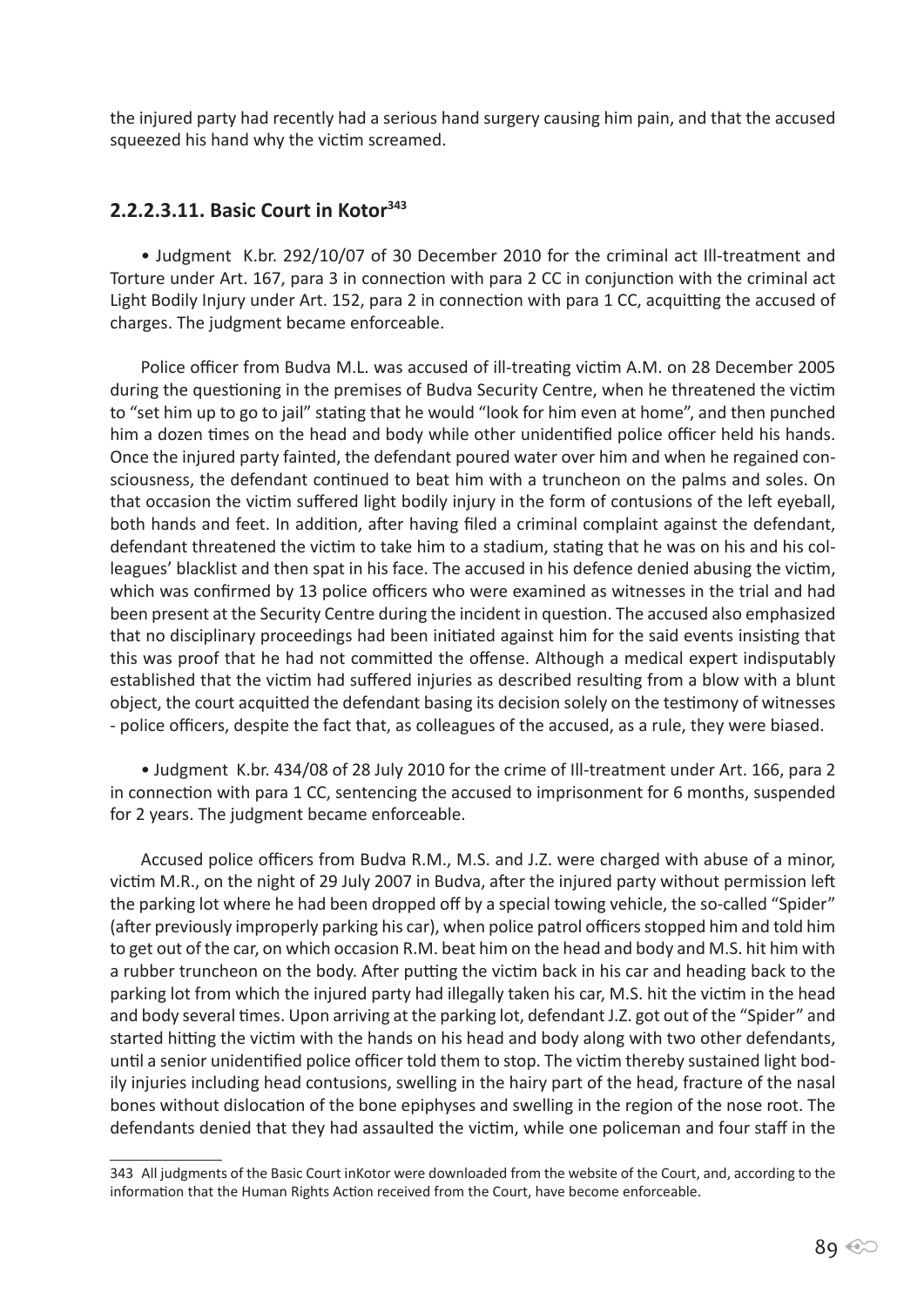the injured party had recently had a serious hand surgery causing him pain, and that the accused squeezed his hand why the victim screamed.

### 2.2.2.3.11. Basic Court in Kotor[343]

• Judgment K.br. 292/10/07 of 30 December 2010 for the criminal act Ill-treatment and Torture under Art. 167, para 3 in connection with para 2 CC in conjunction with the criminal act Light Bodily Injury under Art. 152, para 2 in connection with para 1 CC, acquitting the accused of charges. The judgment became enforceable.

Police officer from Budva M.L. was accused of ill-treating victim A.M. on 28 December 2005 during the questioning in the premises of Budva Security Centre, when he threatened the victim to "set him up to go to jail" stating that he would "look for him even at home", and then punched him a dozen times on the head and body while other unidentified police officer held his hands. Once the injured party fainted, the defendant poured water over him and when he regained consciousness, the defendant continued to beat him with a truncheon on the palms and soles. On that occasion the victim suffered light bodily injury in the form of contusions of the left eyeball, both hands and feet. In addition, after having filed a criminal complaint against the defendant, defendant threatened the victim to take him to a stadium, stating that he was on his and his colleagues' blacklist and then spat in his face. The accused in his defence denied abusing the victim, which was confirmed by 13 police officers who were examined as witnesses in the trial and had been present at the Security Centre during the incident in question. The accused also emphasized that no disciplinary proceedings had been initiated against him for the said events insisting that this was proof that he had not committed the offense. Although a medical expert indisputably established that the victim had suffered injuries as described resulting from a blow with a blunt object, the court acquitted the defendant basing its decision solely on the testimony of witnesses - police officers, despite the fact that, as colleagues of the accused, as a rule, they were biased.

• Judgment K.br. 434/08 of 28 July 2010 for the crime of Ill-treatment under Art. 166, para 2 in connection with para 1 CC, sentencing the accused to imprisonment for 6 months, suspended for 2 years. The judgment became enforceable.

Accused police officers from Budva R.M., M.S. and J.Z. were charged with abuse of a minor, victim M.R., on the night of 29 July 2007 in Budva, after the injured party without permission left the parking lot where he had been dropped off by a special towing vehicle, the so-called "Spider" (after previously improperly parking his car), when police patrol officers stopped him and told him to get out of the car, on which occasion R.M. beat him on the head and body and M.S. hit him with a rubber truncheon on the body. After putting the victim back in his car and heading back to the parking lot from which the injured party had illegally taken his car, M.S. hit the victim in the head and body several times. Upon arriving at the parking lot, defendant J.Z. got out of the "Spider" and started hitting the victim with the hands on his head and body along with two other defendants, until a senior unidentified police officer told them to stop. The victim thereby sustained light bodily injuries including head contusions, swelling in the hairy part of the head, fracture of the nasal bones without dislocation of the bone epiphyses and swelling in the region of the nose root. The defendants denied that they had assaulted the victim, while one policeman and four staff in the

---

343 All judgments of the Basic Court inKotor were downloaded from the website of the Court, and, according to the information that the Human Rights Action received from the Court, have become enforceable.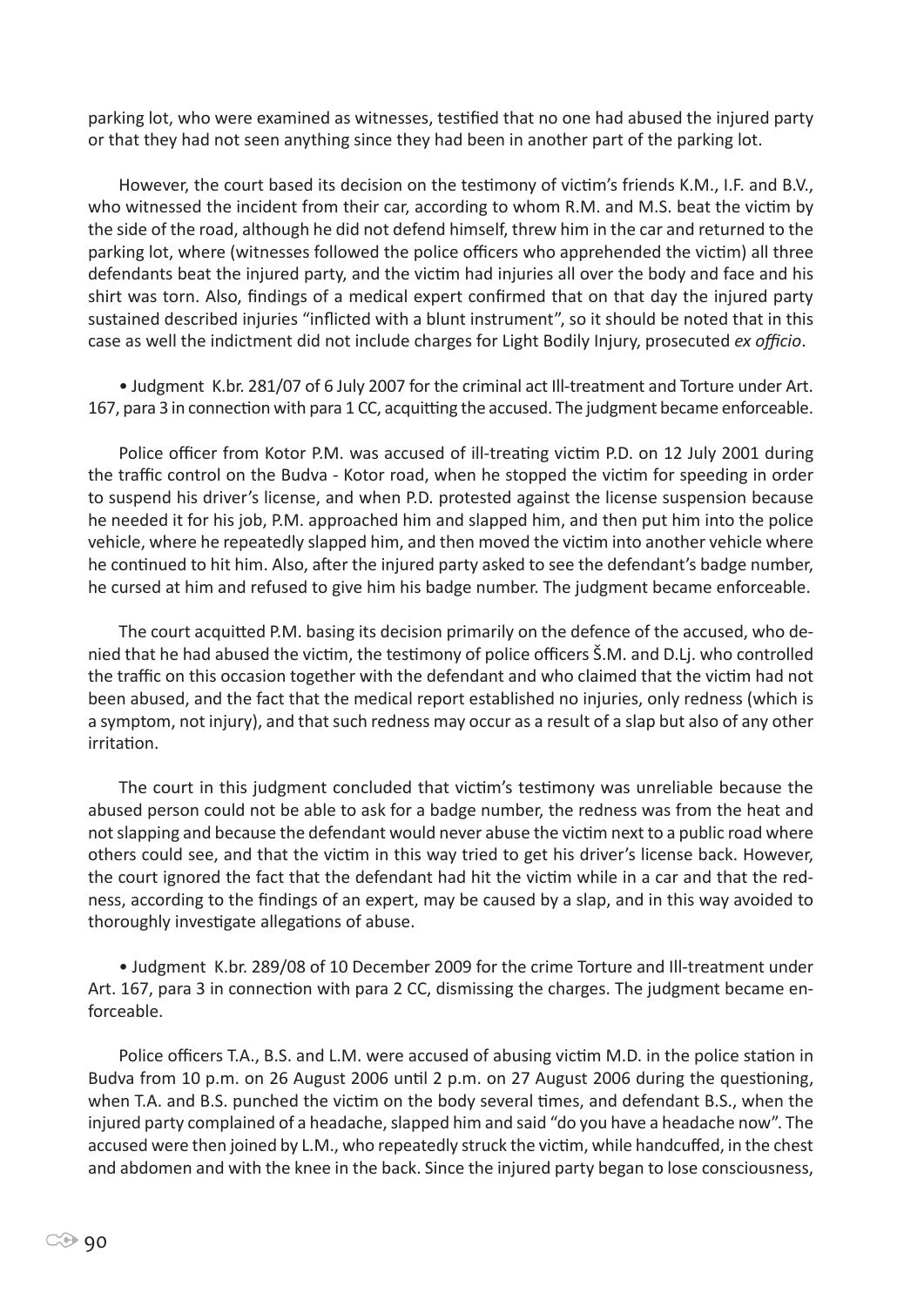parking lot, who were examined as witnesses, testified that no one had abused the injured party or that they had not seen anything since they had been in another part of the parking lot.

However, the court based its decision on the testimony of victim's friends K.M., I.F. and B.V., who witnessed the incident from their car, according to whom R.M. and M.S. beat the victim by the side of the road, although he did not defend himself, threw him in the car and returned to the parking lot, where (witnesses followed the police officers who apprehended the victim) all three defendants beat the injured party, and the victim had injuries all over the body and face and his shirt was torn. Also, findings of a medical expert confirmed that on that day the injured party sustained described injuries "inflicted with a blunt instrument", so it should be noted that in this case as well the indictment did not include charges for Light Bodily Injury, prosecuted *ex officio*.

- Judgment K.br. 281/07 of 6 July 2007 for the criminal act Ill-treatment and Torture under Art. 167, para 3 in connection with para 1 CC, acquitting the accused. The judgment became enforceable.

Police officer from Kotor P.M. was accused of ill-treating victim P.D. on 12 July 2001 during the traffic control on the Budva - Kotor road, when he stopped the victim for speeding in order to suspend his driver's license, and when P.D. protested against the license suspension because he needed it for his job, P.M. approached him and slapped him, and then put him into the police vehicle, where he repeatedly slapped him, and then moved the victim into another vehicle where he continued to hit him. Also, after the injured party asked to see the defendant's badge number, he cursed at him and refused to give him his badge number. The judgment became enforceable.

The court acquitted P.M. basing its decision primarily on the defence of the accused, who denied that he had abused the victim, the testimony of police officers Š.M. and D.Lj. who controlled the traffic on this occasion together with the defendant and who claimed that the victim had not been abused, and the fact that the medical report established no injuries, only redness (which is a symptom, not injury), and that such redness may occur as a result of a slap but also of any other irritation.

The court in this judgment concluded that victim's testimony was unreliable because the abused person could not be able to ask for a badge number, the redness was from the heat and not slapping and because the defendant would never abuse the victim next to a public road where others could see, and that the victim in this way tried to get his driver's license back. However, the court ignored the fact that the defendant had hit the victim while in a car and that the redness, according to the findings of an expert, may be caused by a slap, and in this way avoided to thoroughly investigate allegations of abuse.

- Judgment K.br. 289/08 of 10 December 2009 for the crime Torture and Ill-treatment under Art. 167, para 3 in connection with para 2 CC, dismissing the charges. The judgment became enforceable.

Police officers T.A., B.S. and L.M. were accused of abusing victim M.D. in the police station in Budva from 10 p.m. on 26 August 2006 until 2 p.m. on 27 August 2006 during the questioning, when T.A. and B.S. punched the victim on the body several times, and defendant B.S., when the injured party complained of a headache, slapped him and said "do you have a headache now". The accused were then joined by L.M., who repeatedly struck the victim, while handcuffed, in the chest and abdomen and with the knee in the back. Since the injured party began to lose consciousness,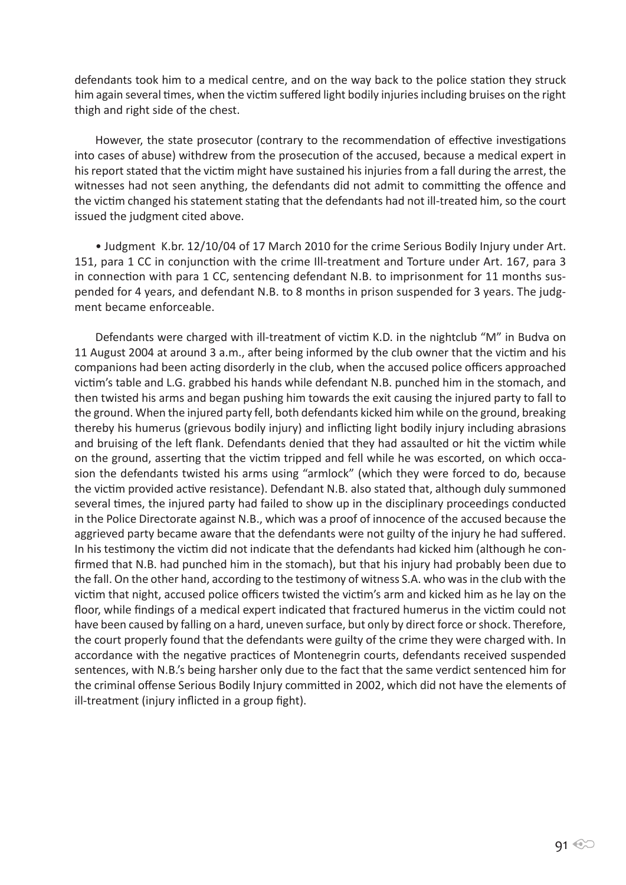defendants took him to a medical centre, and on the way back to the police station they struck him again several times, when the victim suffered light bodily injuries including bruises on the right thigh and right side of the chest.

However, the state prosecutor (contrary to the recommendation of effective investigations into cases of abuse) withdrew from the prosecution of the accused, because a medical expert in his report stated that the victim might have sustained his injuries from a fall during the arrest, the witnesses had not seen anything, the defendants did not admit to committing the offence and the victim changed his statement stating that the defendants had not ill-treated him, so the court issued the judgment cited above.

- Judgment K.br. 12/10/04 of 17 March 2010 for the crime Serious Bodily Injury under Art. 151, para 1 CC in conjunction with the crime Ill-treatment and Torture under Art. 167, para 3 in connection with para 1 CC, sentencing defendant N.B. to imprisonment for 11 months suspended for 4 years, and defendant N.B. to 8 months in prison suspended for 3 years. The judgment became enforceable.

Defendants were charged with ill-treatment of victim K.D. in the nightclub "M" in Budva on 11 August 2004 at around 3 a.m., after being informed by the club owner that the victim and his companions had been acting disorderly in the club, when the accused police officers approached victim's table and L.G. grabbed his hands while defendant N.B. punched him in the stomach, and then twisted his arms and began pushing him towards the exit causing the injured party to fall to the ground. When the injured party fell, both defendants kicked him while on the ground, breaking thereby his humerus (grievous bodily injury) and inflicting light bodily injury including abrasions and bruising of the left flank. Defendants denied that they had assaulted or hit the victim while on the ground, asserting that the victim tripped and fell while he was escorted, on which occasion the defendants twisted his arms using "armlock" (which they were forced to do, because the victim provided active resistance). Defendant N.B. also stated that, although duly summoned several times, the injured party had failed to show up in the disciplinary proceedings conducted in the Police Directorate against N.B., which was a proof of innocence of the accused because the aggrieved party became aware that the defendants were not guilty of the injury he had suffered. In his testimony the victim did not indicate that the defendants had kicked him (although he confirmed that N.B. had punched him in the stomach), but that his injury had probably been due to the fall. On the other hand, according to the testimony of witness S.A. who was in the club with the victim that night, accused police officers twisted the victim's arm and kicked him as he lay on the floor, while findings of a medical expert indicated that fractured humerus in the victim could not have been caused by falling on a hard, uneven surface, but only by direct force or shock. Therefore, the court properly found that the defendants were guilty of the crime they were charged with. In accordance with the negative practices of Montenegrin courts, defendants received suspended sentences, with N.B.'s being harsher only due to the fact that the same verdict sentenced him for the criminal offense Serious Bodily Injury committed in 2002, which did not have the elements of ill-treatment (injury inflicted in a group fight).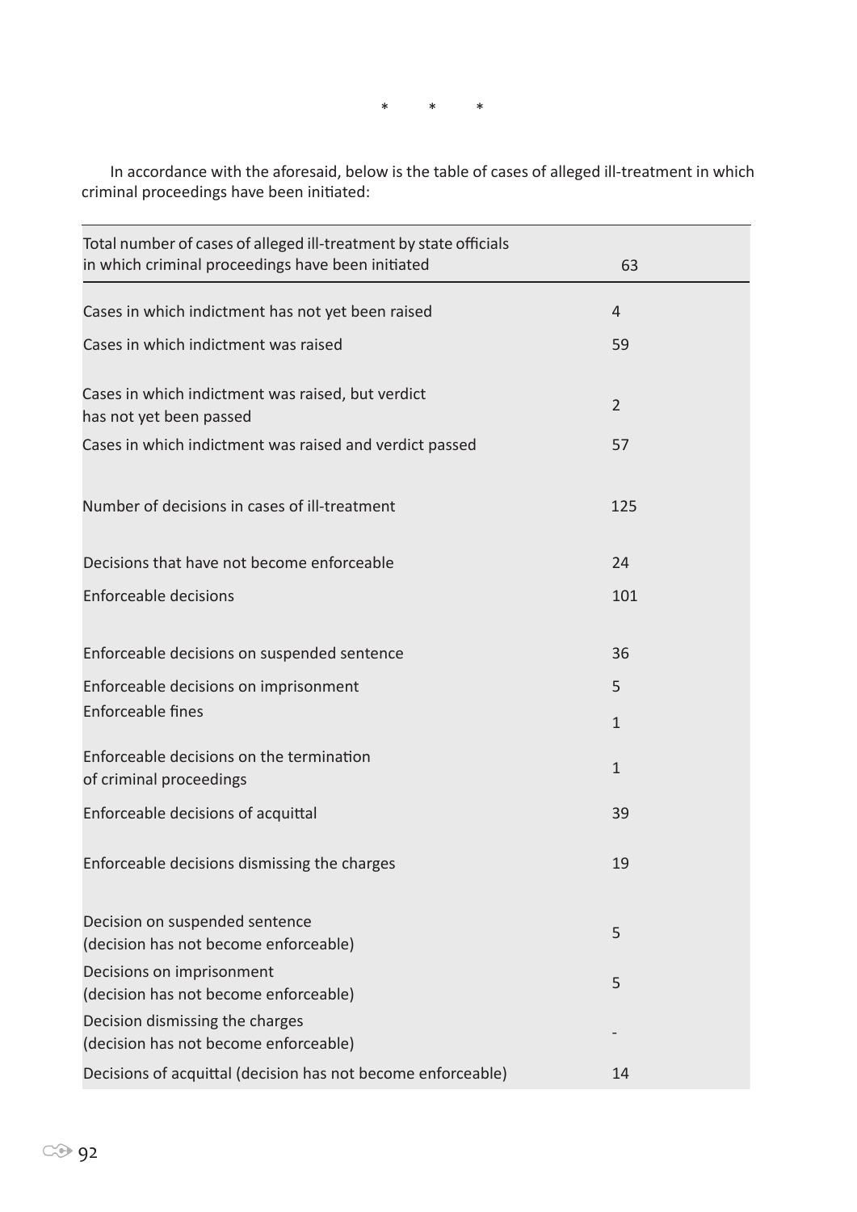\*        \*        \*

In accordance with the aforesaid, below is the table of cases of alleged ill-treatment in which criminal proceedings have been initiated:

| Total number of cases of alleged ill-treatment by state officials in which criminal proceedings have been initiated | 63 |
|---|---|
| Cases in which indictment has not yet been raised | 4 |
| Cases in which indictment was raised | 59 |
| Cases in which indictment was raised, but verdict has not yet been passed | 2 |
| Cases in which indictment was raised and verdict passed | 57 |
| Number of decisions in cases of ill-treatment | 125 |
| Decisions that have not become enforceable | 24 |
| Enforceable decisions | 101 |
| Enforceable decisions on suspended sentence | 36 |
| Enforceable decisions on imprisonment | 5 |
| Enforceable fines | 1 |
| Enforceable decisions on the termination of criminal proceedings | 1 |
| Enforceable decisions of acquittal | 39 |
| Enforceable decisions dismissing the charges | 19 |
| Decision on suspended sentence (decision has not become enforceable) | 5 |
| Decisions on imprisonment (decision has not become enforceable) | 5 |
| Decision dismissing the charges (decision has not become enforceable) | - |
| Decisions of acquittal (decision has not become enforceable) | 14 |